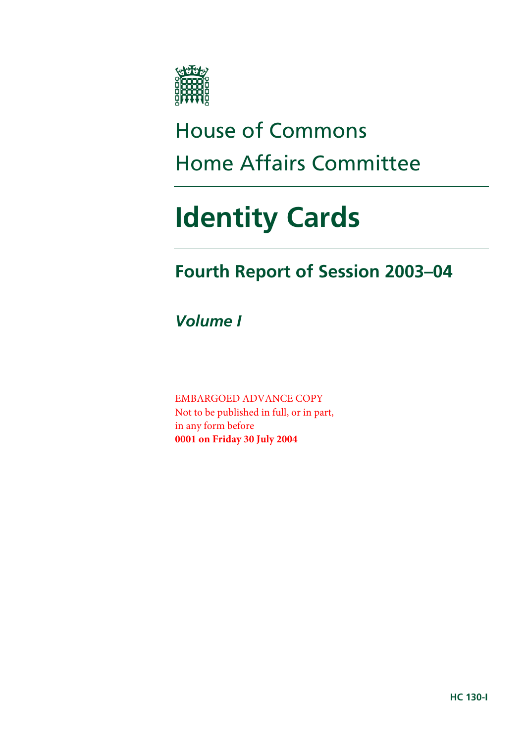House of Commons

Home Affairs Committee

# Identity Cards

## Fourth Report of Session 2003–04

### *Volume I*

EMBARGOED ADVANCE COPY
Not to be published in full, or in part,
in any form before
**0001 on Friday 30 July 2004**

**HC 130-I**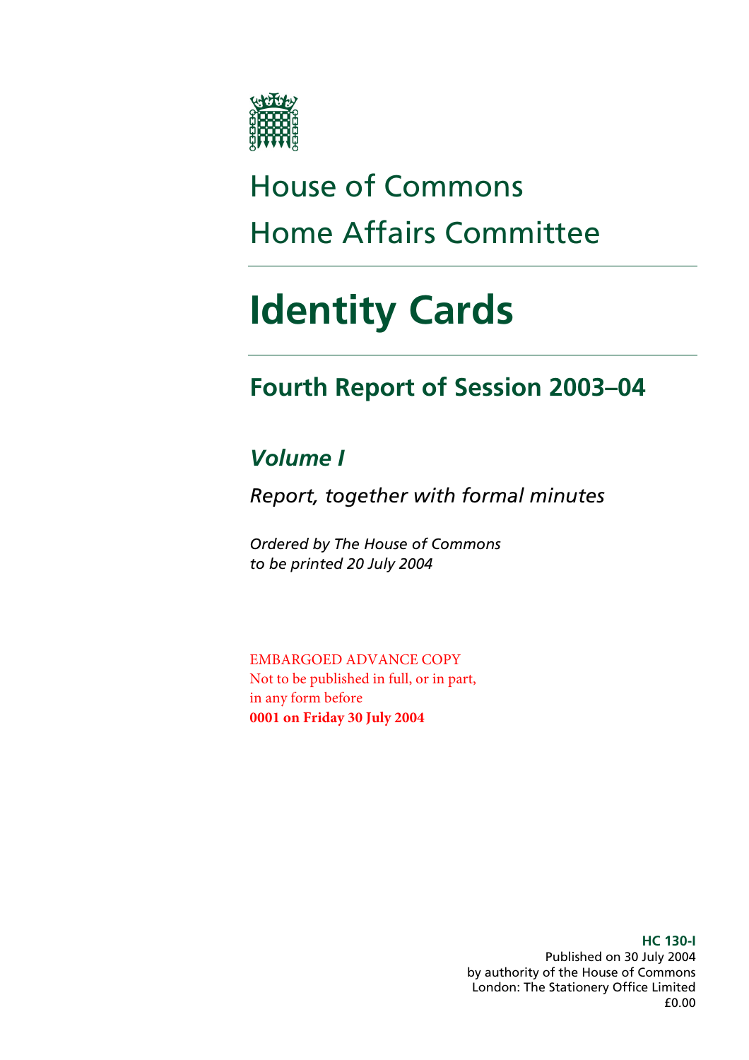# House of Commons
# Home Affairs Committee

# Identity Cards

## Fourth Report of Session 2003–04

### *Volume I*

*Report, together with formal minutes*

*Ordered by The House of Commons to be printed 20 July 2004*

EMBARGOED ADVANCE COPY
Not to be published in full, or in part, in any form before
**0001 on Friday 30 July 2004**

**HC 130-I**
Published on 30 July 2004
by authority of the House of Commons
London: The Stationery Office Limited
£0.00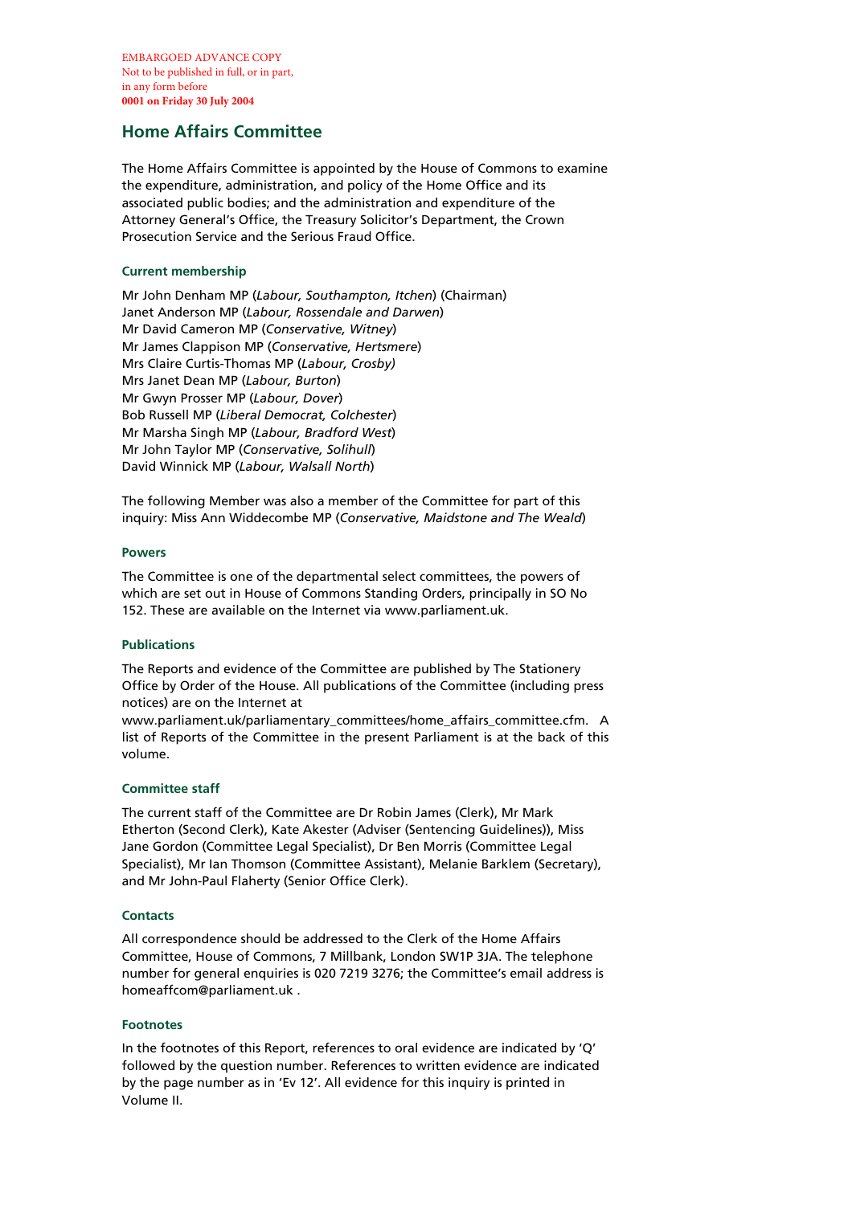EMBARGOED ADVANCE COPY
Not to be published in full, or in part,
in any form before
**0001 on Friday 30 July 2004**

## Home Affairs Committee

The Home Affairs Committee is appointed by the House of Commons to examine the expenditure, administration, and policy of the Home Office and its associated public bodies; and the administration and expenditure of the Attorney General's Office, the Treasury Solicitor's Department, the Crown Prosecution Service and the Serious Fraud Office.

### Current membership

Mr John Denham MP (*Labour, Southampton, Itchen*) (Chairman)
Janet Anderson MP (*Labour, Rossendale and Darwen*)
Mr David Cameron MP (*Conservative, Witney*)
Mr James Clappison MP (*Conservative, Hertsmere*)
Mrs Claire Curtis-Thomas MP (*Labour, Crosby)*
Mrs Janet Dean MP (*Labour, Burton*)
Mr Gwyn Prosser MP (*Labour, Dover*)
Bob Russell MP (*Liberal Democrat, Colchester*)
Mr Marsha Singh MP (*Labour, Bradford West*)
Mr John Taylor MP (*Conservative, Solihull*)
David Winnick MP (*Labour, Walsall North*)

The following Member was also a member of the Committee for part of this inquiry: Miss Ann Widdecombe MP (*Conservative, Maidstone and The Weald*)

### Powers

The Committee is one of the departmental select committees, the powers of which are set out in House of Commons Standing Orders, principally in SO No 152. These are available on the Internet via www.parliament.uk.

### Publications

The Reports and evidence of the Committee are published by The Stationery Office by Order of the House. All publications of the Committee (including press notices) are on the Internet at www.parliament.uk/parliamentary_committees/home_affairs_committee.cfm. A list of Reports of the Committee in the present Parliament is at the back of this volume.

### Committee staff

The current staff of the Committee are Dr Robin James (Clerk), Mr Mark Etherton (Second Clerk), Kate Akester (Adviser (Sentencing Guidelines)), Miss Jane Gordon (Committee Legal Specialist), Dr Ben Morris (Committee Legal Specialist), Mr Ian Thomson (Committee Assistant), Melanie Barklem (Secretary), and Mr John-Paul Flaherty (Senior Office Clerk).

### Contacts

All correspondence should be addressed to the Clerk of the Home Affairs Committee, House of Commons, 7 Millbank, London SW1P 3JA. The telephone number for general enquiries is 020 7219 3276; the Committee's email address is homeaffcom@parliament.uk .

### Footnotes

In the footnotes of this Report, references to oral evidence are indicated by 'Q' followed by the question number. References to written evidence are indicated by the page number as in 'Ev 12'. All evidence for this inquiry is printed in Volume II.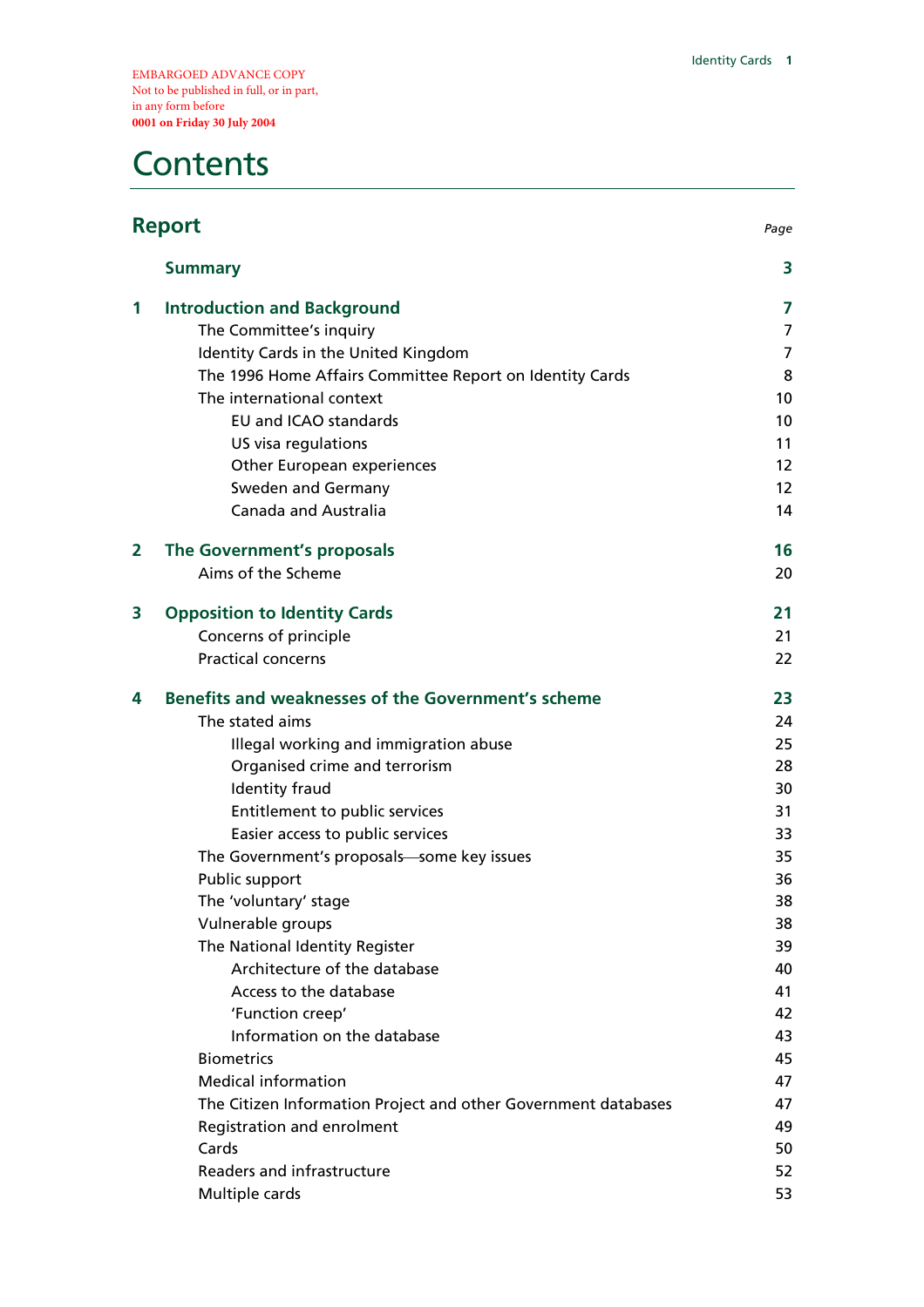EMBARGOED ADVANCE COPY
Not to be published in full, or in part,
in any form before
**0001 on Friday 30 July 2004**

# Contents

| **Report** | *Page* |
|---|---|
| **Summary** | **3** |
| **1 Introduction and Background** | **7** |
| The Committee's inquiry | 7 |
| Identity Cards in the United Kingdom | 7 |
| The 1996 Home Affairs Committee Report on Identity Cards | 8 |
| The international context | 10 |
| EU and ICAO standards | 10 |
| US visa regulations | 11 |
| Other European experiences | 12 |
| Sweden and Germany | 12 |
| Canada and Australia | 14 |
| **2 The Government's proposals** | **16** |
| Aims of the Scheme | 20 |
| **3 Opposition to Identity Cards** | **21** |
| Concerns of principle | 21 |
| Practical concerns | 22 |
| **4 Benefits and weaknesses of the Government's scheme** | **23** |
| The stated aims | 24 |
| Illegal working and immigration abuse | 25 |
| Organised crime and terrorism | 28 |
| Identity fraud | 30 |
| Entitlement to public services | 31 |
| Easier access to public services | 33 |
| The Government's proposals—some key issues | 35 |
| Public support | 36 |
| The 'voluntary' stage | 38 |
| Vulnerable groups | 38 |
| The National Identity Register | 39 |
| Architecture of the database | 40 |
| Access to the database | 41 |
| 'Function creep' | 42 |
| Information on the database | 43 |
| Biometrics | 45 |
| Medical information | 47 |
| The Citizen Information Project and other Government databases | 47 |
| Registration and enrolment | 49 |
| Cards | 50 |
| Readers and infrastructure | 52 |
| Multiple cards | 53 |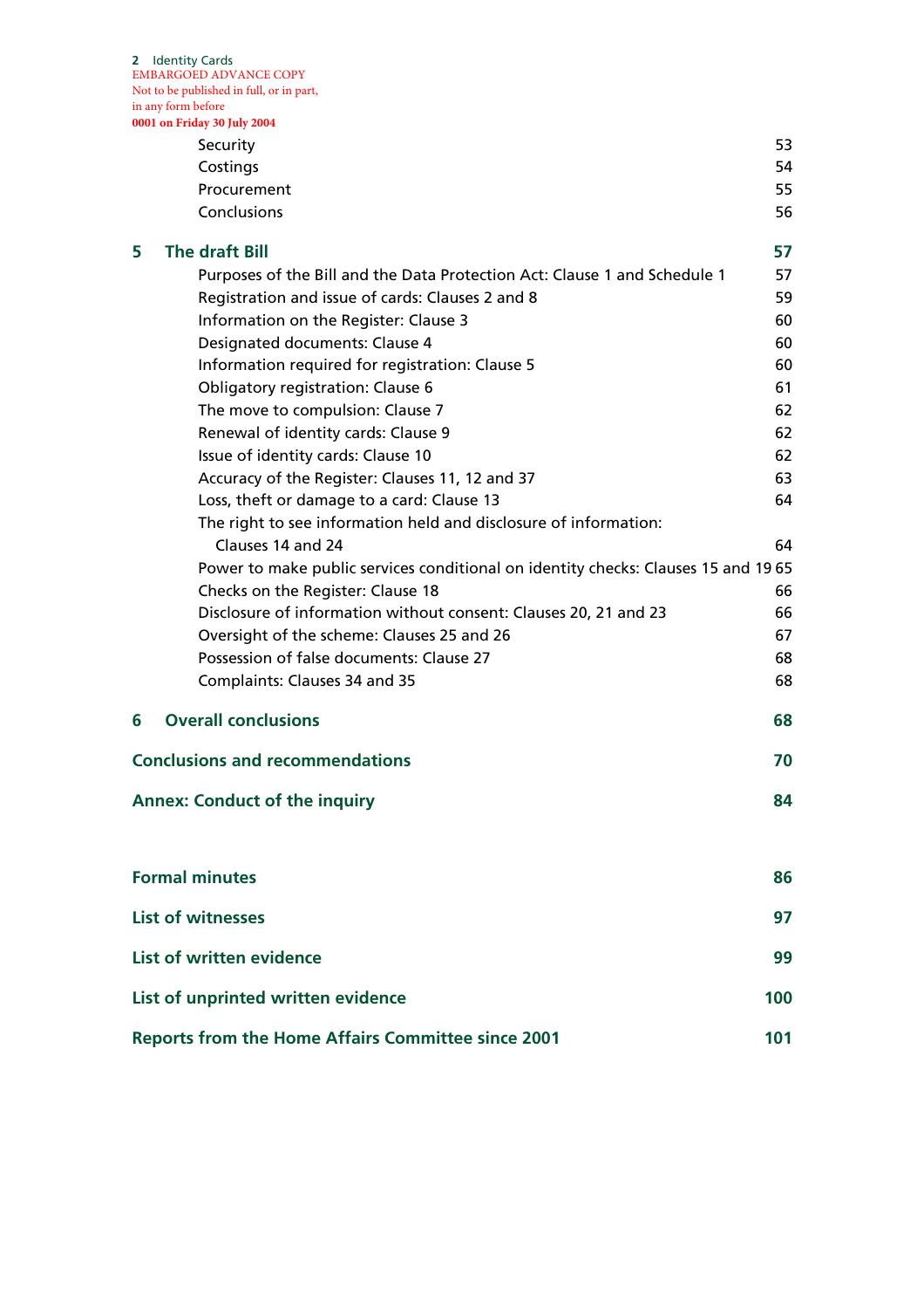| | |
|---|---|
| Security | 53 |
| Costings | 54 |
| Procurement | 55 |
| Conclusions | 56 |
| **5 The draft Bill** | **57** |
| Purposes of the Bill and the Data Protection Act: Clause 1 and Schedule 1 | 57 |
| Registration and issue of cards: Clauses 2 and 8 | 59 |
| Information on the Register: Clause 3 | 60 |
| Designated documents: Clause 4 | 60 |
| Information required for registration: Clause 5 | 60 |
| Obligatory registration: Clause 6 | 61 |
| The move to compulsion: Clause 7 | 62 |
| Renewal of identity cards: Clause 9 | 62 |
| Issue of identity cards: Clause 10 | 62 |
| Accuracy of the Register: Clauses 11, 12 and 37 | 63 |
| Loss, theft or damage to a card: Clause 13 | 64 |
| The right to see information held and disclosure of information: Clauses 14 and 24 | 64 |
| Power to make public services conditional on identity checks: Clauses 15 and 19 | 65 |
| Checks on the Register: Clause 18 | 66 |
| Disclosure of information without consent: Clauses 20, 21 and 23 | 66 |
| Oversight of the scheme: Clauses 25 and 26 | 67 |
| Possession of false documents: Clause 27 | 68 |
| Complaints: Clauses 34 and 35 | 68 |
| **6 Overall conclusions** | **68** |
| **Conclusions and recommendations** | **70** |
| **Annex: Conduct of the inquiry** | **84** |
| **Formal minutes** | **86** |
| **List of witnesses** | **97** |
| **List of written evidence** | **99** |
| **List of unprinted written evidence** | **100** |
| **Reports from the Home Affairs Committee since 2001** | **101** |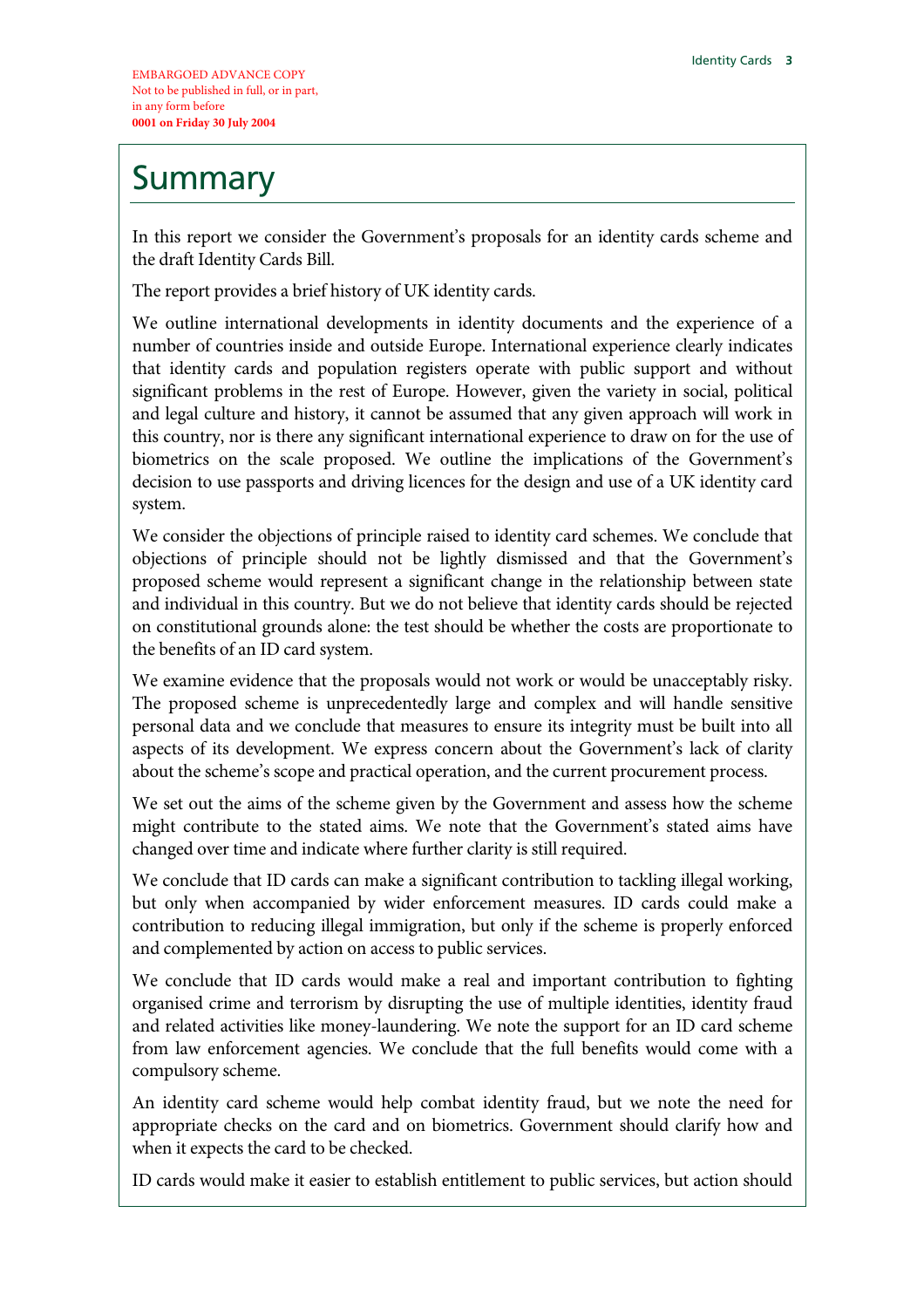EMBARGOED ADVANCE COPY
Not to be published in full, or in part,
in any form before
**0001 on Friday 30 July 2004**

# Summary

In this report we consider the Government's proposals for an identity cards scheme and the draft Identity Cards Bill.

The report provides a brief history of UK identity cards.

We outline international developments in identity documents and the experience of a number of countries inside and outside Europe. International experience clearly indicates that identity cards and population registers operate with public support and without significant problems in the rest of Europe. However, given the variety in social, political and legal culture and history, it cannot be assumed that any given approach will work in this country, nor is there any significant international experience to draw on for the use of biometrics on the scale proposed. We outline the implications of the Government's decision to use passports and driving licences for the design and use of a UK identity card system.

We consider the objections of principle raised to identity card schemes. We conclude that objections of principle should not be lightly dismissed and that the Government's proposed scheme would represent a significant change in the relationship between state and individual in this country. But we do not believe that identity cards should be rejected on constitutional grounds alone: the test should be whether the costs are proportionate to the benefits of an ID card system.

We examine evidence that the proposals would not work or would be unacceptably risky. The proposed scheme is unprecedentedly large and complex and will handle sensitive personal data and we conclude that measures to ensure its integrity must be built into all aspects of its development. We express concern about the Government's lack of clarity about the scheme's scope and practical operation, and the current procurement process.

We set out the aims of the scheme given by the Government and assess how the scheme might contribute to the stated aims. We note that the Government's stated aims have changed over time and indicate where further clarity is still required.

We conclude that ID cards can make a significant contribution to tackling illegal working, but only when accompanied by wider enforcement measures. ID cards could make a contribution to reducing illegal immigration, but only if the scheme is properly enforced and complemented by action on access to public services.

We conclude that ID cards would make a real and important contribution to fighting organised crime and terrorism by disrupting the use of multiple identities, identity fraud and related activities like money-laundering. We note the support for an ID card scheme from law enforcement agencies. We conclude that the full benefits would come with a compulsory scheme.

An identity card scheme would help combat identity fraud, but we note the need for appropriate checks on the card and on biometrics. Government should clarify how and when it expects the card to be checked.

ID cards would make it easier to establish entitlement to public services, but action should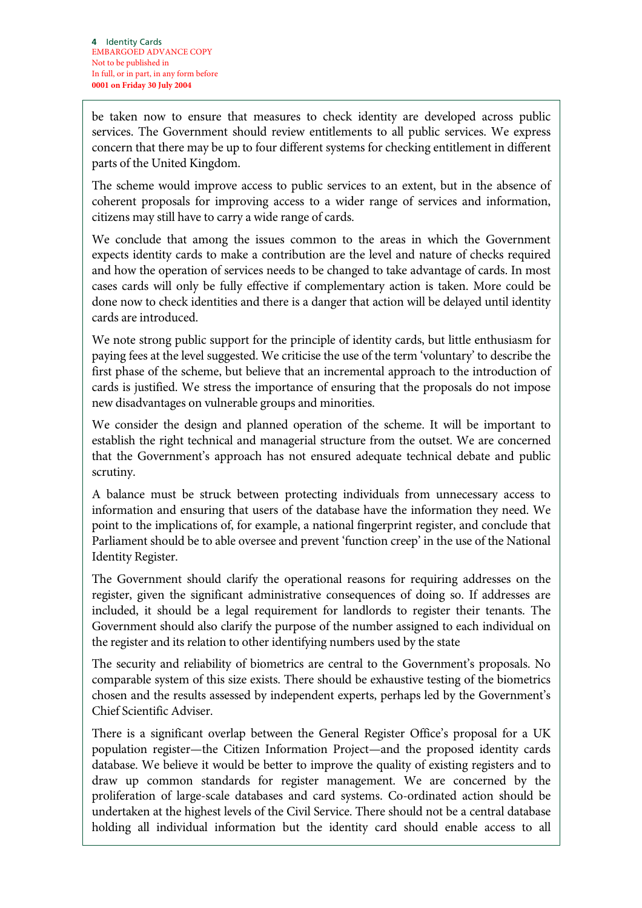be taken now to ensure that measures to check identity are developed across public services. The Government should review entitlements to all public services. We express concern that there may be up to four different systems for checking entitlement in different parts of the United Kingdom.

The scheme would improve access to public services to an extent, but in the absence of coherent proposals for improving access to a wider range of services and information, citizens may still have to carry a wide range of cards.

We conclude that among the issues common to the areas in which the Government expects identity cards to make a contribution are the level and nature of checks required and how the operation of services needs to be changed to take advantage of cards. In most cases cards will only be fully effective if complementary action is taken. More could be done now to check identities and there is a danger that action will be delayed until identity cards are introduced.

We note strong public support for the principle of identity cards, but little enthusiasm for paying fees at the level suggested. We criticise the use of the term 'voluntary' to describe the first phase of the scheme, but believe that an incremental approach to the introduction of cards is justified. We stress the importance of ensuring that the proposals do not impose new disadvantages on vulnerable groups and minorities.

We consider the design and planned operation of the scheme. It will be important to establish the right technical and managerial structure from the outset. We are concerned that the Government's approach has not ensured adequate technical debate and public scrutiny.

A balance must be struck between protecting individuals from unnecessary access to information and ensuring that users of the database have the information they need. We point to the implications of, for example, a national fingerprint register, and conclude that Parliament should be to able oversee and prevent 'function creep' in the use of the National Identity Register.

The Government should clarify the operational reasons for requiring addresses on the register, given the significant administrative consequences of doing so. If addresses are included, it should be a legal requirement for landlords to register their tenants. The Government should also clarify the purpose of the number assigned to each individual on the register and its relation to other identifying numbers used by the state

The security and reliability of biometrics are central to the Government's proposals. No comparable system of this size exists. There should be exhaustive testing of the biometrics chosen and the results assessed by independent experts, perhaps led by the Government's Chief Scientific Adviser.

There is a significant overlap between the General Register Office's proposal for a UK population register—the Citizen Information Project—and the proposed identity cards database. We believe it would be better to improve the quality of existing registers and to draw up common standards for register management. We are concerned by the proliferation of large-scale databases and card systems. Co-ordinated action should be undertaken at the highest levels of the Civil Service. There should not be a central database holding all individual information but the identity card should enable access to all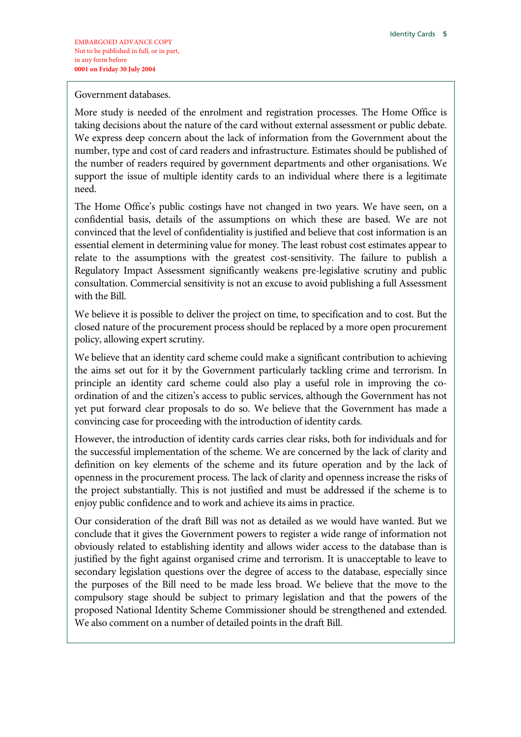Government databases.

More study is needed of the enrolment and registration processes. The Home Office is taking decisions about the nature of the card without external assessment or public debate. We express deep concern about the lack of information from the Government about the number, type and cost of card readers and infrastructure. Estimates should be published of the number of readers required by government departments and other organisations. We support the issue of multiple identity cards to an individual where there is a legitimate need.

The Home Office's public costings have not changed in two years. We have seen, on a confidential basis, details of the assumptions on which these are based. We are not convinced that the level of confidentiality is justified and believe that cost information is an essential element in determining value for money. The least robust cost estimates appear to relate to the assumptions with the greatest cost-sensitivity. The failure to publish a Regulatory Impact Assessment significantly weakens pre-legislative scrutiny and public consultation. Commercial sensitivity is not an excuse to avoid publishing a full Assessment with the Bill.

We believe it is possible to deliver the project on time, to specification and to cost. But the closed nature of the procurement process should be replaced by a more open procurement policy, allowing expert scrutiny.

We believe that an identity card scheme could make a significant contribution to achieving the aims set out for it by the Government particularly tackling crime and terrorism. In principle an identity card scheme could also play a useful role in improving the co-ordination of and the citizen's access to public services, although the Government has not yet put forward clear proposals to do so. We believe that the Government has made a convincing case for proceeding with the introduction of identity cards.

However, the introduction of identity cards carries clear risks, both for individuals and for the successful implementation of the scheme. We are concerned by the lack of clarity and definition on key elements of the scheme and its future operation and by the lack of openness in the procurement process. The lack of clarity and openness increase the risks of the project substantially. This is not justified and must be addressed if the scheme is to enjoy public confidence and to work and achieve its aims in practice.

Our consideration of the draft Bill was not as detailed as we would have wanted. But we conclude that it gives the Government powers to register a wide range of information not obviously related to establishing identity and allows wider access to the database than is justified by the fight against organised crime and terrorism. It is unacceptable to leave to secondary legislation questions over the degree of access to the database, especially since the purposes of the Bill need to be made less broad. We believe that the move to the compulsory stage should be subject to primary legislation and that the powers of the proposed National Identity Scheme Commissioner should be strengthened and extended. We also comment on a number of detailed points in the draft Bill.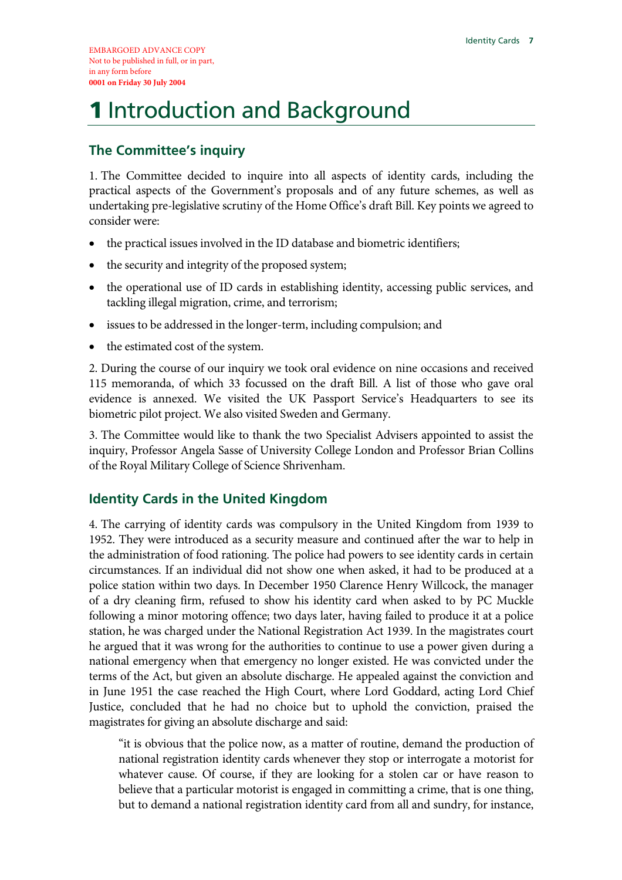# 1 Introduction and Background

## The Committee's inquiry

1. The Committee decided to inquire into all aspects of identity cards, including the practical aspects of the Government's proposals and of any future schemes, as well as undertaking pre-legislative scrutiny of the Home Office's draft Bill. Key points we agreed to consider were:

- the practical issues involved in the ID database and biometric identifiers;
- the security and integrity of the proposed system;
- the operational use of ID cards in establishing identity, accessing public services, and tackling illegal migration, crime, and terrorism;
- issues to be addressed in the longer-term, including compulsion; and
- the estimated cost of the system.

2. During the course of our inquiry we took oral evidence on nine occasions and received 115 memoranda, of which 33 focussed on the draft Bill. A list of those who gave oral evidence is annexed. We visited the UK Passport Service's Headquarters to see its biometric pilot project. We also visited Sweden and Germany.

3. The Committee would like to thank the two Specialist Advisers appointed to assist the inquiry, Professor Angela Sasse of University College London and Professor Brian Collins of the Royal Military College of Science Shrivenham.

## Identity Cards in the United Kingdom

4. The carrying of identity cards was compulsory in the United Kingdom from 1939 to 1952. They were introduced as a security measure and continued after the war to help in the administration of food rationing. The police had powers to see identity cards in certain circumstances. If an individual did not show one when asked, it had to be produced at a police station within two days. In December 1950 Clarence Henry Willcock, the manager of a dry cleaning firm, refused to show his identity card when asked to by PC Muckle following a minor motoring offence; two days later, having failed to produce it at a police station, he was charged under the National Registration Act 1939. In the magistrates court he argued that it was wrong for the authorities to continue to use a power given during a national emergency when that emergency no longer existed. He was convicted under the terms of the Act, but given an absolute discharge. He appealed against the conviction and in June 1951 the case reached the High Court, where Lord Goddard, acting Lord Chief Justice, concluded that he had no choice but to uphold the conviction, praised the magistrates for giving an absolute discharge and said:

> "it is obvious that the police now, as a matter of routine, demand the production of national registration identity cards whenever they stop or interrogate a motorist for whatever cause. Of course, if they are looking for a stolen car or have reason to believe that a particular motorist is engaged in committing a crime, that is one thing, but to demand a national registration identity card from all and sundry, for instance,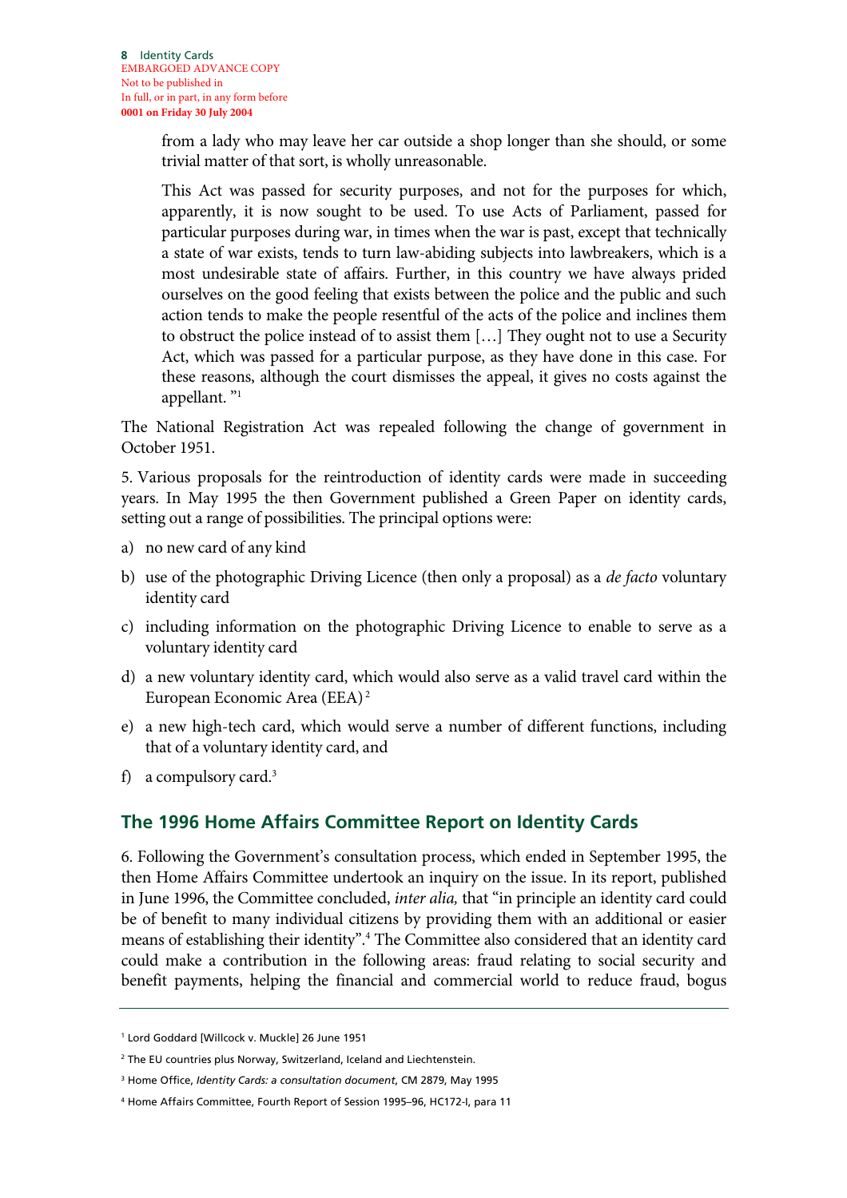from a lady who may leave her car outside a shop longer than she should, or some trivial matter of that sort, is wholly unreasonable.

This Act was passed for security purposes, and not for the purposes for which, apparently, it is now sought to be used. To use Acts of Parliament, passed for particular purposes during war, in times when the war is past, except that technically a state of war exists, tends to turn law-abiding subjects into lawbreakers, which is a most undesirable state of affairs. Further, in this country we have always prided ourselves on the good feeling that exists between the police and the public and such action tends to make the people resentful of the acts of the police and inclines them to obstruct the police instead of to assist them […] They ought not to use a Security Act, which was passed for a particular purpose, as they have done in this case. For these reasons, although the court dismisses the appeal, it gives no costs against the appellant. "[1]

The National Registration Act was repealed following the change of government in October 1951.

5. Various proposals for the reintroduction of identity cards were made in succeeding years. In May 1995 the then Government published a Green Paper on identity cards, setting out a range of possibilities. The principal options were:

a) no new card of any kind

b) use of the photographic Driving Licence (then only a proposal) as a *de facto* voluntary identity card

c) including information on the photographic Driving Licence to enable to serve as a voluntary identity card

d) a new voluntary identity card, which would also serve as a valid travel card within the European Economic Area (EEA)[2]

e) a new high-tech card, which would serve a number of different functions, including that of a voluntary identity card, and

f) a compulsory card.[3]

## The 1996 Home Affairs Committee Report on Identity Cards

6. Following the Government's consultation process, which ended in September 1995, the then Home Affairs Committee undertook an inquiry on the issue. In its report, published in June 1996, the Committee concluded, *inter alia,* that "in principle an identity card could be of benefit to many individual citizens by providing them with an additional or easier means of establishing their identity".[4] The Committee also considered that an identity card could make a contribution in the following areas: fraud relating to social security and benefit payments, helping the financial and commercial world to reduce fraud, bogus

---

[1] Lord Goddard [Willcock v. Muckle] 26 June 1951

[2] The EU countries plus Norway, Switzerland, Iceland and Liechtenstein.

[3] Home Office, *Identity Cards: a consultation document*, CM 2879, May 1995

[4] Home Affairs Committee, Fourth Report of Session 1995–96, HC172-I, para 11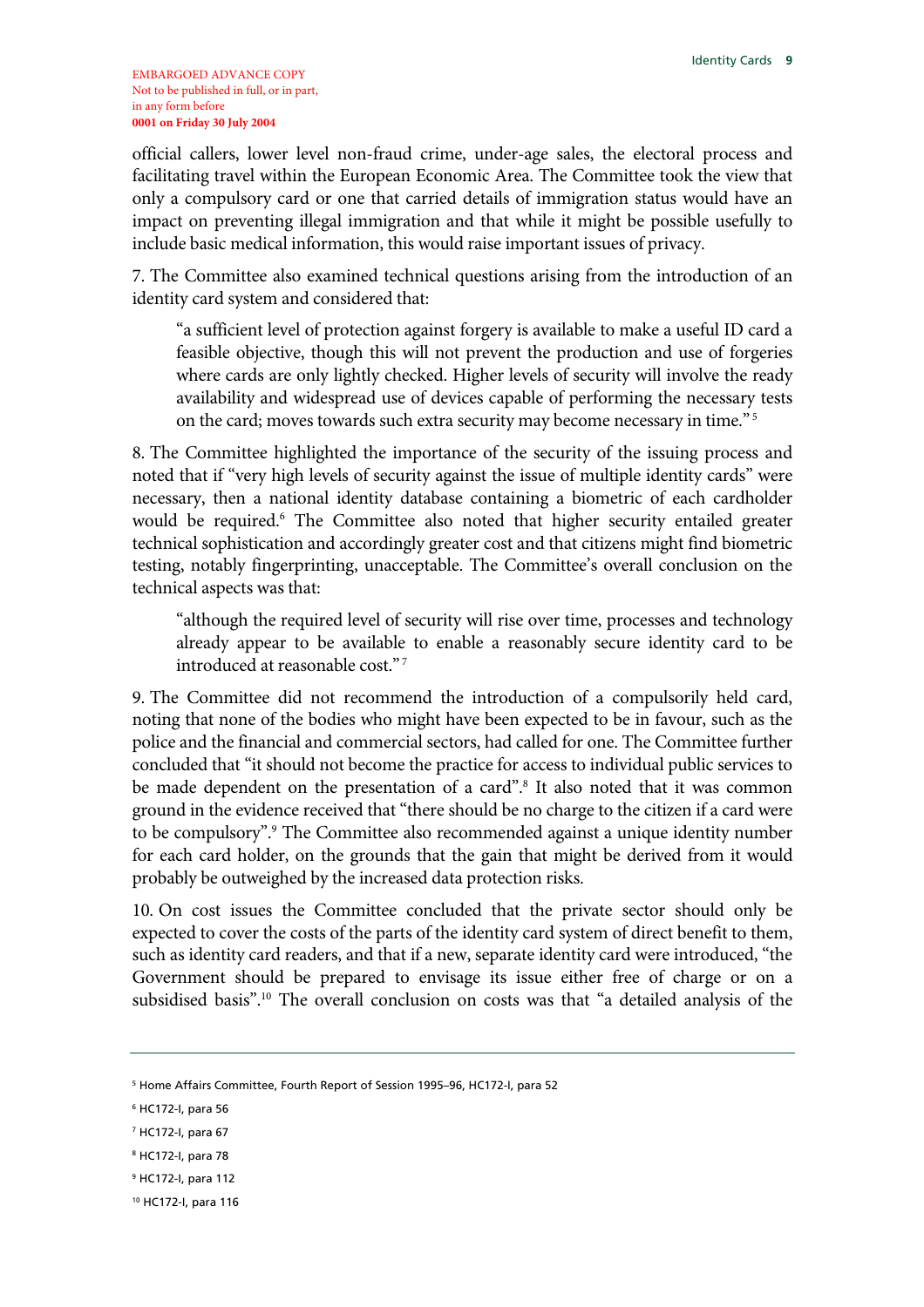official callers, lower level non-fraud crime, under-age sales, the electoral process and facilitating travel within the European Economic Area. The Committee took the view that only a compulsory card or one that carried details of immigration status would have an impact on preventing illegal immigration and that while it might be possible usefully to include basic medical information, this would raise important issues of privacy.

7. The Committee also examined technical questions arising from the introduction of an identity card system and considered that:

> "a sufficient level of protection against forgery is available to make a useful ID card a feasible objective, though this will not prevent the production and use of forgeries where cards are only lightly checked. Higher levels of security will involve the ready availability and widespread use of devices capable of performing the necessary tests on the card; moves towards such extra security may become necessary in time." [5]

8. The Committee highlighted the importance of the security of the issuing process and noted that if "very high levels of security against the issue of multiple identity cards" were necessary, then a national identity database containing a biometric of each cardholder would be required.[6] The Committee also noted that higher security entailed greater technical sophistication and accordingly greater cost and that citizens might find biometric testing, notably fingerprinting, unacceptable. The Committee's overall conclusion on the technical aspects was that:

> "although the required level of security will rise over time, processes and technology already appear to be available to enable a reasonably secure identity card to be introduced at reasonable cost." [7]

9. The Committee did not recommend the introduction of a compulsorily held card, noting that none of the bodies who might have been expected to be in favour, such as the police and the financial and commercial sectors, had called for one. The Committee further concluded that "it should not become the practice for access to individual public services to be made dependent on the presentation of a card".[8] It also noted that it was common ground in the evidence received that "there should be no charge to the citizen if a card were to be compulsory".[9] The Committee also recommended against a unique identity number for each card holder, on the grounds that the gain that might be derived from it would probably be outweighed by the increased data protection risks.

10. On cost issues the Committee concluded that the private sector should only be expected to cover the costs of the parts of the identity card system of direct benefit to them, such as identity card readers, and that if a new, separate identity card were introduced, "the Government should be prepared to envisage its issue either free of charge or on a subsidised basis".[10] The overall conclusion on costs was that "a detailed analysis of the

---

[5] Home Affairs Committee, Fourth Report of Session 1995–96, HC172-I, para 52

[6] HC172-I, para 56

[7] HC172-I, para 67

[8] HC172-I, para 78

[9] HC172-I, para 112

[10] HC172-I, para 116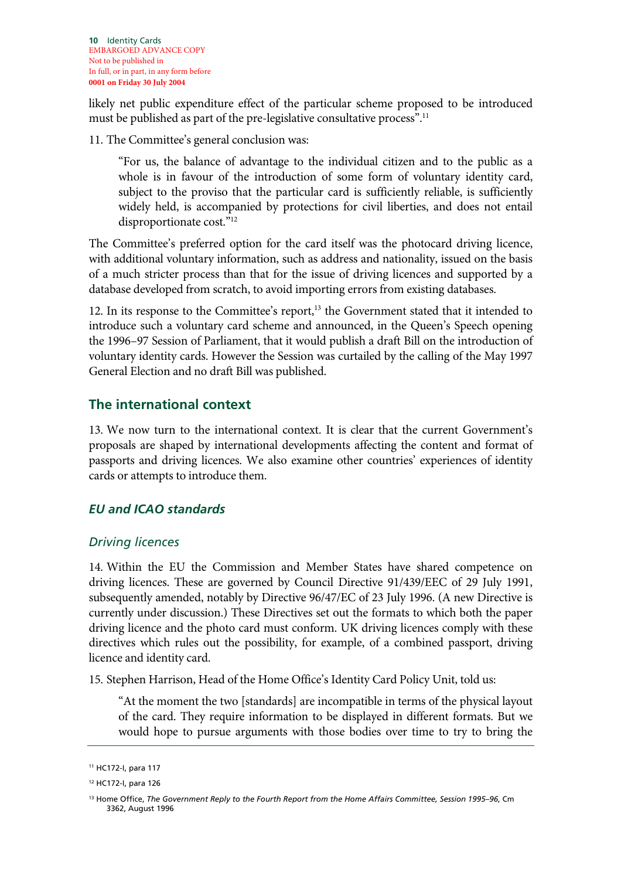likely net public expenditure effect of the particular scheme proposed to be introduced must be published as part of the pre-legislative consultative process".[11]

11. The Committee's general conclusion was:

> "For us, the balance of advantage to the individual citizen and to the public as a whole is in favour of the introduction of some form of voluntary identity card, subject to the proviso that the particular card is sufficiently reliable, is sufficiently widely held, is accompanied by protections for civil liberties, and does not entail disproportionate cost."[12]

The Committee's preferred option for the card itself was the photocard driving licence, with additional voluntary information, such as address and nationality, issued on the basis of a much stricter process than that for the issue of driving licences and supported by a database developed from scratch, to avoid importing errors from existing databases.

12. In its response to the Committee's report,[13] the Government stated that it intended to introduce such a voluntary card scheme and announced, in the Queen's Speech opening the 1996–97 Session of Parliament, that it would publish a draft Bill on the introduction of voluntary identity cards. However the Session was curtailed by the calling of the May 1997 General Election and no draft Bill was published.

## The international context

13. We now turn to the international context. It is clear that the current Government's proposals are shaped by international developments affecting the content and format of passports and driving licences. We also examine other countries' experiences of identity cards or attempts to introduce them.

### *EU and ICAO standards*

#### *Driving licences*

14. Within the EU the Commission and Member States have shared competence on driving licences. These are governed by Council Directive 91/439/EEC of 29 July 1991, subsequently amended, notably by Directive 96/47/EC of 23 July 1996. (A new Directive is currently under discussion.) These Directives set out the formats to which both the paper driving licence and the photo card must conform. UK driving licences comply with these directives which rules out the possibility, for example, of a combined passport, driving licence and identity card.

15. Stephen Harrison, Head of the Home Office's Identity Card Policy Unit, told us:

> "At the moment the two [standards] are incompatible in terms of the physical layout of the card. They require information to be displayed in different formats. But we would hope to pursue arguments with those bodies over time to try to bring the

---

[11] HC172-I, para 117

[12] HC172-I, para 126

[13] Home Office, *The Government Reply to the Fourth Report from the Home Affairs Committee, Session 1995–96*, Cm 3362, August 1996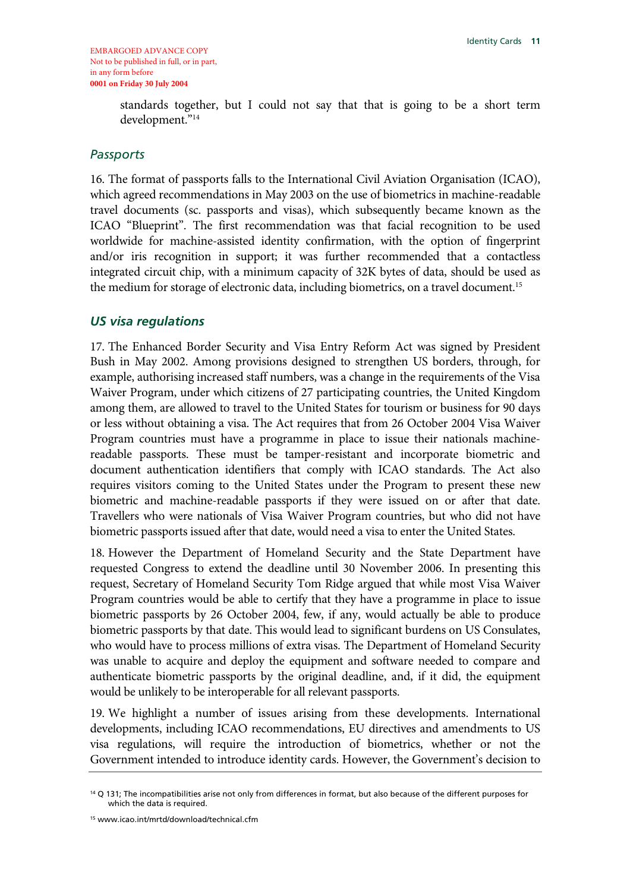standards together, but I could not say that that is going to be a short term development."[14]

### *Passports*

16. The format of passports falls to the International Civil Aviation Organisation (ICAO), which agreed recommendations in May 2003 on the use of biometrics in machine-readable travel documents (sc. passports and visas), which subsequently became known as the ICAO "Blueprint". The first recommendation was that facial recognition to be used worldwide for machine-assisted identity confirmation, with the option of fingerprint and/or iris recognition in support; it was further recommended that a contactless integrated circuit chip, with a minimum capacity of 32K bytes of data, should be used as the medium for storage of electronic data, including biometrics, on a travel document.[15]

### *US visa regulations*

17. The Enhanced Border Security and Visa Entry Reform Act was signed by President Bush in May 2002. Among provisions designed to strengthen US borders, through, for example, authorising increased staff numbers, was a change in the requirements of the Visa Waiver Program, under which citizens of 27 participating countries, the United Kingdom among them, are allowed to travel to the United States for tourism or business for 90 days or less without obtaining a visa. The Act requires that from 26 October 2004 Visa Waiver Program countries must have a programme in place to issue their nationals machine-readable passports. These must be tamper-resistant and incorporate biometric and document authentication identifiers that comply with ICAO standards. The Act also requires visitors coming to the United States under the Program to present these new biometric and machine-readable passports if they were issued on or after that date. Travellers who were nationals of Visa Waiver Program countries, but who did not have biometric passports issued after that date, would need a visa to enter the United States.

18. However the Department of Homeland Security and the State Department have requested Congress to extend the deadline until 30 November 2006. In presenting this request, Secretary of Homeland Security Tom Ridge argued that while most Visa Waiver Program countries would be able to certify that they have a programme in place to issue biometric passports by 26 October 2004, few, if any, would actually be able to produce biometric passports by that date. This would lead to significant burdens on US Consulates, who would have to process millions of extra visas. The Department of Homeland Security was unable to acquire and deploy the equipment and software needed to compare and authenticate biometric passports by the original deadline, and, if it did, the equipment would be unlikely to be interoperable for all relevant passports.

19. We highlight a number of issues arising from these developments. International developments, including ICAO recommendations, EU directives and amendments to US visa regulations, will require the introduction of biometrics, whether or not the Government intended to introduce identity cards. However, the Government's decision to

[14] Q 131; The incompatibilities arise not only from differences in format, but also because of the different purposes for which the data is required.

[15] www.icao.int/mrtd/download/technical.cfm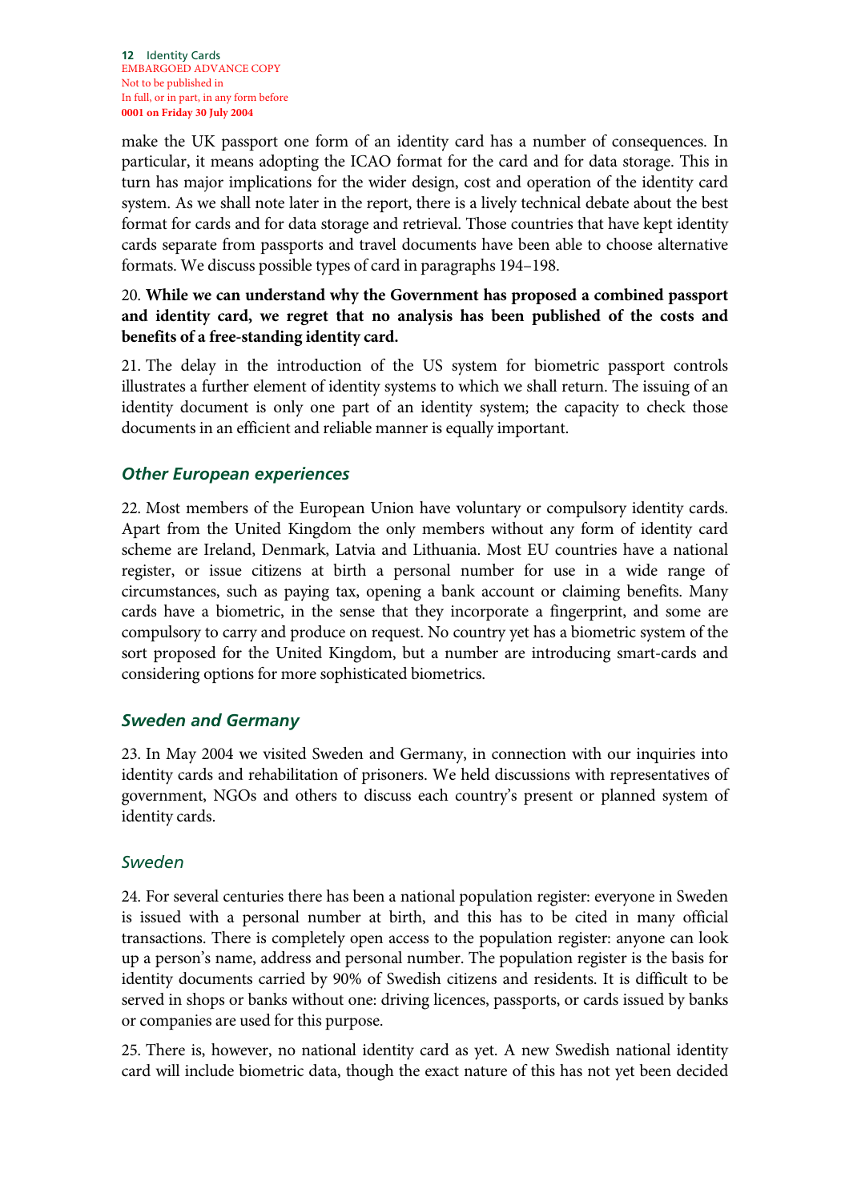make the UK passport one form of an identity card has a number of consequences. In particular, it means adopting the ICAO format for the card and for data storage. This in turn has major implications for the wider design, cost and operation of the identity card system. As we shall note later in the report, there is a lively technical debate about the best format for cards and for data storage and retrieval. Those countries that have kept identity cards separate from passports and travel documents have been able to choose alternative formats. We discuss possible types of card in paragraphs 194–198.

20. **While we can understand why the Government has proposed a combined passport and identity card, we regret that no analysis has been published of the costs and benefits of a free-standing identity card.**

21. The delay in the introduction of the US system for biometric passport controls illustrates a further element of identity systems to which we shall return. The issuing of an identity document is only one part of an identity system; the capacity to check those documents in an efficient and reliable manner is equally important.

## *Other European experiences*

22. Most members of the European Union have voluntary or compulsory identity cards. Apart from the United Kingdom the only members without any form of identity card scheme are Ireland, Denmark, Latvia and Lithuania. Most EU countries have a national register, or issue citizens at birth a personal number for use in a wide range of circumstances, such as paying tax, opening a bank account or claiming benefits. Many cards have a biometric, in the sense that they incorporate a fingerprint, and some are compulsory to carry and produce on request. No country yet has a biometric system of the sort proposed for the United Kingdom, but a number are introducing smart-cards and considering options for more sophisticated biometrics.

## *Sweden and Germany*

23. In May 2004 we visited Sweden and Germany, in connection with our inquiries into identity cards and rehabilitation of prisoners. We held discussions with representatives of government, NGOs and others to discuss each country's present or planned system of identity cards.

### *Sweden*

24. For several centuries there has been a national population register: everyone in Sweden is issued with a personal number at birth, and this has to be cited in many official transactions. There is completely open access to the population register: anyone can look up a person's name, address and personal number. The population register is the basis for identity documents carried by 90% of Swedish citizens and residents. It is difficult to be served in shops or banks without one: driving licences, passports, or cards issued by banks or companies are used for this purpose.

25. There is, however, no national identity card as yet. A new Swedish national identity card will include biometric data, though the exact nature of this has not yet been decided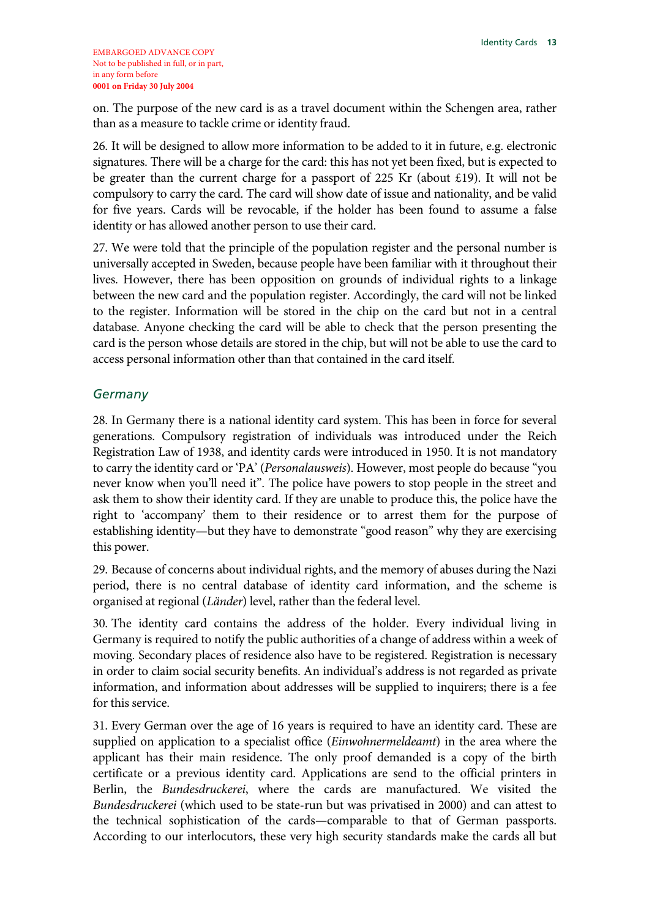on. The purpose of the new card is as a travel document within the Schengen area, rather than as a measure to tackle crime or identity fraud.

26. It will be designed to allow more information to be added to it in future, e.g. electronic signatures. There will be a charge for the card: this has not yet been fixed, but is expected to be greater than the current charge for a passport of 225 Kr (about £19). It will not be compulsory to carry the card. The card will show date of issue and nationality, and be valid for five years. Cards will be revocable, if the holder has been found to assume a false identity or has allowed another person to use their card.

27. We were told that the principle of the population register and the personal number is universally accepted in Sweden, because people have been familiar with it throughout their lives. However, there has been opposition on grounds of individual rights to a linkage between the new card and the population register. Accordingly, the card will not be linked to the register. Information will be stored in the chip on the card but not in a central database. Anyone checking the card will be able to check that the person presenting the card is the person whose details are stored in the chip, but will not be able to use the card to access personal information other than that contained in the card itself.

### *Germany*

28. In Germany there is a national identity card system. This has been in force for several generations. Compulsory registration of individuals was introduced under the Reich Registration Law of 1938, and identity cards were introduced in 1950. It is not mandatory to carry the identity card or 'PA' (*Personalausweis*). However, most people do because "you never know when you'll need it". The police have powers to stop people in the street and ask them to show their identity card. If they are unable to produce this, the police have the right to 'accompany' them to their residence or to arrest them for the purpose of establishing identity—but they have to demonstrate "good reason" why they are exercising this power.

29. Because of concerns about individual rights, and the memory of abuses during the Nazi period, there is no central database of identity card information, and the scheme is organised at regional (*Länder*) level, rather than the federal level.

30. The identity card contains the address of the holder. Every individual living in Germany is required to notify the public authorities of a change of address within a week of moving. Secondary places of residence also have to be registered. Registration is necessary in order to claim social security benefits. An individual's address is not regarded as private information, and information about addresses will be supplied to inquirers; there is a fee for this service.

31. Every German over the age of 16 years is required to have an identity card. These are supplied on application to a specialist office (*Einwohnermeldeamt*) in the area where the applicant has their main residence. The only proof demanded is a copy of the birth certificate or a previous identity card. Applications are send to the official printers in Berlin, the *Bundesdruckerei*, where the cards are manufactured. We visited the *Bundesdruckerei* (which used to be state-run but was privatised in 2000) and can attest to the technical sophistication of the cards—comparable to that of German passports. According to our interlocutors, these very high security standards make the cards all but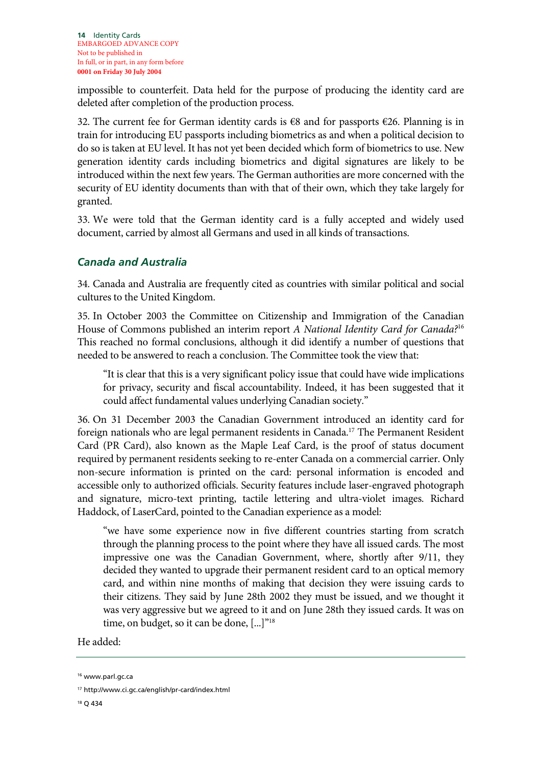impossible to counterfeit. Data held for the purpose of producing the identity card are deleted after completion of the production process.

32. The current fee for German identity cards is €8 and for passports €26. Planning is in train for introducing EU passports including biometrics as and when a political decision to do so is taken at EU level. It has not yet been decided which form of biometrics to use. New generation identity cards including biometrics and digital signatures are likely to be introduced within the next few years. The German authorities are more concerned with the security of EU identity documents than with that of their own, which they take largely for granted.

33. We were told that the German identity card is a fully accepted and widely used document, carried by almost all Germans and used in all kinds of transactions.

### *Canada and Australia*

34. Canada and Australia are frequently cited as countries with similar political and social cultures to the United Kingdom.

35. In October 2003 the Committee on Citizenship and Immigration of the Canadian House of Commons published an interim report *A National Identity Card for Canada?*[16] This reached no formal conclusions, although it did identify a number of questions that needed to be answered to reach a conclusion. The Committee took the view that:

> "It is clear that this is a very significant policy issue that could have wide implications for privacy, security and fiscal accountability. Indeed, it has been suggested that it could affect fundamental values underlying Canadian society."

36. On 31 December 2003 the Canadian Government introduced an identity card for foreign nationals who are legal permanent residents in Canada.[17] The Permanent Resident Card (PR Card), also known as the Maple Leaf Card, is the proof of status document required by permanent residents seeking to re-enter Canada on a commercial carrier. Only non-secure information is printed on the card: personal information is encoded and accessible only to authorized officials. Security features include laser-engraved photograph and signature, micro-text printing, tactile lettering and ultra-violet images. Richard Haddock, of LaserCard, pointed to the Canadian experience as a model:

> "we have some experience now in five different countries starting from scratch through the planning process to the point where they have all issued cards. The most impressive one was the Canadian Government, where, shortly after 9/11, they decided they wanted to upgrade their permanent resident card to an optical memory card, and within nine months of making that decision they were issuing cards to their citizens. They said by June 28th 2002 they must be issued, and we thought it was very aggressive but we agreed to it and on June 28th they issued cards. It was on time, on budget, so it can be done, [...]"[18]

He added:

---

[16] www.parl.gc.ca

[17] http://www.ci.gc.ca/english/pr-card/index.html

[18] Q 434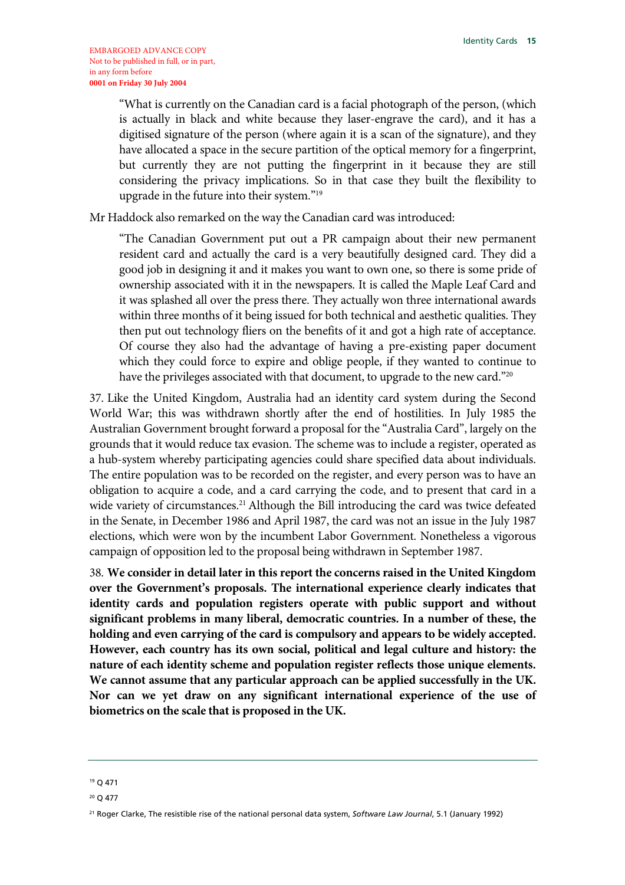EMBARGOED ADVANCE COPY
Not to be published in full, or in part,
in any form before
**0001 on Friday 30 July 2004**

> "What is currently on the Canadian card is a facial photograph of the person, (which is actually in black and white because they laser-engrave the card), and it has a digitised signature of the person (where again it is a scan of the signature), and they have allocated a space in the secure partition of the optical memory for a fingerprint, but currently they are not putting the fingerprint in it because they are still considering the privacy implications. So in that case they built the flexibility to upgrade in the future into their system."[19]

Mr Haddock also remarked on the way the Canadian card was introduced:

> "The Canadian Government put out a PR campaign about their new permanent resident card and actually the card is a very beautifully designed card. They did a good job in designing it and it makes you want to own one, so there is some pride of ownership associated with it in the newspapers. It is called the Maple Leaf Card and it was splashed all over the press there. They actually won three international awards within three months of it being issued for both technical and aesthetic qualities. They then put out technology fliers on the benefits of it and got a high rate of acceptance. Of course they also had the advantage of having a pre-existing paper document which they could force to expire and oblige people, if they wanted to continue to have the privileges associated with that document, to upgrade to the new card."[20]

37. Like the United Kingdom, Australia had an identity card system during the Second World War; this was withdrawn shortly after the end of hostilities. In July 1985 the Australian Government brought forward a proposal for the "Australia Card", largely on the grounds that it would reduce tax evasion. The scheme was to include a register, operated as a hub-system whereby participating agencies could share specified data about individuals. The entire population was to be recorded on the register, and every person was to have an obligation to acquire a code, and a card carrying the code, and to present that card in a wide variety of circumstances.[21] Although the Bill introducing the card was twice defeated in the Senate, in December 1986 and April 1987, the card was not an issue in the July 1987 elections, which were won by the incumbent Labor Government. Nonetheless a vigorous campaign of opposition led to the proposal being withdrawn in September 1987.

38. **We consider in detail later in this report the concerns raised in the United Kingdom over the Government's proposals. The international experience clearly indicates that identity cards and population registers operate with public support and without significant problems in many liberal, democratic countries. In a number of these, the holding and even carrying of the card is compulsory and appears to be widely accepted. However, each country has its own social, political and legal culture and history: the nature of each identity scheme and population register reflects those unique elements. We cannot assume that any particular approach can be applied successfully in the UK. Nor can we yet draw on any significant international experience of the use of biometrics on the scale that is proposed in the UK.**

---

[19] Q 471

[20] Q 477

[21] Roger Clarke, The resistible rise of the national personal data system, *Software Law Journal*, 5.1 (January 1992)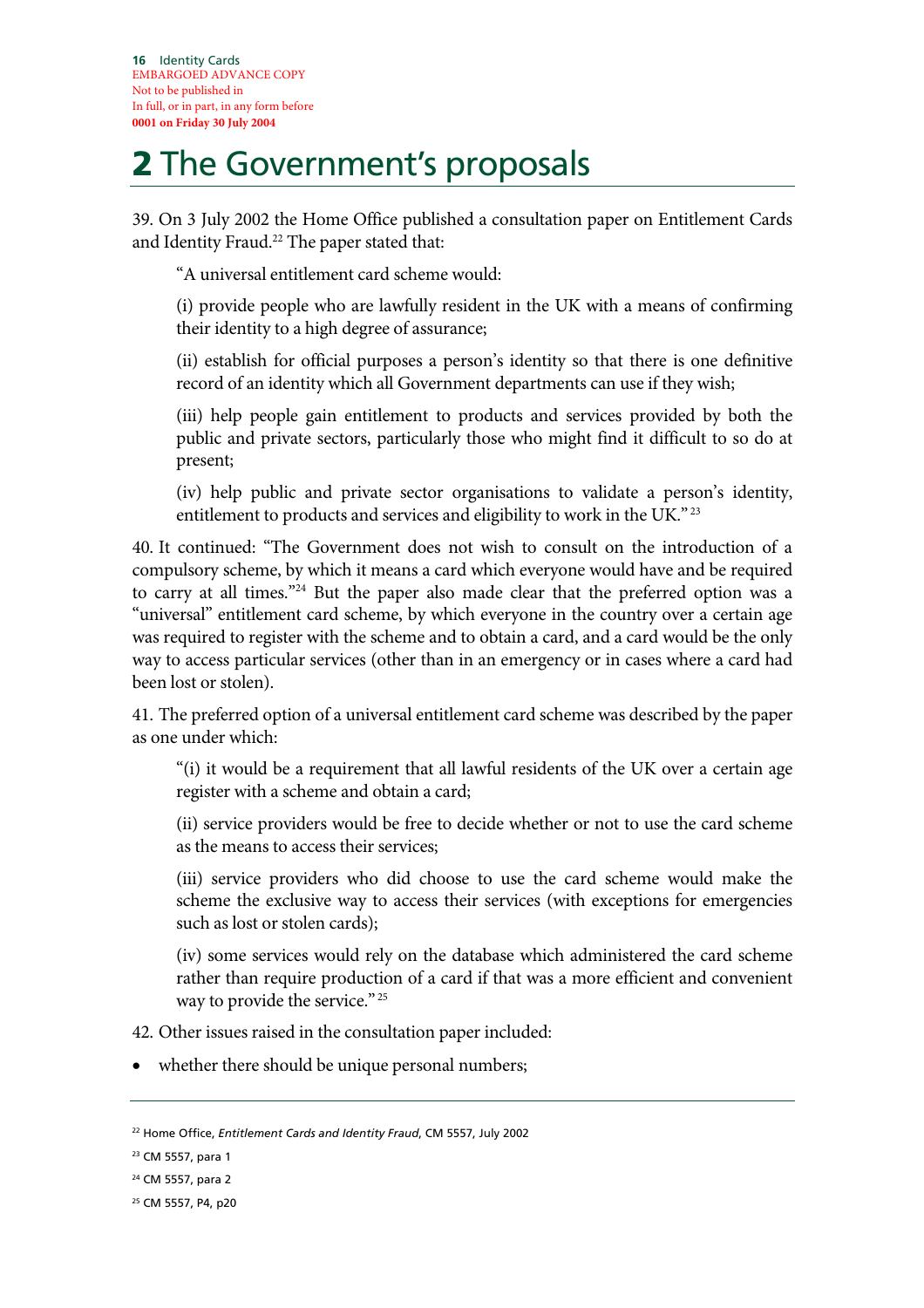# 2 The Government's proposals

39. On 3 July 2002 the Home Office published a consultation paper on Entitlement Cards and Identity Fraud.[22] The paper stated that:

> "A universal entitlement card scheme would:
>
> (i) provide people who are lawfully resident in the UK with a means of confirming their identity to a high degree of assurance;
>
> (ii) establish for official purposes a person's identity so that there is one definitive record of an identity which all Government departments can use if they wish;
>
> (iii) help people gain entitlement to products and services provided by both the public and private sectors, particularly those who might find it difficult to so do at present;
>
> (iv) help public and private sector organisations to validate a person's identity, entitlement to products and services and eligibility to work in the UK."[23]

40. It continued: "The Government does not wish to consult on the introduction of a compulsory scheme, by which it means a card which everyone would have and be required to carry at all times."[24] But the paper also made clear that the preferred option was a "universal" entitlement card scheme, by which everyone in the country over a certain age was required to register with the scheme and to obtain a card, and a card would be the only way to access particular services (other than in an emergency or in cases where a card had been lost or stolen).

41. The preferred option of a universal entitlement card scheme was described by the paper as one under which:

> "(i) it would be a requirement that all lawful residents of the UK over a certain age register with a scheme and obtain a card;
>
> (ii) service providers would be free to decide whether or not to use the card scheme as the means to access their services;
>
> (iii) service providers who did choose to use the card scheme would make the scheme the exclusive way to access their services (with exceptions for emergencies such as lost or stolen cards);
>
> (iv) some services would rely on the database which administered the card scheme rather than require production of a card if that was a more efficient and convenient way to provide the service."[25]

42. Other issues raised in the consultation paper included:

- whether there should be unique personal numbers;

---

[22] Home Office, *Entitlement Cards and Identity Fraud*, CM 5557, July 2002

[23] CM 5557, para 1

[24] CM 5557, para 2

[25] CM 5557, P4, p20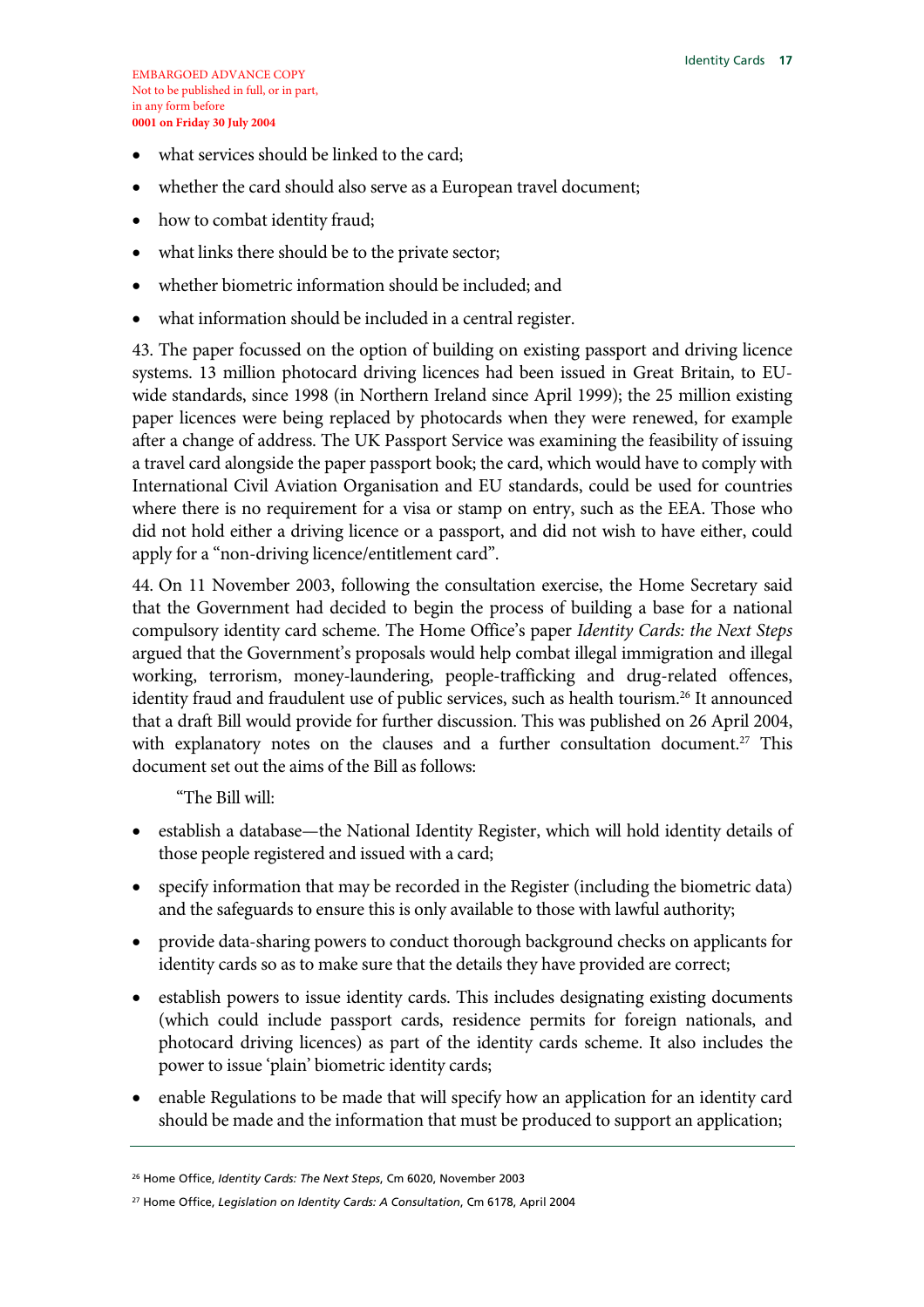- what services should be linked to the card;
- whether the card should also serve as a European travel document;
- how to combat identity fraud;
- what links there should be to the private sector;
- whether biometric information should be included; and
- what information should be included in a central register.

43. The paper focussed on the option of building on existing passport and driving licence systems. 13 million photocard driving licences had been issued in Great Britain, to EU-wide standards, since 1998 (in Northern Ireland since April 1999); the 25 million existing paper licences were being replaced by photocards when they were renewed, for example after a change of address. The UK Passport Service was examining the feasibility of issuing a travel card alongside the paper passport book; the card, which would have to comply with International Civil Aviation Organisation and EU standards, could be used for countries where there is no requirement for a visa or stamp on entry, such as the EEA. Those who did not hold either a driving licence or a passport, and did not wish to have either, could apply for a "non-driving licence/entitlement card".

44. On 11 November 2003, following the consultation exercise, the Home Secretary said that the Government had decided to begin the process of building a base for a national compulsory identity card scheme. The Home Office's paper *Identity Cards: the Next Steps* argued that the Government's proposals would help combat illegal immigration and illegal working, terrorism, money-laundering, people-trafficking and drug-related offences, identity fraud and fraudulent use of public services, such as health tourism.[26] It announced that a draft Bill would provide for further discussion. This was published on 26 April 2004, with explanatory notes on the clauses and a further consultation document.[27] This document set out the aims of the Bill as follows:

"The Bill will:

- establish a database—the National Identity Register, which will hold identity details of those people registered and issued with a card;
- specify information that may be recorded in the Register (including the biometric data) and the safeguards to ensure this is only available to those with lawful authority;
- provide data-sharing powers to conduct thorough background checks on applicants for identity cards so as to make sure that the details they have provided are correct;
- establish powers to issue identity cards. This includes designating existing documents (which could include passport cards, residence permits for foreign nationals, and photocard driving licences) as part of the identity cards scheme. It also includes the power to issue 'plain' biometric identity cards;
- enable Regulations to be made that will specify how an application for an identity card should be made and the information that must be produced to support an application;

[26] Home Office, *Identity Cards: The Next Steps*, Cm 6020, November 2003

[27] Home Office, *Legislation on Identity Cards: A Consultation*, Cm 6178, April 2004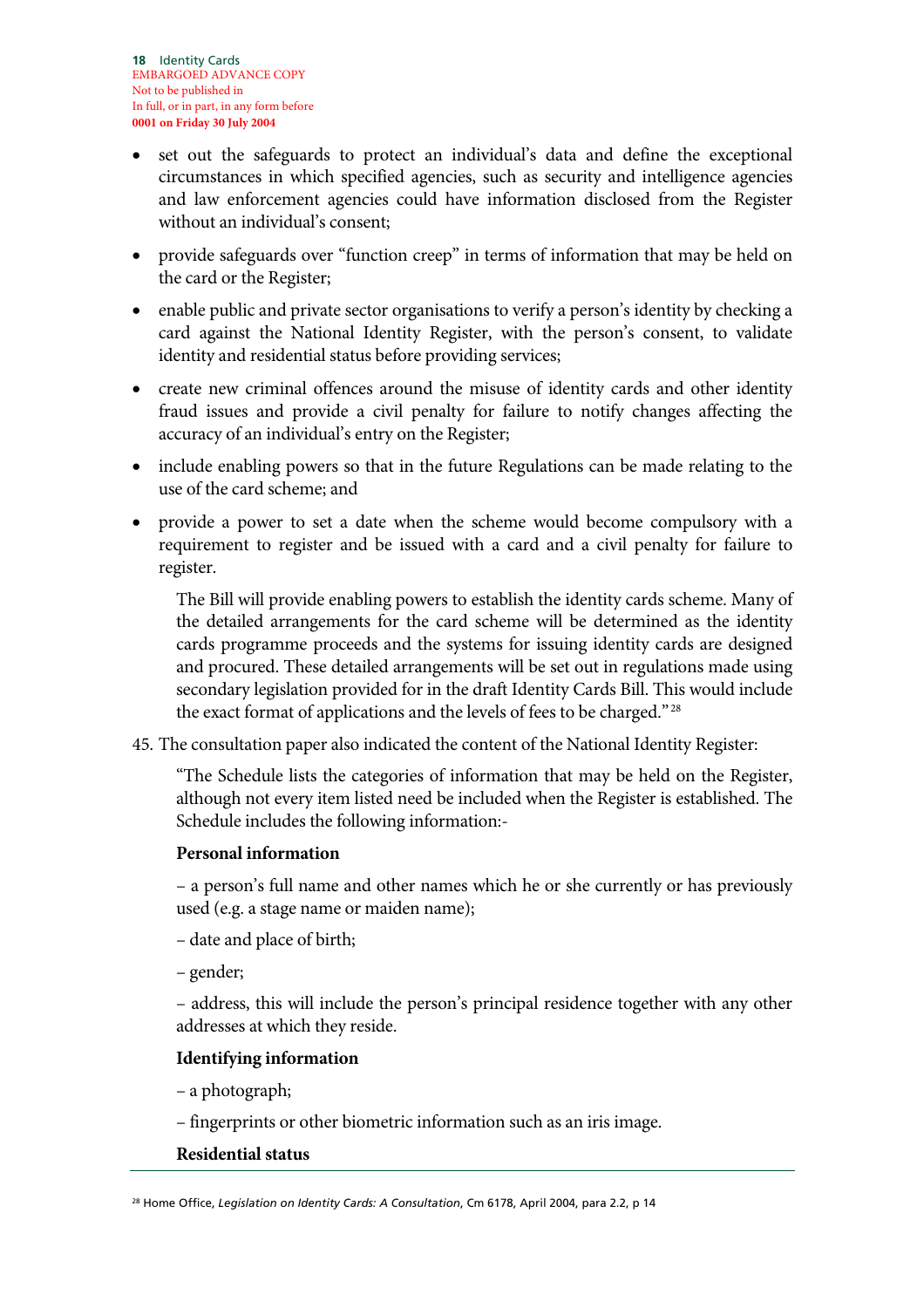- set out the safeguards to protect an individual's data and define the exceptional circumstances in which specified agencies, such as security and intelligence agencies and law enforcement agencies could have information disclosed from the Register without an individual's consent;
- provide safeguards over "function creep" in terms of information that may be held on the card or the Register;
- enable public and private sector organisations to verify a person's identity by checking a card against the National Identity Register, with the person's consent, to validate identity and residential status before providing services;
- create new criminal offences around the misuse of identity cards and other identity fraud issues and provide a civil penalty for failure to notify changes affecting the accuracy of an individual's entry on the Register;
- include enabling powers so that in the future Regulations can be made relating to the use of the card scheme; and
- provide a power to set a date when the scheme would become compulsory with a requirement to register and be issued with a card and a civil penalty for failure to register.

> The Bill will provide enabling powers to establish the identity cards scheme. Many of the detailed arrangements for the card scheme will be determined as the identity cards programme proceeds and the systems for issuing identity cards are designed and procured. These detailed arrangements will be set out in regulations made using secondary legislation provided for in the draft Identity Cards Bill. This would include the exact format of applications and the levels of fees to be charged."[28]

45. The consultation paper also indicated the content of the National Identity Register:

> "The Schedule lists the categories of information that may be held on the Register, although not every item listed need be included when the Register is established. The Schedule includes the following information:-
>
> **Personal information**
>
> – a person's full name and other names which he or she currently or has previously used (e.g. a stage name or maiden name);
>
> – date and place of birth;
>
> – gender;
>
> – address, this will include the person's principal residence together with any other addresses at which they reside.
>
> **Identifying information**
>
> – a photograph;
>
> – fingerprints or other biometric information such as an iris image.
>
> **Residential status**

[28] Home Office, *Legislation on Identity Cards: A Consultation*, Cm 6178, April 2004, para 2.2, p 14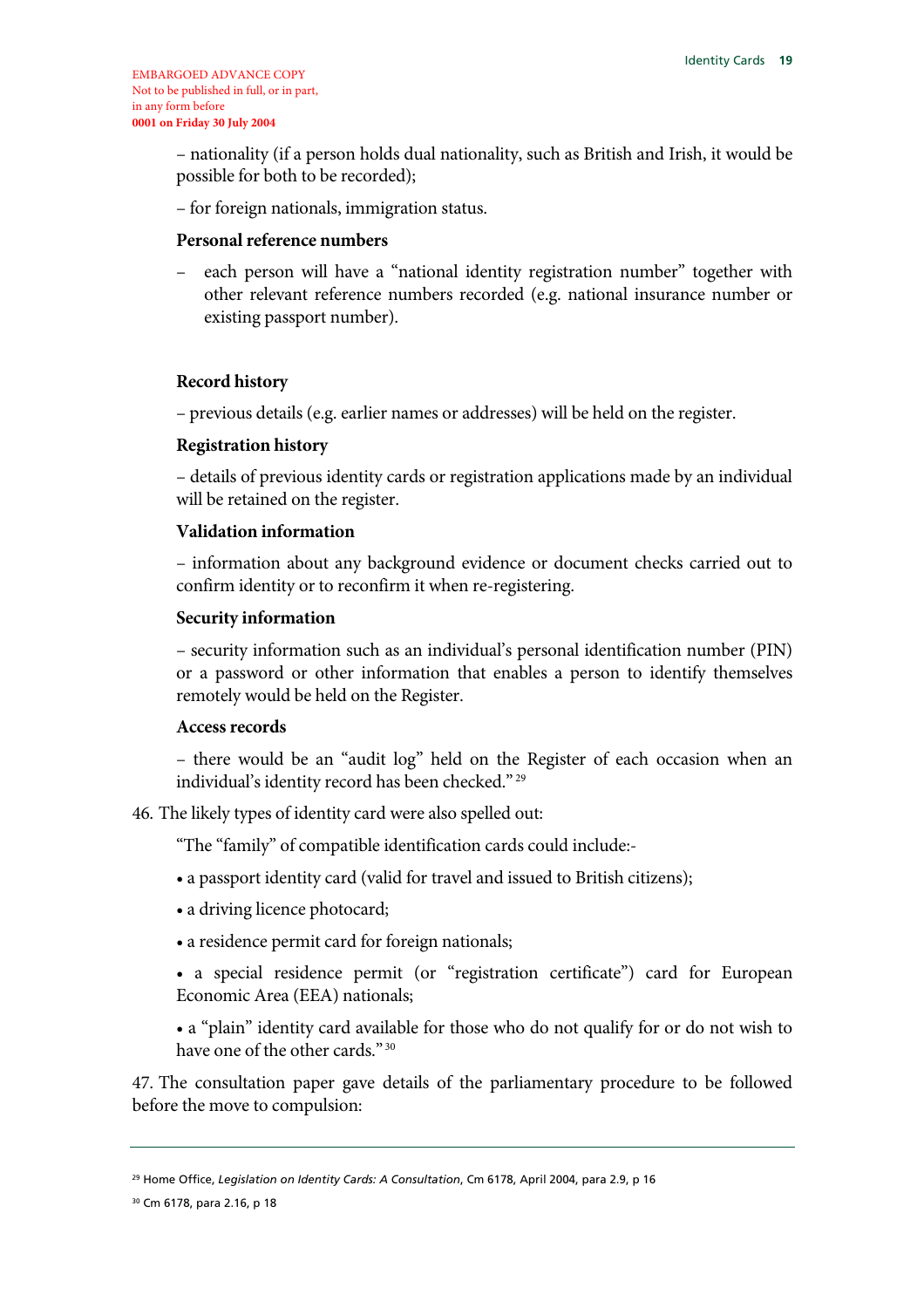EMBARGOED ADVANCE COPY
Not to be published in full, or in part, in any form before
**0001 on Friday 30 July 2004**

– nationality (if a person holds dual nationality, such as British and Irish, it would be possible for both to be recorded);

– for foreign nationals, immigration status.

**Personal reference numbers**

– each person will have a "national identity registration number" together with other relevant reference numbers recorded (e.g. national insurance number or existing passport number).

**Record history**

– previous details (e.g. earlier names or addresses) will be held on the register.

**Registration history**

– details of previous identity cards or registration applications made by an individual will be retained on the register.

**Validation information**

– information about any background evidence or document checks carried out to confirm identity or to reconfirm it when re-registering.

**Security information**

– security information such as an individual's personal identification number (PIN) or a password or other information that enables a person to identify themselves remotely would be held on the Register.

**Access records**

– there would be an "audit log" held on the Register of each occasion when an individual's identity record has been checked."[29]

46. The likely types of identity card were also spelled out:

"The "family" of compatible identification cards could include:-

• a passport identity card (valid for travel and issued to British citizens);

• a driving licence photocard;

• a residence permit card for foreign nationals;

• a special residence permit (or "registration certificate") card for European Economic Area (EEA) nationals;

• a "plain" identity card available for those who do not qualify for or do not wish to have one of the other cards."[30]

47. The consultation paper gave details of the parliamentary procedure to be followed before the move to compulsion:

---

[29] Home Office, *Legislation on Identity Cards: A Consultation*, Cm 6178, April 2004, para 2.9, p 16

[30] Cm 6178, para 2.16, p 18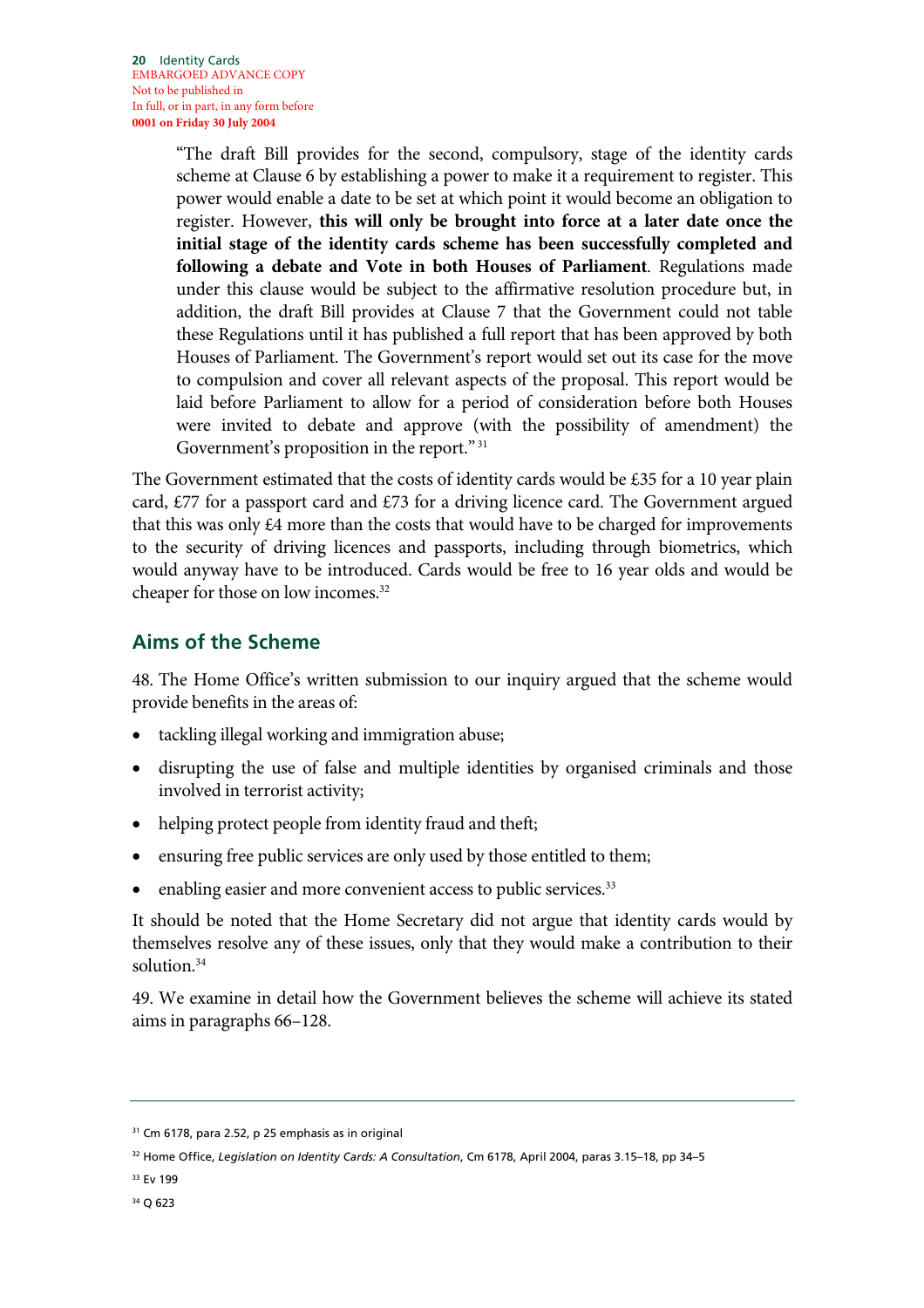> "The draft Bill provides for the second, compulsory, stage of the identity cards scheme at Clause 6 by establishing a power to make it a requirement to register. This power would enable a date to be set at which point it would become an obligation to register. However, **this will only be brought into force at a later date once the initial stage of the identity cards scheme has been successfully completed and following a debate and Vote in both Houses of Parliament**. Regulations made under this clause would be subject to the affirmative resolution procedure but, in addition, the draft Bill provides at Clause 7 that the Government could not table these Regulations until it has published a full report that has been approved by both Houses of Parliament. The Government's report would set out its case for the move to compulsion and cover all relevant aspects of the proposal. This report would be laid before Parliament to allow for a period of consideration before both Houses were invited to debate and approve (with the possibility of amendment) the Government's proposition in the report."[31]

The Government estimated that the costs of identity cards would be £35 for a 10 year plain card, £77 for a passport card and £73 for a driving licence card. The Government argued that this was only £4 more than the costs that would have to be charged for improvements to the security of driving licences and passports, including through biometrics, which would anyway have to be introduced. Cards would be free to 16 year olds and would be cheaper for those on low incomes.[32]

## Aims of the Scheme

48. The Home Office's written submission to our inquiry argued that the scheme would provide benefits in the areas of:

- tackling illegal working and immigration abuse;
- disrupting the use of false and multiple identities by organised criminals and those involved in terrorist activity;
- helping protect people from identity fraud and theft;
- ensuring free public services are only used by those entitled to them;
- enabling easier and more convenient access to public services.[33]

It should be noted that the Home Secretary did not argue that identity cards would by themselves resolve any of these issues, only that they would make a contribution to their solution.[34]

49. We examine in detail how the Government believes the scheme will achieve its stated aims in paragraphs 66–128.

---

[31] Cm 6178, para 2.52, p 25 emphasis as in original

[32] Home Office, *Legislation on Identity Cards: A Consultation*, Cm 6178, April 2004, paras 3.15–18, pp 34–5

[33] Ev 199

[34] Q 623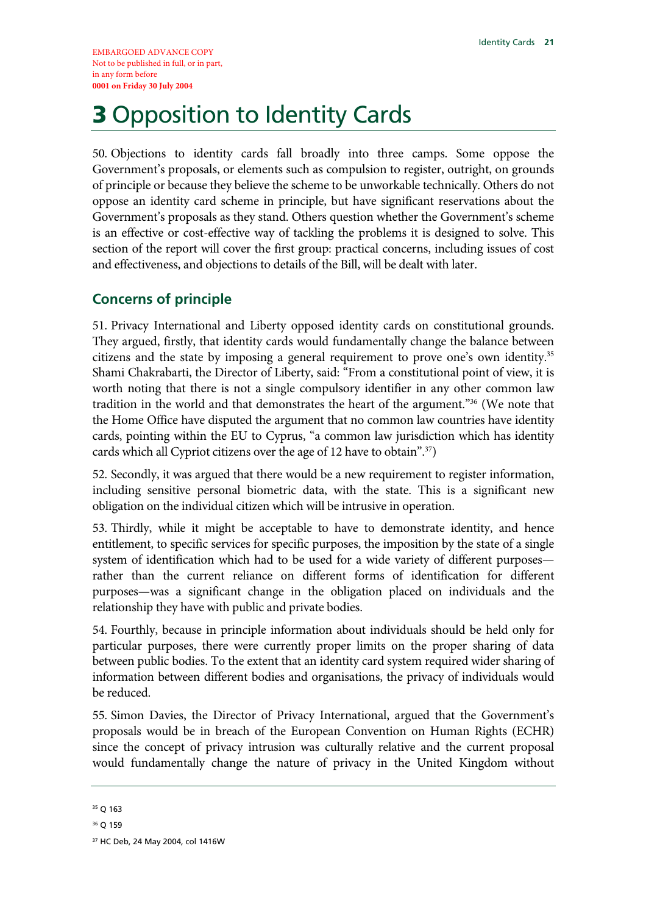EMBARGOED ADVANCE COPY
Not to be published in full, or in part, in any form before
**0001 on Friday 30 July 2004**

# 3 Opposition to Identity Cards

50. Objections to identity cards fall broadly into three camps. Some oppose the Government's proposals, or elements such as compulsion to register, outright, on grounds of principle or because they believe the scheme to be unworkable technically. Others do not oppose an identity card scheme in principle, but have significant reservations about the Government's proposals as they stand. Others question whether the Government's scheme is an effective or cost-effective way of tackling the problems it is designed to solve. This section of the report will cover the first group: practical concerns, including issues of cost and effectiveness, and objections to details of the Bill, will be dealt with later.

## Concerns of principle

51. Privacy International and Liberty opposed identity cards on constitutional grounds. They argued, firstly, that identity cards would fundamentally change the balance between citizens and the state by imposing a general requirement to prove one's own identity.[35] Shami Chakrabarti, the Director of Liberty, said: "From a constitutional point of view, it is worth noting that there is not a single compulsory identifier in any other common law tradition in the world and that demonstrates the heart of the argument."[36] (We note that the Home Office have disputed the argument that no common law countries have identity cards, pointing within the EU to Cyprus, "a common law jurisdiction which has identity cards which all Cypriot citizens over the age of 12 have to obtain".[37])

52. Secondly, it was argued that there would be a new requirement to register information, including sensitive personal biometric data, with the state. This is a significant new obligation on the individual citizen which will be intrusive in operation.

53. Thirdly, while it might be acceptable to have to demonstrate identity, and hence entitlement, to specific services for specific purposes, the imposition by the state of a single system of identification which had to be used for a wide variety of different purposes—rather than the current reliance on different forms of identification for different purposes—was a significant change in the obligation placed on individuals and the relationship they have with public and private bodies.

54. Fourthly, because in principle information about individuals should be held only for particular purposes, there were currently proper limits on the proper sharing of data between public bodies. To the extent that an identity card system required wider sharing of information between different bodies and organisations, the privacy of individuals would be reduced.

55. Simon Davies, the Director of Privacy International, argued that the Government's proposals would be in breach of the European Convention on Human Rights (ECHR) since the concept of privacy intrusion was culturally relative and the current proposal would fundamentally change the nature of privacy in the United Kingdom without

[35] Q 163

[36] Q 159

[37] HC Deb, 24 May 2004, col 1416W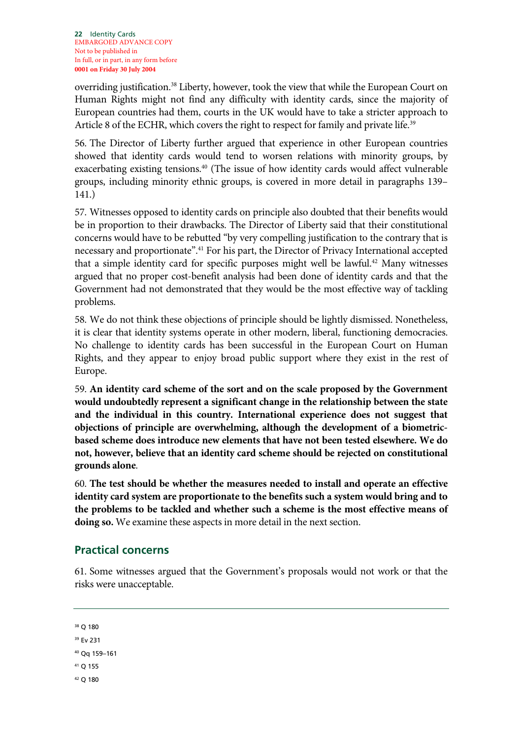overriding justification.[38] Liberty, however, took the view that while the European Court on Human Rights might not find any difficulty with identity cards, since the majority of European countries had them, courts in the UK would have to take a stricter approach to Article 8 of the ECHR, which covers the right to respect for family and private life.[39]

56. The Director of Liberty further argued that experience in other European countries showed that identity cards would tend to worsen relations with minority groups, by exacerbating existing tensions.[40] (The issue of how identity cards would affect vulnerable groups, including minority ethnic groups, is covered in more detail in paragraphs 139–141.)

57. Witnesses opposed to identity cards on principle also doubted that their benefits would be in proportion to their drawbacks. The Director of Liberty said that their constitutional concerns would have to be rebutted "by very compelling justification to the contrary that is necessary and proportionate".[41] For his part, the Director of Privacy International accepted that a simple identity card for specific purposes might well be lawful.[42] Many witnesses argued that no proper cost-benefit analysis had been done of identity cards and that the Government had not demonstrated that they would be the most effective way of tackling problems.

58. We do not think these objections of principle should be lightly dismissed. Nonetheless, it is clear that identity systems operate in other modern, liberal, functioning democracies. No challenge to identity cards has been successful in the European Court on Human Rights, and they appear to enjoy broad public support where they exist in the rest of Europe.

59. **An identity card scheme of the sort and on the scale proposed by the Government would undoubtedly represent a significant change in the relationship between the state and the individual in this country. International experience does not suggest that objections of principle are overwhelming, although the development of a biometric-based scheme does introduce new elements that have not been tested elsewhere. We do not, however, believe that an identity card scheme should be rejected on constitutional grounds alone**.

60. **The test should be whether the measures needed to install and operate an effective identity card system are proportionate to the benefits such a system would bring and to the problems to be tackled and whether such a scheme is the most effective means of doing so.** We examine these aspects in more detail in the next section.

## Practical concerns

61. Some witnesses argued that the Government's proposals would not work or that the risks were unacceptable.

---

[38] Q 180

[39] Ev 231

[40] Qq 159–161

[41] Q 155

[42] Q 180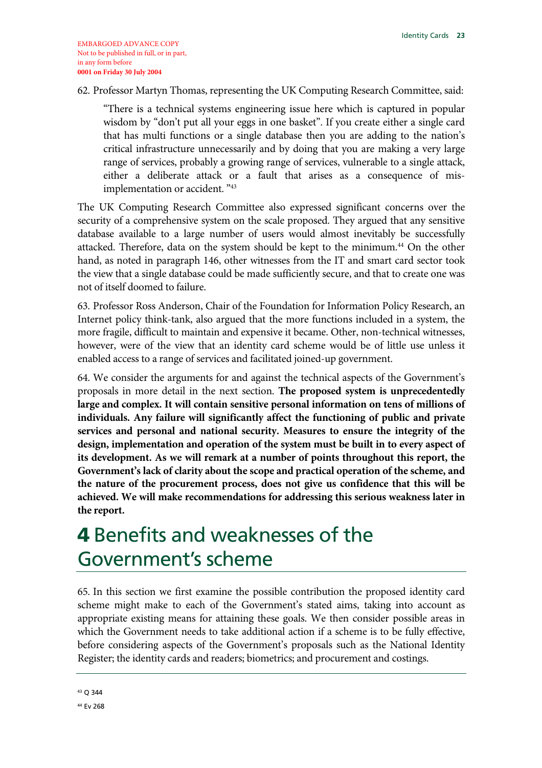EMBARGOED ADVANCE COPY
Not to be published in full, or in part,
in any form before
**0001 on Friday 30 July 2004**

62. Professor Martyn Thomas, representing the UK Computing Research Committee, said:

> "There is a technical systems engineering issue here which is captured in popular wisdom by "don't put all your eggs in one basket". If you create either a single card that has multi functions or a single database then you are adding to the nation's critical infrastructure unnecessarily and by doing that you are making a very large range of services, probably a growing range of services, vulnerable to a single attack, either a deliberate attack or a fault that arises as a consequence of mis-implementation or accident. "[43]

The UK Computing Research Committee also expressed significant concerns over the security of a comprehensive system on the scale proposed. They argued that any sensitive database available to a large number of users would almost inevitably be successfully attacked. Therefore, data on the system should be kept to the minimum.[44] On the other hand, as noted in paragraph 146, other witnesses from the IT and smart card sector took the view that a single database could be made sufficiently secure, and that to create one was not of itself doomed to failure.

63. Professor Ross Anderson, Chair of the Foundation for Information Policy Research, an Internet policy think-tank, also argued that the more functions included in a system, the more fragile, difficult to maintain and expensive it became. Other, non-technical witnesses, however, were of the view that an identity card scheme would be of little use unless it enabled access to a range of services and facilitated joined-up government.

64. We consider the arguments for and against the technical aspects of the Government's proposals in more detail in the next section. **The proposed system is unprecedentedly large and complex. It will contain sensitive personal information on tens of millions of individuals. Any failure will significantly affect the functioning of public and private services and personal and national security. Measures to ensure the integrity of the design, implementation and operation of the system must be built in to every aspect of its development. As we will remark at a number of points throughout this report, the Government's lack of clarity about the scope and practical operation of the scheme, and the nature of the procurement process, does not give us confidence that this will be achieved. We will make recommendations for addressing this serious weakness later in the report.**

# 4 Benefits and weaknesses of the Government's scheme

65. In this section we first examine the possible contribution the proposed identity card scheme might make to each of the Government's stated aims, taking into account as appropriate existing means for attaining these goals. We then consider possible areas in which the Government needs to take additional action if a scheme is to be fully effective, before considering aspects of the Government's proposals such as the National Identity Register; the identity cards and readers; biometrics; and procurement and costings.

---

[43] Q 344

[44] Ev 268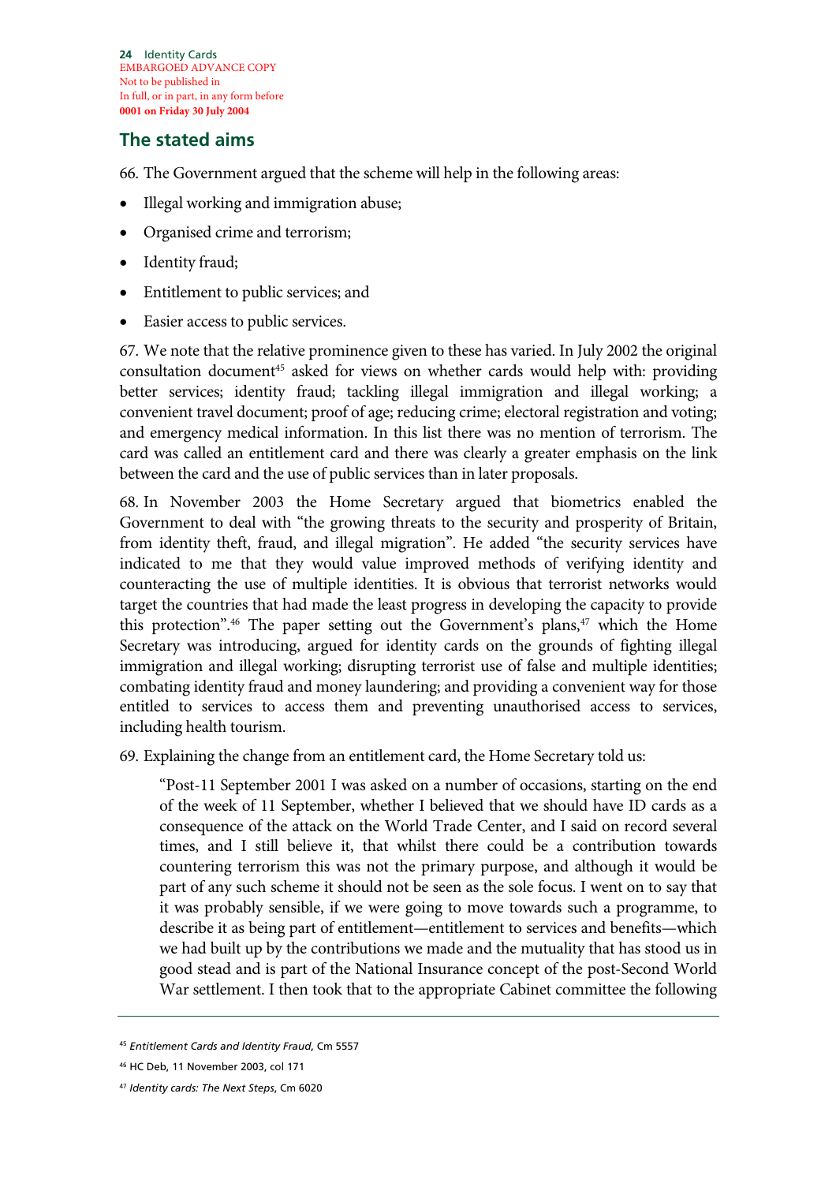## The stated aims

66. The Government argued that the scheme will help in the following areas:

- Illegal working and immigration abuse;
- Organised crime and terrorism;
- Identity fraud;
- Entitlement to public services; and
- Easier access to public services.

67. We note that the relative prominence given to these has varied. In July 2002 the original consultation document[45] asked for views on whether cards would help with: providing better services; identity fraud; tackling illegal immigration and illegal working; a convenient travel document; proof of age; reducing crime; electoral registration and voting; and emergency medical information. In this list there was no mention of terrorism. The card was called an entitlement card and there was clearly a greater emphasis on the link between the card and the use of public services than in later proposals.

68. In November 2003 the Home Secretary argued that biometrics enabled the Government to deal with "the growing threats to the security and prosperity of Britain, from identity theft, fraud, and illegal migration". He added "the security services have indicated to me that they would value improved methods of verifying identity and counteracting the use of multiple identities. It is obvious that terrorist networks would target the countries that had made the least progress in developing the capacity to provide this protection".[46] The paper setting out the Government's plans,[47] which the Home Secretary was introducing, argued for identity cards on the grounds of fighting illegal immigration and illegal working; disrupting terrorist use of false and multiple identities; combating identity fraud and money laundering; and providing a convenient way for those entitled to services to access them and preventing unauthorised access to services, including health tourism.

69. Explaining the change from an entitlement card, the Home Secretary told us:

> "Post-11 September 2001 I was asked on a number of occasions, starting on the end of the week of 11 September, whether I believed that we should have ID cards as a consequence of the attack on the World Trade Center, and I said on record several times, and I still believe it, that whilst there could be a contribution towards countering terrorism this was not the primary purpose, and although it would be part of any such scheme it should not be seen as the sole focus. I went on to say that it was probably sensible, if we were going to move towards such a programme, to describe it as being part of entitlement—entitlement to services and benefits—which we had built up by the contributions we made and the mutuality that has stood us in good stead and is part of the National Insurance concept of the post-Second World War settlement. I then took that to the appropriate Cabinet committee the following

---

[45] *Entitlement Cards and Identity Fraud*, Cm 5557

[46] HC Deb, 11 November 2003, col 171

[47] *Identity cards: The Next Steps*, Cm 6020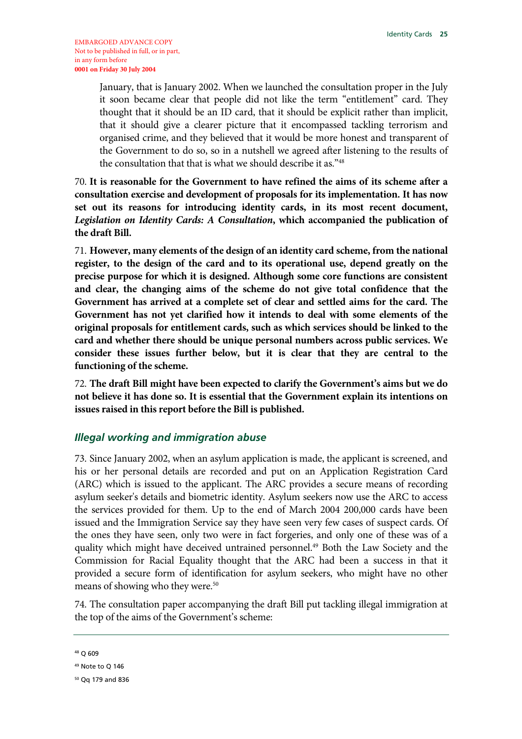January, that is January 2002. When we launched the consultation proper in the July it soon became clear that people did not like the term "entitlement" card. They thought that it should be an ID card, that it should be explicit rather than implicit, that it should give a clearer picture that it encompassed tackling terrorism and organised crime, and they believed that it would be more honest and transparent of the Government to do so, so in a nutshell we agreed after listening to the results of the consultation that that is what we should describe it as."[48]

70. **It is reasonable for the Government to have refined the aims of its scheme after a consultation exercise and development of proposals for its implementation. It has now set out its reasons for introducing identity cards, in its most recent document, *Legislation on Identity Cards: A Consultation*, which accompanied the publication of the draft Bill.**

71. **However, many elements of the design of an identity card scheme, from the national register, to the design of the card and to its operational use, depend greatly on the precise purpose for which it is designed. Although some core functions are consistent and clear, the changing aims of the scheme do not give total confidence that the Government has arrived at a complete set of clear and settled aims for the card. The Government has not yet clarified how it intends to deal with some elements of the original proposals for entitlement cards, such as which services should be linked to the card and whether there should be unique personal numbers across public services. We consider these issues further below, but it is clear that they are central to the functioning of the scheme.**

72. **The draft Bill might have been expected to clarify the Government's aims but we do not believe it has done so. It is essential that the Government explain its intentions on issues raised in this report before the Bill is published.**

### *Illegal working and immigration abuse*

73. Since January 2002, when an asylum application is made, the applicant is screened, and his or her personal details are recorded and put on an Application Registration Card (ARC) which is issued to the applicant. The ARC provides a secure means of recording asylum seeker's details and biometric identity. Asylum seekers now use the ARC to access the services provided for them. Up to the end of March 2004 200,000 cards have been issued and the Immigration Service say they have seen very few cases of suspect cards. Of the ones they have seen, only two were in fact forgeries, and only one of these was of a quality which might have deceived untrained personnel.[49] Both the Law Society and the Commission for Racial Equality thought that the ARC had been a success in that it provided a secure form of identification for asylum seekers, who might have no other means of showing who they were.[50]

74. The consultation paper accompanying the draft Bill put tackling illegal immigration at the top of the aims of the Government's scheme:

---

[48] Q 609

[49] Note to Q 146

[50] Qq 179 and 836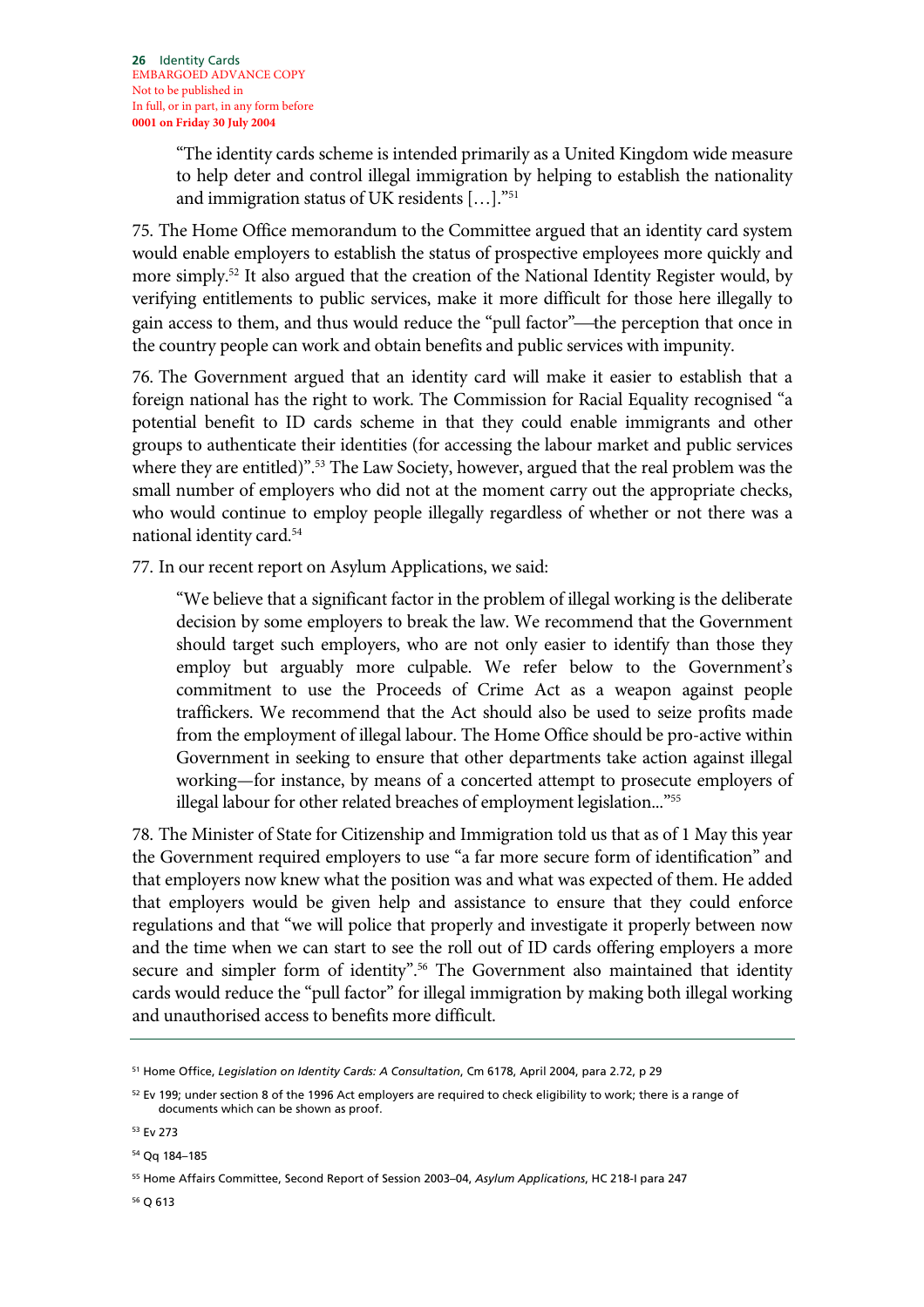> "The identity cards scheme is intended primarily as a United Kingdom wide measure to help deter and control illegal immigration by helping to establish the nationality and immigration status of UK residents […]."[51]

75. The Home Office memorandum to the Committee argued that an identity card system would enable employers to establish the status of prospective employees more quickly and more simply.[52] It also argued that the creation of the National Identity Register would, by verifying entitlements to public services, make it more difficult for those here illegally to gain access to them, and thus would reduce the "pull factor"—the perception that once in the country people can work and obtain benefits and public services with impunity.

76. The Government argued that an identity card will make it easier to establish that a foreign national has the right to work. The Commission for Racial Equality recognised "a potential benefit to ID cards scheme in that they could enable immigrants and other groups to authenticate their identities (for accessing the labour market and public services where they are entitled)".[53] The Law Society, however, argued that the real problem was the small number of employers who did not at the moment carry out the appropriate checks, who would continue to employ people illegally regardless of whether or not there was a national identity card.[54]

77. In our recent report on Asylum Applications, we said:

> "We believe that a significant factor in the problem of illegal working is the deliberate decision by some employers to break the law. We recommend that the Government should target such employers, who are not only easier to identify than those they employ but arguably more culpable. We refer below to the Government's commitment to use the Proceeds of Crime Act as a weapon against people traffickers. We recommend that the Act should also be used to seize profits made from the employment of illegal labour. The Home Office should be pro-active within Government in seeking to ensure that other departments take action against illegal working—for instance, by means of a concerted attempt to prosecute employers of illegal labour for other related breaches of employment legislation..."[55]

78. The Minister of State for Citizenship and Immigration told us that as of 1 May this year the Government required employers to use "a far more secure form of identification" and that employers now knew what the position was and what was expected of them. He added that employers would be given help and assistance to ensure that they could enforce regulations and that "we will police that properly and investigate it properly between now and the time when we can start to see the roll out of ID cards offering employers a more secure and simpler form of identity".[56] The Government also maintained that identity cards would reduce the "pull factor" for illegal immigration by making both illegal working and unauthorised access to benefits more difficult.

---

[51] Home Office, *Legislation on Identity Cards: A Consultation*, Cm 6178, April 2004, para 2.72, p 29

[52] Ev 199; under section 8 of the 1996 Act employers are required to check eligibility to work; there is a range of documents which can be shown as proof.

[53] Ev 273

[54] Qq 184–185

[55] Home Affairs Committee, Second Report of Session 2003–04, *Asylum Applications*, HC 218-I para 247

[56] Q 613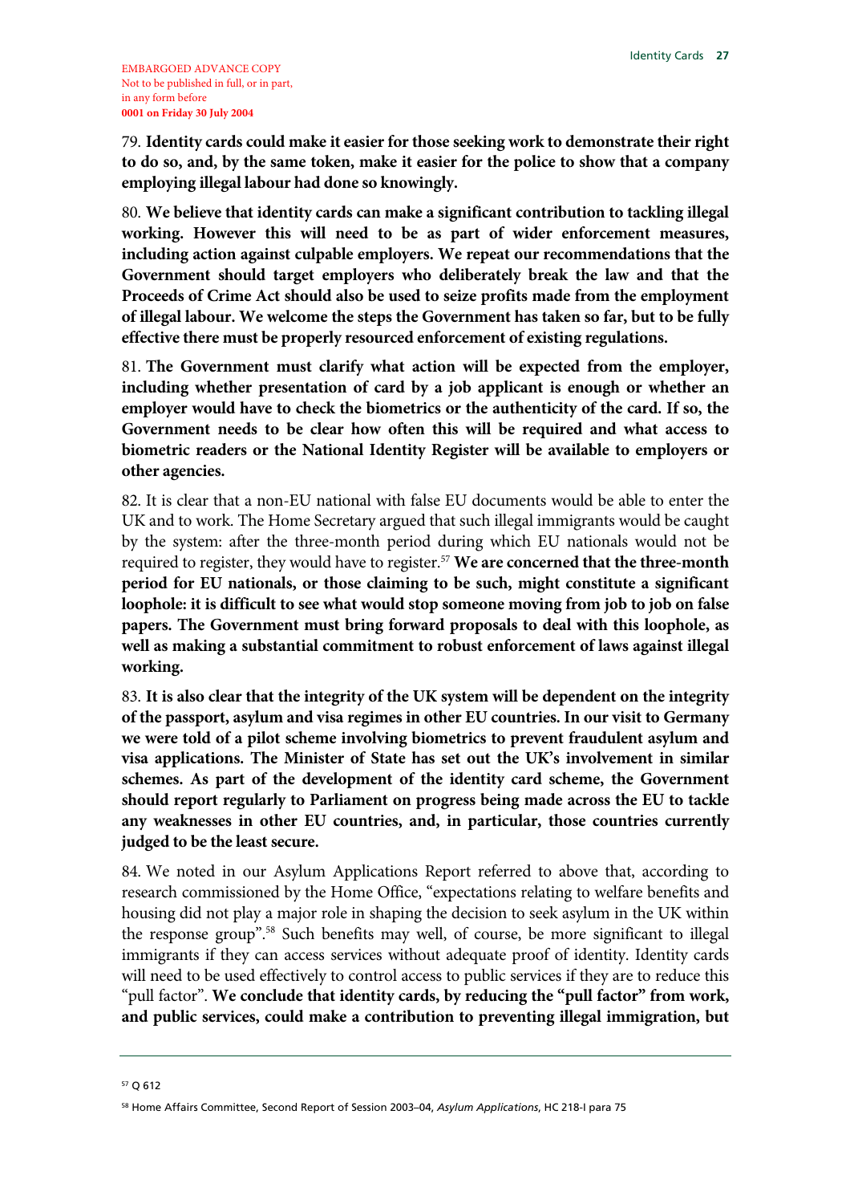79. **Identity cards could make it easier for those seeking work to demonstrate their right to do so, and, by the same token, make it easier for the police to show that a company employing illegal labour had done so knowingly.**

80. **We believe that identity cards can make a significant contribution to tackling illegal working. However this will need to be as part of wider enforcement measures, including action against culpable employers. We repeat our recommendations that the Government should target employers who deliberately break the law and that the Proceeds of Crime Act should also be used to seize profits made from the employment of illegal labour. We welcome the steps the Government has taken so far, but to be fully effective there must be properly resourced enforcement of existing regulations.**

81. **The Government must clarify what action will be expected from the employer, including whether presentation of card by a job applicant is enough or whether an employer would have to check the biometrics or the authenticity of the card. If so, the Government needs to be clear how often this will be required and what access to biometric readers or the National Identity Register will be available to employers or other agencies.**

82. It is clear that a non-EU national with false EU documents would be able to enter the UK and to work. The Home Secretary argued that such illegal immigrants would be caught by the system: after the three-month period during which EU nationals would not be required to register, they would have to register.[57] **We are concerned that the three-month period for EU nationals, or those claiming to be such, might constitute a significant loophole: it is difficult to see what would stop someone moving from job to job on false papers. The Government must bring forward proposals to deal with this loophole, as well as making a substantial commitment to robust enforcement of laws against illegal working.**

83. **It is also clear that the integrity of the UK system will be dependent on the integrity of the passport, asylum and visa regimes in other EU countries. In our visit to Germany we were told of a pilot scheme involving biometrics to prevent fraudulent asylum and visa applications. The Minister of State has set out the UK's involvement in similar schemes. As part of the development of the identity card scheme, the Government should report regularly to Parliament on progress being made across the EU to tackle any weaknesses in other EU countries, and, in particular, those countries currently judged to be the least secure.**

84. We noted in our Asylum Applications Report referred to above that, according to research commissioned by the Home Office, "expectations relating to welfare benefits and housing did not play a major role in shaping the decision to seek asylum in the UK within the response group".[58] Such benefits may well, of course, be more significant to illegal immigrants if they can access services without adequate proof of identity. Identity cards will need to be used effectively to control access to public services if they are to reduce this "pull factor". **We conclude that identity cards, by reducing the "pull factor" from work, and public services, could make a contribution to preventing illegal immigration, but**

---

[57] Q 612

[58] Home Affairs Committee, Second Report of Session 2003–04, *Asylum Applications*, HC 218-I para 75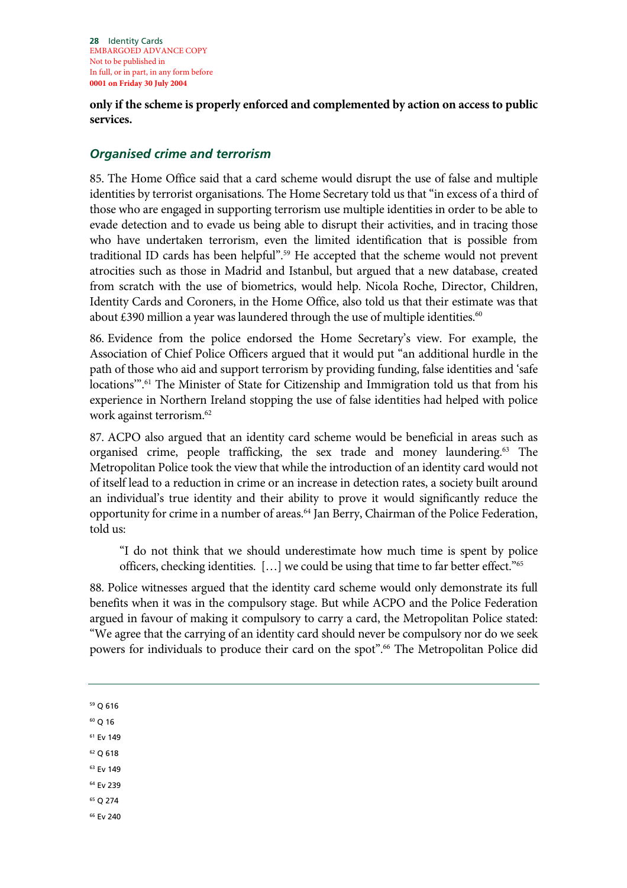**only if the scheme is properly enforced and complemented by action on access to public services.**

### *Organised crime and terrorism*

85. The Home Office said that a card scheme would disrupt the use of false and multiple identities by terrorist organisations. The Home Secretary told us that "in excess of a third of those who are engaged in supporting terrorism use multiple identities in order to be able to evade detection and to evade us being able to disrupt their activities, and in tracing those who have undertaken terrorism, even the limited identification that is possible from traditional ID cards has been helpful".[59] He accepted that the scheme would not prevent atrocities such as those in Madrid and Istanbul, but argued that a new database, created from scratch with the use of biometrics, would help. Nicola Roche, Director, Children, Identity Cards and Coroners, in the Home Office, also told us that their estimate was that about £390 million a year was laundered through the use of multiple identities.[60]

86. Evidence from the police endorsed the Home Secretary's view. For example, the Association of Chief Police Officers argued that it would put "an additional hurdle in the path of those who aid and support terrorism by providing funding, false identities and 'safe locations'".[61] The Minister of State for Citizenship and Immigration told us that from his experience in Northern Ireland stopping the use of false identities had helped with police work against terrorism.[62]

87. ACPO also argued that an identity card scheme would be beneficial in areas such as organised crime, people trafficking, the sex trade and money laundering.[63] The Metropolitan Police took the view that while the introduction of an identity card would not of itself lead to a reduction in crime or an increase in detection rates, a society built around an individual's true identity and their ability to prove it would significantly reduce the opportunity for crime in a number of areas.[64] Jan Berry, Chairman of the Police Federation, told us:

> "I do not think that we should underestimate how much time is spent by police officers, checking identities. […] we could be using that time to far better effect."[65]

88. Police witnesses argued that the identity card scheme would only demonstrate its full benefits when it was in the compulsory stage. But while ACPO and the Police Federation argued in favour of making it compulsory to carry a card, the Metropolitan Police stated: "We agree that the carrying of an identity card should never be compulsory nor do we seek powers for individuals to produce their card on the spot".[66] The Metropolitan Police did

---

[59] Q 616

[60] Q 16

[61] Ev 149

[62] Q 618

[63] Ev 149

[64] Ev 239

[65] Q 274

[66] Ev 240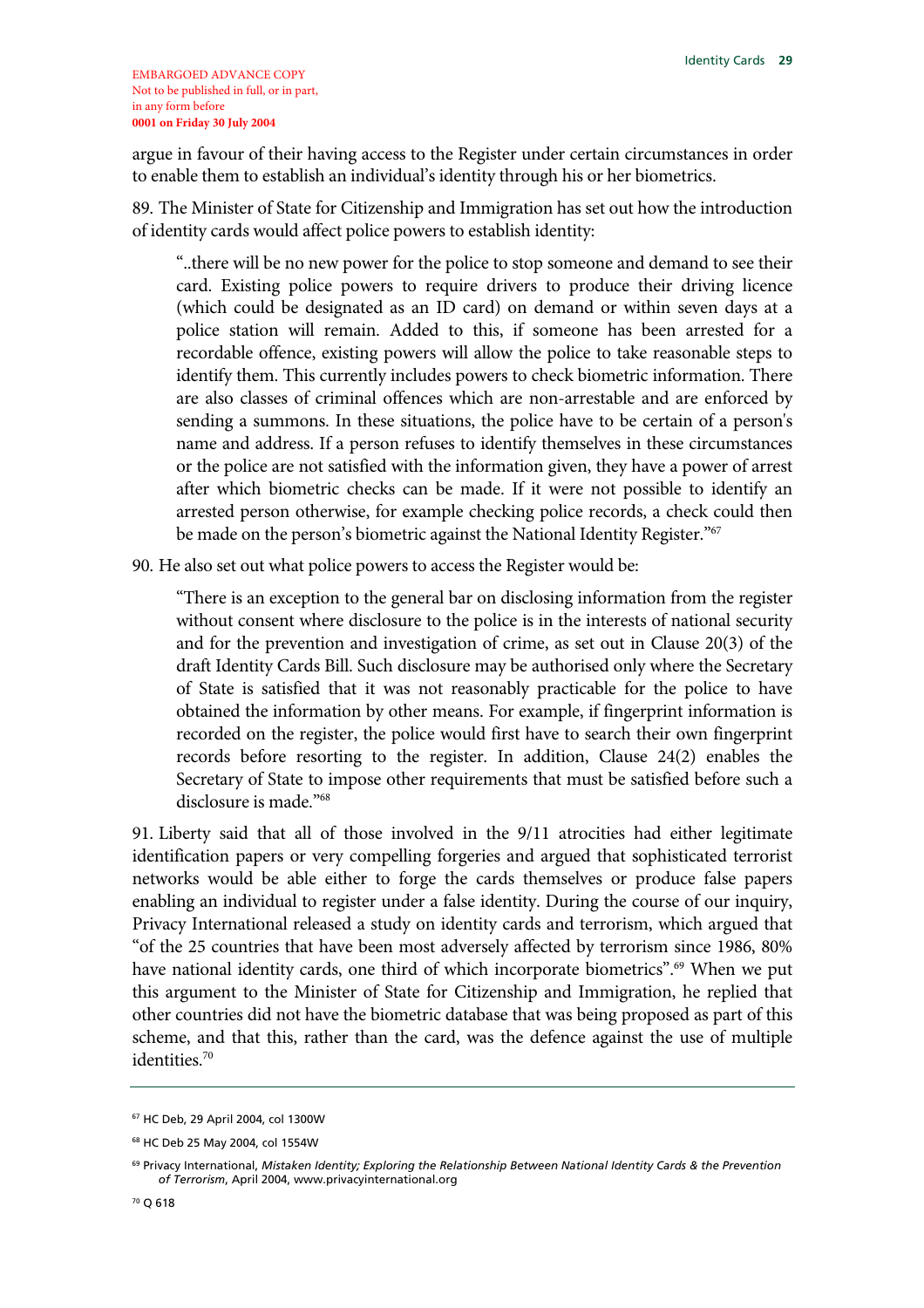argue in favour of their having access to the Register under certain circumstances in order to enable them to establish an individual's identity through his or her biometrics.

89. The Minister of State for Citizenship and Immigration has set out how the introduction of identity cards would affect police powers to establish identity:

> "..there will be no new power for the police to stop someone and demand to see their card. Existing police powers to require drivers to produce their driving licence (which could be designated as an ID card) on demand or within seven days at a police station will remain. Added to this, if someone has been arrested for a recordable offence, existing powers will allow the police to take reasonable steps to identify them. This currently includes powers to check biometric information. There are also classes of criminal offences which are non-arrestable and are enforced by sending a summons. In these situations, the police have to be certain of a person's name and address. If a person refuses to identify themselves in these circumstances or the police are not satisfied with the information given, they have a power of arrest after which biometric checks can be made. If it were not possible to identify an arrested person otherwise, for example checking police records, a check could then be made on the person's biometric against the National Identity Register."[67]

90. He also set out what police powers to access the Register would be:

> "There is an exception to the general bar on disclosing information from the register without consent where disclosure to the police is in the interests of national security and for the prevention and investigation of crime, as set out in Clause 20(3) of the draft Identity Cards Bill. Such disclosure may be authorised only where the Secretary of State is satisfied that it was not reasonably practicable for the police to have obtained the information by other means. For example, if fingerprint information is recorded on the register, the police would first have to search their own fingerprint records before resorting to the register. In addition, Clause 24(2) enables the Secretary of State to impose other requirements that must be satisfied before such a disclosure is made."[68]

91. Liberty said that all of those involved in the 9/11 atrocities had either legitimate identification papers or very compelling forgeries and argued that sophisticated terrorist networks would be able either to forge the cards themselves or produce false papers enabling an individual to register under a false identity. During the course of our inquiry, Privacy International released a study on identity cards and terrorism, which argued that "of the 25 countries that have been most adversely affected by terrorism since 1986, 80% have national identity cards, one third of which incorporate biometrics".[69] When we put this argument to the Minister of State for Citizenship and Immigration, he replied that other countries did not have the biometric database that was being proposed as part of this scheme, and that this, rather than the card, was the defence against the use of multiple identities.[70]

---

[67] HC Deb, 29 April 2004, col 1300W

[68] HC Deb 25 May 2004, col 1554W

[69] Privacy International, *Mistaken Identity; Exploring the Relationship Between National Identity Cards & the Prevention of Terrorism*, April 2004, www.privacyinternational.org

[70] Q 618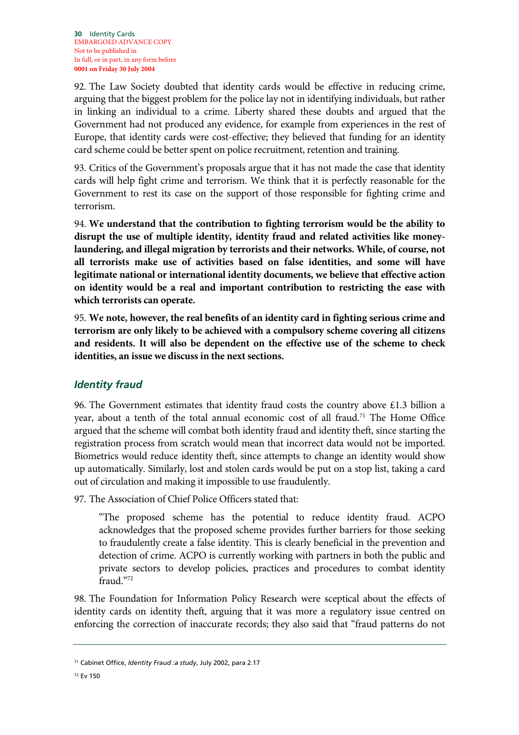92. The Law Society doubted that identity cards would be effective in reducing crime, arguing that the biggest problem for the police lay not in identifying individuals, but rather in linking an individual to a crime. Liberty shared these doubts and argued that the Government had not produced any evidence, for example from experiences in the rest of Europe, that identity cards were cost-effective; they believed that funding for an identity card scheme could be better spent on police recruitment, retention and training.

93. Critics of the Government's proposals argue that it has not made the case that identity cards will help fight crime and terrorism. We think that it is perfectly reasonable for the Government to rest its case on the support of those responsible for fighting crime and terrorism.

94. **We understand that the contribution to fighting terrorism would be the ability to disrupt the use of multiple identity, identity fraud and related activities like money-laundering, and illegal migration by terrorists and their networks. While, of course, not all terrorists make use of activities based on false identities, and some will have legitimate national or international identity documents, we believe that effective action on identity would be a real and important contribution to restricting the ease with which terrorists can operate.**

95. **We note, however, the real benefits of an identity card in fighting serious crime and terrorism are only likely to be achieved with a compulsory scheme covering all citizens and residents. It will also be dependent on the effective use of the scheme to check identities, an issue we discuss in the next sections.**

## *Identity fraud*

96. The Government estimates that identity fraud costs the country above £1.3 billion a year, about a tenth of the total annual economic cost of all fraud.[71] The Home Office argued that the scheme will combat both identity fraud and identity theft, since starting the registration process from scratch would mean that incorrect data would not be imported. Biometrics would reduce identity theft, since attempts to change an identity would show up automatically. Similarly, lost and stolen cards would be put on a stop list, taking a card out of circulation and making it impossible to use fraudulently.

97. The Association of Chief Police Officers stated that:

> "The proposed scheme has the potential to reduce identity fraud. ACPO acknowledges that the proposed scheme provides further barriers for those seeking to fraudulently create a false identity. This is clearly beneficial in the prevention and detection of crime. ACPO is currently working with partners in both the public and private sectors to develop policies, practices and procedures to combat identity fraud."[72]

98. The Foundation for Information Policy Research were sceptical about the effects of identity cards on identity theft, arguing that it was more a regulatory issue centred on enforcing the correction of inaccurate records; they also said that "fraud patterns do not

---

[71] Cabinet Office, *Identity Fraud :a study*, July 2002, para 2.17

[72] Ev 150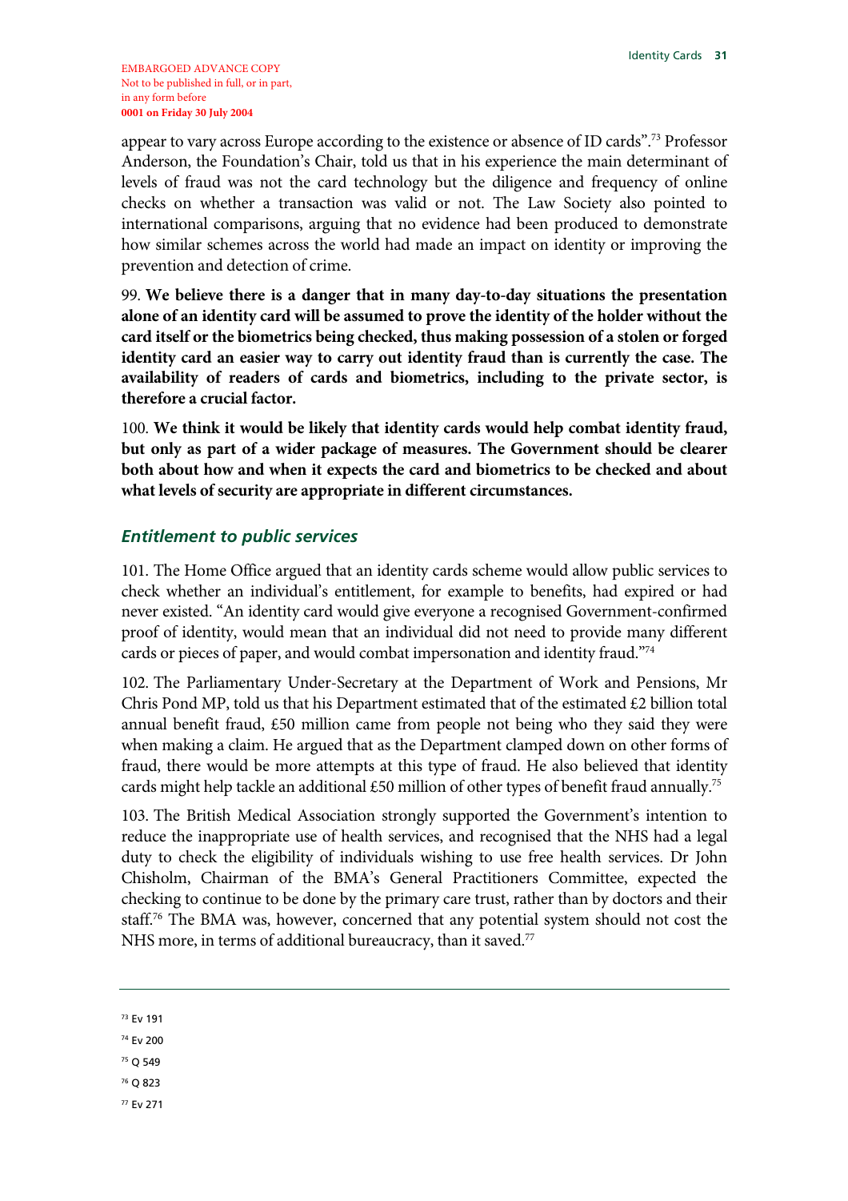appear to vary across Europe according to the existence or absence of ID cards".[73] Professor Anderson, the Foundation's Chair, told us that in his experience the main determinant of levels of fraud was not the card technology but the diligence and frequency of online checks on whether a transaction was valid or not. The Law Society also pointed to international comparisons, arguing that no evidence had been produced to demonstrate how similar schemes across the world had made an impact on identity or improving the prevention and detection of crime.

99. **We believe there is a danger that in many day-to-day situations the presentation alone of an identity card will be assumed to prove the identity of the holder without the card itself or the biometrics being checked, thus making possession of a stolen or forged identity card an easier way to carry out identity fraud than is currently the case. The availability of readers of cards and biometrics, including to the private sector, is therefore a crucial factor.**

100. **We think it would be likely that identity cards would help combat identity fraud, but only as part of a wider package of measures. The Government should be clearer both about how and when it expects the card and biometrics to be checked and about what levels of security are appropriate in different circumstances.**

### *Entitlement to public services*

101. The Home Office argued that an identity cards scheme would allow public services to check whether an individual's entitlement, for example to benefits, had expired or had never existed. "An identity card would give everyone a recognised Government-confirmed proof of identity, would mean that an individual did not need to provide many different cards or pieces of paper, and would combat impersonation and identity fraud."[74]

102. The Parliamentary Under-Secretary at the Department of Work and Pensions, Mr Chris Pond MP, told us that his Department estimated that of the estimated £2 billion total annual benefit fraud, £50 million came from people not being who they said they were when making a claim. He argued that as the Department clamped down on other forms of fraud, there would be more attempts at this type of fraud. He also believed that identity cards might help tackle an additional £50 million of other types of benefit fraud annually.[75]

103. The British Medical Association strongly supported the Government's intention to reduce the inappropriate use of health services, and recognised that the NHS had a legal duty to check the eligibility of individuals wishing to use free health services. Dr John Chisholm, Chairman of the BMA's General Practitioners Committee, expected the checking to continue to be done by the primary care trust, rather than by doctors and their staff.[76] The BMA was, however, concerned that any potential system should not cost the NHS more, in terms of additional bureaucracy, than it saved.[77]

---

[73] Ev 191

[74] Ev 200

[75] Q 549

[76] Q 823

[77] Ev 271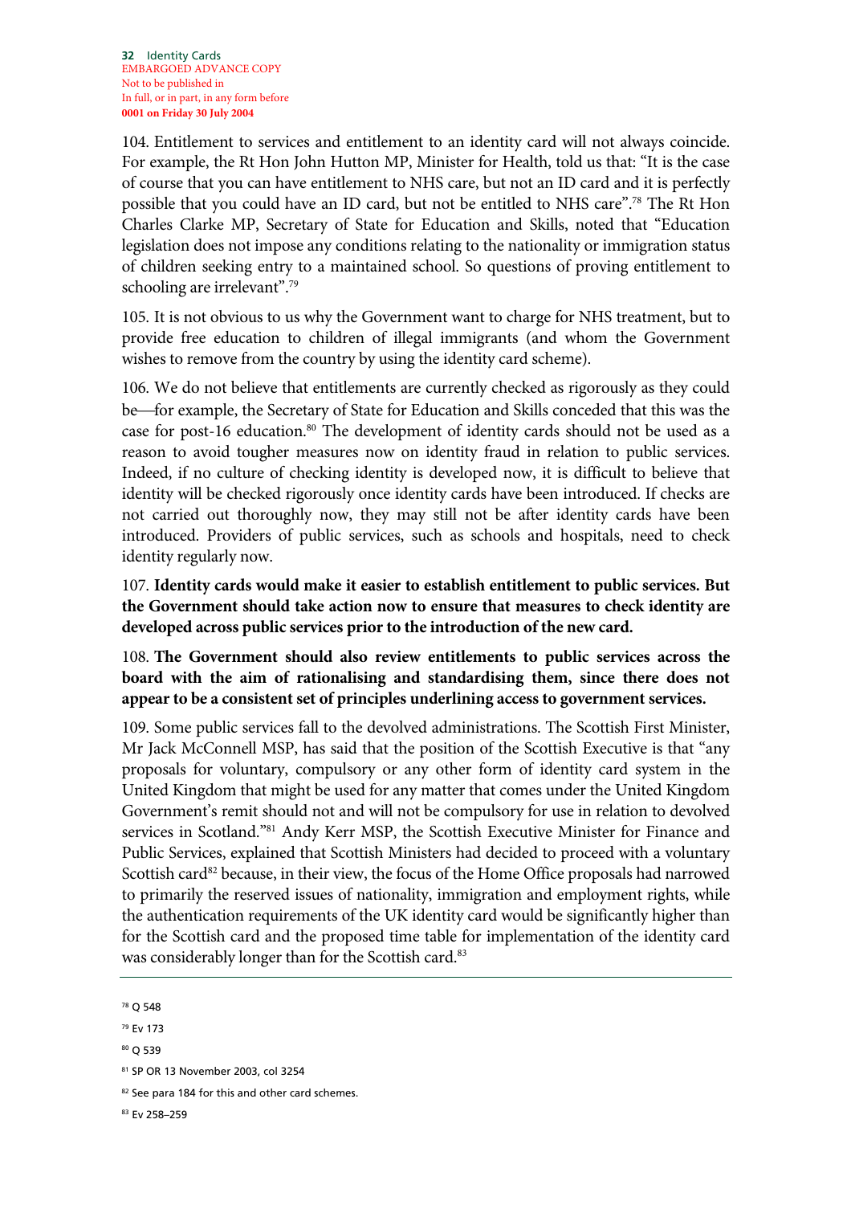104. Entitlement to services and entitlement to an identity card will not always coincide. For example, the Rt Hon John Hutton MP, Minister for Health, told us that: "It is the case of course that you can have entitlement to NHS care, but not an ID card and it is perfectly possible that you could have an ID card, but not be entitled to NHS care".[78] The Rt Hon Charles Clarke MP, Secretary of State for Education and Skills, noted that "Education legislation does not impose any conditions relating to the nationality or immigration status of children seeking entry to a maintained school. So questions of proving entitlement to schooling are irrelevant".[79]

105. It is not obvious to us why the Government want to charge for NHS treatment, but to provide free education to children of illegal immigrants (and whom the Government wishes to remove from the country by using the identity card scheme).

106. We do not believe that entitlements are currently checked as rigorously as they could be—for example, the Secretary of State for Education and Skills conceded that this was the case for post-16 education.[80] The development of identity cards should not be used as a reason to avoid tougher measures now on identity fraud in relation to public services. Indeed, if no culture of checking identity is developed now, it is difficult to believe that identity will be checked rigorously once identity cards have been introduced. If checks are not carried out thoroughly now, they may still not be after identity cards have been introduced. Providers of public services, such as schools and hospitals, need to check identity regularly now.

107. **Identity cards would make it easier to establish entitlement to public services. But the Government should take action now to ensure that measures to check identity are developed across public services prior to the introduction of the new card.**

108. **The Government should also review entitlements to public services across the board with the aim of rationalising and standardising them, since there does not appear to be a consistent set of principles underlining access to government services.**

109. Some public services fall to the devolved administrations. The Scottish First Minister, Mr Jack McConnell MSP, has said that the position of the Scottish Executive is that "any proposals for voluntary, compulsory or any other form of identity card system in the United Kingdom that might be used for any matter that comes under the United Kingdom Government's remit should not and will not be compulsory for use in relation to devolved services in Scotland."[81] Andy Kerr MSP, the Scottish Executive Minister for Finance and Public Services, explained that Scottish Ministers had decided to proceed with a voluntary Scottish card[82] because, in their view, the focus of the Home Office proposals had narrowed to primarily the reserved issues of nationality, immigration and employment rights, while the authentication requirements of the UK identity card would be significantly higher than for the Scottish card and the proposed time table for implementation of the identity card was considerably longer than for the Scottish card.[83]

---

[78] Q 548

[79] Ev 173

[80] Q 539

[81] SP OR 13 November 2003, col 3254

[82] See para 184 for this and other card schemes.

[83] Ev 258–259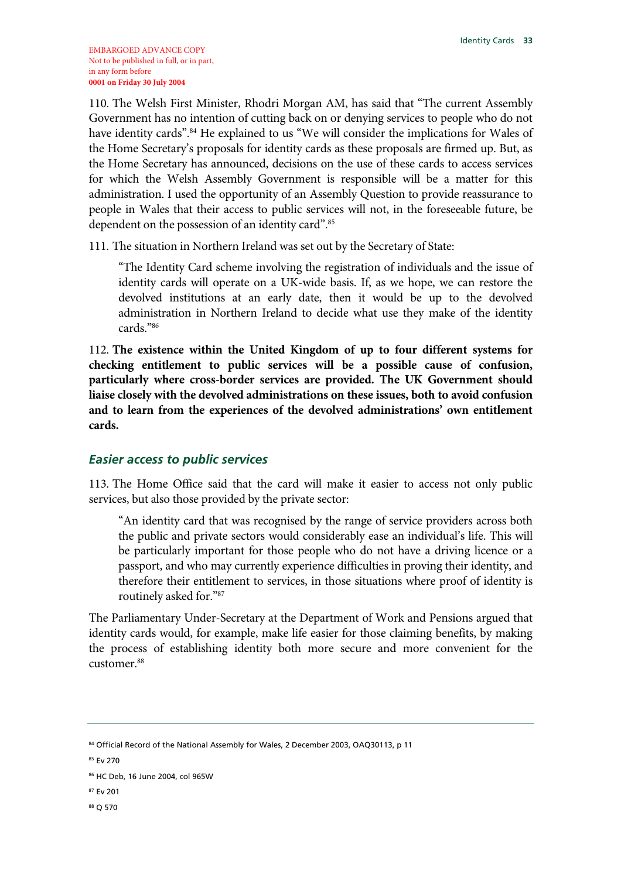EMBARGOED ADVANCE COPY
Not to be published in full, or in part,
in any form before
**0001 on Friday 30 July 2004**

110. The Welsh First Minister, Rhodri Morgan AM, has said that "The current Assembly Government has no intention of cutting back on or denying services to people who do not have identity cards".[84] He explained to us "We will consider the implications for Wales of the Home Secretary's proposals for identity cards as these proposals are firmed up. But, as the Home Secretary has announced, decisions on the use of these cards to access services for which the Welsh Assembly Government is responsible will be a matter for this administration. I used the opportunity of an Assembly Question to provide reassurance to people in Wales that their access to public services will not, in the foreseeable future, be dependent on the possession of an identity card".[85]

111. The situation in Northern Ireland was set out by the Secretary of State:

> "The Identity Card scheme involving the registration of individuals and the issue of identity cards will operate on a UK-wide basis. If, as we hope, we can restore the devolved institutions at an early date, then it would be up to the devolved administration in Northern Ireland to decide what use they make of the identity cards."[86]

112. **The existence within the United Kingdom of up to four different systems for checking entitlement to public services will be a possible cause of confusion, particularly where cross-border services are provided. The UK Government should liaise closely with the devolved administrations on these issues, both to avoid confusion and to learn from the experiences of the devolved administrations' own entitlement cards.**

### *Easier access to public services*

113. The Home Office said that the card will make it easier to access not only public services, but also those provided by the private sector:

> "An identity card that was recognised by the range of service providers across both the public and private sectors would considerably ease an individual's life. This will be particularly important for those people who do not have a driving licence or a passport, and who may currently experience difficulties in proving their identity, and therefore their entitlement to services, in those situations where proof of identity is routinely asked for."[87]

The Parliamentary Under-Secretary at the Department of Work and Pensions argued that identity cards would, for example, make life easier for those claiming benefits, by making the process of establishing identity both more secure and more convenient for the customer.[88]

---

[84] Official Record of the National Assembly for Wales, 2 December 2003, OAQ30113, p 11

[85] Ev 270

[86] HC Deb, 16 June 2004, col 965W

[87] Ev 201

[88] Q 570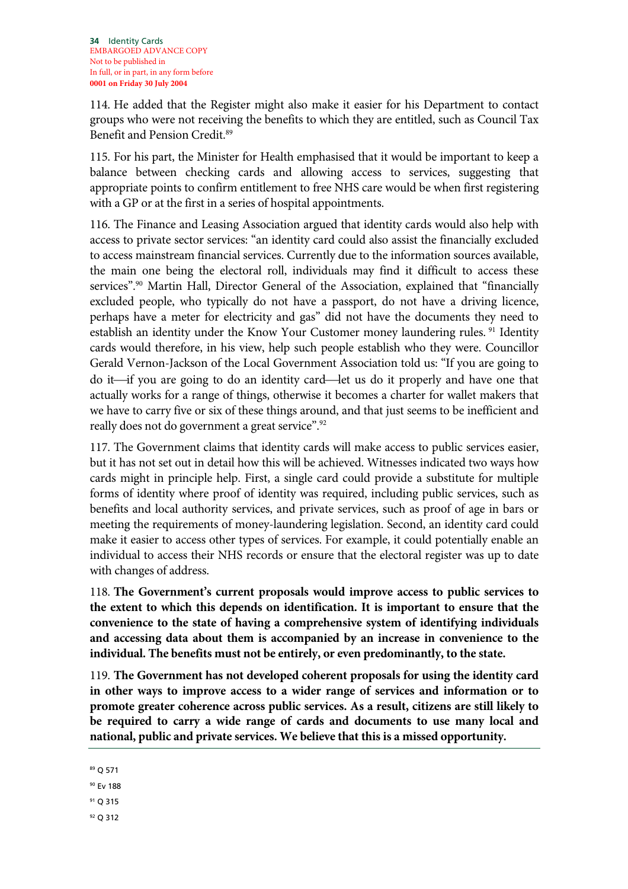114. He added that the Register might also make it easier for his Department to contact groups who were not receiving the benefits to which they are entitled, such as Council Tax Benefit and Pension Credit.[89]

115. For his part, the Minister for Health emphasised that it would be important to keep a balance between checking cards and allowing access to services, suggesting that appropriate points to confirm entitlement to free NHS care would be when first registering with a GP or at the first in a series of hospital appointments.

116. The Finance and Leasing Association argued that identity cards would also help with access to private sector services: "an identity card could also assist the financially excluded to access mainstream financial services. Currently due to the information sources available, the main one being the electoral roll, individuals may find it difficult to access these services".[90] Martin Hall, Director General of the Association, explained that "financially excluded people, who typically do not have a passport, do not have a driving licence, perhaps have a meter for electricity and gas" did not have the documents they need to establish an identity under the Know Your Customer money laundering rules.[91] Identity cards would therefore, in his view, help such people establish who they were. Councillor Gerald Vernon-Jackson of the Local Government Association told us: "If you are going to do it—if you are going to do an identity card—let us do it properly and have one that actually works for a range of things, otherwise it becomes a charter for wallet makers that we have to carry five or six of these things around, and that just seems to be inefficient and really does not do government a great service".[92]

117. The Government claims that identity cards will make access to public services easier, but it has not set out in detail how this will be achieved. Witnesses indicated two ways how cards might in principle help. First, a single card could provide a substitute for multiple forms of identity where proof of identity was required, including public services, such as benefits and local authority services, and private services, such as proof of age in bars or meeting the requirements of money-laundering legislation. Second, an identity card could make it easier to access other types of services. For example, it could potentially enable an individual to access their NHS records or ensure that the electoral register was up to date with changes of address.

118. **The Government's current proposals would improve access to public services to the extent to which this depends on identification. It is important to ensure that the convenience to the state of having a comprehensive system of identifying individuals and accessing data about them is accompanied by an increase in convenience to the individual. The benefits must not be entirely, or even predominantly, to the state.**

119. **The Government has not developed coherent proposals for using the identity card in other ways to improve access to a wider range of services and information or to promote greater coherence across public services. As a result, citizens are still likely to be required to carry a wide range of cards and documents to use many local and national, public and private services. We believe that this is a missed opportunity.**

---

[89] Q 571

[90] Ev 188

[91] Q 315

[92] Q 312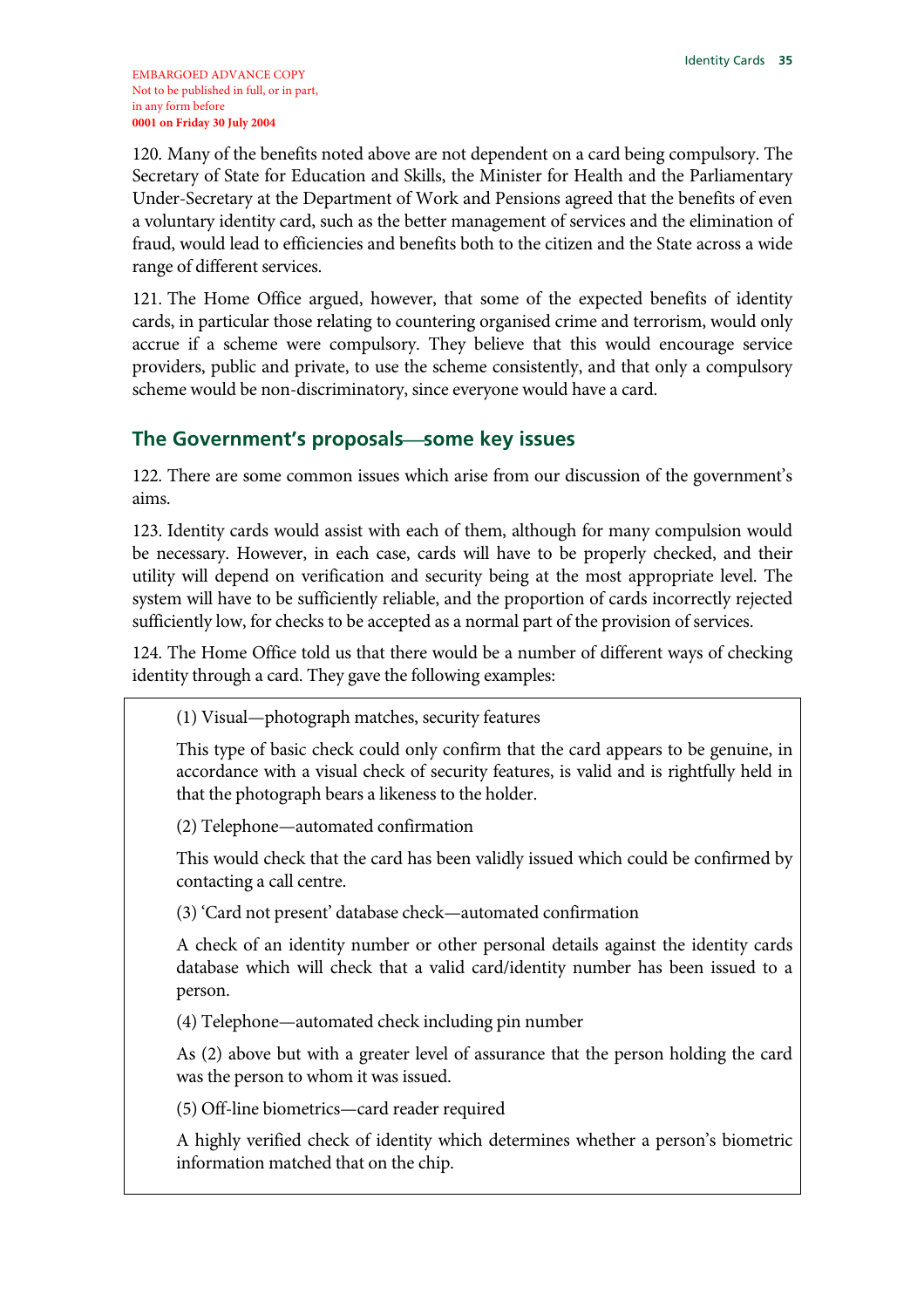EMBARGOED ADVANCE COPY
Not to be published in full, or in part, in any form before
**0001 on Friday 30 July 2004**

120. Many of the benefits noted above are not dependent on a card being compulsory. The Secretary of State for Education and Skills, the Minister for Health and the Parliamentary Under-Secretary at the Department of Work and Pensions agreed that the benefits of even a voluntary identity card, such as the better management of services and the elimination of fraud, would lead to efficiencies and benefits both to the citizen and the State across a wide range of different services.

121. The Home Office argued, however, that some of the expected benefits of identity cards, in particular those relating to countering organised crime and terrorism, would only accrue if a scheme were compulsory. They believe that this would encourage service providers, public and private, to use the scheme consistently, and that only a compulsory scheme would be non-discriminatory, since everyone would have a card.

## The Government's proposals—some key issues

122. There are some common issues which arise from our discussion of the government's aims.

123. Identity cards would assist with each of them, although for many compulsion would be necessary. However, in each case, cards will have to be properly checked, and their utility will depend on verification and security being at the most appropriate level. The system will have to be sufficiently reliable, and the proportion of cards incorrectly rejected sufficiently low, for checks to be accepted as a normal part of the provision of services.

124. The Home Office told us that there would be a number of different ways of checking identity through a card. They gave the following examples:

(1) Visual—photograph matches, security features

This type of basic check could only confirm that the card appears to be genuine, in accordance with a visual check of security features, is valid and is rightfully held in that the photograph bears a likeness to the holder.

(2) Telephone—automated confirmation

This would check that the card has been validly issued which could be confirmed by contacting a call centre.

(3) 'Card not present' database check—automated confirmation

A check of an identity number or other personal details against the identity cards database which will check that a valid card/identity number has been issued to a person.

(4) Telephone—automated check including pin number

As (2) above but with a greater level of assurance that the person holding the card was the person to whom it was issued.

(5) Off-line biometrics—card reader required

A highly verified check of identity which determines whether a person's biometric information matched that on the chip.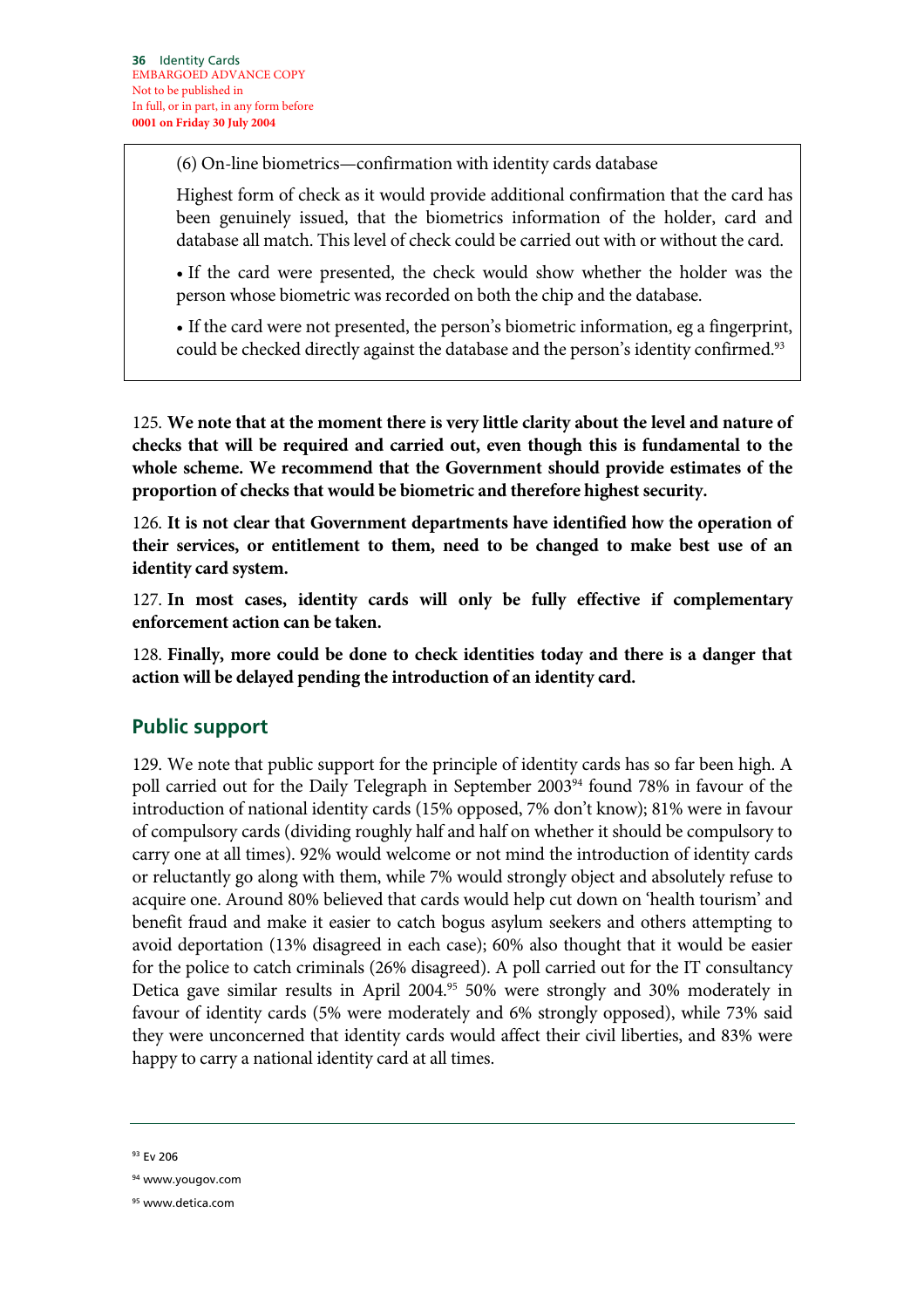(6) On-line biometrics—confirmation with identity cards database

Highest form of check as it would provide additional confirmation that the card has been genuinely issued, that the biometrics information of the holder, card and database all match. This level of check could be carried out with or without the card.

- If the card were presented, the check would show whether the holder was the person whose biometric was recorded on both the chip and the database.
- If the card were not presented, the person's biometric information, eg a fingerprint, could be checked directly against the database and the person's identity confirmed.[93]

125. **We note that at the moment there is very little clarity about the level and nature of checks that will be required and carried out, even though this is fundamental to the whole scheme. We recommend that the Government should provide estimates of the proportion of checks that would be biometric and therefore highest security.**

126. **It is not clear that Government departments have identified how the operation of their services, or entitlement to them, need to be changed to make best use of an identity card system.**

127. **In most cases, identity cards will only be fully effective if complementary enforcement action can be taken.**

128. **Finally, more could be done to check identities today and there is a danger that action will be delayed pending the introduction of an identity card.**

## Public support

129. We note that public support for the principle of identity cards has so far been high. A poll carried out for the Daily Telegraph in September 2003[94] found 78% in favour of the introduction of national identity cards (15% opposed, 7% don't know); 81% were in favour of compulsory cards (dividing roughly half and half on whether it should be compulsory to carry one at all times). 92% would welcome or not mind the introduction of identity cards or reluctantly go along with them, while 7% would strongly object and absolutely refuse to acquire one. Around 80% believed that cards would help cut down on 'health tourism' and benefit fraud and make it easier to catch bogus asylum seekers and others attempting to avoid deportation (13% disagreed in each case); 60% also thought that it would be easier for the police to catch criminals (26% disagreed). A poll carried out for the IT consultancy Detica gave similar results in April 2004.[95] 50% were strongly and 30% moderately in favour of identity cards (5% were moderately and 6% strongly opposed), while 73% said they were unconcerned that identity cards would affect their civil liberties, and 83% were happy to carry a national identity card at all times.

[93] Ev 206

[94] www.yougov.com

[95] www.detica.com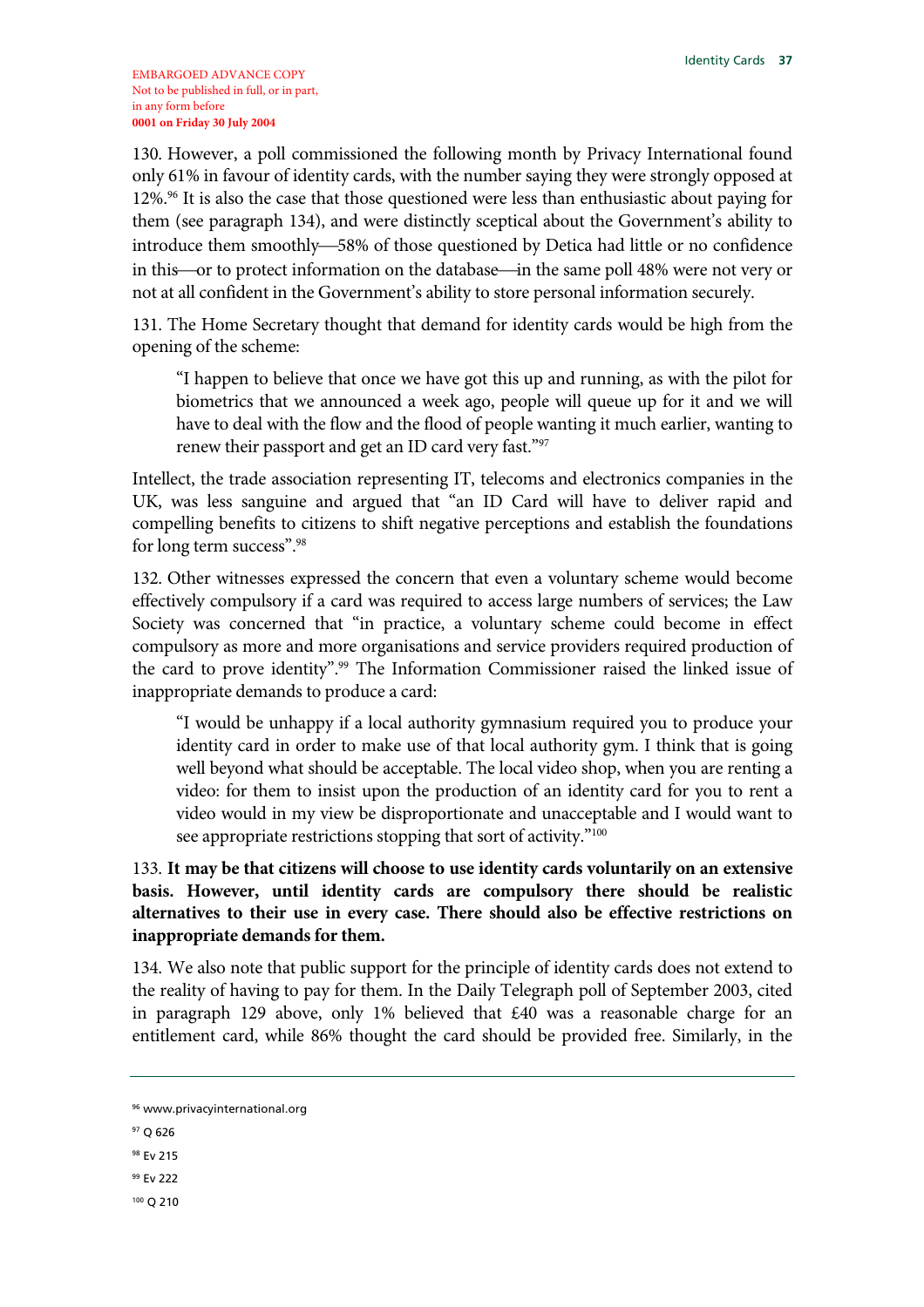EMBARGOED ADVANCE COPY
Not to be published in full, or in part, in any form before
**0001 on Friday 30 July 2004**

130. However, a poll commissioned the following month by Privacy International found only 61% in favour of identity cards, with the number saying they were strongly opposed at 12%.[96] It is also the case that those questioned were less than enthusiastic about paying for them (see paragraph 134), and were distinctly sceptical about the Government's ability to introduce them smoothly—58% of those questioned by Detica had little or no confidence in this—or to protect information on the database—in the same poll 48% were not very or not at all confident in the Government's ability to store personal information securely.

131. The Home Secretary thought that demand for identity cards would be high from the opening of the scheme:

> "I happen to believe that once we have got this up and running, as with the pilot for biometrics that we announced a week ago, people will queue up for it and we will have to deal with the flow and the flood of people wanting it much earlier, wanting to renew their passport and get an ID card very fast."[97]

Intellect, the trade association representing IT, telecoms and electronics companies in the UK, was less sanguine and argued that "an ID Card will have to deliver rapid and compelling benefits to citizens to shift negative perceptions and establish the foundations for long term success".[98]

132. Other witnesses expressed the concern that even a voluntary scheme would become effectively compulsory if a card was required to access large numbers of services; the Law Society was concerned that "in practice, a voluntary scheme could become in effect compulsory as more and more organisations and service providers required production of the card to prove identity".[99] The Information Commissioner raised the linked issue of inappropriate demands to produce a card:

> "I would be unhappy if a local authority gymnasium required you to produce your identity card in order to make use of that local authority gym. I think that is going well beyond what should be acceptable. The local video shop, when you are renting a video: for them to insist upon the production of an identity card for you to rent a video would in my view be disproportionate and unacceptable and I would want to see appropriate restrictions stopping that sort of activity."[100]

133. **It may be that citizens will choose to use identity cards voluntarily on an extensive basis. However, until identity cards are compulsory there should be realistic alternatives to their use in every case. There should also be effective restrictions on inappropriate demands for them.**

134. We also note that public support for the principle of identity cards does not extend to the reality of having to pay for them. In the Daily Telegraph poll of September 2003, cited in paragraph 129 above, only 1% believed that £40 was a reasonable charge for an entitlement card, while 86% thought the card should be provided free. Similarly, in the

---

[96] www.privacyinternational.org

[97] Q 626

[98] Ev 215

[99] Ev 222

[100] Q 210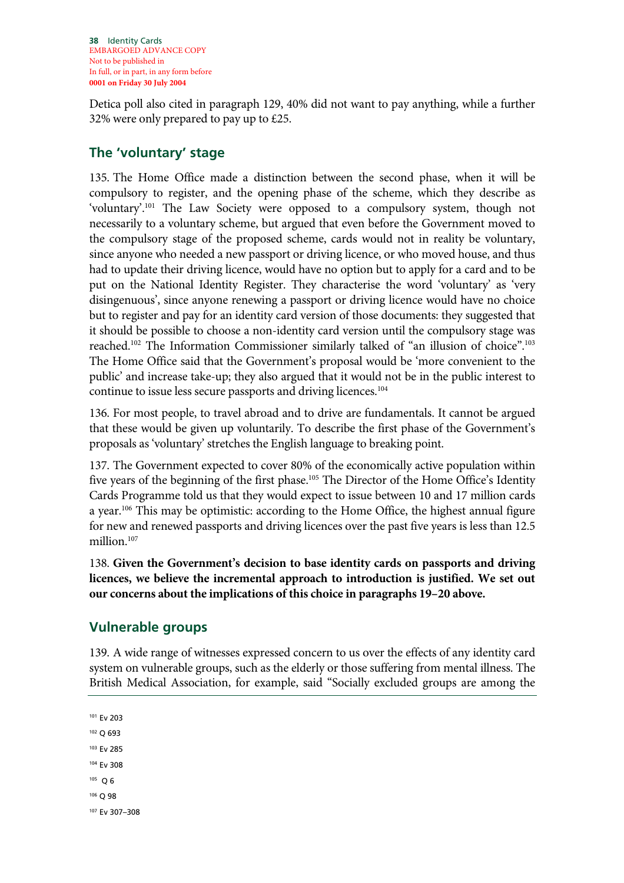Detica poll also cited in paragraph 129, 40% did not want to pay anything, while a further 32% were only prepared to pay up to £25.

## The 'voluntary' stage

135. The Home Office made a distinction between the second phase, when it will be compulsory to register, and the opening phase of the scheme, which they describe as 'voluntary'.[101] The Law Society were opposed to a compulsory system, though not necessarily to a voluntary scheme, but argued that even before the Government moved to the compulsory stage of the proposed scheme, cards would not in reality be voluntary, since anyone who needed a new passport or driving licence, or who moved house, and thus had to update their driving licence, would have no option but to apply for a card and to be put on the National Identity Register. They characterise the word 'voluntary' as 'very disingenuous', since anyone renewing a passport or driving licence would have no choice but to register and pay for an identity card version of those documents: they suggested that it should be possible to choose a non-identity card version until the compulsory stage was reached.[102] The Information Commissioner similarly talked of "an illusion of choice".[103] The Home Office said that the Government's proposal would be 'more convenient to the public' and increase take-up; they also argued that it would not be in the public interest to continue to issue less secure passports and driving licences.[104]

136. For most people, to travel abroad and to drive are fundamentals. It cannot be argued that these would be given up voluntarily. To describe the first phase of the Government's proposals as 'voluntary' stretches the English language to breaking point.

137. The Government expected to cover 80% of the economically active population within five years of the beginning of the first phase.[105] The Director of the Home Office's Identity Cards Programme told us that they would expect to issue between 10 and 17 million cards a year.[106] This may be optimistic: according to the Home Office, the highest annual figure for new and renewed passports and driving licences over the past five years is less than 12.5 million.[107]

138. **Given the Government's decision to base identity cards on passports and driving licences, we believe the incremental approach to introduction is justified. We set out our concerns about the implications of this choice in paragraphs 19–20 above.**

## Vulnerable groups

139. A wide range of witnesses expressed concern to us over the effects of any identity card system on vulnerable groups, such as the elderly or those suffering from mental illness. The British Medical Association, for example, said "Socially excluded groups are among the

[101] Ev 203

[102] Q 693

[103] Ev 285

[104] Ev 308

[105] Q 6

[106] Q 98

[107] Ev 307–308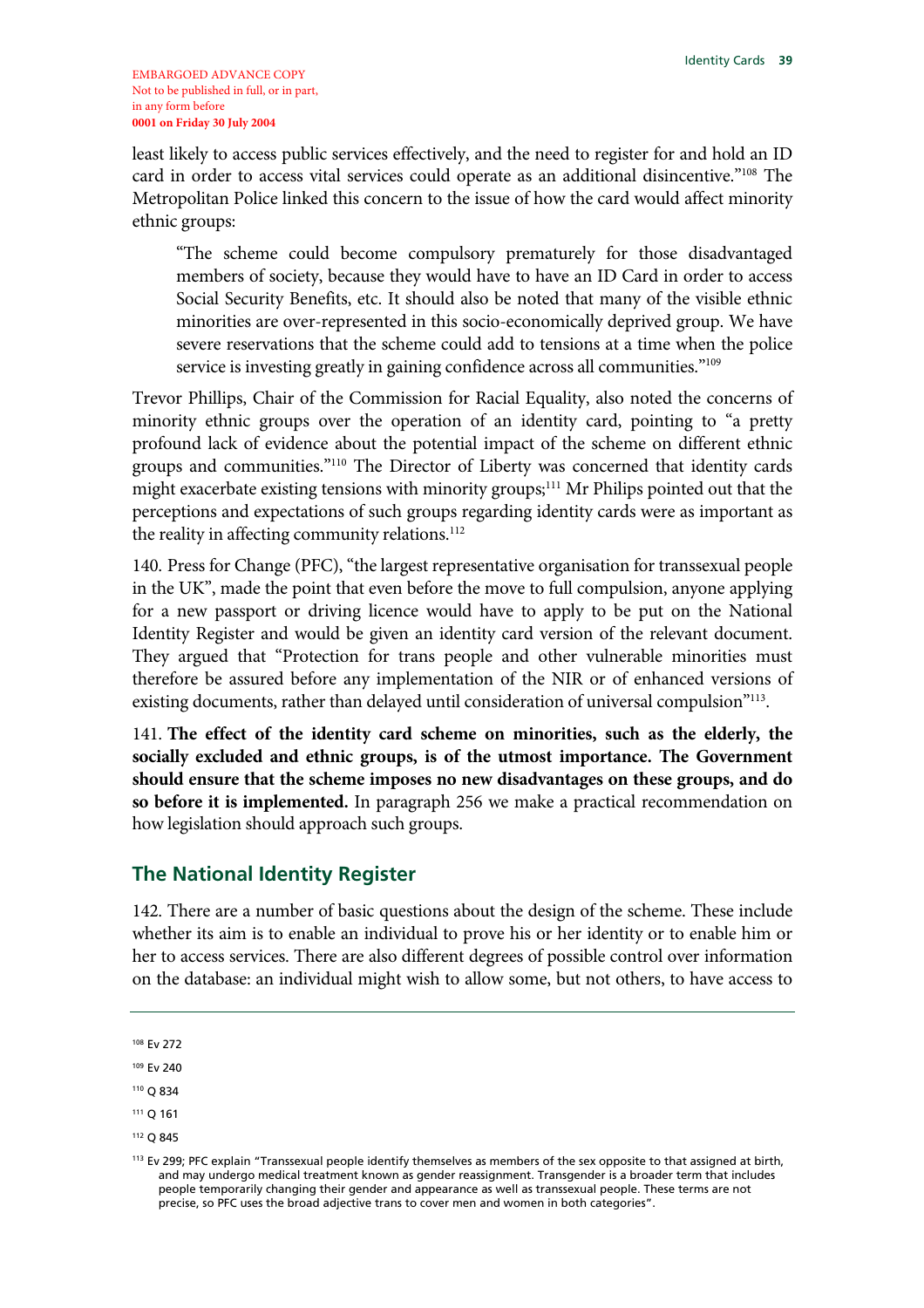least likely to access public services effectively, and the need to register for and hold an ID card in order to access vital services could operate as an additional disincentive."[108] The Metropolitan Police linked this concern to the issue of how the card would affect minority ethnic groups:

> "The scheme could become compulsory prematurely for those disadvantaged members of society, because they would have to have an ID Card in order to access Social Security Benefits, etc. It should also be noted that many of the visible ethnic minorities are over-represented in this socio-economically deprived group. We have severe reservations that the scheme could add to tensions at a time when the police service is investing greatly in gaining confidence across all communities."[109]

Trevor Phillips, Chair of the Commission for Racial Equality, also noted the concerns of minority ethnic groups over the operation of an identity card, pointing to "a pretty profound lack of evidence about the potential impact of the scheme on different ethnic groups and communities."[110] The Director of Liberty was concerned that identity cards might exacerbate existing tensions with minority groups;[111] Mr Philips pointed out that the perceptions and expectations of such groups regarding identity cards were as important as the reality in affecting community relations.[112]

140. Press for Change (PFC), "the largest representative organisation for transsexual people in the UK", made the point that even before the move to full compulsion, anyone applying for a new passport or driving licence would have to apply to be put on the National Identity Register and would be given an identity card version of the relevant document. They argued that "Protection for trans people and other vulnerable minorities must therefore be assured before any implementation of the NIR or of enhanced versions of existing documents, rather than delayed until consideration of universal compulsion"[113].

141. **The effect of the identity card scheme on minorities, such as the elderly, the socially excluded and ethnic groups, is of the utmost importance. The Government should ensure that the scheme imposes no new disadvantages on these groups, and do so before it is implemented.** In paragraph 256 we make a practical recommendation on how legislation should approach such groups.

## The National Identity Register

142. There are a number of basic questions about the design of the scheme. These include whether its aim is to enable an individual to prove his or her identity or to enable him or her to access services. There are also different degrees of possible control over information on the database: an individual might wish to allow some, but not others, to have access to

---

[108] Ev 272

[109] Ev 240

[110] Q 834

[111] Q 161

[112] Q 845

[113] Ev 299; PFC explain "Transsexual people identify themselves as members of the sex opposite to that assigned at birth, and may undergo medical treatment known as gender reassignment. Transgender is a broader term that includes people temporarily changing their gender and appearance as well as transsexual people. These terms are not precise, so PFC uses the broad adjective trans to cover men and women in both categories".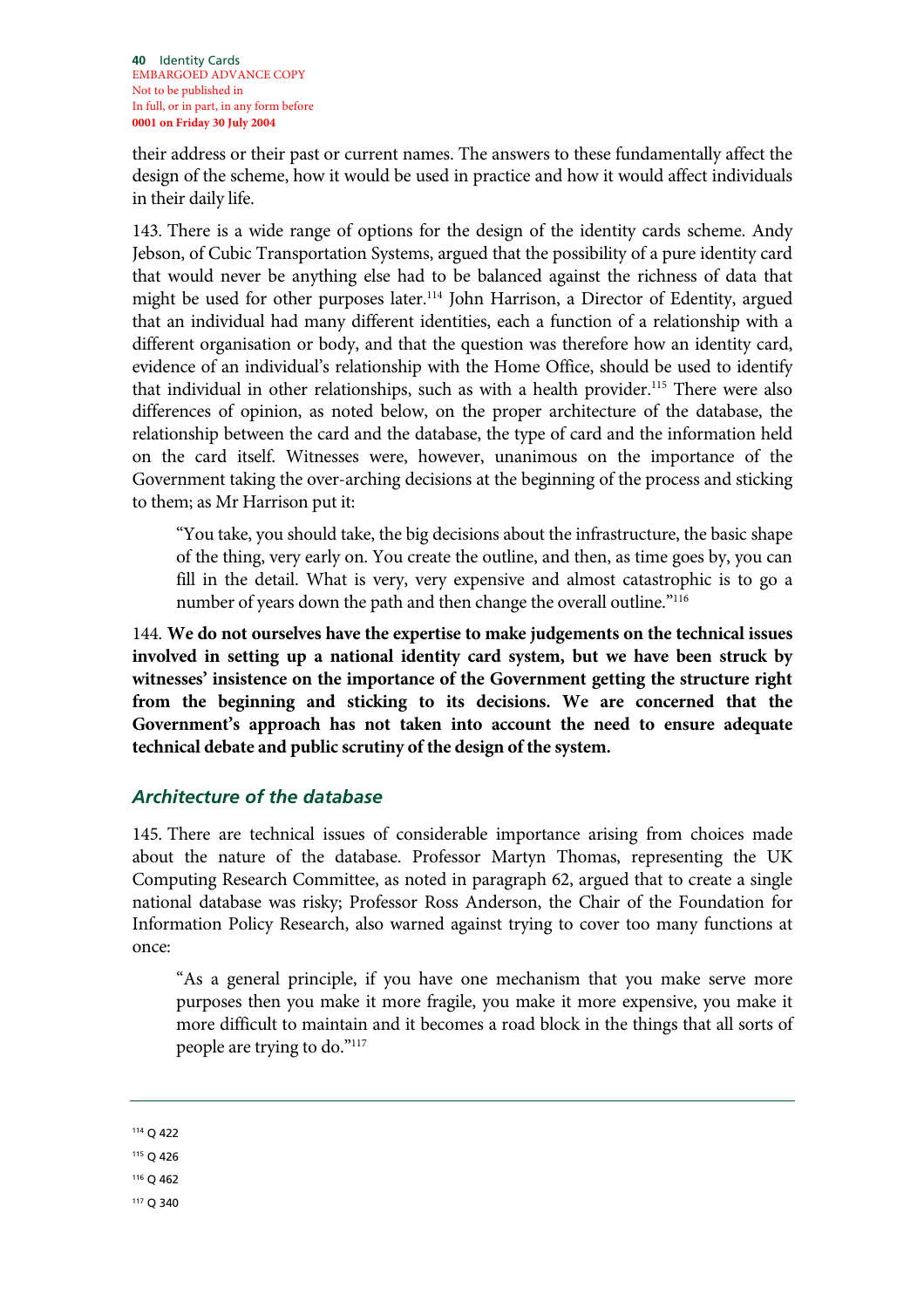their address or their past or current names. The answers to these fundamentally affect the design of the scheme, how it would be used in practice and how it would affect individuals in their daily life.

143. There is a wide range of options for the design of the identity cards scheme. Andy Jebson, of Cubic Transportation Systems, argued that the possibility of a pure identity card that would never be anything else had to be balanced against the richness of data that might be used for other purposes later.[114] John Harrison, a Director of Edentity, argued that an individual had many different identities, each a function of a relationship with a different organisation or body, and that the question was therefore how an identity card, evidence of an individual's relationship with the Home Office, should be used to identify that individual in other relationships, such as with a health provider.[115] There were also differences of opinion, as noted below, on the proper architecture of the database, the relationship between the card and the database, the type of card and the information held on the card itself. Witnesses were, however, unanimous on the importance of the Government taking the over-arching decisions at the beginning of the process and sticking to them; as Mr Harrison put it:

> "You take, you should take, the big decisions about the infrastructure, the basic shape of the thing, very early on. You create the outline, and then, as time goes by, you can fill in the detail. What is very, very expensive and almost catastrophic is to go a number of years down the path and then change the overall outline."[116]

144. **We do not ourselves have the expertise to make judgements on the technical issues involved in setting up a national identity card system, but we have been struck by witnesses' insistence on the importance of the Government getting the structure right from the beginning and sticking to its decisions. We are concerned that the Government's approach has not taken into account the need to ensure adequate technical debate and public scrutiny of the design of the system.**

### *Architecture of the database*

145. There are technical issues of considerable importance arising from choices made about the nature of the database. Professor Martyn Thomas, representing the UK Computing Research Committee, as noted in paragraph 62, argued that to create a single national database was risky; Professor Ross Anderson, the Chair of the Foundation for Information Policy Research, also warned against trying to cover too many functions at once:

> "As a general principle, if you have one mechanism that you make serve more purposes then you make it more fragile, you make it more expensive, you make it more difficult to maintain and it becomes a road block in the things that all sorts of people are trying to do."[117]

---

[114] Q 422

[115] Q 426

[116] Q 462

[117] Q 340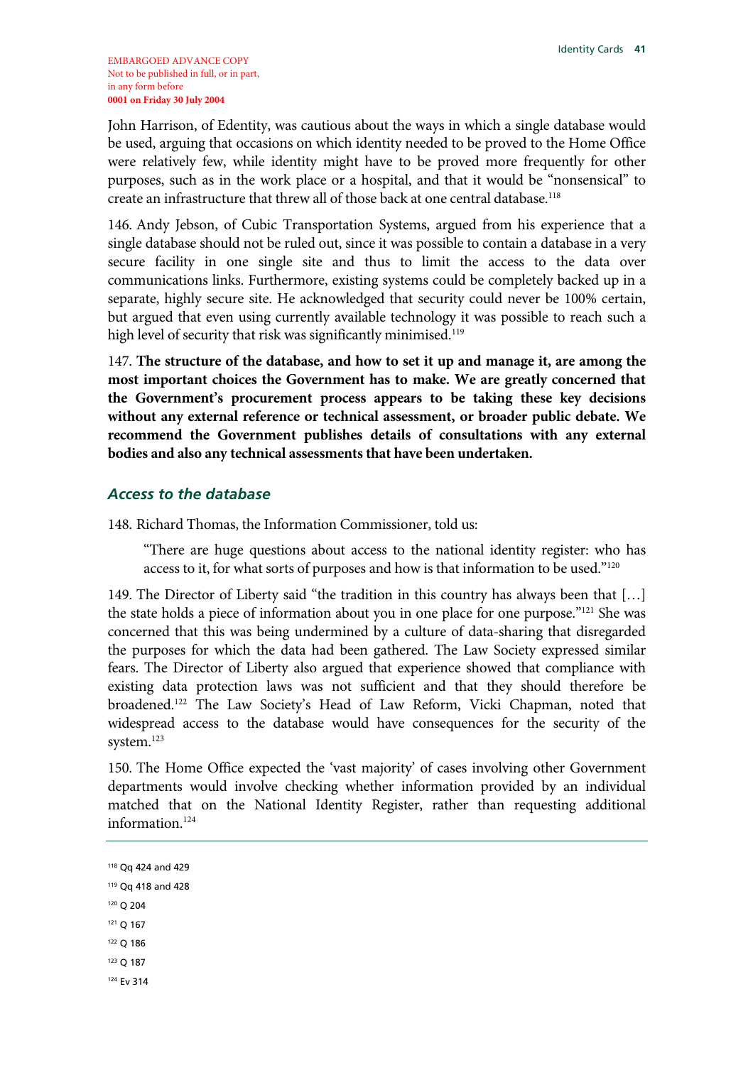John Harrison, of Edentity, was cautious about the ways in which a single database would be used, arguing that occasions on which identity needed to be proved to the Home Office were relatively few, while identity might have to be proved more frequently for other purposes, such as in the work place or a hospital, and that it would be "nonsensical" to create an infrastructure that threw all of those back at one central database.[118]

146. Andy Jebson, of Cubic Transportation Systems, argued from his experience that a single database should not be ruled out, since it was possible to contain a database in a very secure facility in one single site and thus to limit the access to the data over communications links. Furthermore, existing systems could be completely backed up in a separate, highly secure site. He acknowledged that security could never be 100% certain, but argued that even using currently available technology it was possible to reach such a high level of security that risk was significantly minimised.[119]

147. **The structure of the database, and how to set it up and manage it, are among the most important choices the Government has to make. We are greatly concerned that the Government's procurement process appears to be taking these key decisions without any external reference or technical assessment, or broader public debate. We recommend the Government publishes details of consultations with any external bodies and also any technical assessments that have been undertaken.**

### *Access to the database*

148. Richard Thomas, the Information Commissioner, told us:

> "There are huge questions about access to the national identity register: who has access to it, for what sorts of purposes and how is that information to be used."[120]

149. The Director of Liberty said "the tradition in this country has always been that […] the state holds a piece of information about you in one place for one purpose."[121] She was concerned that this was being undermined by a culture of data-sharing that disregarded the purposes for which the data had been gathered. The Law Society expressed similar fears. The Director of Liberty also argued that experience showed that compliance with existing data protection laws was not sufficient and that they should therefore be broadened.[122] The Law Society's Head of Law Reform, Vicki Chapman, noted that widespread access to the database would have consequences for the security of the system.[123]

150. The Home Office expected the 'vast majority' of cases involving other Government departments would involve checking whether information provided by an individual matched that on the National Identity Register, rather than requesting additional information.[124]

---

[118] Qq 424 and 429

[119] Qq 418 and 428

[120] Q 204

[121] Q 167

[122] Q 186

[123] Q 187

[124] Ev 314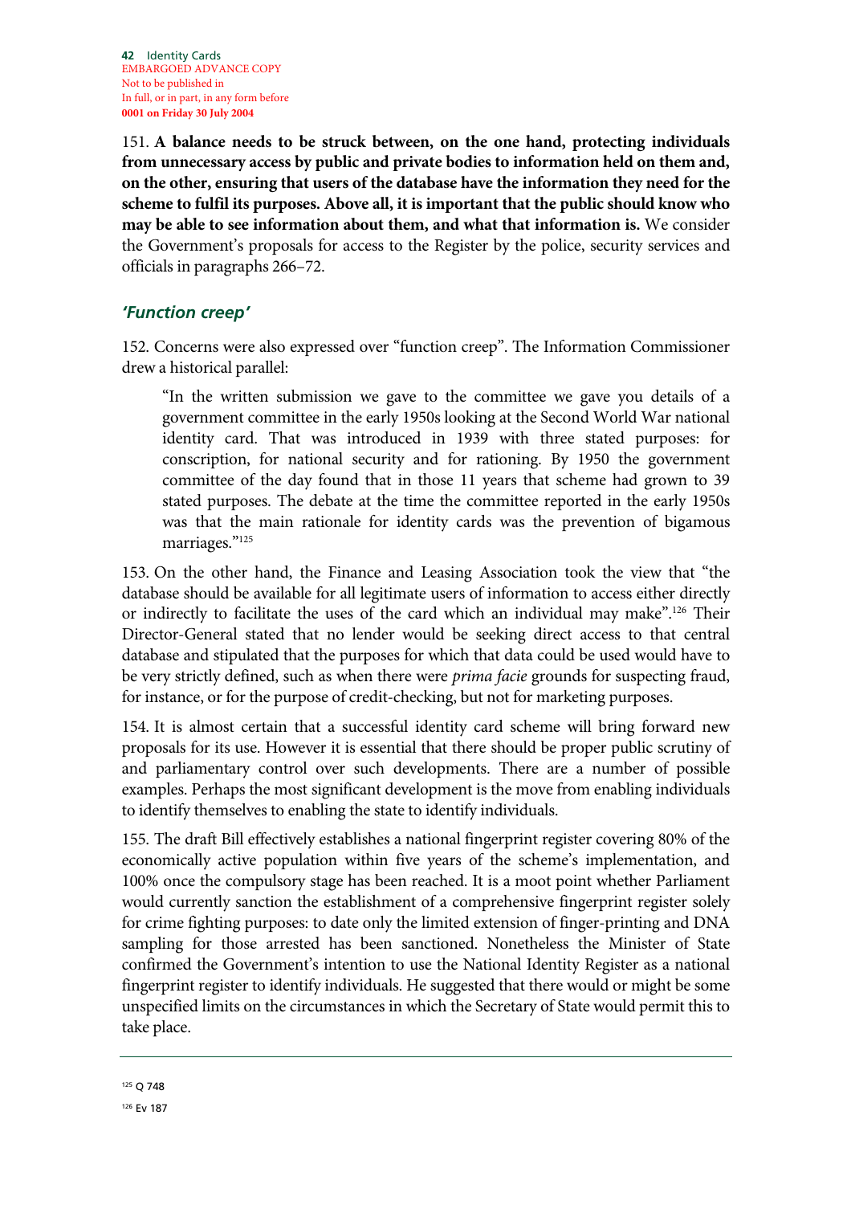151. **A balance needs to be struck between, on the one hand, protecting individuals from unnecessary access by public and private bodies to information held on them and, on the other, ensuring that users of the database have the information they need for the scheme to fulfil its purposes. Above all, it is important that the public should know who may be able to see information about them, and what that information is.** We consider the Government's proposals for access to the Register by the police, security services and officials in paragraphs 266–72.

### *'Function creep'*

152. Concerns were also expressed over "function creep". The Information Commissioner drew a historical parallel:

> "In the written submission we gave to the committee we gave you details of a government committee in the early 1950s looking at the Second World War national identity card. That was introduced in 1939 with three stated purposes: for conscription, for national security and for rationing. By 1950 the government committee of the day found that in those 11 years that scheme had grown to 39 stated purposes. The debate at the time the committee reported in the early 1950s was that the main rationale for identity cards was the prevention of bigamous marriages."[125]

153. On the other hand, the Finance and Leasing Association took the view that "the database should be available for all legitimate users of information to access either directly or indirectly to facilitate the uses of the card which an individual may make".[126] Their Director-General stated that no lender would be seeking direct access to that central database and stipulated that the purposes for which that data could be used would have to be very strictly defined, such as when there were *prima facie* grounds for suspecting fraud, for instance, or for the purpose of credit-checking, but not for marketing purposes.

154. It is almost certain that a successful identity card scheme will bring forward new proposals for its use. However it is essential that there should be proper public scrutiny of and parliamentary control over such developments. There are a number of possible examples. Perhaps the most significant development is the move from enabling individuals to identify themselves to enabling the state to identify individuals.

155. The draft Bill effectively establishes a national fingerprint register covering 80% of the economically active population within five years of the scheme's implementation, and 100% once the compulsory stage has been reached. It is a moot point whether Parliament would currently sanction the establishment of a comprehensive fingerprint register solely for crime fighting purposes: to date only the limited extension of finger-printing and DNA sampling for those arrested has been sanctioned. Nonetheless the Minister of State confirmed the Government's intention to use the National Identity Register as a national fingerprint register to identify individuals. He suggested that there would or might be some unspecified limits on the circumstances in which the Secretary of State would permit this to take place.

---

[125] Q 748

[126] Ev 187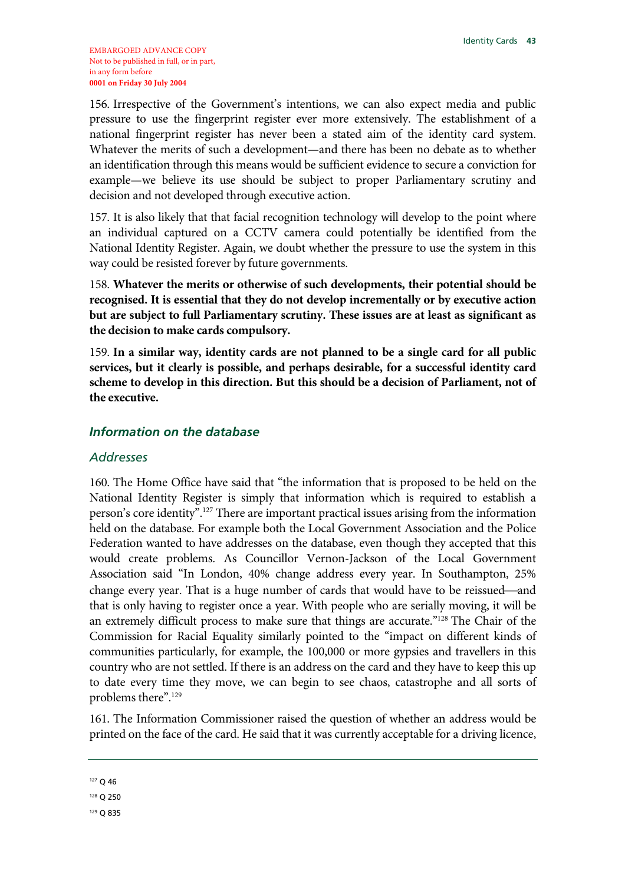EMBARGOED ADVANCE COPY
Not to be published in full, or in part,
in any form before
**0001 on Friday 30 July 2004**

156. Irrespective of the Government's intentions, we can also expect media and public pressure to use the fingerprint register ever more extensively. The establishment of a national fingerprint register has never been a stated aim of the identity card system. Whatever the merits of such a development—and there has been no debate as to whether an identification through this means would be sufficient evidence to secure a conviction for example—we believe its use should be subject to proper Parliamentary scrutiny and decision and not developed through executive action.

157. It is also likely that that facial recognition technology will develop to the point where an individual captured on a CCTV camera could potentially be identified from the National Identity Register. Again, we doubt whether the pressure to use the system in this way could be resisted forever by future governments.

158. **Whatever the merits or otherwise of such developments, their potential should be recognised. It is essential that they do not develop incrementally or by executive action but are subject to full Parliamentary scrutiny. These issues are at least as significant as the decision to make cards compulsory.**

159. **In a similar way, identity cards are not planned to be a single card for all public services, but it clearly is possible, and perhaps desirable, for a successful identity card scheme to develop in this direction. But this should be a decision of Parliament, not of the executive.**

### *Information on the database*

#### *Addresses*

160. The Home Office have said that "the information that is proposed to be held on the National Identity Register is simply that information which is required to establish a person's core identity".[127] There are important practical issues arising from the information held on the database. For example both the Local Government Association and the Police Federation wanted to have addresses on the database, even though they accepted that this would create problems. As Councillor Vernon-Jackson of the Local Government Association said "In London, 40% change address every year. In Southampton, 25% change every year. That is a huge number of cards that would have to be reissued—and that is only having to register once a year. With people who are serially moving, it will be an extremely difficult process to make sure that things are accurate."[128] The Chair of the Commission for Racial Equality similarly pointed to the "impact on different kinds of communities particularly, for example, the 100,000 or more gypsies and travellers in this country who are not settled. If there is an address on the card and they have to keep this up to date every time they move, we can begin to see chaos, catastrophe and all sorts of problems there".[129]

161. The Information Commissioner raised the question of whether an address would be printed on the face of the card. He said that it was currently acceptable for a driving licence,

[127] Q 46

[128] Q 250

[129] Q 835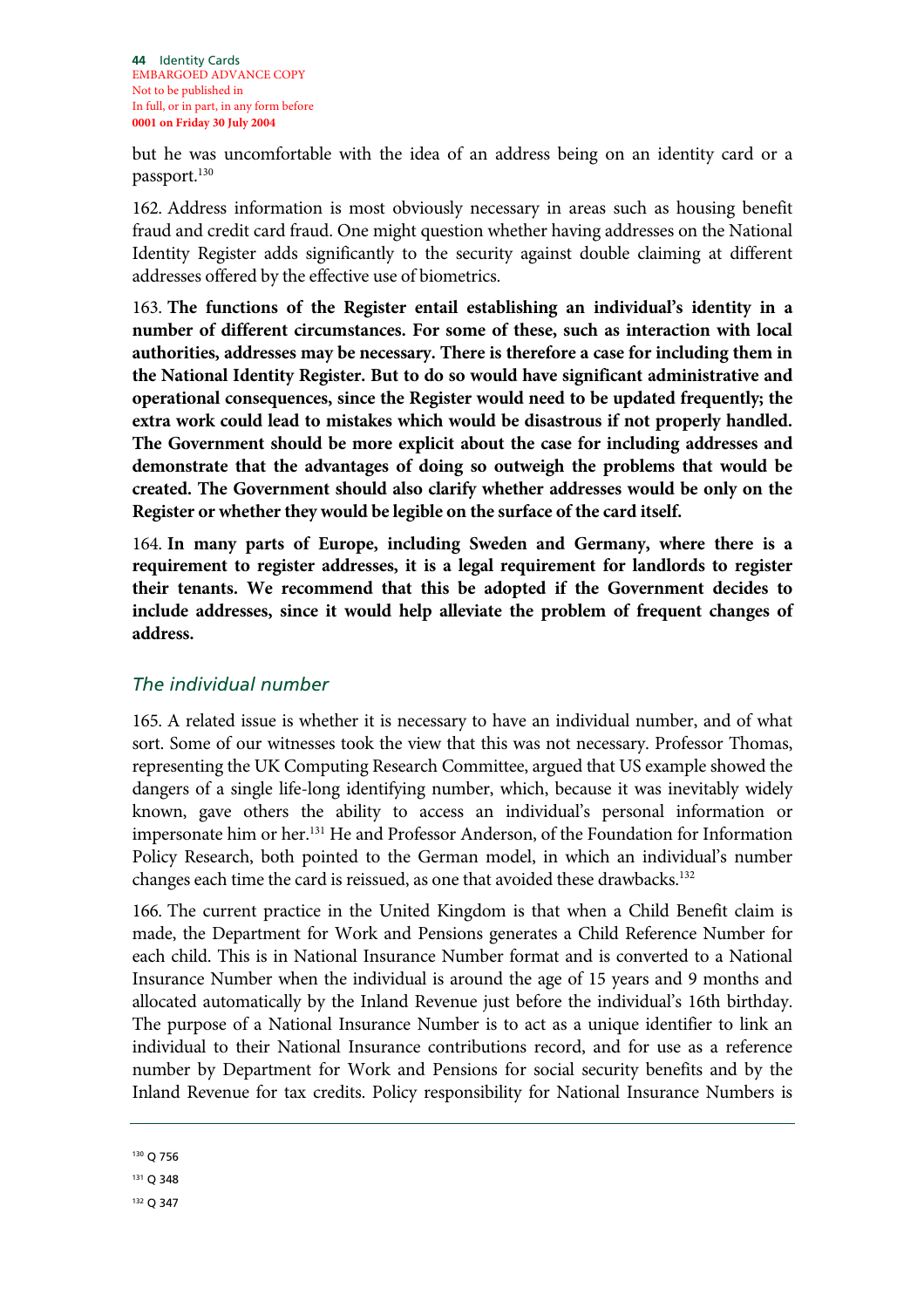but he was uncomfortable with the idea of an address being on an identity card or a passport.[130]

162. Address information is most obviously necessary in areas such as housing benefit fraud and credit card fraud. One might question whether having addresses on the National Identity Register adds significantly to the security against double claiming at different addresses offered by the effective use of biometrics.

163. **The functions of the Register entail establishing an individual's identity in a number of different circumstances. For some of these, such as interaction with local authorities, addresses may be necessary. There is therefore a case for including them in the National Identity Register. But to do so would have significant administrative and operational consequences, since the Register would need to be updated frequently; the extra work could lead to mistakes which would be disastrous if not properly handled. The Government should be more explicit about the case for including addresses and demonstrate that the advantages of doing so outweigh the problems that would be created. The Government should also clarify whether addresses would be only on the Register or whether they would be legible on the surface of the card itself.**

164. **In many parts of Europe, including Sweden and Germany, where there is a requirement to register addresses, it is a legal requirement for landlords to register their tenants. We recommend that this be adopted if the Government decides to include addresses, since it would help alleviate the problem of frequent changes of address.**

### *The individual number*

165. A related issue is whether it is necessary to have an individual number, and of what sort. Some of our witnesses took the view that this was not necessary. Professor Thomas, representing the UK Computing Research Committee, argued that US example showed the dangers of a single life-long identifying number, which, because it was inevitably widely known, gave others the ability to access an individual's personal information or impersonate him or her.[131] He and Professor Anderson, of the Foundation for Information Policy Research, both pointed to the German model, in which an individual's number changes each time the card is reissued, as one that avoided these drawbacks.[132]

166. The current practice in the United Kingdom is that when a Child Benefit claim is made, the Department for Work and Pensions generates a Child Reference Number for each child. This is in National Insurance Number format and is converted to a National Insurance Number when the individual is around the age of 15 years and 9 months and allocated automatically by the Inland Revenue just before the individual's 16th birthday. The purpose of a National Insurance Number is to act as a unique identifier to link an individual to their National Insurance contributions record, and for use as a reference number by Department for Work and Pensions for social security benefits and by the Inland Revenue for tax credits. Policy responsibility for National Insurance Numbers is

---

[130] Q 756

[131] Q 348

[132] Q 347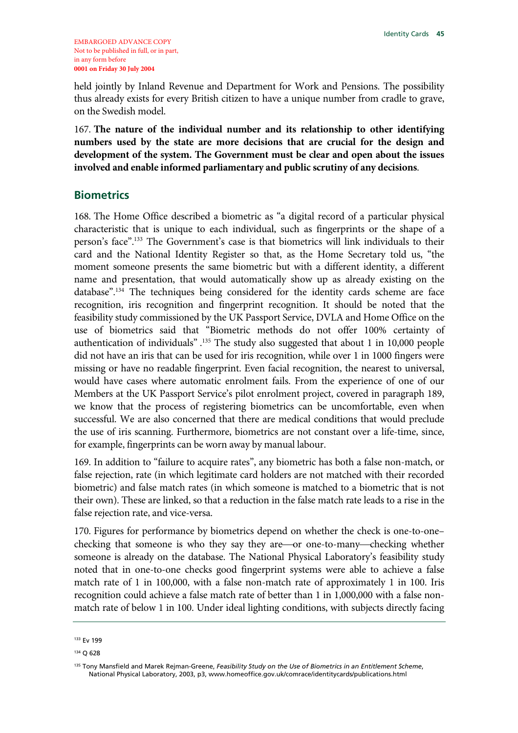EMBARGOED ADVANCE COPY
Not to be published in full, or in part, in any form before
**0001 on Friday 30 July 2004**

held jointly by Inland Revenue and Department for Work and Pensions. The possibility thus already exists for every British citizen to have a unique number from cradle to grave, on the Swedish model.

167. **The nature of the individual number and its relationship to other identifying numbers used by the state are more decisions that are crucial for the design and development of the system. The Government must be clear and open about the issues involved and enable informed parliamentary and public scrutiny of any decisions**.

## Biometrics

168. The Home Office described a biometric as "a digital record of a particular physical characteristic that is unique to each individual, such as fingerprints or the shape of a person's face".[133] The Government's case is that biometrics will link individuals to their card and the National Identity Register so that, as the Home Secretary told us, "the moment someone presents the same biometric but with a different identity, a different name and presentation, that would automatically show up as already existing on the database".[134] The techniques being considered for the identity cards scheme are face recognition, iris recognition and fingerprint recognition. It should be noted that the feasibility study commissioned by the UK Passport Service, DVLA and Home Office on the use of biometrics said that "Biometric methods do not offer 100% certainty of authentication of individuals" .[135] The study also suggested that about 1 in 10,000 people did not have an iris that can be used for iris recognition, while over 1 in 1000 fingers were missing or have no readable fingerprint. Even facial recognition, the nearest to universal, would have cases where automatic enrolment fails. From the experience of one of our Members at the UK Passport Service's pilot enrolment project, covered in paragraph 189, we know that the process of registering biometrics can be uncomfortable, even when successful. We are also concerned that there are medical conditions that would preclude the use of iris scanning. Furthermore, biometrics are not constant over a life-time, since, for example, fingerprints can be worn away by manual labour.

169. In addition to "failure to acquire rates", any biometric has both a false non-match, or false rejection, rate (in which legitimate card holders are not matched with their recorded biometric) and false match rates (in which someone is matched to a biometric that is not their own). These are linked, so that a reduction in the false match rate leads to a rise in the false rejection rate, and vice-versa.

170. Figures for performance by biometrics depend on whether the check is one-to-one–checking that someone is who they say they are—or one-to-many—checking whether someone is already on the database. The National Physical Laboratory's feasibility study noted that in one-to-one checks good fingerprint systems were able to achieve a false match rate of 1 in 100,000, with a false non-match rate of approximately 1 in 100. Iris recognition could achieve a false match rate of better than 1 in 1,000,000 with a false non-match rate of below 1 in 100. Under ideal lighting conditions, with subjects directly facing

---

[133] Ev 199

[134] Q 628

[135] Tony Mansfield and Marek Rejman-Greene, *Feasibility Study on the Use of Biometrics in an Entitlement Scheme*, National Physical Laboratory, 2003, p3, www.homeoffice.gov.uk/comrace/identitycards/publications.html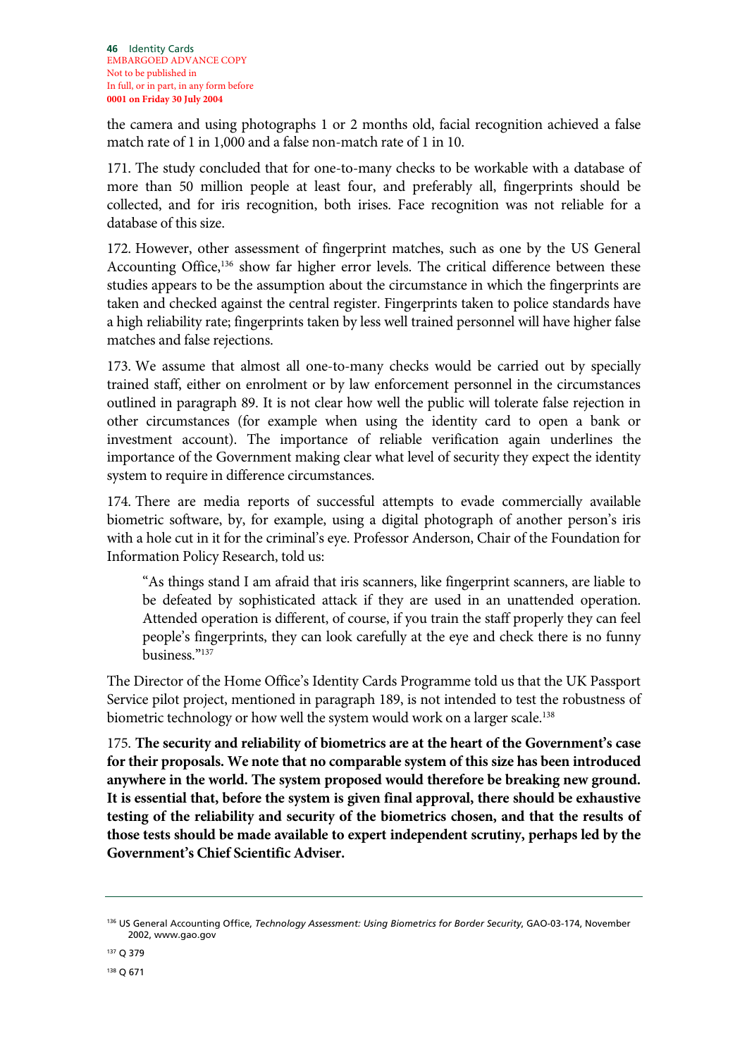the camera and using photographs 1 or 2 months old, facial recognition achieved a false match rate of 1 in 1,000 and a false non-match rate of 1 in 10.

171. The study concluded that for one-to-many checks to be workable with a database of more than 50 million people at least four, and preferably all, fingerprints should be collected, and for iris recognition, both irises. Face recognition was not reliable for a database of this size.

172. However, other assessment of fingerprint matches, such as one by the US General Accounting Office,[136] show far higher error levels. The critical difference between these studies appears to be the assumption about the circumstance in which the fingerprints are taken and checked against the central register. Fingerprints taken to police standards have a high reliability rate; fingerprints taken by less well trained personnel will have higher false matches and false rejections.

173. We assume that almost all one-to-many checks would be carried out by specially trained staff, either on enrolment or by law enforcement personnel in the circumstances outlined in paragraph 89. It is not clear how well the public will tolerate false rejection in other circumstances (for example when using the identity card to open a bank or investment account). The importance of reliable verification again underlines the importance of the Government making clear what level of security they expect the identity system to require in difference circumstances.

174. There are media reports of successful attempts to evade commercially available biometric software, by, for example, using a digital photograph of another person's iris with a hole cut in it for the criminal's eye. Professor Anderson, Chair of the Foundation for Information Policy Research, told us:

> "As things stand I am afraid that iris scanners, like fingerprint scanners, are liable to be defeated by sophisticated attack if they are used in an unattended operation. Attended operation is different, of course, if you train the staff properly they can feel people's fingerprints, they can look carefully at the eye and check there is no funny business."[137]

The Director of the Home Office's Identity Cards Programme told us that the UK Passport Service pilot project, mentioned in paragraph 189, is not intended to test the robustness of biometric technology or how well the system would work on a larger scale.[138]

175. **The security and reliability of biometrics are at the heart of the Government's case for their proposals. We note that no comparable system of this size has been introduced anywhere in the world. The system proposed would therefore be breaking new ground. It is essential that, before the system is given final approval, there should be exhaustive testing of the reliability and security of the biometrics chosen, and that the results of those tests should be made available to expert independent scrutiny, perhaps led by the Government's Chief Scientific Adviser.**

---

[136] US General Accounting Office, *Technology Assessment: Using Biometrics for Border Security*, GAO-03-174, November 2002, www.gao.gov

[137] Q 379

[138] Q 671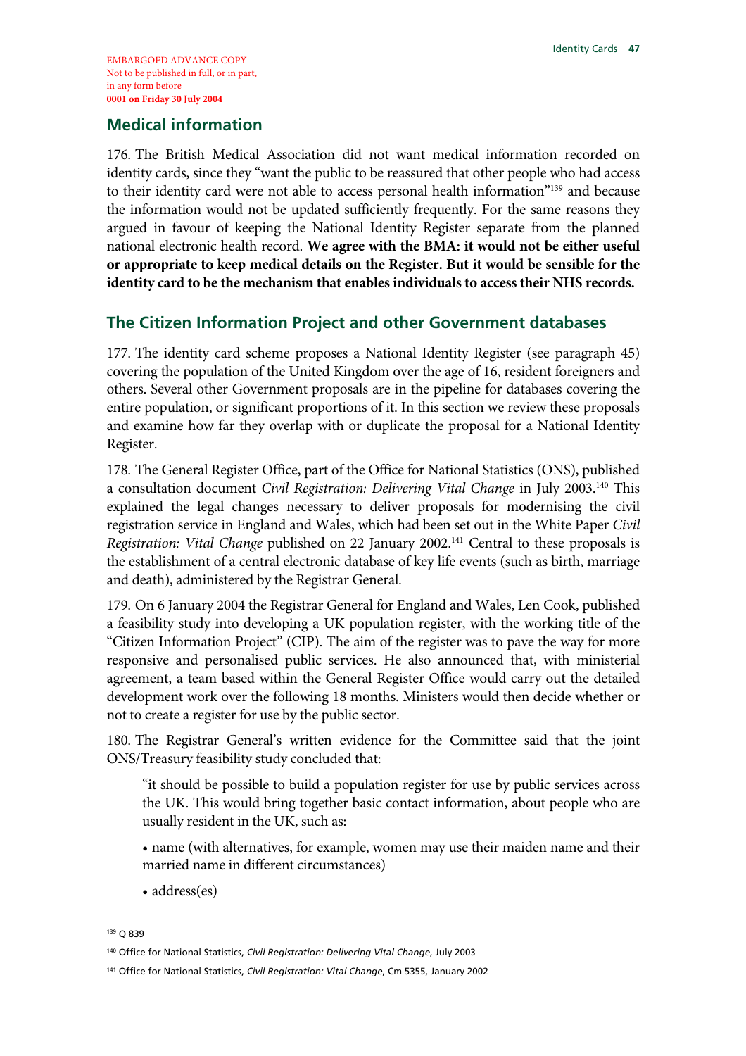## Medical information

176. The British Medical Association did not want medical information recorded on identity cards, since they "want the public to be reassured that other people who had access to their identity card were not able to access personal health information"[139] and because the information would not be updated sufficiently frequently. For the same reasons they argued in favour of keeping the National Identity Register separate from the planned national electronic health record. **We agree with the BMA: it would not be either useful or appropriate to keep medical details on the Register. But it would be sensible for the identity card to be the mechanism that enables individuals to access their NHS records.**

## The Citizen Information Project and other Government databases

177. The identity card scheme proposes a National Identity Register (see paragraph 45) covering the population of the United Kingdom over the age of 16, resident foreigners and others. Several other Government proposals are in the pipeline for databases covering the entire population, or significant proportions of it. In this section we review these proposals and examine how far they overlap with or duplicate the proposal for a National Identity Register.

178. The General Register Office, part of the Office for National Statistics (ONS), published a consultation document *Civil Registration: Delivering Vital Change* in July 2003.[140] This explained the legal changes necessary to deliver proposals for modernising the civil registration service in England and Wales, which had been set out in the White Paper *Civil Registration: Vital Change* published on 22 January 2002.[141] Central to these proposals is the establishment of a central electronic database of key life events (such as birth, marriage and death), administered by the Registrar General.

179. On 6 January 2004 the Registrar General for England and Wales, Len Cook, published a feasibility study into developing a UK population register, with the working title of the "Citizen Information Project" (CIP). The aim of the register was to pave the way for more responsive and personalised public services. He also announced that, with ministerial agreement, a team based within the General Register Office would carry out the detailed development work over the following 18 months. Ministers would then decide whether or not to create a register for use by the public sector.

180. The Registrar General's written evidence for the Committee said that the joint ONS/Treasury feasibility study concluded that:

> "it should be possible to build a population register for use by public services across the UK. This would bring together basic contact information, about people who are usually resident in the UK, such as:
>
> • name (with alternatives, for example, women may use their maiden name and their married name in different circumstances)
>
> • address(es)

---

[139] Q 839

[140] Office for National Statistics, *Civil Registration: Delivering Vital Change*, July 2003

[141] Office for National Statistics, *Civil Registration: Vital Change*, Cm 5355, January 2002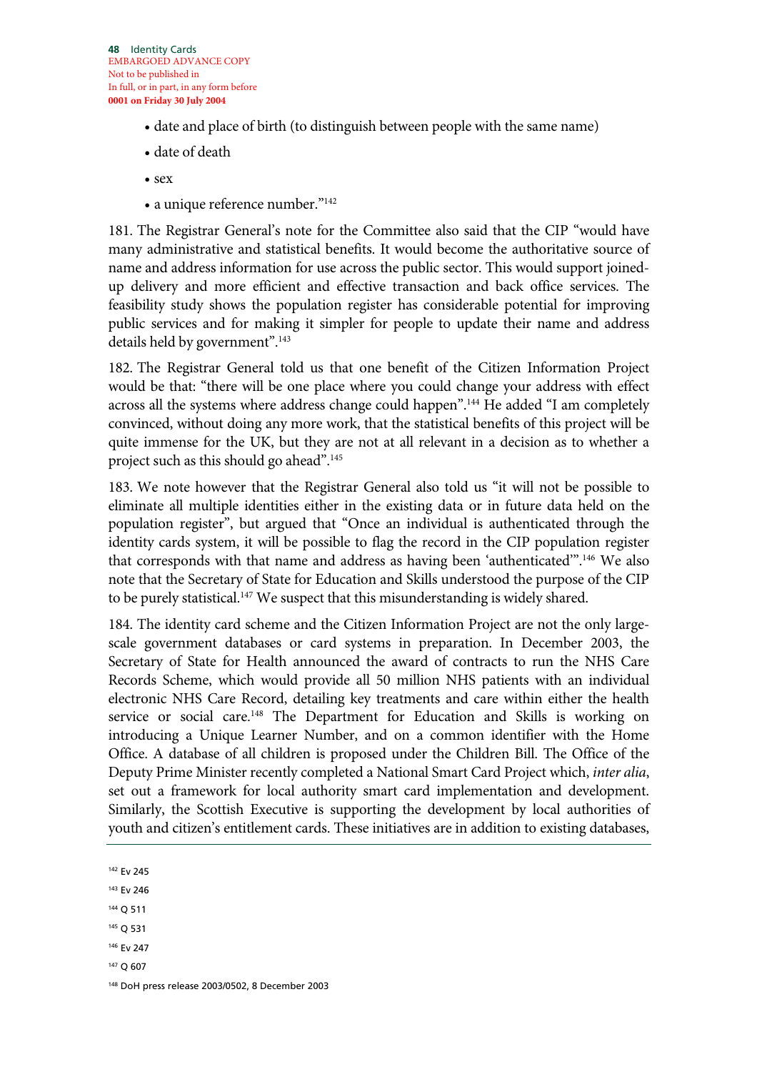- date and place of birth (to distinguish between people with the same name)
- date of death
- sex
- a unique reference number."[142]

181. The Registrar General's note for the Committee also said that the CIP "would have many administrative and statistical benefits. It would become the authoritative source of name and address information for use across the public sector. This would support joined-up delivery and more efficient and effective transaction and back office services. The feasibility study shows the population register has considerable potential for improving public services and for making it simpler for people to update their name and address details held by government".[143]

182. The Registrar General told us that one benefit of the Citizen Information Project would be that: "there will be one place where you could change your address with effect across all the systems where address change could happen".[144] He added "I am completely convinced, without doing any more work, that the statistical benefits of this project will be quite immense for the UK, but they are not at all relevant in a decision as to whether a project such as this should go ahead".[145]

183. We note however that the Registrar General also told us "it will not be possible to eliminate all multiple identities either in the existing data or in future data held on the population register", but argued that "Once an individual is authenticated through the identity cards system, it will be possible to flag the record in the CIP population register that corresponds with that name and address as having been 'authenticated'".[146] We also note that the Secretary of State for Education and Skills understood the purpose of the CIP to be purely statistical.[147] We suspect that this misunderstanding is widely shared.

184. The identity card scheme and the Citizen Information Project are not the only large-scale government databases or card systems in preparation. In December 2003, the Secretary of State for Health announced the award of contracts to run the NHS Care Records Scheme, which would provide all 50 million NHS patients with an individual electronic NHS Care Record, detailing key treatments and care within either the health service or social care.[148] The Department for Education and Skills is working on introducing a Unique Learner Number, and on a common identifier with the Home Office. A database of all children is proposed under the Children Bill. The Office of the Deputy Prime Minister recently completed a National Smart Card Project which, *inter alia*, set out a framework for local authority smart card implementation and development. Similarly, the Scottish Executive is supporting the development by local authorities of youth and citizen's entitlement cards. These initiatives are in addition to existing databases,

---

[142] Ev 245

[143] Ev 246

[144] Q 511

[145] Q 531

[146] Ev 247

[147] Q 607

[148] DoH press release 2003/0502, 8 December 2003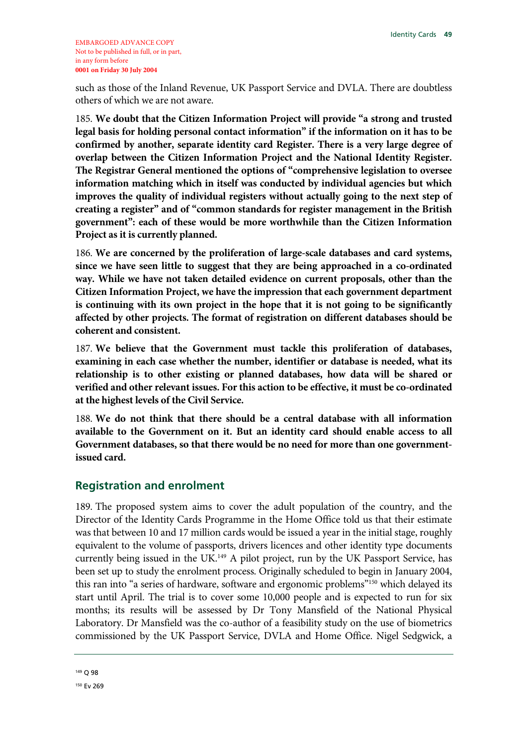such as those of the Inland Revenue, UK Passport Service and DVLA. There are doubtless others of which we are not aware.

185. **We doubt that the Citizen Information Project will provide "a strong and trusted legal basis for holding personal contact information" if the information on it has to be confirmed by another, separate identity card Register. There is a very large degree of overlap between the Citizen Information Project and the National Identity Register. The Registrar General mentioned the options of "comprehensive legislation to oversee information matching which in itself was conducted by individual agencies but which improves the quality of individual registers without actually going to the next step of creating a register" and of "common standards for register management in the British government": each of these would be more worthwhile than the Citizen Information Project as it is currently planned.**

186. **We are concerned by the proliferation of large-scale databases and card systems, since we have seen little to suggest that they are being approached in a co-ordinated way. While we have not taken detailed evidence on current proposals, other than the Citizen Information Project, we have the impression that each government department is continuing with its own project in the hope that it is not going to be significantly affected by other projects. The format of registration on different databases should be coherent and consistent.**

187. **We believe that the Government must tackle this proliferation of databases, examining in each case whether the number, identifier or database is needed, what its relationship is to other existing or planned databases, how data will be shared or verified and other relevant issues. For this action to be effective, it must be co-ordinated at the highest levels of the Civil Service.**

188. **We do not think that there should be a central database with all information available to the Government on it. But an identity card should enable access to all Government databases, so that there would be no need for more than one government-issued card.**

## Registration and enrolment

189. The proposed system aims to cover the adult population of the country, and the Director of the Identity Cards Programme in the Home Office told us that their estimate was that between 10 and 17 million cards would be issued a year in the initial stage, roughly equivalent to the volume of passports, drivers licences and other identity type documents currently being issued in the UK.[149] A pilot project, run by the UK Passport Service, has been set up to study the enrolment process. Originally scheduled to begin in January 2004, this ran into "a series of hardware, software and ergonomic problems"[150] which delayed its start until April. The trial is to cover some 10,000 people and is expected to run for six months; its results will be assessed by Dr Tony Mansfield of the National Physical Laboratory. Dr Mansfield was the co-author of a feasibility study on the use of biometrics commissioned by the UK Passport Service, DVLA and Home Office. Nigel Sedgwick, a

---

[149] Q 98

[150] Ev 269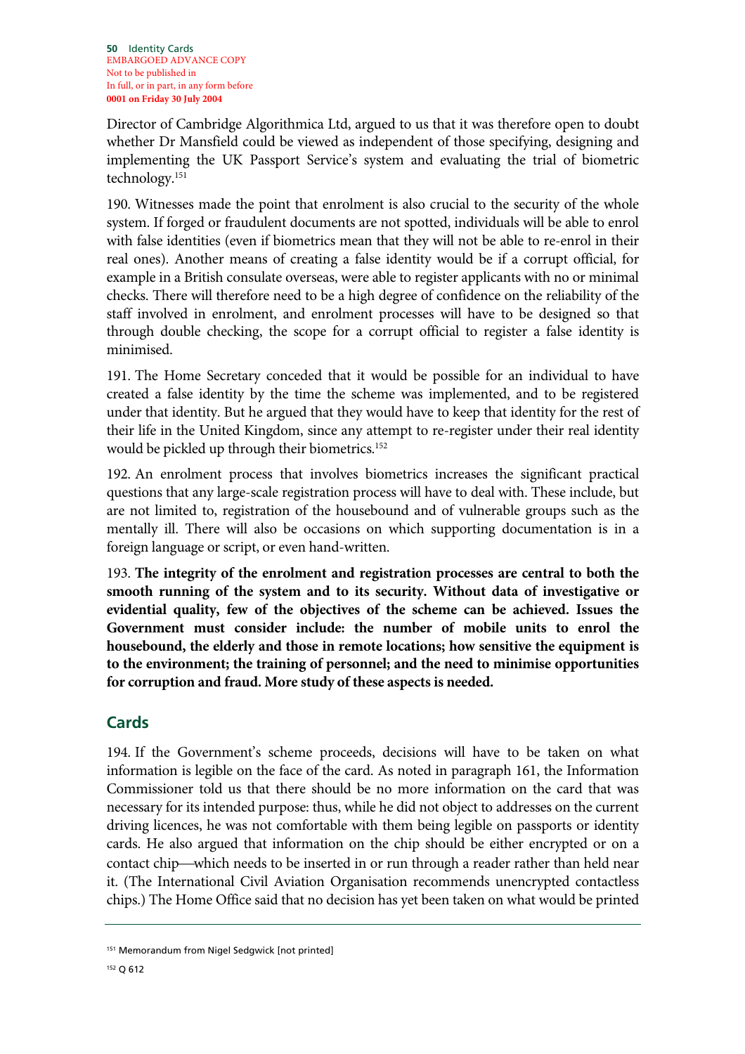Director of Cambridge Algorithmica Ltd, argued to us that it was therefore open to doubt whether Dr Mansfield could be viewed as independent of those specifying, designing and implementing the UK Passport Service's system and evaluating the trial of biometric technology.[151]

190. Witnesses made the point that enrolment is also crucial to the security of the whole system. If forged or fraudulent documents are not spotted, individuals will be able to enrol with false identities (even if biometrics mean that they will not be able to re-enrol in their real ones). Another means of creating a false identity would be if a corrupt official, for example in a British consulate overseas, were able to register applicants with no or minimal checks. There will therefore need to be a high degree of confidence on the reliability of the staff involved in enrolment, and enrolment processes will have to be designed so that through double checking, the scope for a corrupt official to register a false identity is minimised.

191. The Home Secretary conceded that it would be possible for an individual to have created a false identity by the time the scheme was implemented, and to be registered under that identity. But he argued that they would have to keep that identity for the rest of their life in the United Kingdom, since any attempt to re-register under their real identity would be pickled up through their biometrics.[152]

192. An enrolment process that involves biometrics increases the significant practical questions that any large-scale registration process will have to deal with. These include, but are not limited to, registration of the housebound and of vulnerable groups such as the mentally ill. There will also be occasions on which supporting documentation is in a foreign language or script, or even hand-written.

193. **The integrity of the enrolment and registration processes are central to both the smooth running of the system and to its security. Without data of investigative or evidential quality, few of the objectives of the scheme can be achieved. Issues the Government must consider include: the number of mobile units to enrol the housebound, the elderly and those in remote locations; how sensitive the equipment is to the environment; the training of personnel; and the need to minimise opportunities for corruption and fraud. More study of these aspects is needed.**

## Cards

194. If the Government's scheme proceeds, decisions will have to be taken on what information is legible on the face of the card. As noted in paragraph 161, the Information Commissioner told us that there should be no more information on the card that was necessary for its intended purpose: thus, while he did not object to addresses on the current driving licences, he was not comfortable with them being legible on passports or identity cards. He also argued that information on the chip should be either encrypted or on a contact chip—which needs to be inserted in or run through a reader rather than held near it. (The International Civil Aviation Organisation recommends unencrypted contactless chips.) The Home Office said that no decision has yet been taken on what would be printed

---

[151] Memorandum from Nigel Sedgwick [not printed]

[152] Q 612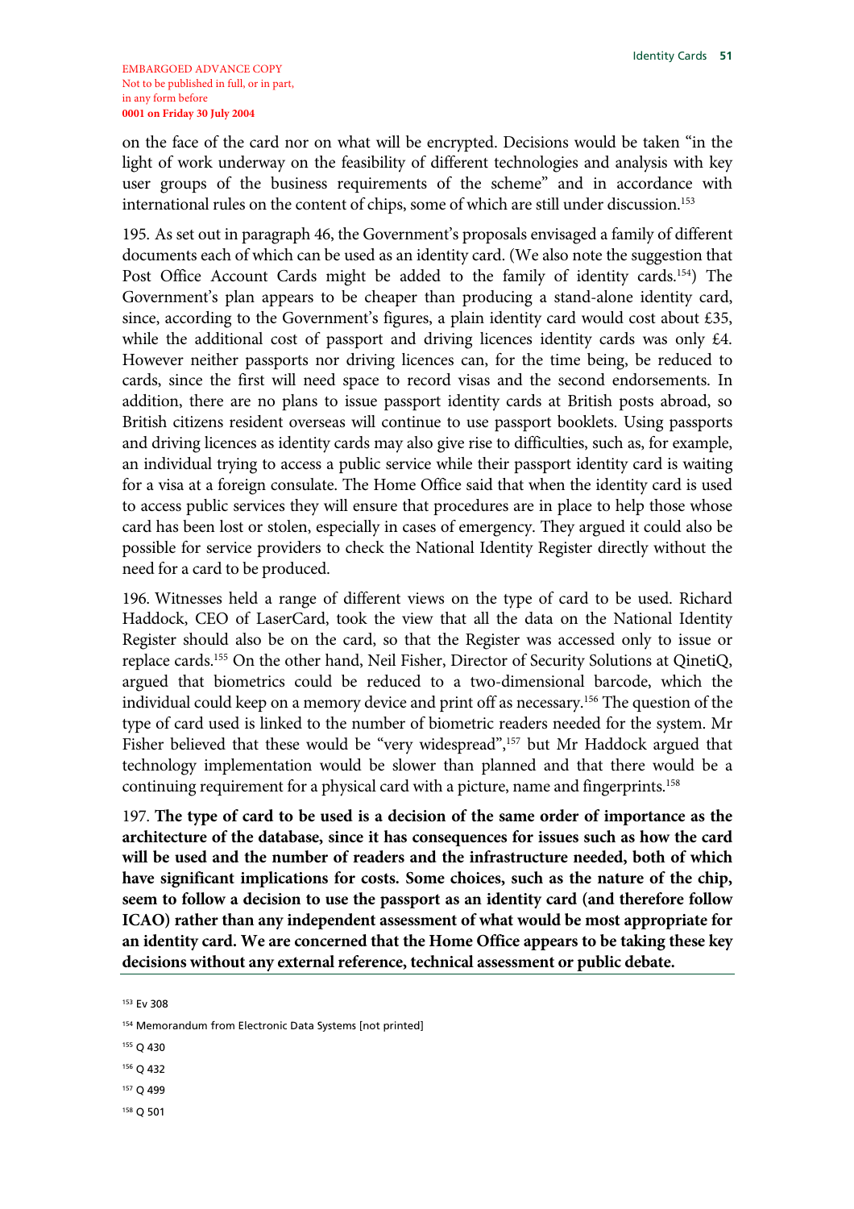on the face of the card nor on what will be encrypted. Decisions would be taken "in the light of work underway on the feasibility of different technologies and analysis with key user groups of the business requirements of the scheme" and in accordance with international rules on the content of chips, some of which are still under discussion.[153]

195. As set out in paragraph 46, the Government's proposals envisaged a family of different documents each of which can be used as an identity card. (We also note the suggestion that Post Office Account Cards might be added to the family of identity cards.[154]) The Government's plan appears to be cheaper than producing a stand-alone identity card, since, according to the Government's figures, a plain identity card would cost about £35, while the additional cost of passport and driving licences identity cards was only £4. However neither passports nor driving licences can, for the time being, be reduced to cards, since the first will need space to record visas and the second endorsements. In addition, there are no plans to issue passport identity cards at British posts abroad, so British citizens resident overseas will continue to use passport booklets. Using passports and driving licences as identity cards may also give rise to difficulties, such as, for example, an individual trying to access a public service while their passport identity card is waiting for a visa at a foreign consulate. The Home Office said that when the identity card is used to access public services they will ensure that procedures are in place to help those whose card has been lost or stolen, especially in cases of emergency. They argued it could also be possible for service providers to check the National Identity Register directly without the need for a card to be produced.

196. Witnesses held a range of different views on the type of card to be used. Richard Haddock, CEO of LaserCard, took the view that all the data on the National Identity Register should also be on the card, so that the Register was accessed only to issue or replace cards.[155] On the other hand, Neil Fisher, Director of Security Solutions at QinetiQ, argued that biometrics could be reduced to a two-dimensional barcode, which the individual could keep on a memory device and print off as necessary.[156] The question of the type of card used is linked to the number of biometric readers needed for the system. Mr Fisher believed that these would be "very widespread",[157] but Mr Haddock argued that technology implementation would be slower than planned and that there would be a continuing requirement for a physical card with a picture, name and fingerprints.[158]

197. **The type of card to be used is a decision of the same order of importance as the architecture of the database, since it has consequences for issues such as how the card will be used and the number of readers and the infrastructure needed, both of which have significant implications for costs. Some choices, such as the nature of the chip, seem to follow a decision to use the passport as an identity card (and therefore follow ICAO) rather than any independent assessment of what would be most appropriate for an identity card. We are concerned that the Home Office appears to be taking these key decisions without any external reference, technical assessment or public debate.**

---

[153] Ev 308

[154] Memorandum from Electronic Data Systems [not printed]

[155] Q 430

[156] Q 432

[157] Q 499

[158] Q 501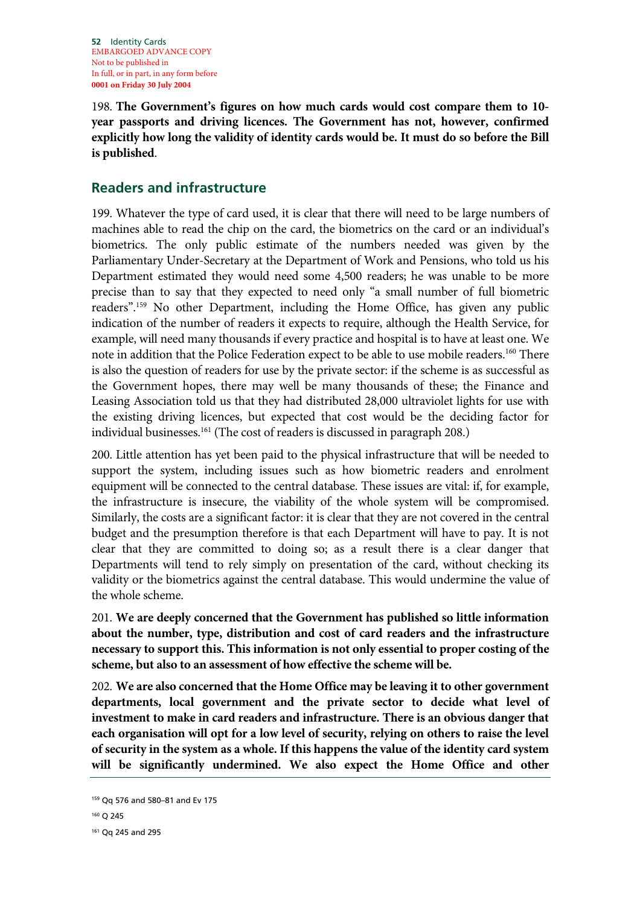198. **The Government's figures on how much cards would cost compare them to 10-year passports and driving licences. The Government has not, however, confirmed explicitly how long the validity of identity cards would be. It must do so before the Bill is published**.

## Readers and infrastructure

199. Whatever the type of card used, it is clear that there will need to be large numbers of machines able to read the chip on the card, the biometrics on the card or an individual's biometrics. The only public estimate of the numbers needed was given by the Parliamentary Under-Secretary at the Department of Work and Pensions, who told us his Department estimated they would need some 4,500 readers; he was unable to be more precise than to say that they expected to need only "a small number of full biometric readers".[159] No other Department, including the Home Office, has given any public indication of the number of readers it expects to require, although the Health Service, for example, will need many thousands if every practice and hospital is to have at least one. We note in addition that the Police Federation expect to be able to use mobile readers.[160] There is also the question of readers for use by the private sector: if the scheme is as successful as the Government hopes, there may well be many thousands of these; the Finance and Leasing Association told us that they had distributed 28,000 ultraviolet lights for use with the existing driving licences, but expected that cost would be the deciding factor for individual businesses.[161] (The cost of readers is discussed in paragraph 208.)

200. Little attention has yet been paid to the physical infrastructure that will be needed to support the system, including issues such as how biometric readers and enrolment equipment will be connected to the central database. These issues are vital: if, for example, the infrastructure is insecure, the viability of the whole system will be compromised. Similarly, the costs are a significant factor: it is clear that they are not covered in the central budget and the presumption therefore is that each Department will have to pay. It is not clear that they are committed to doing so; as a result there is a clear danger that Departments will tend to rely simply on presentation of the card, without checking its validity or the biometrics against the central database. This would undermine the value of the whole scheme.

201. **We are deeply concerned that the Government has published so little information about the number, type, distribution and cost of card readers and the infrastructure necessary to support this. This information is not only essential to proper costing of the scheme, but also to an assessment of how effective the scheme will be.**

202. **We are also concerned that the Home Office may be leaving it to other government departments, local government and the private sector to decide what level of investment to make in card readers and infrastructure. There is an obvious danger that each organisation will opt for a low level of security, relying on others to raise the level of security in the system as a whole. If this happens the value of the identity card system will be significantly undermined. We also expect the Home Office and other**

[159] Qq 576 and 580–81 and Ev 175

[160] Q 245

[161] Qq 245 and 295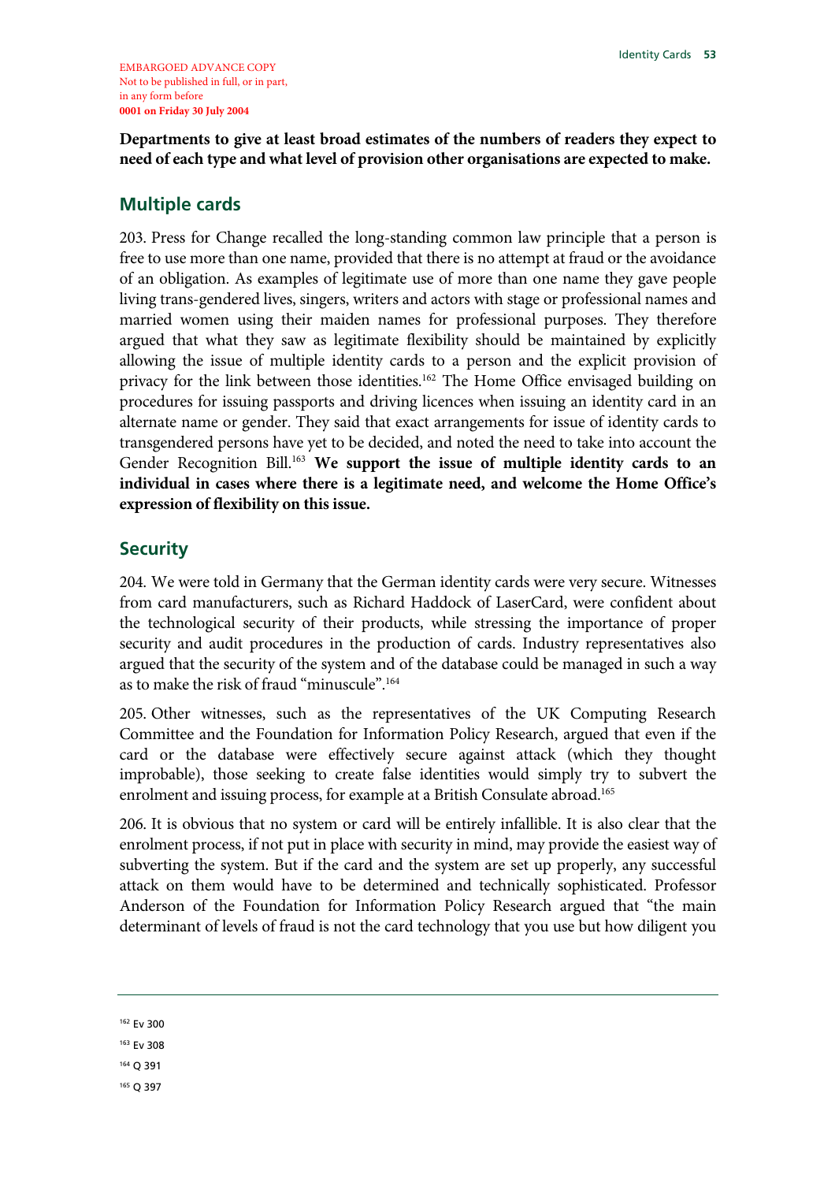**Departments to give at least broad estimates of the numbers of readers they expect to need of each type and what level of provision other organisations are expected to make.**

## Multiple cards

203. Press for Change recalled the long-standing common law principle that a person is free to use more than one name, provided that there is no attempt at fraud or the avoidance of an obligation. As examples of legitimate use of more than one name they gave people living trans-gendered lives, singers, writers and actors with stage or professional names and married women using their maiden names for professional purposes. They therefore argued that what they saw as legitimate flexibility should be maintained by explicitly allowing the issue of multiple identity cards to a person and the explicit provision of privacy for the link between those identities.[162] The Home Office envisaged building on procedures for issuing passports and driving licences when issuing an identity card in an alternate name or gender. They said that exact arrangements for issue of identity cards to transgendered persons have yet to be decided, and noted the need to take into account the Gender Recognition Bill.[163] **We support the issue of multiple identity cards to an individual in cases where there is a legitimate need, and welcome the Home Office's expression of flexibility on this issue.**

## Security

204. We were told in Germany that the German identity cards were very secure. Witnesses from card manufacturers, such as Richard Haddock of LaserCard, were confident about the technological security of their products, while stressing the importance of proper security and audit procedures in the production of cards. Industry representatives also argued that the security of the system and of the database could be managed in such a way as to make the risk of fraud "minuscule".[164]

205. Other witnesses, such as the representatives of the UK Computing Research Committee and the Foundation for Information Policy Research, argued that even if the card or the database were effectively secure against attack (which they thought improbable), those seeking to create false identities would simply try to subvert the enrolment and issuing process, for example at a British Consulate abroad.[165]

206. It is obvious that no system or card will be entirely infallible. It is also clear that the enrolment process, if not put in place with security in mind, may provide the easiest way of subverting the system. But if the card and the system are set up properly, any successful attack on them would have to be determined and technically sophisticated. Professor Anderson of the Foundation for Information Policy Research argued that "the main determinant of levels of fraud is not the card technology that you use but how diligent you

---

[162] Ev 300

[163] Ev 308

[164] Q 391

[165] Q 397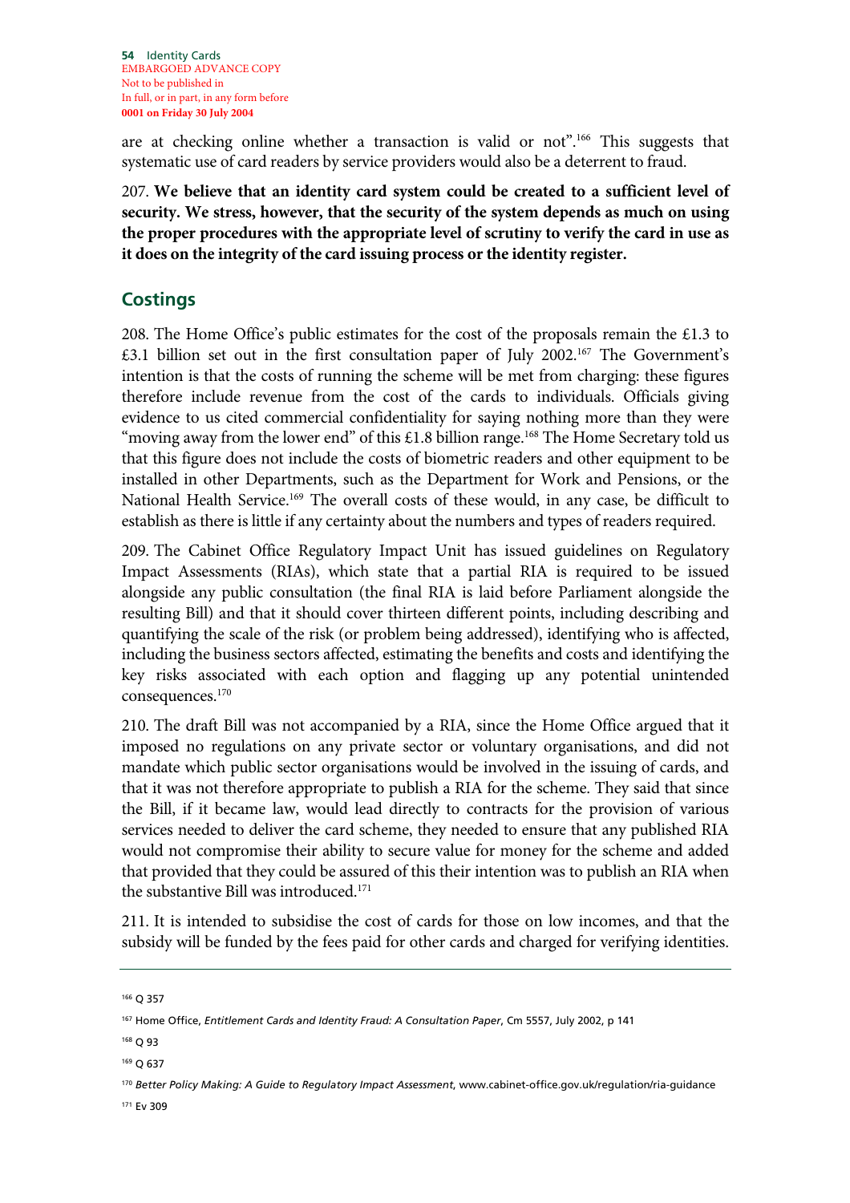are at checking online whether a transaction is valid or not".[166] This suggests that systematic use of card readers by service providers would also be a deterrent to fraud.

207. **We believe that an identity card system could be created to a sufficient level of security. We stress, however, that the security of the system depends as much on using the proper procedures with the appropriate level of scrutiny to verify the card in use as it does on the integrity of the card issuing process or the identity register.**

## Costings

208. The Home Office's public estimates for the cost of the proposals remain the £1.3 to £3.1 billion set out in the first consultation paper of July 2002.[167] The Government's intention is that the costs of running the scheme will be met from charging: these figures therefore include revenue from the cost of the cards to individuals. Officials giving evidence to us cited commercial confidentiality for saying nothing more than they were "moving away from the lower end" of this £1.8 billion range.[168] The Home Secretary told us that this figure does not include the costs of biometric readers and other equipment to be installed in other Departments, such as the Department for Work and Pensions, or the National Health Service.[169] The overall costs of these would, in any case, be difficult to establish as there is little if any certainty about the numbers and types of readers required.

209. The Cabinet Office Regulatory Impact Unit has issued guidelines on Regulatory Impact Assessments (RIAs), which state that a partial RIA is required to be issued alongside any public consultation (the final RIA is laid before Parliament alongside the resulting Bill) and that it should cover thirteen different points, including describing and quantifying the scale of the risk (or problem being addressed), identifying who is affected, including the business sectors affected, estimating the benefits and costs and identifying the key risks associated with each option and flagging up any potential unintended consequences.[170]

210. The draft Bill was not accompanied by a RIA, since the Home Office argued that it imposed no regulations on any private sector or voluntary organisations, and did not mandate which public sector organisations would be involved in the issuing of cards, and that it was not therefore appropriate to publish a RIA for the scheme. They said that since the Bill, if it became law, would lead directly to contracts for the provision of various services needed to deliver the card scheme, they needed to ensure that any published RIA would not compromise their ability to secure value for money for the scheme and added that provided that they could be assured of this their intention was to publish an RIA when the substantive Bill was introduced.[171]

211. It is intended to subsidise the cost of cards for those on low incomes, and that the subsidy will be funded by the fees paid for other cards and charged for verifying identities.

---

[166] Q 357

[167] Home Office, *Entitlement Cards and Identity Fraud: A Consultation Paper*, Cm 5557, July 2002, p 141

[168] Q 93

[169] Q 637

[170] *Better Policy Making: A Guide to Regulatory Impact Assessment*, www.cabinet-office.gov.uk/regulation/ria-guidance

[171] Ev 309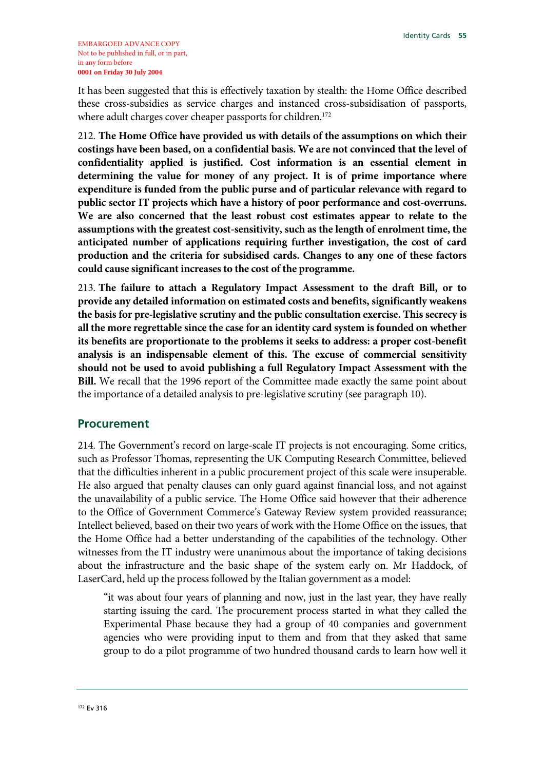It has been suggested that this is effectively taxation by stealth: the Home Office described these cross-subsidies as service charges and instanced cross-subsidisation of passports, where adult charges cover cheaper passports for children.[172]

212. **The Home Office have provided us with details of the assumptions on which their costings have been based, on a confidential basis. We are not convinced that the level of confidentiality applied is justified. Cost information is an essential element in determining the value for money of any project. It is of prime importance where expenditure is funded from the public purse and of particular relevance with regard to public sector IT projects which have a history of poor performance and cost-overruns. We are also concerned that the least robust cost estimates appear to relate to the assumptions with the greatest cost-sensitivity, such as the length of enrolment time, the anticipated number of applications requiring further investigation, the cost of card production and the criteria for subsidised cards. Changes to any one of these factors could cause significant increases to the cost of the programme.**

213. **The failure to attach a Regulatory Impact Assessment to the draft Bill, or to provide any detailed information on estimated costs and benefits, significantly weakens the basis for pre-legislative scrutiny and the public consultation exercise. This secrecy is all the more regrettable since the case for an identity card system is founded on whether its benefits are proportionate to the problems it seeks to address: a proper cost-benefit analysis is an indispensable element of this. The excuse of commercial sensitivity should not be used to avoid publishing a full Regulatory Impact Assessment with the Bill.** We recall that the 1996 report of the Committee made exactly the same point about the importance of a detailed analysis to pre-legislative scrutiny (see paragraph 10).

## Procurement

214. The Government's record on large-scale IT projects is not encouraging. Some critics, such as Professor Thomas, representing the UK Computing Research Committee, believed that the difficulties inherent in a public procurement project of this scale were insuperable. He also argued that penalty clauses can only guard against financial loss, and not against the unavailability of a public service. The Home Office said however that their adherence to the Office of Government Commerce's Gateway Review system provided reassurance; Intellect believed, based on their two years of work with the Home Office on the issues, that the Home Office had a better understanding of the capabilities of the technology. Other witnesses from the IT industry were unanimous about the importance of taking decisions about the infrastructure and the basic shape of the system early on. Mr Haddock, of LaserCard, held up the process followed by the Italian government as a model:

> "it was about four years of planning and now, just in the last year, they have really starting issuing the card. The procurement process started in what they called the Experimental Phase because they had a group of 40 companies and government agencies who were providing input to them and from that they asked that same group to do a pilot programme of two hundred thousand cards to learn how well it

[172] Ev 316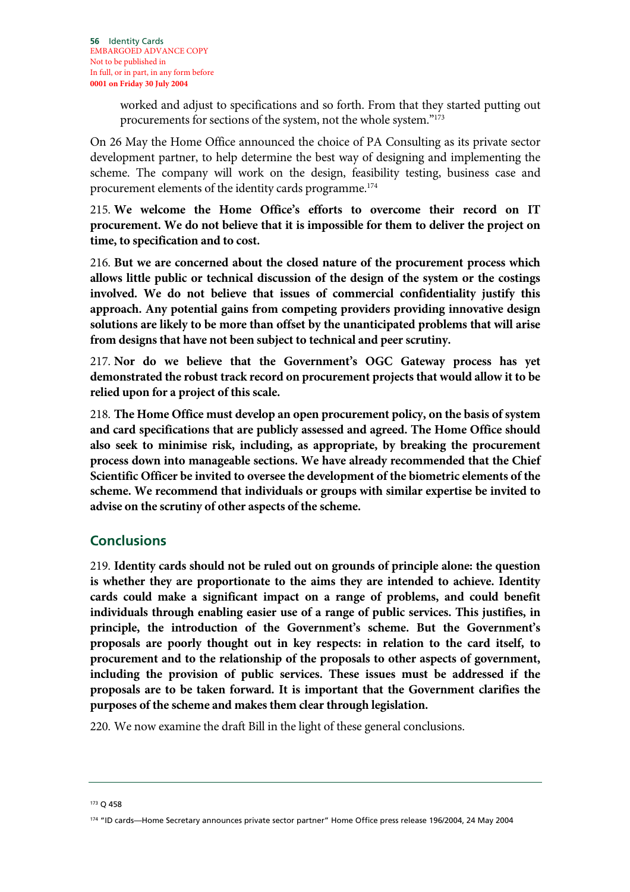worked and adjust to specifications and so forth. From that they started putting out procurements for sections of the system, not the whole system."[173]

On 26 May the Home Office announced the choice of PA Consulting as its private sector development partner, to help determine the best way of designing and implementing the scheme. The company will work on the design, feasibility testing, business case and procurement elements of the identity cards programme.[174]

215. **We welcome the Home Office's efforts to overcome their record on IT procurement. We do not believe that it is impossible for them to deliver the project on time, to specification and to cost.**

216. **But we are concerned about the closed nature of the procurement process which allows little public or technical discussion of the design of the system or the costings involved. We do not believe that issues of commercial confidentiality justify this approach. Any potential gains from competing providers providing innovative design solutions are likely to be more than offset by the unanticipated problems that will arise from designs that have not been subject to technical and peer scrutiny.**

217. **Nor do we believe that the Government's OGC Gateway process has yet demonstrated the robust track record on procurement projects that would allow it to be relied upon for a project of this scale.**

218. **The Home Office must develop an open procurement policy, on the basis of system and card specifications that are publicly assessed and agreed. The Home Office should also seek to minimise risk, including, as appropriate, by breaking the procurement process down into manageable sections. We have already recommended that the Chief Scientific Officer be invited to oversee the development of the biometric elements of the scheme. We recommend that individuals or groups with similar expertise be invited to advise on the scrutiny of other aspects of the scheme.**

## Conclusions

219. **Identity cards should not be ruled out on grounds of principle alone: the question is whether they are proportionate to the aims they are intended to achieve. Identity cards could make a significant impact on a range of problems, and could benefit individuals through enabling easier use of a range of public services. This justifies, in principle, the introduction of the Government's scheme. But the Government's proposals are poorly thought out in key respects: in relation to the card itself, to procurement and to the relationship of the proposals to other aspects of government, including the provision of public services. These issues must be addressed if the proposals are to be taken forward. It is important that the Government clarifies the purposes of the scheme and makes them clear through legislation.**

220. We now examine the draft Bill in the light of these general conclusions.

---

[173] Q 458

[174] "ID cards—Home Secretary announces private sector partner" Home Office press release 196/2004, 24 May 2004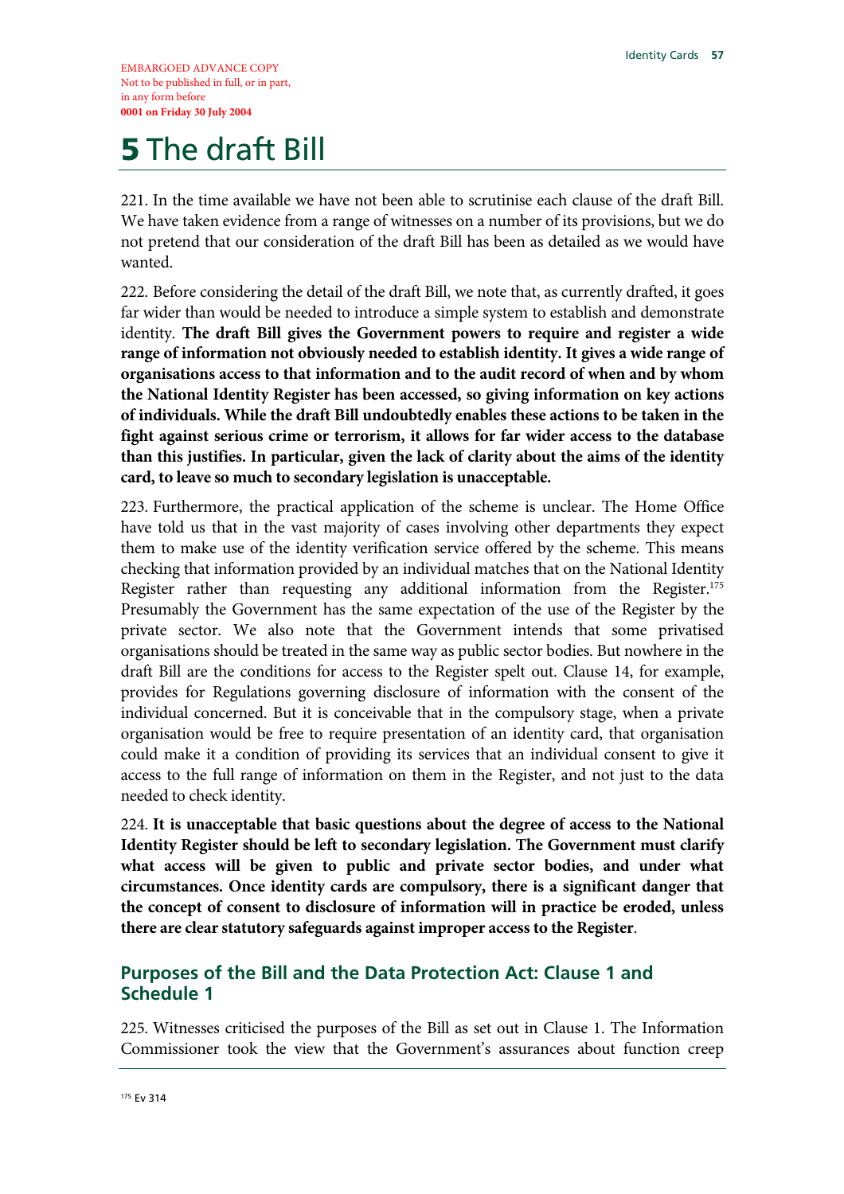# 5 The draft Bill

221. In the time available we have not been able to scrutinise each clause of the draft Bill. We have taken evidence from a range of witnesses on a number of its provisions, but we do not pretend that our consideration of the draft Bill has been as detailed as we would have wanted.

222. Before considering the detail of the draft Bill, we note that, as currently drafted, it goes far wider than would be needed to introduce a simple system to establish and demonstrate identity. **The draft Bill gives the Government powers to require and register a wide range of information not obviously needed to establish identity. It gives a wide range of organisations access to that information and to the audit record of when and by whom the National Identity Register has been accessed, so giving information on key actions of individuals. While the draft Bill undoubtedly enables these actions to be taken in the fight against serious crime or terrorism, it allows for far wider access to the database than this justifies. In particular, given the lack of clarity about the aims of the identity card, to leave so much to secondary legislation is unacceptable.**

223. Furthermore, the practical application of the scheme is unclear. The Home Office have told us that in the vast majority of cases involving other departments they expect them to make use of the identity verification service offered by the scheme. This means checking that information provided by an individual matches that on the National Identity Register rather than requesting any additional information from the Register.[175] Presumably the Government has the same expectation of the use of the Register by the private sector. We also note that the Government intends that some privatised organisations should be treated in the same way as public sector bodies. But nowhere in the draft Bill are the conditions for access to the Register spelt out. Clause 14, for example, provides for Regulations governing disclosure of information with the consent of the individual concerned. But it is conceivable that in the compulsory stage, when a private organisation would be free to require presentation of an identity card, that organisation could make it a condition of providing its services that an individual consent to give it access to the full range of information on them in the Register, and not just to the data needed to check identity.

224. **It is unacceptable that basic questions about the degree of access to the National Identity Register should be left to secondary legislation. The Government must clarify what access will be given to public and private sector bodies, and under what circumstances. Once identity cards are compulsory, there is a significant danger that the concept of consent to disclosure of information will in practice be eroded, unless there are clear statutory safeguards against improper access to the Register**.

## Purposes of the Bill and the Data Protection Act: Clause 1 and Schedule 1

225. Witnesses criticised the purposes of the Bill as set out in Clause 1. The Information Commissioner took the view that the Government's assurances about function creep

[175] Ev 314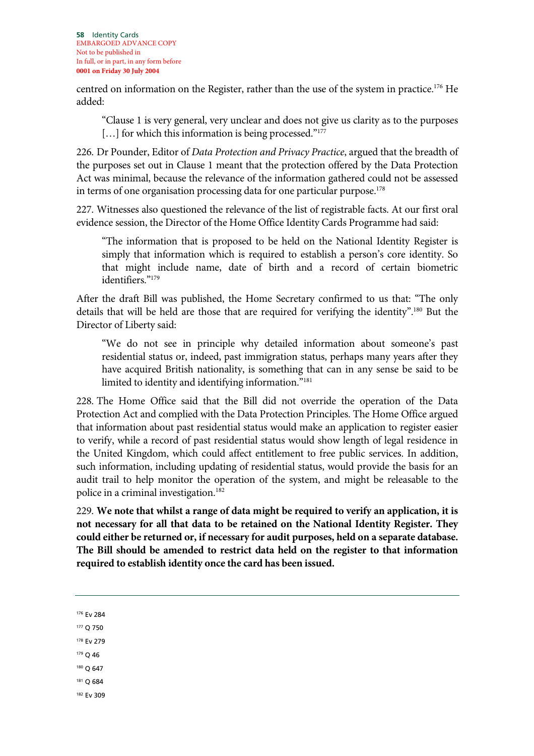centred on information on the Register, rather than the use of the system in practice.[176] He added:

> "Clause 1 is very general, very unclear and does not give us clarity as to the purposes […] for which this information is being processed."[177]

226. Dr Pounder, Editor of *Data Protection and Privacy Practice*, argued that the breadth of the purposes set out in Clause 1 meant that the protection offered by the Data Protection Act was minimal, because the relevance of the information gathered could not be assessed in terms of one organisation processing data for one particular purpose.[178]

227. Witnesses also questioned the relevance of the list of registrable facts. At our first oral evidence session, the Director of the Home Office Identity Cards Programme had said:

> "The information that is proposed to be held on the National Identity Register is simply that information which is required to establish a person's core identity. So that might include name, date of birth and a record of certain biometric identifiers."[179]

After the draft Bill was published, the Home Secretary confirmed to us that: "The only details that will be held are those that are required for verifying the identity".[180] But the Director of Liberty said:

> "We do not see in principle why detailed information about someone's past residential status or, indeed, past immigration status, perhaps many years after they have acquired British nationality, is something that can in any sense be said to be limited to identity and identifying information."[181]

228. The Home Office said that the Bill did not override the operation of the Data Protection Act and complied with the Data Protection Principles. The Home Office argued that information about past residential status would make an application to register easier to verify, while a record of past residential status would show length of legal residence in the United Kingdom, which could affect entitlement to free public services. In addition, such information, including updating of residential status, would provide the basis for an audit trail to help monitor the operation of the system, and might be releasable to the police in a criminal investigation.[182]

229. **We note that whilst a range of data might be required to verify an application, it is not necessary for all that data to be retained on the National Identity Register. They could either be returned or, if necessary for audit purposes, held on a separate database. The Bill should be amended to restrict data held on the register to that information required to establish identity once the card has been issued.**

---

[176] Ev 284

[177] Q 750

[178] Ev 279

[179] Q 46

[180] Q 647

[181] Q 684

[182] Ev 309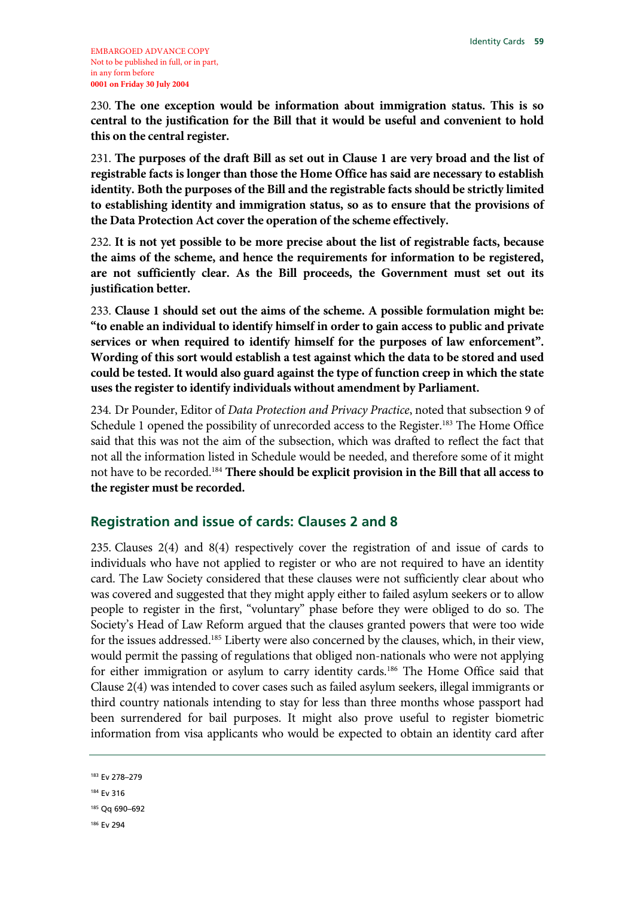230. **The one exception would be information about immigration status. This is so central to the justification for the Bill that it would be useful and convenient to hold this on the central register.**

231. **The purposes of the draft Bill as set out in Clause 1 are very broad and the list of registrable facts is longer than those the Home Office has said are necessary to establish identity. Both the purposes of the Bill and the registrable facts should be strictly limited to establishing identity and immigration status, so as to ensure that the provisions of the Data Protection Act cover the operation of the scheme effectively.**

232. **It is not yet possible to be more precise about the list of registrable facts, because the aims of the scheme, and hence the requirements for information to be registered, are not sufficiently clear. As the Bill proceeds, the Government must set out its justification better.**

233. **Clause 1 should set out the aims of the scheme. A possible formulation might be: "to enable an individual to identify himself in order to gain access to public and private services or when required to identify himself for the purposes of law enforcement". Wording of this sort would establish a test against which the data to be stored and used could be tested. It would also guard against the type of function creep in which the state uses the register to identify individuals without amendment by Parliament.**

234. Dr Pounder, Editor of *Data Protection and Privacy Practice*, noted that subsection 9 of Schedule 1 opened the possibility of unrecorded access to the Register.[183] The Home Office said that this was not the aim of the subsection, which was drafted to reflect the fact that not all the information listed in Schedule would be needed, and therefore some of it might not have to be recorded.[184] **There should be explicit provision in the Bill that all access to the register must be recorded.**

## Registration and issue of cards: Clauses 2 and 8

235. Clauses 2(4) and 8(4) respectively cover the registration of and issue of cards to individuals who have not applied to register or who are not required to have an identity card. The Law Society considered that these clauses were not sufficiently clear about who was covered and suggested that they might apply either to failed asylum seekers or to allow people to register in the first, "voluntary" phase before they were obliged to do so. The Society's Head of Law Reform argued that the clauses granted powers that were too wide for the issues addressed.[185] Liberty were also concerned by the clauses, which, in their view, would permit the passing of regulations that obliged non-nationals who were not applying for either immigration or asylum to carry identity cards.[186] The Home Office said that Clause 2(4) was intended to cover cases such as failed asylum seekers, illegal immigrants or third country nationals intending to stay for less than three months whose passport had been surrendered for bail purposes. It might also prove useful to register biometric information from visa applicants who would be expected to obtain an identity card after

[183] Ev 278–279

[184] Ev 316

[185] Qq 690–692

[186] Ev 294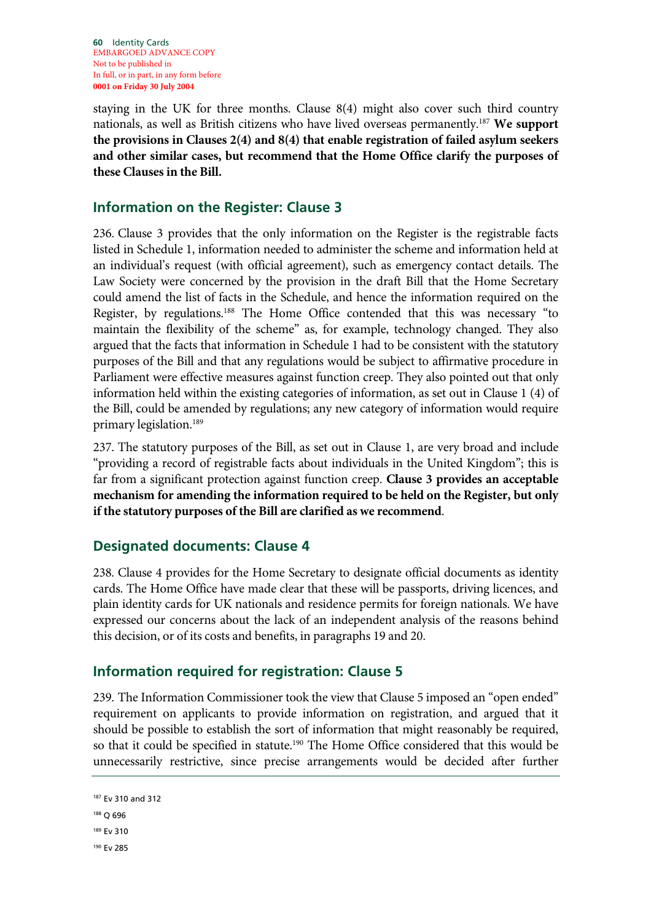staying in the UK for three months. Clause 8(4) might also cover such third country nationals, as well as British citizens who have lived overseas permanently.[187] **We support the provisions in Clauses 2(4) and 8(4) that enable registration of failed asylum seekers and other similar cases, but recommend that the Home Office clarify the purposes of these Clauses in the Bill.**

## Information on the Register: Clause 3

236. Clause 3 provides that the only information on the Register is the registrable facts listed in Schedule 1, information needed to administer the scheme and information held at an individual's request (with official agreement), such as emergency contact details. The Law Society were concerned by the provision in the draft Bill that the Home Secretary could amend the list of facts in the Schedule, and hence the information required on the Register, by regulations.[188] The Home Office contended that this was necessary "to maintain the flexibility of the scheme" as, for example, technology changed. They also argued that the facts that information in Schedule 1 had to be consistent with the statutory purposes of the Bill and that any regulations would be subject to affirmative procedure in Parliament were effective measures against function creep. They also pointed out that only information held within the existing categories of information, as set out in Clause 1 (4) of the Bill, could be amended by regulations; any new category of information would require primary legislation.[189]

237. The statutory purposes of the Bill, as set out in Clause 1, are very broad and include "providing a record of registrable facts about individuals in the United Kingdom"; this is far from a significant protection against function creep. **Clause 3 provides an acceptable mechanism for amending the information required to be held on the Register, but only if the statutory purposes of the Bill are clarified as we recommend**.

## Designated documents: Clause 4

238. Clause 4 provides for the Home Secretary to designate official documents as identity cards. The Home Office have made clear that these will be passports, driving licences, and plain identity cards for UK nationals and residence permits for foreign nationals. We have expressed our concerns about the lack of an independent analysis of the reasons behind this decision, or of its costs and benefits, in paragraphs 19 and 20.

## Information required for registration: Clause 5

239. The Information Commissioner took the view that Clause 5 imposed an "open ended" requirement on applicants to provide information on registration, and argued that it should be possible to establish the sort of information that might reasonably be required, so that it could be specified in statute.[190] The Home Office considered that this would be unnecessarily restrictive, since precise arrangements would be decided after further

---

187 Ev 310 and 312

188 Q 696

189 Ev 310

190 Ev 285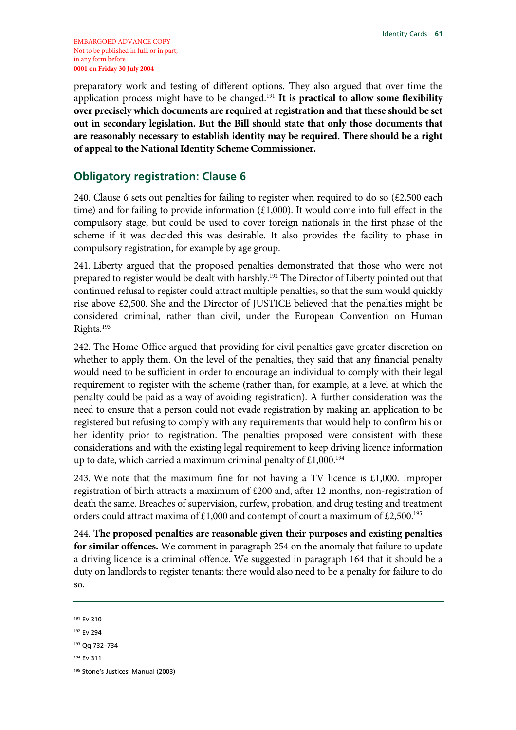preparatory work and testing of different options. They also argued that over time the application process might have to be changed.[191] **It is practical to allow some flexibility over precisely which documents are required at registration and that these should be set out in secondary legislation. But the Bill should state that only those documents that are reasonably necessary to establish identity may be required. There should be a right of appeal to the National Identity Scheme Commissioner.**

## Obligatory registration: Clause 6

240. Clause 6 sets out penalties for failing to register when required to do so (£2,500 each time) and for failing to provide information (£1,000). It would come into full effect in the compulsory stage, but could be used to cover foreign nationals in the first phase of the scheme if it was decided this was desirable. It also provides the facility to phase in compulsory registration, for example by age group.

241. Liberty argued that the proposed penalties demonstrated that those who were not prepared to register would be dealt with harshly.[192] The Director of Liberty pointed out that continued refusal to register could attract multiple penalties, so that the sum would quickly rise above £2,500. She and the Director of JUSTICE believed that the penalties might be considered criminal, rather than civil, under the European Convention on Human Rights.[193]

242. The Home Office argued that providing for civil penalties gave greater discretion on whether to apply them. On the level of the penalties, they said that any financial penalty would need to be sufficient in order to encourage an individual to comply with their legal requirement to register with the scheme (rather than, for example, at a level at which the penalty could be paid as a way of avoiding registration). A further consideration was the need to ensure that a person could not evade registration by making an application to be registered but refusing to comply with any requirements that would help to confirm his or her identity prior to registration. The penalties proposed were consistent with these considerations and with the existing legal requirement to keep driving licence information up to date, which carried a maximum criminal penalty of £1,000.[194]

243. We note that the maximum fine for not having a TV licence is £1,000. Improper registration of birth attracts a maximum of £200 and, after 12 months, non-registration of death the same. Breaches of supervision, curfew, probation, and drug testing and treatment orders could attract maxima of £1,000 and contempt of court a maximum of £2,500.[195]

244. **The proposed penalties are reasonable given their purposes and existing penalties for similar offences.** We comment in paragraph 254 on the anomaly that failure to update a driving licence is a criminal offence. We suggested in paragraph 164 that it should be a duty on landlords to register tenants: there would also need to be a penalty for failure to do so.

---

[191] Ev 310

[192] Ev 294

[193] Qq 732–734

[194] Ev 311

[195] Stone's Justices' Manual (2003)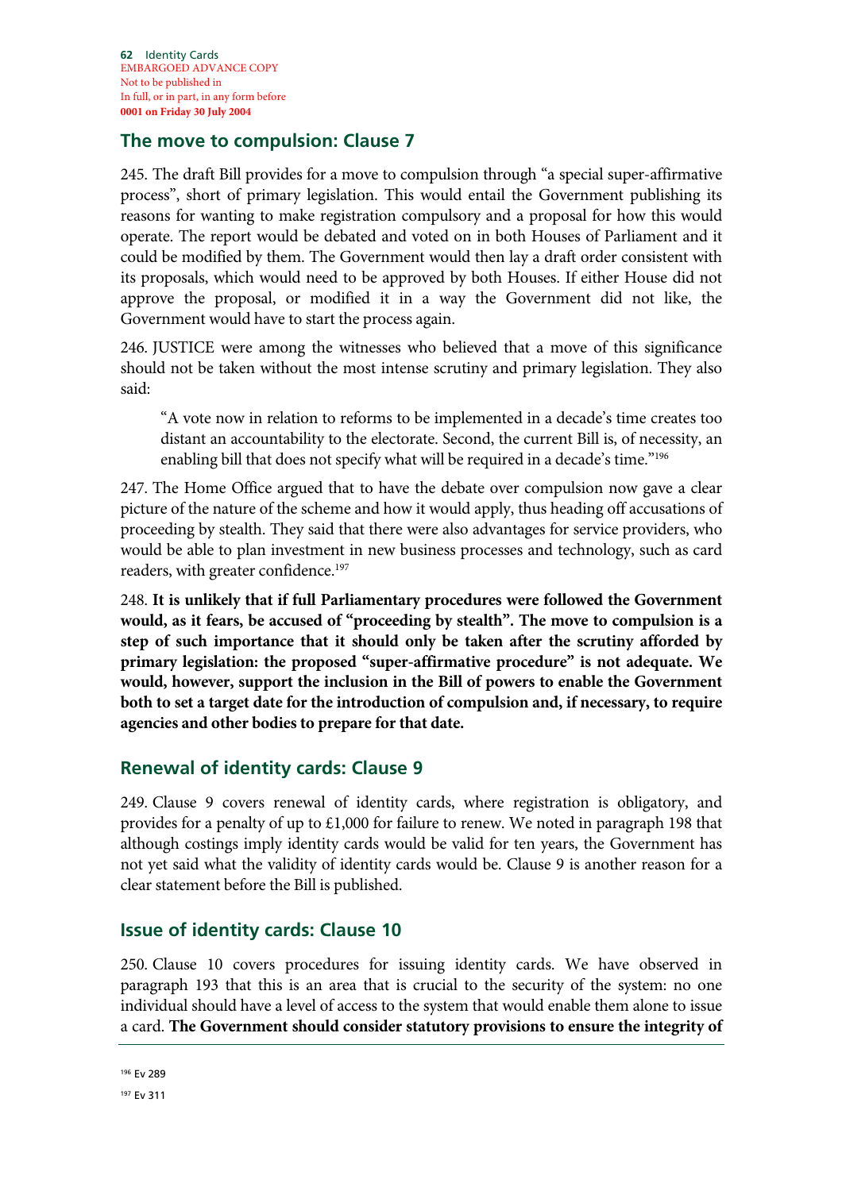## The move to compulsion: Clause 7

245. The draft Bill provides for a move to compulsion through "a special super-affirmative process", short of primary legislation. This would entail the Government publishing its reasons for wanting to make registration compulsory and a proposal for how this would operate. The report would be debated and voted on in both Houses of Parliament and it could be modified by them. The Government would then lay a draft order consistent with its proposals, which would need to be approved by both Houses. If either House did not approve the proposal, or modified it in a way the Government did not like, the Government would have to start the process again.

246. JUSTICE were among the witnesses who believed that a move of this significance should not be taken without the most intense scrutiny and primary legislation. They also said:

> "A vote now in relation to reforms to be implemented in a decade's time creates too distant an accountability to the electorate. Second, the current Bill is, of necessity, an enabling bill that does not specify what will be required in a decade's time."[196]

247. The Home Office argued that to have the debate over compulsion now gave a clear picture of the nature of the scheme and how it would apply, thus heading off accusations of proceeding by stealth. They said that there were also advantages for service providers, who would be able to plan investment in new business processes and technology, such as card readers, with greater confidence.[197]

248. **It is unlikely that if full Parliamentary procedures were followed the Government would, as it fears, be accused of "proceeding by stealth". The move to compulsion is a step of such importance that it should only be taken after the scrutiny afforded by primary legislation: the proposed "super-affirmative procedure" is not adequate. We would, however, support the inclusion in the Bill of powers to enable the Government both to set a target date for the introduction of compulsion and, if necessary, to require agencies and other bodies to prepare for that date.**

## Renewal of identity cards: Clause 9

249. Clause 9 covers renewal of identity cards, where registration is obligatory, and provides for a penalty of up to £1,000 for failure to renew. We noted in paragraph 198 that although costings imply identity cards would be valid for ten years, the Government has not yet said what the validity of identity cards would be. Clause 9 is another reason for a clear statement before the Bill is published.

## Issue of identity cards: Clause 10

250. Clause 10 covers procedures for issuing identity cards. We have observed in paragraph 193 that this is an area that is crucial to the security of the system: no one individual should have a level of access to the system that would enable them alone to issue a card. **The Government should consider statutory provisions to ensure the integrity of**

[196] Ev 289

[197] Ev 311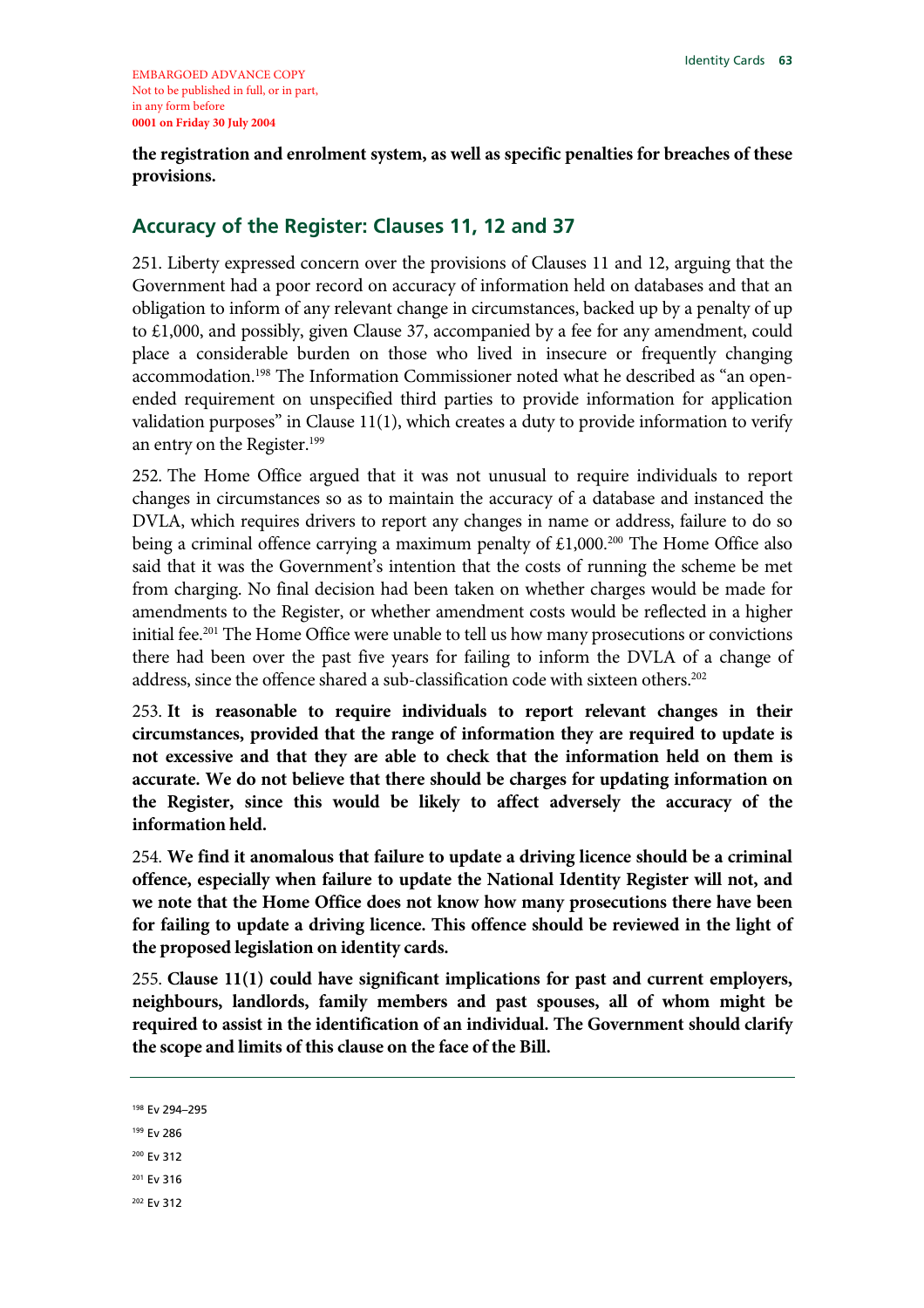**the registration and enrolment system, as well as specific penalties for breaches of these provisions.**

## Accuracy of the Register: Clauses 11, 12 and 37

251. Liberty expressed concern over the provisions of Clauses 11 and 12, arguing that the Government had a poor record on accuracy of information held on databases and that an obligation to inform of any relevant change in circumstances, backed up by a penalty of up to £1,000, and possibly, given Clause 37, accompanied by a fee for any amendment, could place a considerable burden on those who lived in insecure or frequently changing accommodation.[198] The Information Commissioner noted what he described as "an open-ended requirement on unspecified third parties to provide information for application validation purposes" in Clause 11(1), which creates a duty to provide information to verify an entry on the Register.[199]

252. The Home Office argued that it was not unusual to require individuals to report changes in circumstances so as to maintain the accuracy of a database and instanced the DVLA, which requires drivers to report any changes in name or address, failure to do so being a criminal offence carrying a maximum penalty of £1,000.[200] The Home Office also said that it was the Government's intention that the costs of running the scheme be met from charging. No final decision had been taken on whether charges would be made for amendments to the Register, or whether amendment costs would be reflected in a higher initial fee.[201] The Home Office were unable to tell us how many prosecutions or convictions there had been over the past five years for failing to inform the DVLA of a change of address, since the offence shared a sub-classification code with sixteen others.[202]

253. **It is reasonable to require individuals to report relevant changes in their circumstances, provided that the range of information they are required to update is not excessive and that they are able to check that the information held on them is accurate. We do not believe that there should be charges for updating information on the Register, since this would be likely to affect adversely the accuracy of the information held.**

254. **We find it anomalous that failure to update a driving licence should be a criminal offence, especially when failure to update the National Identity Register will not, and we note that the Home Office does not know how many prosecutions there have been for failing to update a driving licence. This offence should be reviewed in the light of the proposed legislation on identity cards.**

255. **Clause 11(1) could have significant implications for past and current employers, neighbours, landlords, family members and past spouses, all of whom might be required to assist in the identification of an individual. The Government should clarify the scope and limits of this clause on the face of the Bill.**

---

[198] Ev 294–295

[199] Ev 286

[200] Ev 312

[201] Ev 316

[202] Ev 312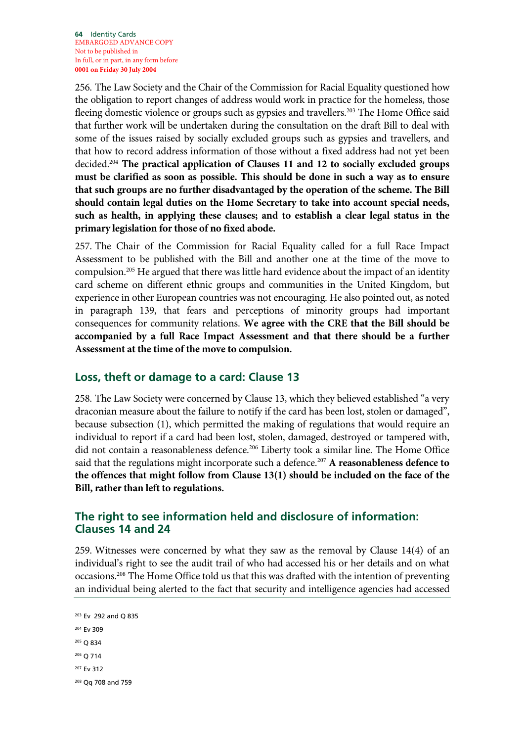256. The Law Society and the Chair of the Commission for Racial Equality questioned how the obligation to report changes of address would work in practice for the homeless, those fleeing domestic violence or groups such as gypsies and travellers.[203] The Home Office said that further work will be undertaken during the consultation on the draft Bill to deal with some of the issues raised by socially excluded groups such as gypsies and travellers, and that how to record address information of those without a fixed address had not yet been decided.[204] **The practical application of Clauses 11 and 12 to socially excluded groups must be clarified as soon as possible. This should be done in such a way as to ensure that such groups are no further disadvantaged by the operation of the scheme. The Bill should contain legal duties on the Home Secretary to take into account special needs, such as health, in applying these clauses; and to establish a clear legal status in the primary legislation for those of no fixed abode.**

257. The Chair of the Commission for Racial Equality called for a full Race Impact Assessment to be published with the Bill and another one at the time of the move to compulsion.[205] He argued that there was little hard evidence about the impact of an identity card scheme on different ethnic groups and communities in the United Kingdom, but experience in other European countries was not encouraging. He also pointed out, as noted in paragraph 139, that fears and perceptions of minority groups had important consequences for community relations. **We agree with the CRE that the Bill should be accompanied by a full Race Impact Assessment and that there should be a further Assessment at the time of the move to compulsion.**

## Loss, theft or damage to a card: Clause 13

258. The Law Society were concerned by Clause 13, which they believed established "a very draconian measure about the failure to notify if the card has been lost, stolen or damaged", because subsection (1), which permitted the making of regulations that would require an individual to report if a card had been lost, stolen, damaged, destroyed or tampered with, did not contain a reasonableness defence.[206] Liberty took a similar line. The Home Office said that the regulations might incorporate such a defence.[207] **A reasonableness defence to the offences that might follow from Clause 13(1) should be included on the face of the Bill, rather than left to regulations.**

## The right to see information held and disclosure of information: Clauses 14 and 24

259. Witnesses were concerned by what they saw as the removal by Clause 14(4) of an individual's right to see the audit trail of who had accessed his or her details and on what occasions.[208] The Home Office told us that this was drafted with the intention of preventing an individual being alerted to the fact that security and intelligence agencies had accessed

[203] Ev 292 and Q 835

[204] Ev 309

[205] Q 834

[206] Q 714

[207] Ev 312

[208] Qq 708 and 759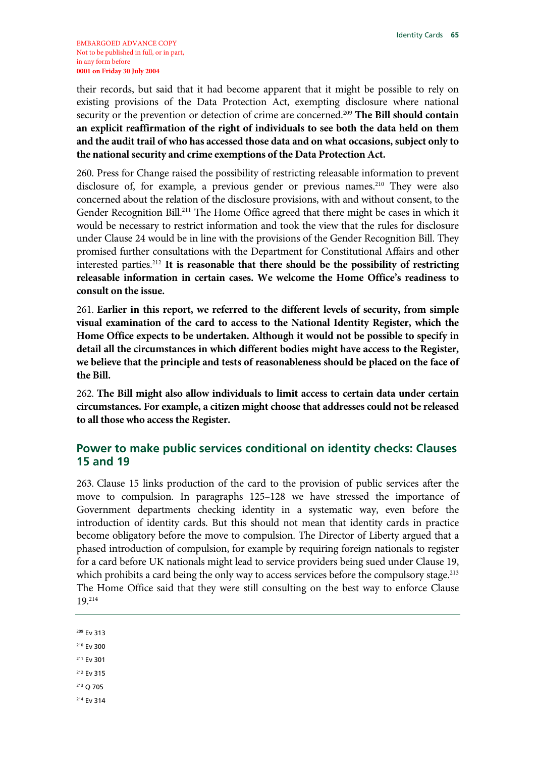EMBARGOED ADVANCE COPY
Not to be published in full, or in part, in any form before
**0001 on Friday 30 July 2004**

their records, but said that it had become apparent that it might be possible to rely on existing provisions of the Data Protection Act, exempting disclosure where national security or the prevention or detection of crime are concerned.[209] **The Bill should contain an explicit reaffirmation of the right of individuals to see both the data held on them and the audit trail of who has accessed those data and on what occasions, subject only to the national security and crime exemptions of the Data Protection Act.**

260. Press for Change raised the possibility of restricting releasable information to prevent disclosure of, for example, a previous gender or previous names.[210] They were also concerned about the relation of the disclosure provisions, with and without consent, to the Gender Recognition Bill.[211] The Home Office agreed that there might be cases in which it would be necessary to restrict information and took the view that the rules for disclosure under Clause 24 would be in line with the provisions of the Gender Recognition Bill. They promised further consultations with the Department for Constitutional Affairs and other interested parties.[212] **It is reasonable that there should be the possibility of restricting releasable information in certain cases. We welcome the Home Office's readiness to consult on the issue.**

261. **Earlier in this report, we referred to the different levels of security, from simple visual examination of the card to access to the National Identity Register, which the Home Office expects to be undertaken. Although it would not be possible to specify in detail all the circumstances in which different bodies might have access to the Register, we believe that the principle and tests of reasonableness should be placed on the face of the Bill.**

262. **The Bill might also allow individuals to limit access to certain data under certain circumstances. For example, a citizen might choose that addresses could not be released to all those who access the Register.**

## Power to make public services conditional on identity checks: Clauses 15 and 19

263. Clause 15 links production of the card to the provision of public services after the move to compulsion. In paragraphs 125–128 we have stressed the importance of Government departments checking identity in a systematic way, even before the introduction of identity cards. But this should not mean that identity cards in practice become obligatory before the move to compulsion. The Director of Liberty argued that a phased introduction of compulsion, for example by requiring foreign nationals to register for a card before UK nationals might lead to service providers being sued under Clause 19, which prohibits a card being the only way to access services before the compulsory stage.[213] The Home Office said that they were still consulting on the best way to enforce Clause 19.[214]

[209] Ev 313

[210] Ev 300

[211] Ev 301

[212] Ev 315

[213] Q 705

[214] Ev 314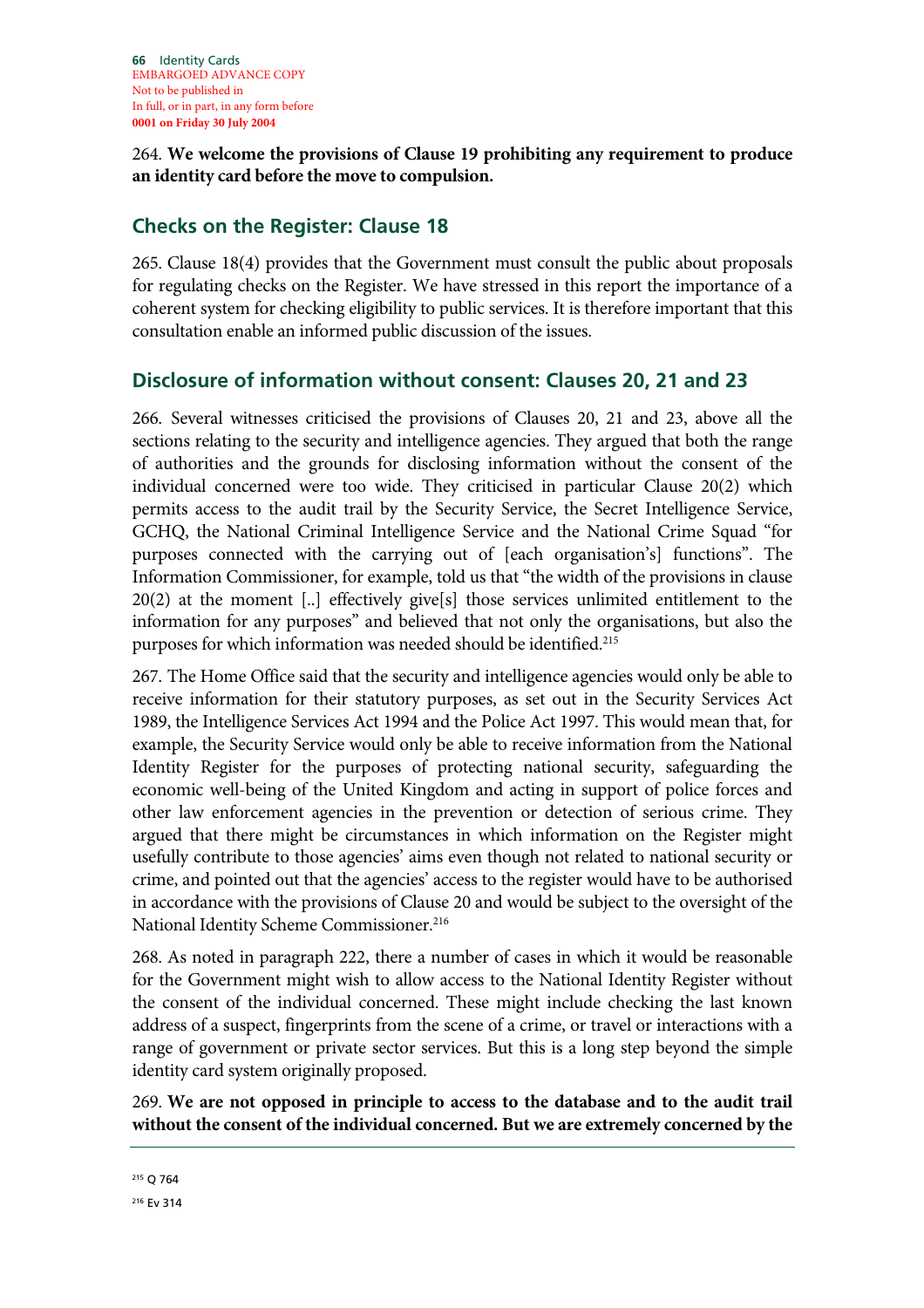264. **We welcome the provisions of Clause 19 prohibiting any requirement to produce an identity card before the move to compulsion.**

## Checks on the Register: Clause 18

265. Clause 18(4) provides that the Government must consult the public about proposals for regulating checks on the Register. We have stressed in this report the importance of a coherent system for checking eligibility to public services. It is therefore important that this consultation enable an informed public discussion of the issues.

## Disclosure of information without consent: Clauses 20, 21 and 23

266. Several witnesses criticised the provisions of Clauses 20, 21 and 23, above all the sections relating to the security and intelligence agencies. They argued that both the range of authorities and the grounds for disclosing information without the consent of the individual concerned were too wide. They criticised in particular Clause 20(2) which permits access to the audit trail by the Security Service, the Secret Intelligence Service, GCHQ, the National Criminal Intelligence Service and the National Crime Squad "for purposes connected with the carrying out of [each organisation's] functions". The Information Commissioner, for example, told us that "the width of the provisions in clause 20(2) at the moment [..] effectively give[s] those services unlimited entitlement to the information for any purposes" and believed that not only the organisations, but also the purposes for which information was needed should be identified.[215]

267. The Home Office said that the security and intelligence agencies would only be able to receive information for their statutory purposes, as set out in the Security Services Act 1989, the Intelligence Services Act 1994 and the Police Act 1997. This would mean that, for example, the Security Service would only be able to receive information from the National Identity Register for the purposes of protecting national security, safeguarding the economic well-being of the United Kingdom and acting in support of police forces and other law enforcement agencies in the prevention or detection of serious crime. They argued that there might be circumstances in which information on the Register might usefully contribute to those agencies' aims even though not related to national security or crime, and pointed out that the agencies' access to the register would have to be authorised in accordance with the provisions of Clause 20 and would be subject to the oversight of the National Identity Scheme Commissioner.[216]

268. As noted in paragraph 222, there a number of cases in which it would be reasonable for the Government might wish to allow access to the National Identity Register without the consent of the individual concerned. These might include checking the last known address of a suspect, fingerprints from the scene of a crime, or travel or interactions with a range of government or private sector services. But this is a long step beyond the simple identity card system originally proposed.

269. **We are not opposed in principle to access to the database and to the audit trail without the consent of the individual concerned. But we are extremely concerned by the**

[215] Q 764

[216] Ev 314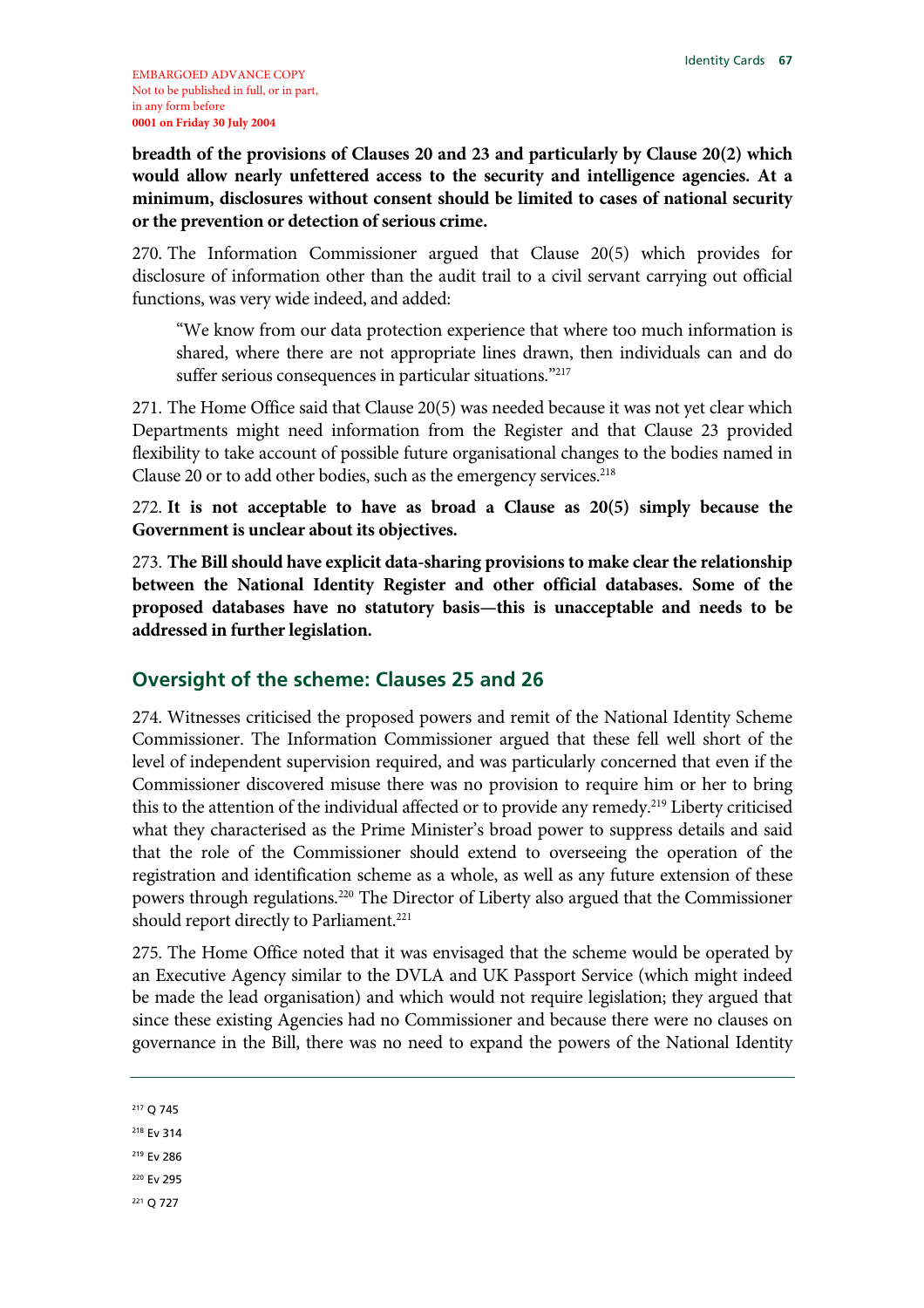**breadth of the provisions of Clauses 20 and 23 and particularly by Clause 20(2) which would allow nearly unfettered access to the security and intelligence agencies. At a minimum, disclosures without consent should be limited to cases of national security or the prevention or detection of serious crime.**

270. The Information Commissioner argued that Clause 20(5) which provides for disclosure of information other than the audit trail to a civil servant carrying out official functions, was very wide indeed, and added:

> "We know from our data protection experience that where too much information is shared, where there are not appropriate lines drawn, then individuals can and do suffer serious consequences in particular situations."[217]

271. The Home Office said that Clause 20(5) was needed because it was not yet clear which Departments might need information from the Register and that Clause 23 provided flexibility to take account of possible future organisational changes to the bodies named in Clause 20 or to add other bodies, such as the emergency services.[218]

272. **It is not acceptable to have as broad a Clause as 20(5) simply because the Government is unclear about its objectives.**

273. **The Bill should have explicit data-sharing provisions to make clear the relationship between the National Identity Register and other official databases. Some of the proposed databases have no statutory basis—this is unacceptable and needs to be addressed in further legislation.**

## Oversight of the scheme: Clauses 25 and 26

274. Witnesses criticised the proposed powers and remit of the National Identity Scheme Commissioner. The Information Commissioner argued that these fell well short of the level of independent supervision required, and was particularly concerned that even if the Commissioner discovered misuse there was no provision to require him or her to bring this to the attention of the individual affected or to provide any remedy.[219] Liberty criticised what they characterised as the Prime Minister's broad power to suppress details and said that the role of the Commissioner should extend to overseeing the operation of the registration and identification scheme as a whole, as well as any future extension of these powers through regulations.[220] The Director of Liberty also argued that the Commissioner should report directly to Parliament.[221]

275. The Home Office noted that it was envisaged that the scheme would be operated by an Executive Agency similar to the DVLA and UK Passport Service (which might indeed be made the lead organisation) and which would not require legislation; they argued that since these existing Agencies had no Commissioner and because there were no clauses on governance in the Bill, there was no need to expand the powers of the National Identity

[217] Q 745

[218] Ev 314

[219] Ev 286

[220] Ev 295

[221] Q 727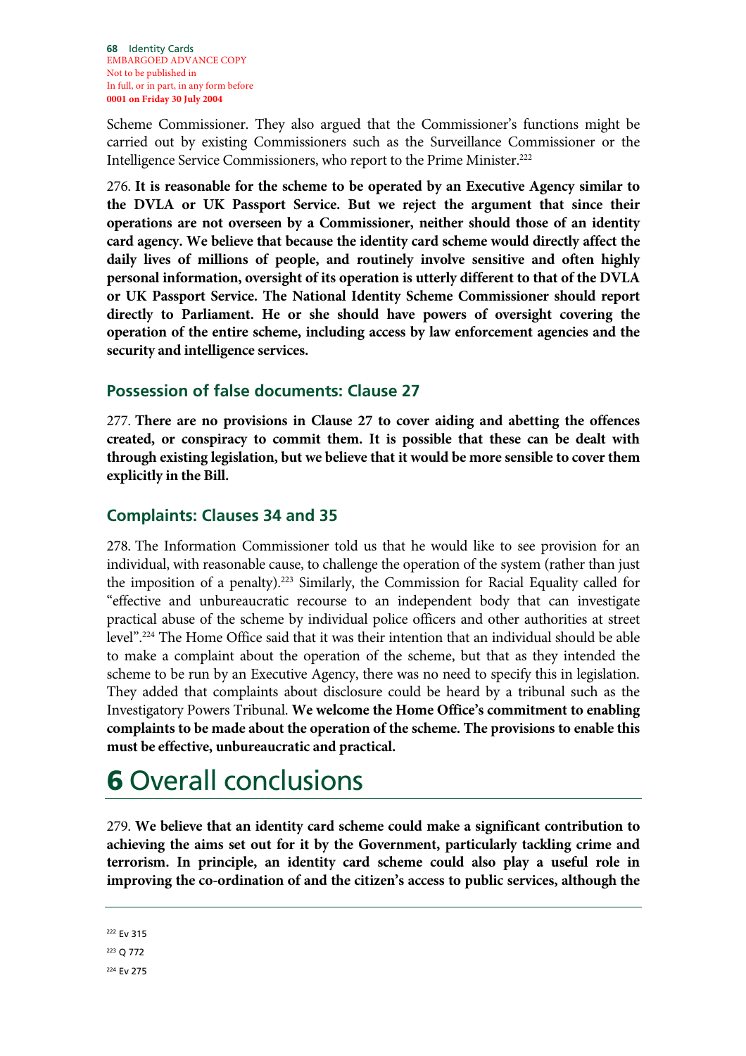Scheme Commissioner. They also argued that the Commissioner's functions might be carried out by existing Commissioners such as the Surveillance Commissioner or the Intelligence Service Commissioners, who report to the Prime Minister.[222]

276. **It is reasonable for the scheme to be operated by an Executive Agency similar to the DVLA or UK Passport Service. But we reject the argument that since their operations are not overseen by a Commissioner, neither should those of an identity card agency. We believe that because the identity card scheme would directly affect the daily lives of millions of people, and routinely involve sensitive and often highly personal information, oversight of its operation is utterly different to that of the DVLA or UK Passport Service. The National Identity Scheme Commissioner should report directly to Parliament. He or she should have powers of oversight covering the operation of the entire scheme, including access by law enforcement agencies and the security and intelligence services.**

## Possession of false documents: Clause 27

277. **There are no provisions in Clause 27 to cover aiding and abetting the offences created, or conspiracy to commit them. It is possible that these can be dealt with through existing legislation, but we believe that it would be more sensible to cover them explicitly in the Bill.**

## Complaints: Clauses 34 and 35

278. The Information Commissioner told us that he would like to see provision for an individual, with reasonable cause, to challenge the operation of the system (rather than just the imposition of a penalty).[223] Similarly, the Commission for Racial Equality called for "effective and unbureaucratic recourse to an independent body that can investigate practical abuse of the scheme by individual police officers and other authorities at street level".[224] The Home Office said that it was their intention that an individual should be able to make a complaint about the operation of the scheme, but that as they intended the scheme to be run by an Executive Agency, there was no need to specify this in legislation. They added that complaints about disclosure could be heard by a tribunal such as the Investigatory Powers Tribunal. **We welcome the Home Office's commitment to enabling complaints to be made about the operation of the scheme. The provisions to enable this must be effective, unbureaucratic and practical.**

# 6 Overall conclusions

279. **We believe that an identity card scheme could make a significant contribution to achieving the aims set out for it by the Government, particularly tackling crime and terrorism. In principle, an identity card scheme could also play a useful role in improving the co-ordination of and the citizen's access to public services, although the**

[222] Ev 315

[223] Q 772

[224] Ev 275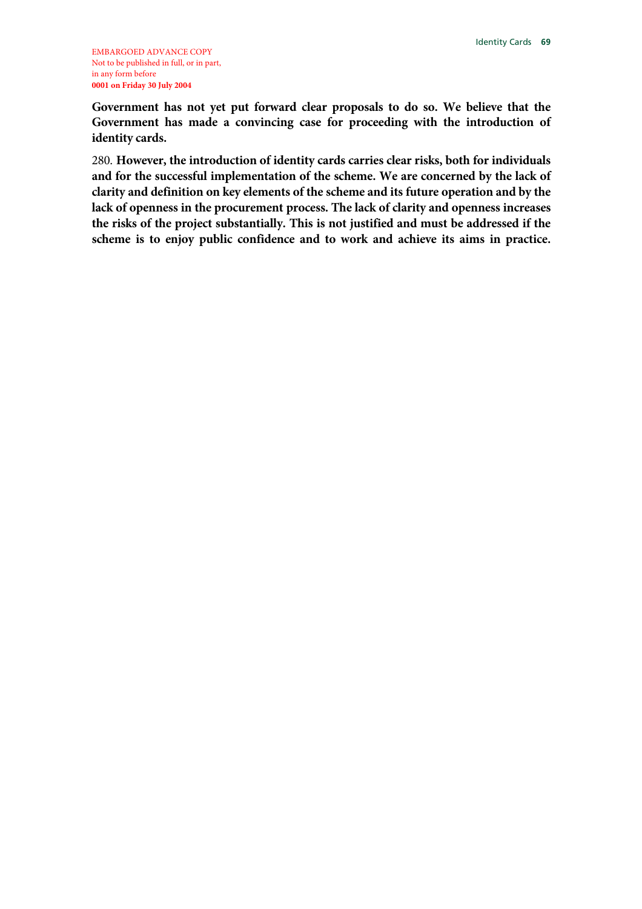**Government has not yet put forward clear proposals to do so. We believe that the Government has made a convincing case for proceeding with the introduction of identity cards.**

280. **However, the introduction of identity cards carries clear risks, both for individuals and for the successful implementation of the scheme. We are concerned by the lack of clarity and definition on key elements of the scheme and its future operation and by the lack of openness in the procurement process. The lack of clarity and openness increases the risks of the project substantially. This is not justified and must be addressed if the scheme is to enjoy public confidence and to work and achieve its aims in practice.**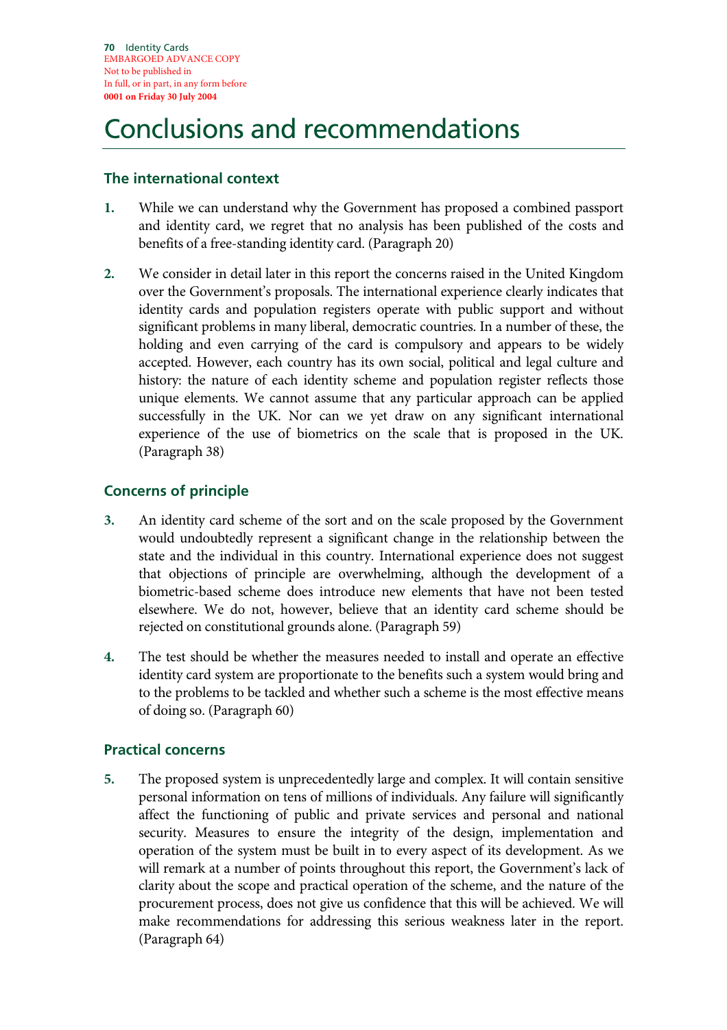# Conclusions and recommendations

## The international context

1. While we can understand why the Government has proposed a combined passport and identity card, we regret that no analysis has been published of the costs and benefits of a free-standing identity card. (Paragraph 20)

2. We consider in detail later in this report the concerns raised in the United Kingdom over the Government's proposals. The international experience clearly indicates that identity cards and population registers operate with public support and without significant problems in many liberal, democratic countries. In a number of these, the holding and even carrying of the card is compulsory and appears to be widely accepted. However, each country has its own social, political and legal culture and history: the nature of each identity scheme and population register reflects those unique elements. We cannot assume that any particular approach can be applied successfully in the UK. Nor can we yet draw on any significant international experience of the use of biometrics on the scale that is proposed in the UK. (Paragraph 38)

## Concerns of principle

3. An identity card scheme of the sort and on the scale proposed by the Government would undoubtedly represent a significant change in the relationship between the state and the individual in this country. International experience does not suggest that objections of principle are overwhelming, although the development of a biometric-based scheme does introduce new elements that have not been tested elsewhere. We do not, however, believe that an identity card scheme should be rejected on constitutional grounds alone. (Paragraph 59)

4. The test should be whether the measures needed to install and operate an effective identity card system are proportionate to the benefits such a system would bring and to the problems to be tackled and whether such a scheme is the most effective means of doing so. (Paragraph 60)

## Practical concerns

5. The proposed system is unprecedentedly large and complex. It will contain sensitive personal information on tens of millions of individuals. Any failure will significantly affect the functioning of public and private services and personal and national security. Measures to ensure the integrity of the design, implementation and operation of the system must be built in to every aspect of its development. As we will remark at a number of points throughout this report, the Government's lack of clarity about the scope and practical operation of the scheme, and the nature of the procurement process, does not give us confidence that this will be achieved. We will make recommendations for addressing this serious weakness later in the report. (Paragraph 64)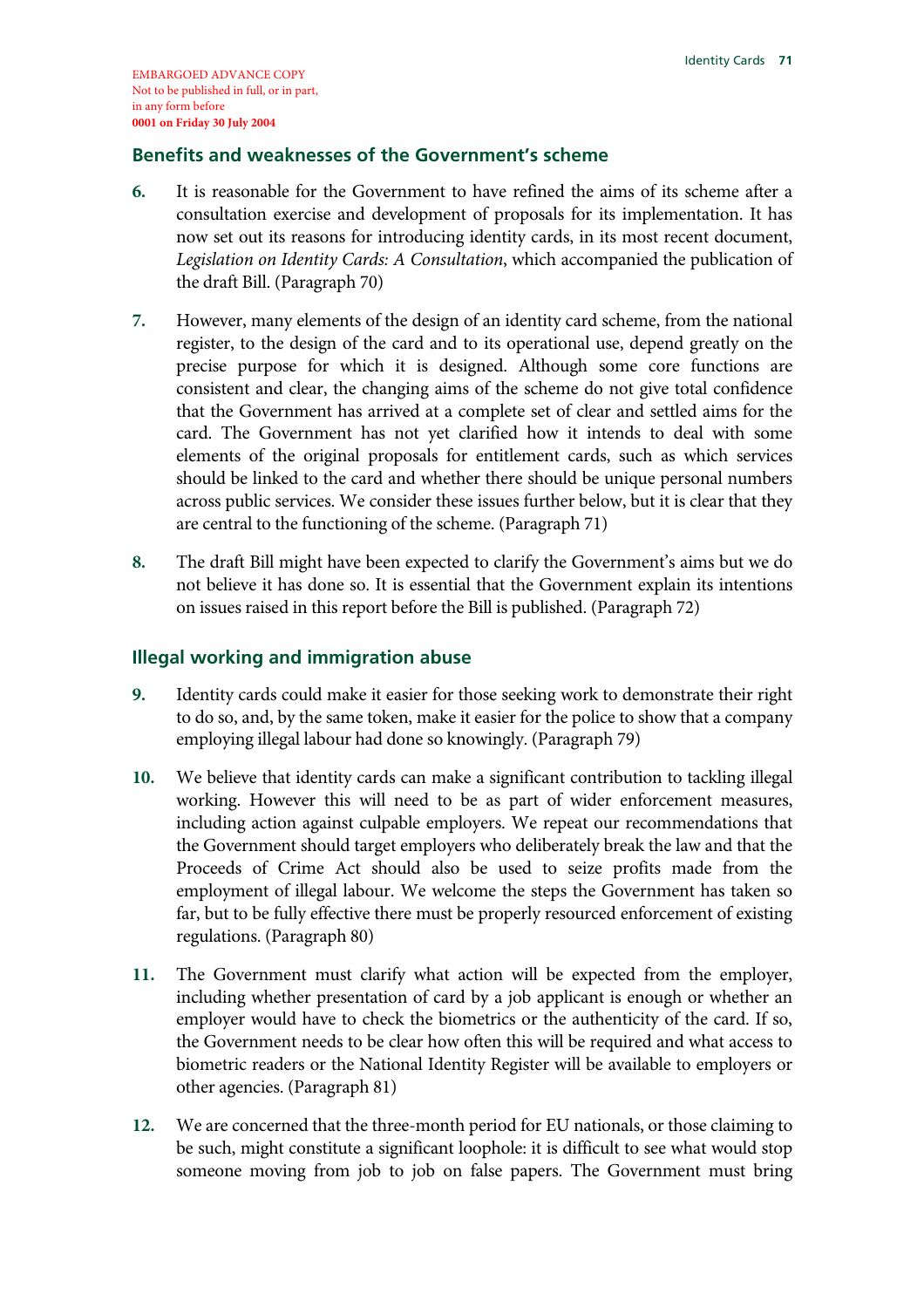EMBARGOED ADVANCE COPY
Not to be published in full, or in part,
in any form before
**0001 on Friday 30 July 2004**

## Benefits and weaknesses of the Government's scheme

**6.** It is reasonable for the Government to have refined the aims of its scheme after a consultation exercise and development of proposals for its implementation. It has now set out its reasons for introducing identity cards, in its most recent document, *Legislation on Identity Cards: A Consultation*, which accompanied the publication of the draft Bill. (Paragraph 70)

**7.** However, many elements of the design of an identity card scheme, from the national register, to the design of the card and to its operational use, depend greatly on the precise purpose for which it is designed. Although some core functions are consistent and clear, the changing aims of the scheme do not give total confidence that the Government has arrived at a complete set of clear and settled aims for the card. The Government has not yet clarified how it intends to deal with some elements of the original proposals for entitlement cards, such as which services should be linked to the card and whether there should be unique personal numbers across public services. We consider these issues further below, but it is clear that they are central to the functioning of the scheme. (Paragraph 71)

**8.** The draft Bill might have been expected to clarify the Government's aims but we do not believe it has done so. It is essential that the Government explain its intentions on issues raised in this report before the Bill is published. (Paragraph 72)

## Illegal working and immigration abuse

**9.** Identity cards could make it easier for those seeking work to demonstrate their right to do so, and, by the same token, make it easier for the police to show that a company employing illegal labour had done so knowingly. (Paragraph 79)

**10.** We believe that identity cards can make a significant contribution to tackling illegal working. However this will need to be as part of wider enforcement measures, including action against culpable employers. We repeat our recommendations that the Government should target employers who deliberately break the law and that the Proceeds of Crime Act should also be used to seize profits made from the employment of illegal labour. We welcome the steps the Government has taken so far, but to be fully effective there must be properly resourced enforcement of existing regulations. (Paragraph 80)

**11.** The Government must clarify what action will be expected from the employer, including whether presentation of card by a job applicant is enough or whether an employer would have to check the biometrics or the authenticity of the card. If so, the Government needs to be clear how often this will be required and what access to biometric readers or the National Identity Register will be available to employers or other agencies. (Paragraph 81)

**12.** We are concerned that the three-month period for EU nationals, or those claiming to be such, might constitute a significant loophole: it is difficult to see what would stop someone moving from job to job on false papers. The Government must bring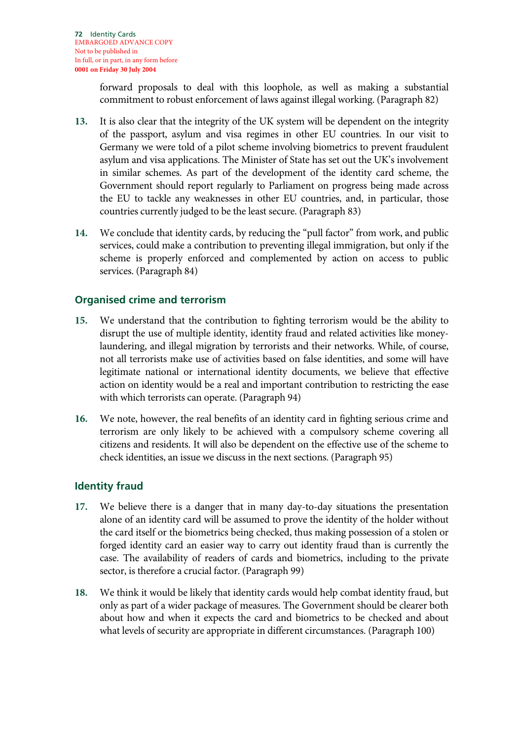forward proposals to deal with this loophole, as well as making a substantial commitment to robust enforcement of laws against illegal working. (Paragraph 82)

**13.** It is also clear that the integrity of the UK system will be dependent on the integrity of the passport, asylum and visa regimes in other EU countries. In our visit to Germany we were told of a pilot scheme involving biometrics to prevent fraudulent asylum and visa applications. The Minister of State has set out the UK's involvement in similar schemes. As part of the development of the identity card scheme, the Government should report regularly to Parliament on progress being made across the EU to tackle any weaknesses in other EU countries, and, in particular, those countries currently judged to be the least secure. (Paragraph 83)

**14.** We conclude that identity cards, by reducing the "pull factor" from work, and public services, could make a contribution to preventing illegal immigration, but only if the scheme is properly enforced and complemented by action on access to public services. (Paragraph 84)

## Organised crime and terrorism

**15.** We understand that the contribution to fighting terrorism would be the ability to disrupt the use of multiple identity, identity fraud and related activities like money-laundering, and illegal migration by terrorists and their networks. While, of course, not all terrorists make use of activities based on false identities, and some will have legitimate national or international identity documents, we believe that effective action on identity would be a real and important contribution to restricting the ease with which terrorists can operate. (Paragraph 94)

**16.** We note, however, the real benefits of an identity card in fighting serious crime and terrorism are only likely to be achieved with a compulsory scheme covering all citizens and residents. It will also be dependent on the effective use of the scheme to check identities, an issue we discuss in the next sections. (Paragraph 95)

## Identity fraud

**17.** We believe there is a danger that in many day-to-day situations the presentation alone of an identity card will be assumed to prove the identity of the holder without the card itself or the biometrics being checked, thus making possession of a stolen or forged identity card an easier way to carry out identity fraud than is currently the case. The availability of readers of cards and biometrics, including to the private sector, is therefore a crucial factor. (Paragraph 99)

**18.** We think it would be likely that identity cards would help combat identity fraud, but only as part of a wider package of measures. The Government should be clearer both about how and when it expects the card and biometrics to be checked and about what levels of security are appropriate in different circumstances. (Paragraph 100)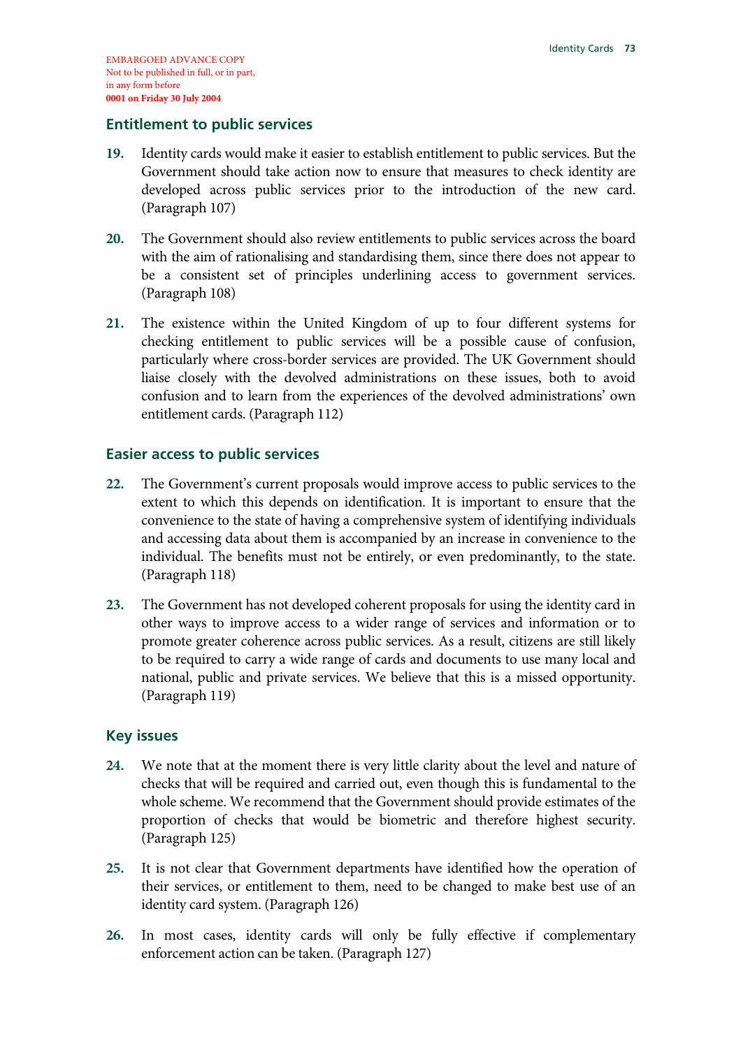## Entitlement to public services

**19.** Identity cards would make it easier to establish entitlement to public services. But the Government should take action now to ensure that measures to check identity are developed across public services prior to the introduction of the new card. (Paragraph 107)

**20.** The Government should also review entitlements to public services across the board with the aim of rationalising and standardising them, since there does not appear to be a consistent set of principles underlining access to government services. (Paragraph 108)

**21.** The existence within the United Kingdom of up to four different systems for checking entitlement to public services will be a possible cause of confusion, particularly where cross-border services are provided. The UK Government should liaise closely with the devolved administrations on these issues, both to avoid confusion and to learn from the experiences of the devolved administrations' own entitlement cards. (Paragraph 112)

## Easier access to public services

**22.** The Government's current proposals would improve access to public services to the extent to which this depends on identification. It is important to ensure that the convenience to the state of having a comprehensive system of identifying individuals and accessing data about them is accompanied by an increase in convenience to the individual. The benefits must not be entirely, or even predominantly, to the state. (Paragraph 118)

**23.** The Government has not developed coherent proposals for using the identity card in other ways to improve access to a wider range of services and information or to promote greater coherence across public services. As a result, citizens are still likely to be required to carry a wide range of cards and documents to use many local and national, public and private services. We believe that this is a missed opportunity. (Paragraph 119)

## Key issues

**24.** We note that at the moment there is very little clarity about the level and nature of checks that will be required and carried out, even though this is fundamental to the whole scheme. We recommend that the Government should provide estimates of the proportion of checks that would be biometric and therefore highest security. (Paragraph 125)

**25.** It is not clear that Government departments have identified how the operation of their services, or entitlement to them, need to be changed to make best use of an identity card system. (Paragraph 126)

**26.** In most cases, identity cards will only be fully effective if complementary enforcement action can be taken. (Paragraph 127)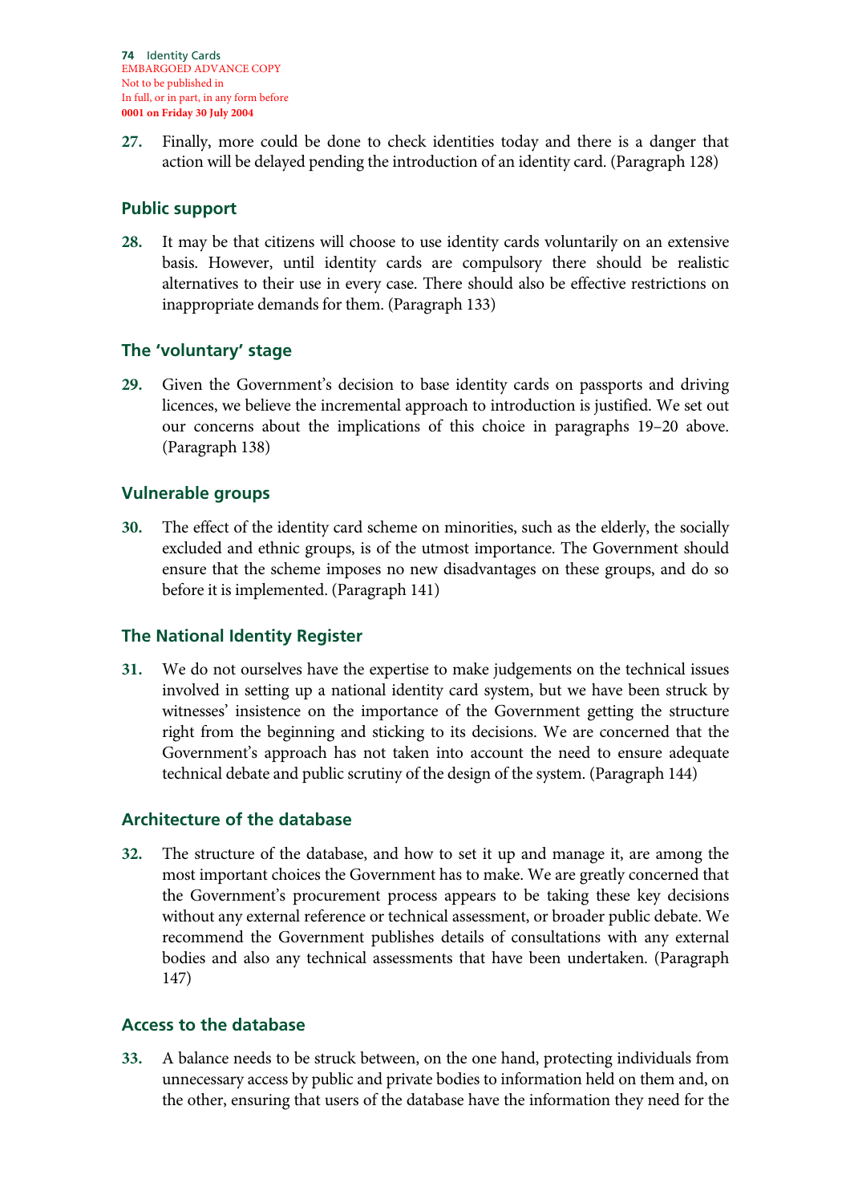27. Finally, more could be done to check identities today and there is a danger that action will be delayed pending the introduction of an identity card. (Paragraph 128)

## Public support

28. It may be that citizens will choose to use identity cards voluntarily on an extensive basis. However, until identity cards are compulsory there should be realistic alternatives to their use in every case. There should also be effective restrictions on inappropriate demands for them. (Paragraph 133)

## The 'voluntary' stage

29. Given the Government's decision to base identity cards on passports and driving licences, we believe the incremental approach to introduction is justified. We set out our concerns about the implications of this choice in paragraphs 19–20 above. (Paragraph 138)

## Vulnerable groups

30. The effect of the identity card scheme on minorities, such as the elderly, the socially excluded and ethnic groups, is of the utmost importance. The Government should ensure that the scheme imposes no new disadvantages on these groups, and do so before it is implemented. (Paragraph 141)

## The National Identity Register

31. We do not ourselves have the expertise to make judgements on the technical issues involved in setting up a national identity card system, but we have been struck by witnesses' insistence on the importance of the Government getting the structure right from the beginning and sticking to its decisions. We are concerned that the Government's approach has not taken into account the need to ensure adequate technical debate and public scrutiny of the design of the system. (Paragraph 144)

## Architecture of the database

32. The structure of the database, and how to set it up and manage it, are among the most important choices the Government has to make. We are greatly concerned that the Government's procurement process appears to be taking these key decisions without any external reference or technical assessment, or broader public debate. We recommend the Government publishes details of consultations with any external bodies and also any technical assessments that have been undertaken. (Paragraph 147)

## Access to the database

33. A balance needs to be struck between, on the one hand, protecting individuals from unnecessary access by public and private bodies to information held on them and, on the other, ensuring that users of the database have the information they need for the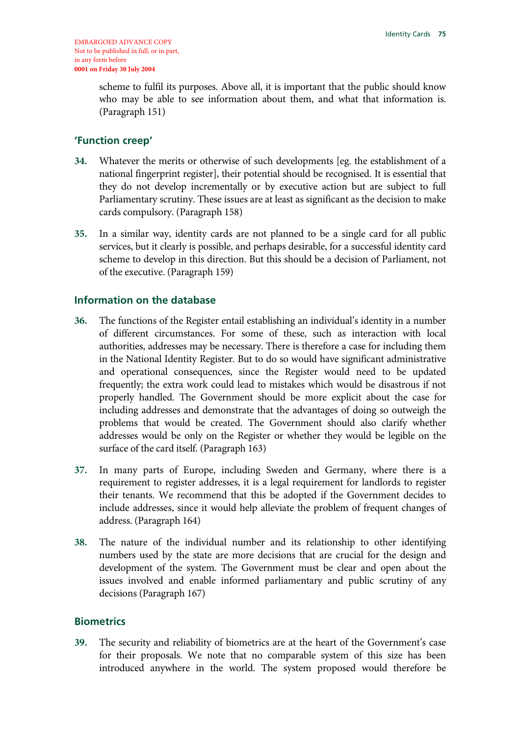EMBARGOED ADVANCE COPY
Not to be published in full, or in part,
in any form before
**0001 on Friday 30 July 2004**

scheme to fulfil its purposes. Above all, it is important that the public should know who may be able to see information about them, and what that information is. (Paragraph 151)

## 'Function creep'

**34.** Whatever the merits or otherwise of such developments [eg. the establishment of a national fingerprint register], their potential should be recognised. It is essential that they do not develop incrementally or by executive action but are subject to full Parliamentary scrutiny. These issues are at least as significant as the decision to make cards compulsory. (Paragraph 158)

**35.** In a similar way, identity cards are not planned to be a single card for all public services, but it clearly is possible, and perhaps desirable, for a successful identity card scheme to develop in this direction. But this should be a decision of Parliament, not of the executive. (Paragraph 159)

## Information on the database

**36.** The functions of the Register entail establishing an individual's identity in a number of different circumstances. For some of these, such as interaction with local authorities, addresses may be necessary. There is therefore a case for including them in the National Identity Register. But to do so would have significant administrative and operational consequences, since the Register would need to be updated frequently; the extra work could lead to mistakes which would be disastrous if not properly handled. The Government should be more explicit about the case for including addresses and demonstrate that the advantages of doing so outweigh the problems that would be created. The Government should also clarify whether addresses would be only on the Register or whether they would be legible on the surface of the card itself. (Paragraph 163)

**37.** In many parts of Europe, including Sweden and Germany, where there is a requirement to register addresses, it is a legal requirement for landlords to register their tenants. We recommend that this be adopted if the Government decides to include addresses, since it would help alleviate the problem of frequent changes of address. (Paragraph 164)

**38.** The nature of the individual number and its relationship to other identifying numbers used by the state are more decisions that are crucial for the design and development of the system. The Government must be clear and open about the issues involved and enable informed parliamentary and public scrutiny of any decisions (Paragraph 167)

## Biometrics

**39.** The security and reliability of biometrics are at the heart of the Government's case for their proposals. We note that no comparable system of this size has been introduced anywhere in the world. The system proposed would therefore be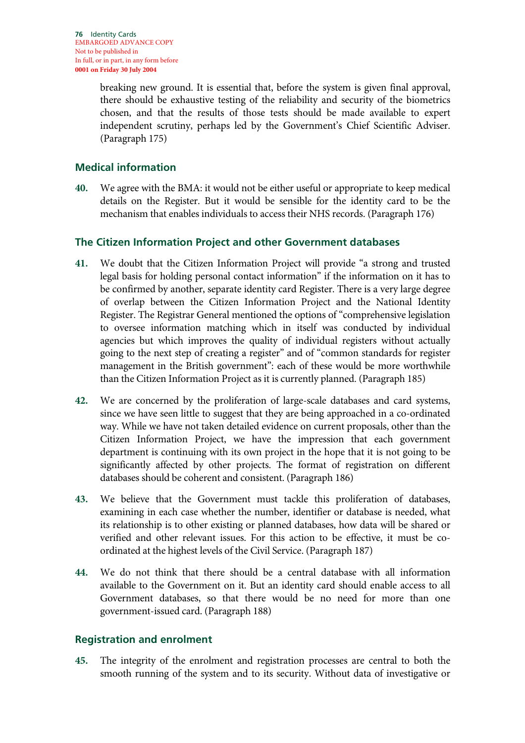breaking new ground. It is essential that, before the system is given final approval, there should be exhaustive testing of the reliability and security of the biometrics chosen, and that the results of those tests should be made available to expert independent scrutiny, perhaps led by the Government's Chief Scientific Adviser. (Paragraph 175)

## Medical information

**40.** We agree with the BMA: it would not be either useful or appropriate to keep medical details on the Register. But it would be sensible for the identity card to be the mechanism that enables individuals to access their NHS records. (Paragraph 176)

## The Citizen Information Project and other Government databases

**41.** We doubt that the Citizen Information Project will provide "a strong and trusted legal basis for holding personal contact information" if the information on it has to be confirmed by another, separate identity card Register. There is a very large degree of overlap between the Citizen Information Project and the National Identity Register. The Registrar General mentioned the options of "comprehensive legislation to oversee information matching which in itself was conducted by individual agencies but which improves the quality of individual registers without actually going to the next step of creating a register" and of "common standards for register management in the British government": each of these would be more worthwhile than the Citizen Information Project as it is currently planned. (Paragraph 185)

**42.** We are concerned by the proliferation of large-scale databases and card systems, since we have seen little to suggest that they are being approached in a co-ordinated way. While we have not taken detailed evidence on current proposals, other than the Citizen Information Project, we have the impression that each government department is continuing with its own project in the hope that it is not going to be significantly affected by other projects. The format of registration on different databases should be coherent and consistent. (Paragraph 186)

**43.** We believe that the Government must tackle this proliferation of databases, examining in each case whether the number, identifier or database is needed, what its relationship is to other existing or planned databases, how data will be shared or verified and other relevant issues. For this action to be effective, it must be co-ordinated at the highest levels of the Civil Service. (Paragraph 187)

**44.** We do not think that there should be a central database with all information available to the Government on it. But an identity card should enable access to all Government databases, so that there would be no need for more than one government-issued card. (Paragraph 188)

## Registration and enrolment

**45.** The integrity of the enrolment and registration processes are central to both the smooth running of the system and to its security. Without data of investigative or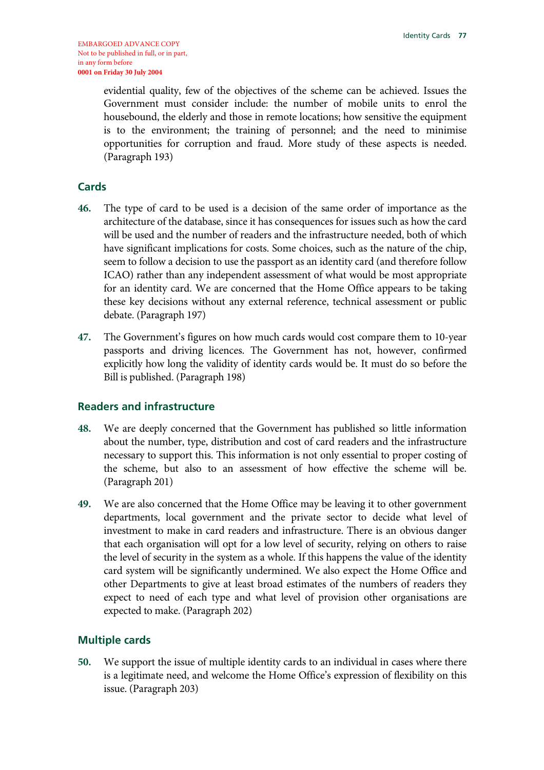evidential quality, few of the objectives of the scheme can be achieved. Issues the Government must consider include: the number of mobile units to enrol the housebound, the elderly and those in remote locations; how sensitive the equipment is to the environment; the training of personnel; and the need to minimise opportunities for corruption and fraud. More study of these aspects is needed. (Paragraph 193)

## Cards

**46.** The type of card to be used is a decision of the same order of importance as the architecture of the database, since it has consequences for issues such as how the card will be used and the number of readers and the infrastructure needed, both of which have significant implications for costs. Some choices, such as the nature of the chip, seem to follow a decision to use the passport as an identity card (and therefore follow ICAO) rather than any independent assessment of what would be most appropriate for an identity card. We are concerned that the Home Office appears to be taking these key decisions without any external reference, technical assessment or public debate. (Paragraph 197)

**47.** The Government's figures on how much cards would cost compare them to 10-year passports and driving licences. The Government has not, however, confirmed explicitly how long the validity of identity cards would be. It must do so before the Bill is published. (Paragraph 198)

## Readers and infrastructure

**48.** We are deeply concerned that the Government has published so little information about the number, type, distribution and cost of card readers and the infrastructure necessary to support this. This information is not only essential to proper costing of the scheme, but also to an assessment of how effective the scheme will be. (Paragraph 201)

**49.** We are also concerned that the Home Office may be leaving it to other government departments, local government and the private sector to decide what level of investment to make in card readers and infrastructure. There is an obvious danger that each organisation will opt for a low level of security, relying on others to raise the level of security in the system as a whole. If this happens the value of the identity card system will be significantly undermined. We also expect the Home Office and other Departments to give at least broad estimates of the numbers of readers they expect to need of each type and what level of provision other organisations are expected to make. (Paragraph 202)

## Multiple cards

**50.** We support the issue of multiple identity cards to an individual in cases where there is a legitimate need, and welcome the Home Office's expression of flexibility on this issue. (Paragraph 203)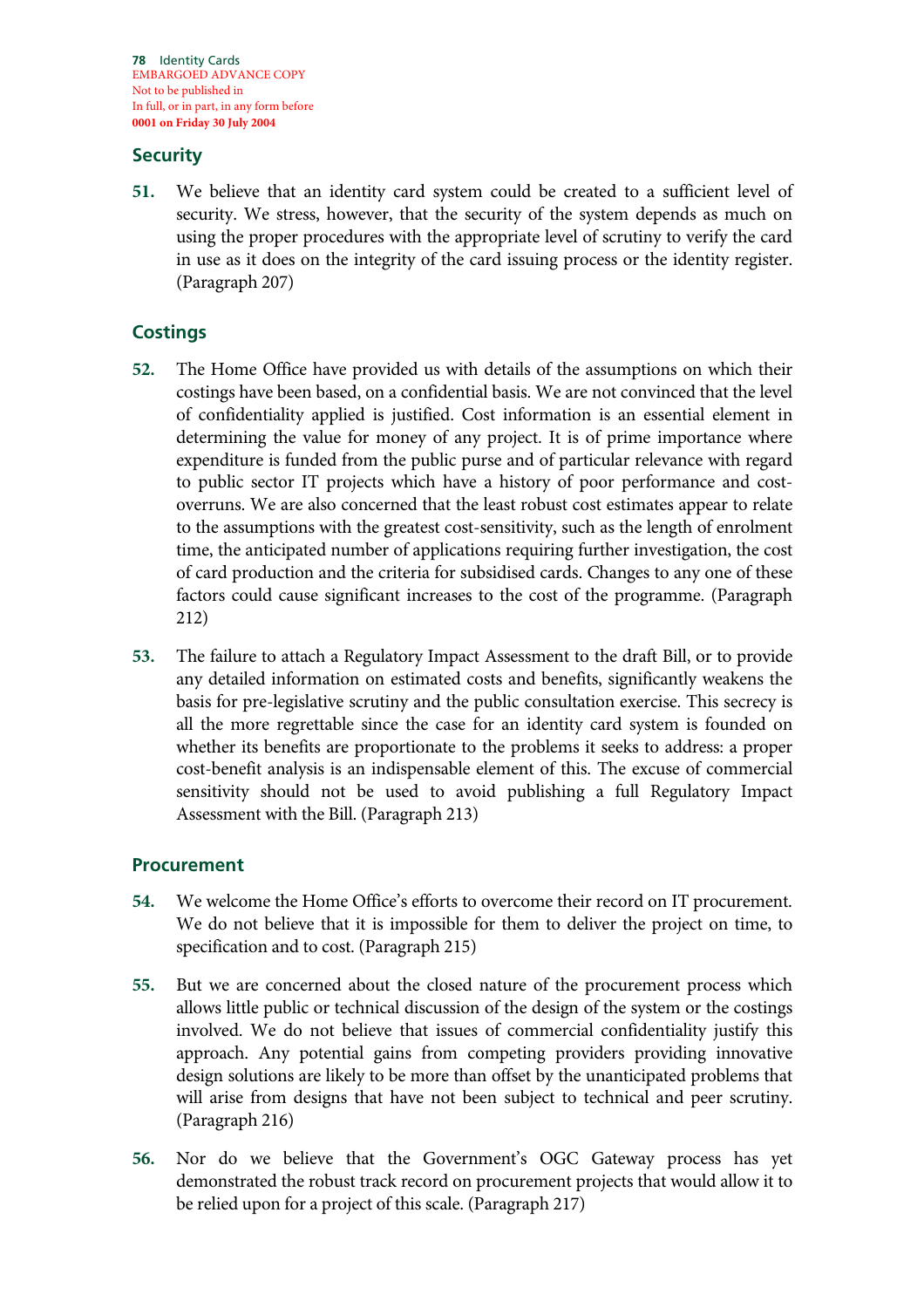## Security

**51.** We believe that an identity card system could be created to a sufficient level of security. We stress, however, that the security of the system depends as much on using the proper procedures with the appropriate level of scrutiny to verify the card in use as it does on the integrity of the card issuing process or the identity register. (Paragraph 207)

## Costings

**52.** The Home Office have provided us with details of the assumptions on which their costings have been based, on a confidential basis. We are not convinced that the level of confidentiality applied is justified. Cost information is an essential element in determining the value for money of any project. It is of prime importance where expenditure is funded from the public purse and of particular relevance with regard to public sector IT projects which have a history of poor performance and cost-overruns. We are also concerned that the least robust cost estimates appear to relate to the assumptions with the greatest cost-sensitivity, such as the length of enrolment time, the anticipated number of applications requiring further investigation, the cost of card production and the criteria for subsidised cards. Changes to any one of these factors could cause significant increases to the cost of the programme. (Paragraph 212)

**53.** The failure to attach a Regulatory Impact Assessment to the draft Bill, or to provide any detailed information on estimated costs and benefits, significantly weakens the basis for pre-legislative scrutiny and the public consultation exercise. This secrecy is all the more regrettable since the case for an identity card system is founded on whether its benefits are proportionate to the problems it seeks to address: a proper cost-benefit analysis is an indispensable element of this. The excuse of commercial sensitivity should not be used to avoid publishing a full Regulatory Impact Assessment with the Bill. (Paragraph 213)

## Procurement

**54.** We welcome the Home Office's efforts to overcome their record on IT procurement. We do not believe that it is impossible for them to deliver the project on time, to specification and to cost. (Paragraph 215)

**55.** But we are concerned about the closed nature of the procurement process which allows little public or technical discussion of the design of the system or the costings involved. We do not believe that issues of commercial confidentiality justify this approach. Any potential gains from competing providers providing innovative design solutions are likely to be more than offset by the unanticipated problems that will arise from designs that have not been subject to technical and peer scrutiny. (Paragraph 216)

**56.** Nor do we believe that the Government's OGC Gateway process has yet demonstrated the robust track record on procurement projects that would allow it to be relied upon for a project of this scale. (Paragraph 217)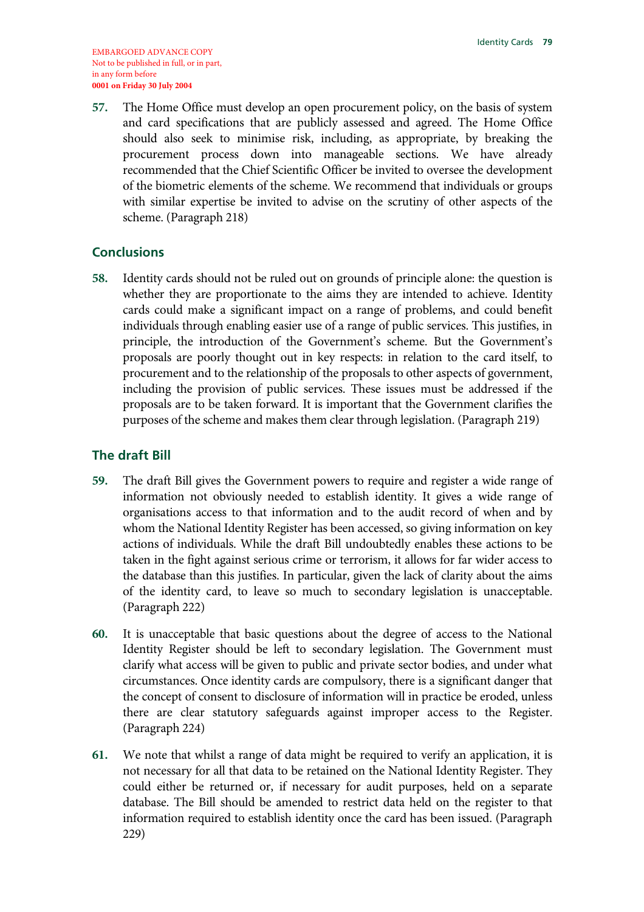EMBARGOED ADVANCE COPY
Not to be published in full, or in part, in any form before
**0001 on Friday 30 July 2004**

**57.** The Home Office must develop an open procurement policy, on the basis of system and card specifications that are publicly assessed and agreed. The Home Office should also seek to minimise risk, including, as appropriate, by breaking the procurement process down into manageable sections. We have already recommended that the Chief Scientific Officer be invited to oversee the development of the biometric elements of the scheme. We recommend that individuals or groups with similar expertise be invited to advise on the scrutiny of other aspects of the scheme. (Paragraph 218)

## Conclusions

**58.** Identity cards should not be ruled out on grounds of principle alone: the question is whether they are proportionate to the aims they are intended to achieve. Identity cards could make a significant impact on a range of problems, and could benefit individuals through enabling easier use of a range of public services. This justifies, in principle, the introduction of the Government's scheme. But the Government's proposals are poorly thought out in key respects: in relation to the card itself, to procurement and to the relationship of the proposals to other aspects of government, including the provision of public services. These issues must be addressed if the proposals are to be taken forward. It is important that the Government clarifies the purposes of the scheme and makes them clear through legislation. (Paragraph 219)

## The draft Bill

**59.** The draft Bill gives the Government powers to require and register a wide range of information not obviously needed to establish identity. It gives a wide range of organisations access to that information and to the audit record of when and by whom the National Identity Register has been accessed, so giving information on key actions of individuals. While the draft Bill undoubtedly enables these actions to be taken in the fight against serious crime or terrorism, it allows for far wider access to the database than this justifies. In particular, given the lack of clarity about the aims of the identity card, to leave so much to secondary legislation is unacceptable. (Paragraph 222)

**60.** It is unacceptable that basic questions about the degree of access to the National Identity Register should be left to secondary legislation. The Government must clarify what access will be given to public and private sector bodies, and under what circumstances. Once identity cards are compulsory, there is a significant danger that the concept of consent to disclosure of information will in practice be eroded, unless there are clear statutory safeguards against improper access to the Register. (Paragraph 224)

**61.** We note that whilst a range of data might be required to verify an application, it is not necessary for all that data to be retained on the National Identity Register. They could either be returned or, if necessary for audit purposes, held on a separate database. The Bill should be amended to restrict data held on the register to that information required to establish identity once the card has been issued. (Paragraph 229)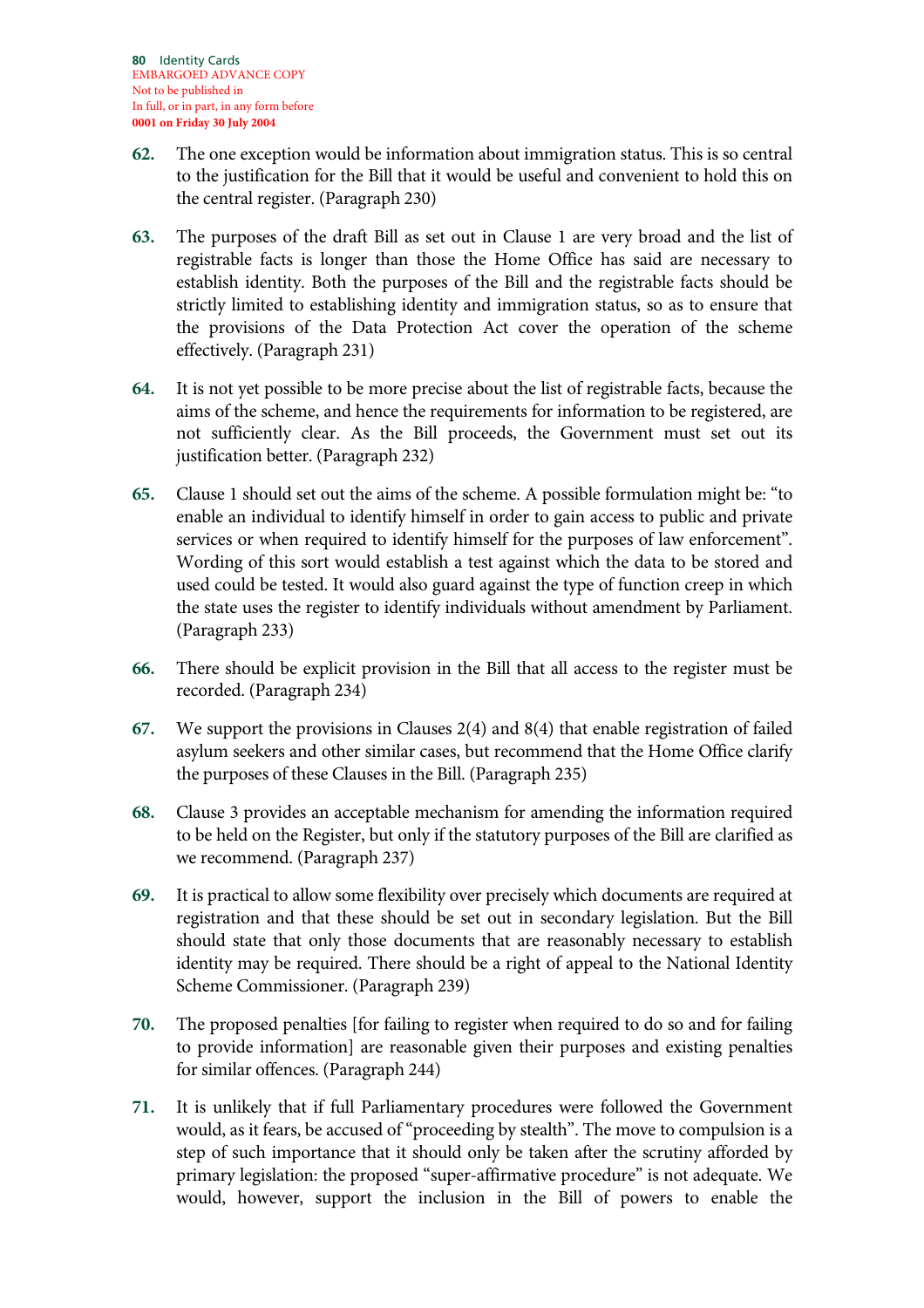62. The one exception would be information about immigration status. This is so central to the justification for the Bill that it would be useful and convenient to hold this on the central register. (Paragraph 230)

63. The purposes of the draft Bill as set out in Clause 1 are very broad and the list of registrable facts is longer than those the Home Office has said are necessary to establish identity. Both the purposes of the Bill and the registrable facts should be strictly limited to establishing identity and immigration status, so as to ensure that the provisions of the Data Protection Act cover the operation of the scheme effectively. (Paragraph 231)

64. It is not yet possible to be more precise about the list of registrable facts, because the aims of the scheme, and hence the requirements for information to be registered, are not sufficiently clear. As the Bill proceeds, the Government must set out its justification better. (Paragraph 232)

65. Clause 1 should set out the aims of the scheme. A possible formulation might be: "to enable an individual to identify himself in order to gain access to public and private services or when required to identify himself for the purposes of law enforcement". Wording of this sort would establish a test against which the data to be stored and used could be tested. It would also guard against the type of function creep in which the state uses the register to identify individuals without amendment by Parliament. (Paragraph 233)

66. There should be explicit provision in the Bill that all access to the register must be recorded. (Paragraph 234)

67. We support the provisions in Clauses 2(4) and 8(4) that enable registration of failed asylum seekers and other similar cases, but recommend that the Home Office clarify the purposes of these Clauses in the Bill. (Paragraph 235)

68. Clause 3 provides an acceptable mechanism for amending the information required to be held on the Register, but only if the statutory purposes of the Bill are clarified as we recommend. (Paragraph 237)

69. It is practical to allow some flexibility over precisely which documents are required at registration and that these should be set out in secondary legislation. But the Bill should state that only those documents that are reasonably necessary to establish identity may be required. There should be a right of appeal to the National Identity Scheme Commissioner. (Paragraph 239)

70. The proposed penalties [for failing to register when required to do so and for failing to provide information] are reasonable given their purposes and existing penalties for similar offences. (Paragraph 244)

71. It is unlikely that if full Parliamentary procedures were followed the Government would, as it fears, be accused of "proceeding by stealth". The move to compulsion is a step of such importance that it should only be taken after the scrutiny afforded by primary legislation: the proposed "super-affirmative procedure" is not adequate. We would, however, support the inclusion in the Bill of powers to enable the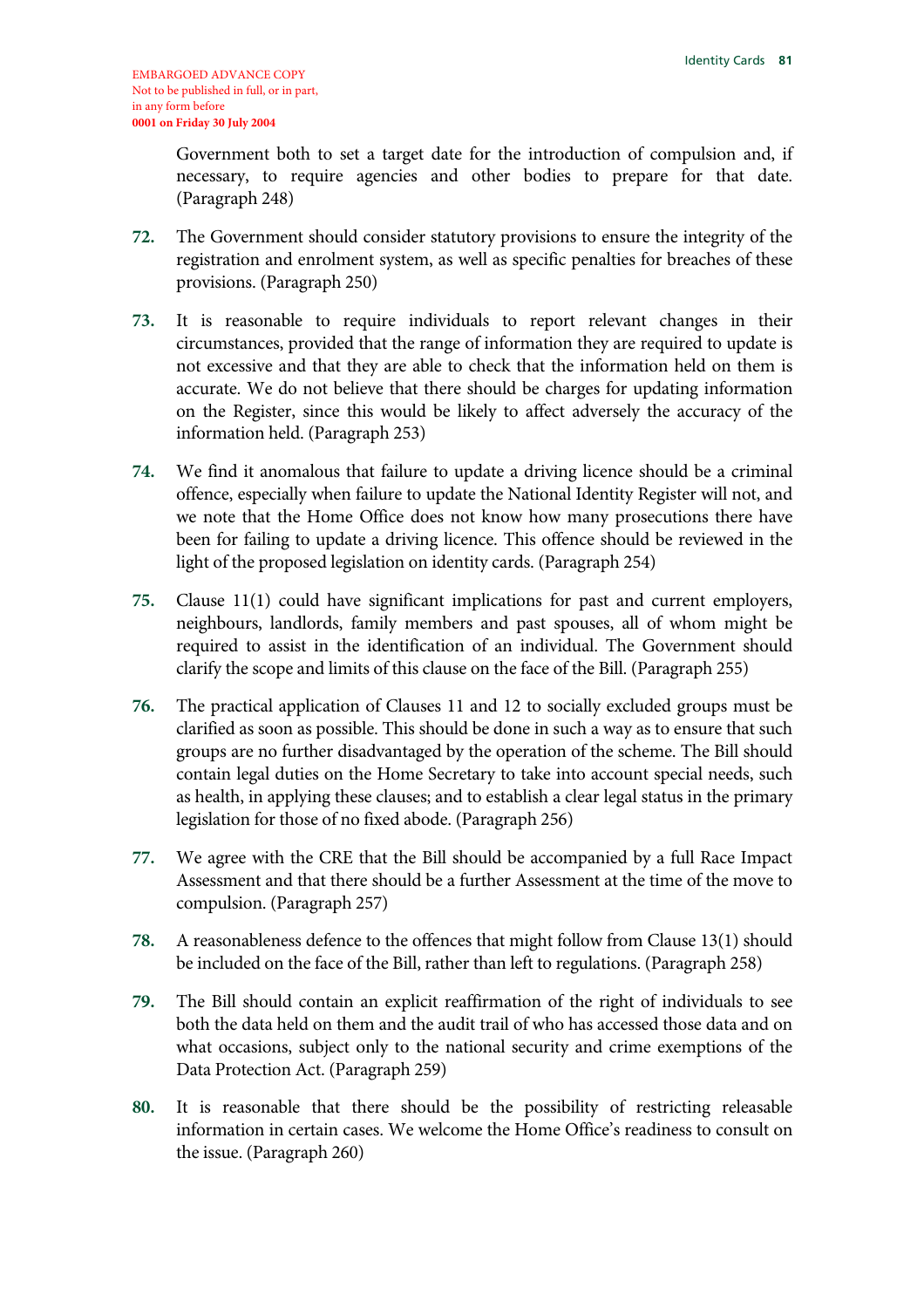EMBARGOED ADVANCE COPY
Not to be published in full, or in part,
in any form before
**0001 on Friday 30 July 2004**

Government both to set a target date for the introduction of compulsion and, if necessary, to require agencies and other bodies to prepare for that date. (Paragraph 248)

**72.** The Government should consider statutory provisions to ensure the integrity of the registration and enrolment system, as well as specific penalties for breaches of these provisions. (Paragraph 250)

**73.** It is reasonable to require individuals to report relevant changes in their circumstances, provided that the range of information they are required to update is not excessive and that they are able to check that the information held on them is accurate. We do not believe that there should be charges for updating information on the Register, since this would be likely to affect adversely the accuracy of the information held. (Paragraph 253)

**74.** We find it anomalous that failure to update a driving licence should be a criminal offence, especially when failure to update the National Identity Register will not, and we note that the Home Office does not know how many prosecutions there have been for failing to update a driving licence. This offence should be reviewed in the light of the proposed legislation on identity cards. (Paragraph 254)

**75.** Clause 11(1) could have significant implications for past and current employers, neighbours, landlords, family members and past spouses, all of whom might be required to assist in the identification of an individual. The Government should clarify the scope and limits of this clause on the face of the Bill. (Paragraph 255)

**76.** The practical application of Clauses 11 and 12 to socially excluded groups must be clarified as soon as possible. This should be done in such a way as to ensure that such groups are no further disadvantaged by the operation of the scheme. The Bill should contain legal duties on the Home Secretary to take into account special needs, such as health, in applying these clauses; and to establish a clear legal status in the primary legislation for those of no fixed abode. (Paragraph 256)

**77.** We agree with the CRE that the Bill should be accompanied by a full Race Impact Assessment and that there should be a further Assessment at the time of the move to compulsion. (Paragraph 257)

**78.** A reasonableness defence to the offences that might follow from Clause 13(1) should be included on the face of the Bill, rather than left to regulations. (Paragraph 258)

**79.** The Bill should contain an explicit reaffirmation of the right of individuals to see both the data held on them and the audit trail of who has accessed those data and on what occasions, subject only to the national security and crime exemptions of the Data Protection Act. (Paragraph 259)

**80.** It is reasonable that there should be the possibility of restricting releasable information in certain cases. We welcome the Home Office's readiness to consult on the issue. (Paragraph 260)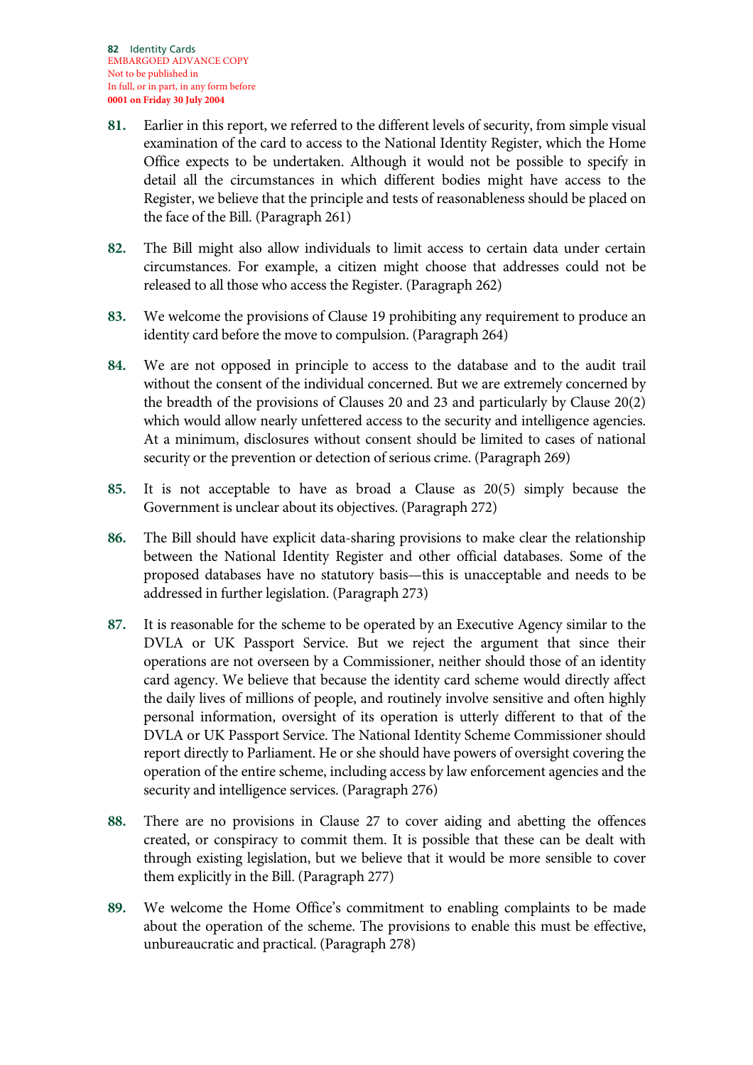81. Earlier in this report, we referred to the different levels of security, from simple visual examination of the card to access to the National Identity Register, which the Home Office expects to be undertaken. Although it would not be possible to specify in detail all the circumstances in which different bodies might have access to the Register, we believe that the principle and tests of reasonableness should be placed on the face of the Bill. (Paragraph 261)

82. The Bill might also allow individuals to limit access to certain data under certain circumstances. For example, a citizen might choose that addresses could not be released to all those who access the Register. (Paragraph 262)

83. We welcome the provisions of Clause 19 prohibiting any requirement to produce an identity card before the move to compulsion. (Paragraph 264)

84. We are not opposed in principle to access to the database and to the audit trail without the consent of the individual concerned. But we are extremely concerned by the breadth of the provisions of Clauses 20 and 23 and particularly by Clause 20(2) which would allow nearly unfettered access to the security and intelligence agencies. At a minimum, disclosures without consent should be limited to cases of national security or the prevention or detection of serious crime. (Paragraph 269)

85. It is not acceptable to have as broad a Clause as 20(5) simply because the Government is unclear about its objectives. (Paragraph 272)

86. The Bill should have explicit data-sharing provisions to make clear the relationship between the National Identity Register and other official databases. Some of the proposed databases have no statutory basis—this is unacceptable and needs to be addressed in further legislation. (Paragraph 273)

87. It is reasonable for the scheme to be operated by an Executive Agency similar to the DVLA or UK Passport Service. But we reject the argument that since their operations are not overseen by a Commissioner, neither should those of an identity card agency. We believe that because the identity card scheme would directly affect the daily lives of millions of people, and routinely involve sensitive and often highly personal information, oversight of its operation is utterly different to that of the DVLA or UK Passport Service. The National Identity Scheme Commissioner should report directly to Parliament. He or she should have powers of oversight covering the operation of the entire scheme, including access by law enforcement agencies and the security and intelligence services. (Paragraph 276)

88. There are no provisions in Clause 27 to cover aiding and abetting the offences created, or conspiracy to commit them. It is possible that these can be dealt with through existing legislation, but we believe that it would be more sensible to cover them explicitly in the Bill. (Paragraph 277)

89. We welcome the Home Office's commitment to enabling complaints to be made about the operation of the scheme. The provisions to enable this must be effective, unbureaucratic and practical. (Paragraph 278)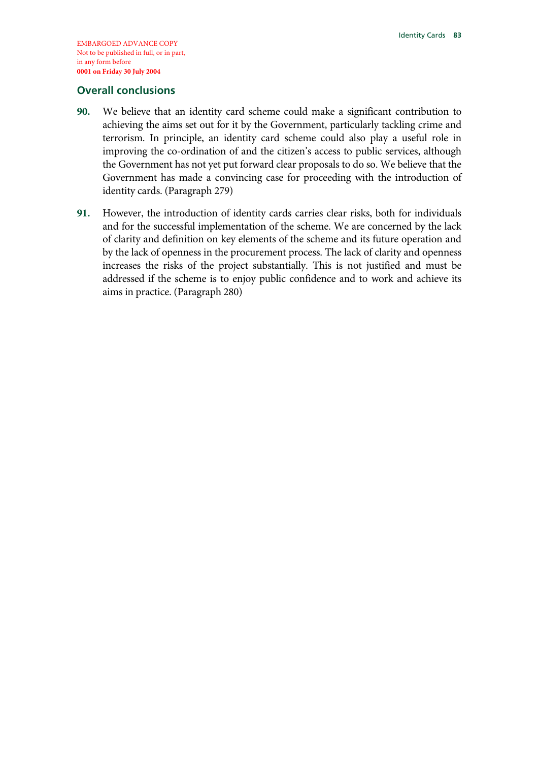EMBARGOED ADVANCE COPY
Not to be published in full, or in part,
in any form before
**0001 on Friday 30 July 2004**

## Overall conclusions

**90.** We believe that an identity card scheme could make a significant contribution to achieving the aims set out for it by the Government, particularly tackling crime and terrorism. In principle, an identity card scheme could also play a useful role in improving the co-ordination of and the citizen's access to public services, although the Government has not yet put forward clear proposals to do so. We believe that the Government has made a convincing case for proceeding with the introduction of identity cards. (Paragraph 279)

**91.** However, the introduction of identity cards carries clear risks, both for individuals and for the successful implementation of the scheme. We are concerned by the lack of clarity and definition on key elements of the scheme and its future operation and by the lack of openness in the procurement process. The lack of clarity and openness increases the risks of the project substantially. This is not justified and must be addressed if the scheme is to enjoy public confidence and to work and achieve its aims in practice. (Paragraph 280)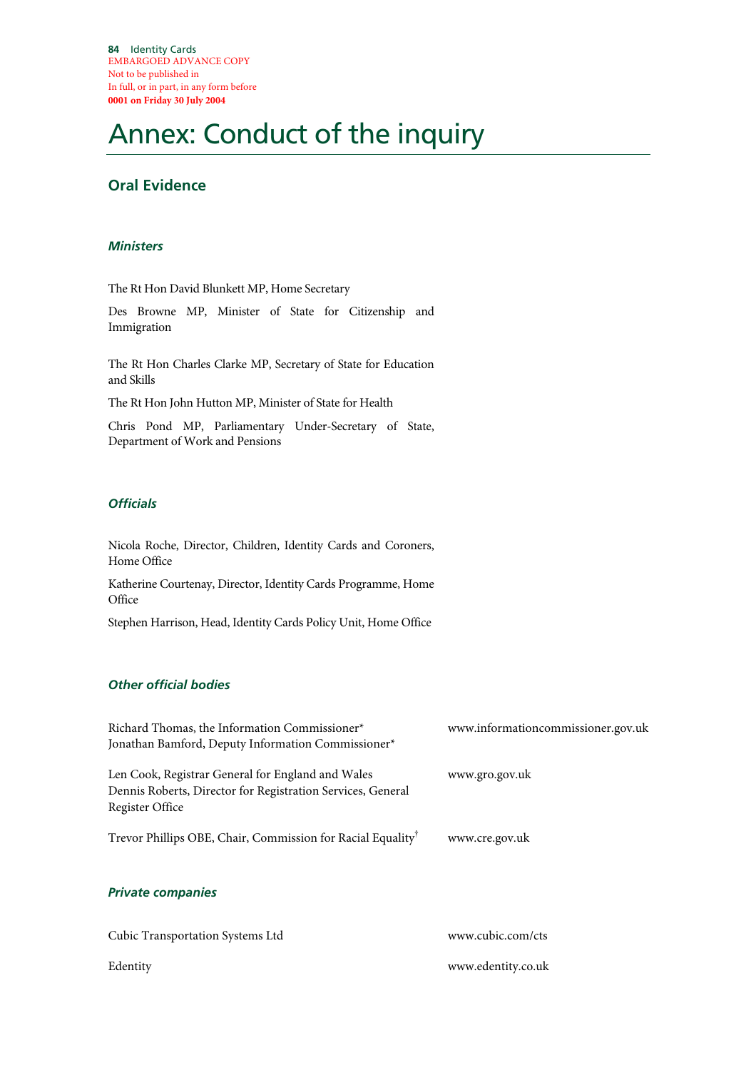EMBARGOED ADVANCE COPY
Not to be published in
In full, or in part, in any form before
**0001 on Friday 30 July 2004**

# Annex: Conduct of the inquiry

## Oral Evidence

### *Ministers*

The Rt Hon David Blunkett MP, Home Secretary

Des Browne MP, Minister of State for Citizenship and Immigration

The Rt Hon Charles Clarke MP, Secretary of State for Education and Skills

The Rt Hon John Hutton MP, Minister of State for Health

Chris Pond MP, Parliamentary Under-Secretary of State, Department of Work and Pensions

### *Officials*

Nicola Roche, Director, Children, Identity Cards and Coroners, Home Office

Katherine Courtenay, Director, Identity Cards Programme, Home Office

Stephen Harrison, Head, Identity Cards Policy Unit, Home Office

### *Other official bodies*

| | |
|---|---|
| Richard Thomas, the Information Commissioner*<br>Jonathan Bamford, Deputy Information Commissioner* | www.informationcommissioner.gov.uk |
| Len Cook, Registrar General for England and Wales<br>Dennis Roberts, Director for Registration Services, General Register Office | www.gro.gov.uk |
| Trevor Phillips OBE, Chair, Commission for Racial Equality† | www.cre.gov.uk |

### *Private companies*

| | |
|---|---|
| Cubic Transportation Systems Ltd | www.cubic.com/cts |
| Edentity | www.edentity.co.uk |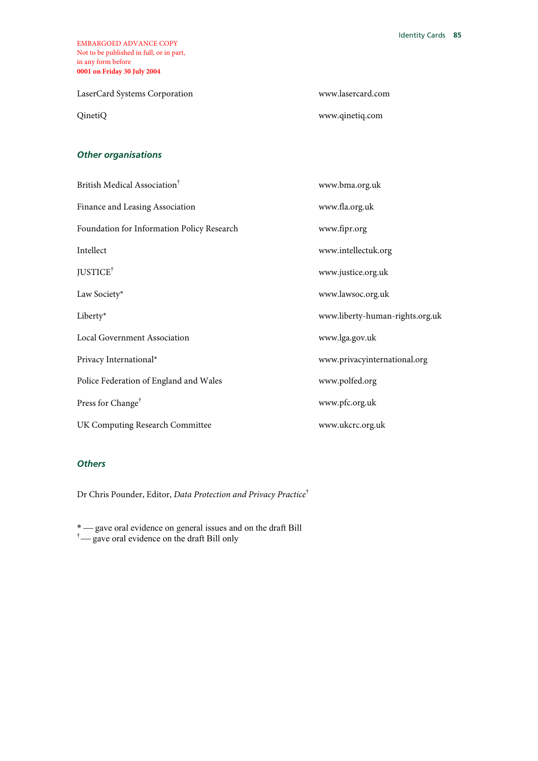EMBARGOED ADVANCE COPY
Not to be published in full, or in part,
in any form before
**0001 on Friday 30 July 2004**

| | |
|---|---|
| LaserCard Systems Corporation | www.lasercard.com |
| QinetiQ | www.qinetiq.com |

### *Other organisations*

| | |
|---|---|
| British Medical Association† | www.bma.org.uk |
| Finance and Leasing Association | www.fla.org.uk |
| Foundation for Information Policy Research | www.fipr.org |
| Intellect | www.intellectuk.org |
| JUSTICE† | www.justice.org.uk |
| Law Society* | www.lawsoc.org.uk |
| Liberty* | www.liberty-human-rights.org.uk |
| Local Government Association | www.lga.gov.uk |
| Privacy International* | www.privacyinternational.org |
| Police Federation of England and Wales | www.polfed.org |
| Press for Change† | www.pfc.org.uk |
| UK Computing Research Committee | www.ukcrc.org.uk |

### *Others*

Dr Chris Pounder, Editor, *Data Protection and Privacy Practice*†

* — gave oral evidence on general issues and on the draft Bill
† — gave oral evidence on the draft Bill only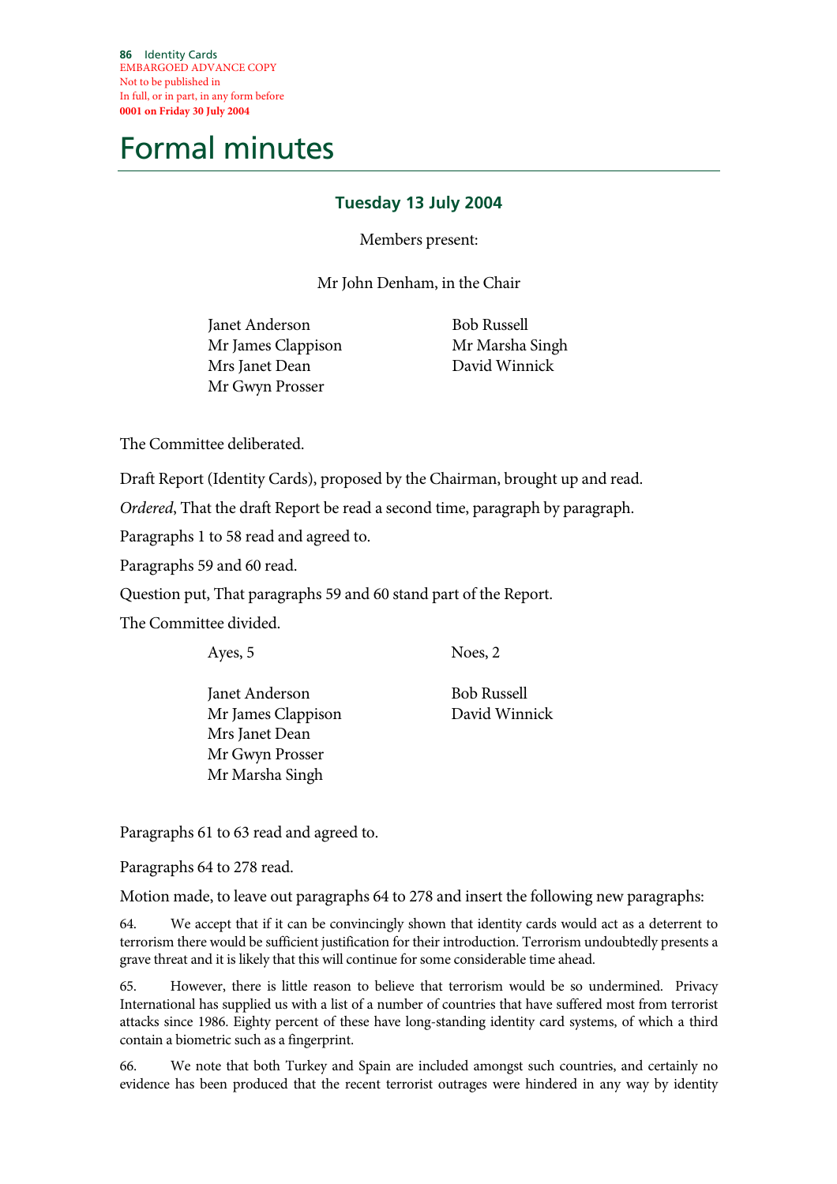EMBARGOED ADVANCE COPY
Not to be published in
In full, or in part, in any form before
**0001 on Friday 30 July 2004**

# Formal minutes

## Tuesday 13 July 2004

Members present:

Mr John Denham, in the Chair

Janet Anderson
Mr James Clappison
Mrs Janet Dean
Mr Gwyn Prosser
Bob Russell
Mr Marsha Singh
David Winnick

The Committee deliberated.

Draft Report (Identity Cards), proposed by the Chairman, brought up and read.

*Ordered*, That the draft Report be read a second time, paragraph by paragraph.

Paragraphs 1 to 58 read and agreed to.

Paragraphs 59 and 60 read.

Question put, That paragraphs 59 and 60 stand part of the Report.

The Committee divided.

| Ayes, 5 | Noes, 2 |
|---|---|
| Janet Anderson | Bob Russell |
| Mr James Clappison | David Winnick |
| Mrs Janet Dean | |
| Mr Gwyn Prosser | |
| Mr Marsha Singh | |

Paragraphs 61 to 63 read and agreed to.

Paragraphs 64 to 278 read.

Motion made, to leave out paragraphs 64 to 278 and insert the following new paragraphs:

64. We accept that if it can be convincingly shown that identity cards would act as a deterrent to terrorism there would be sufficient justification for their introduction. Terrorism undoubtedly presents a grave threat and it is likely that this will continue for some considerable time ahead.

65. However, there is little reason to believe that terrorism would be so undermined. Privacy International has supplied us with a list of a number of countries that have suffered most from terrorist attacks since 1986. Eighty percent of these have long-standing identity card systems, of which a third contain a biometric such as a fingerprint.

66. We note that both Turkey and Spain are included amongst such countries, and certainly no evidence has been produced that the recent terrorist outrages were hindered in any way by identity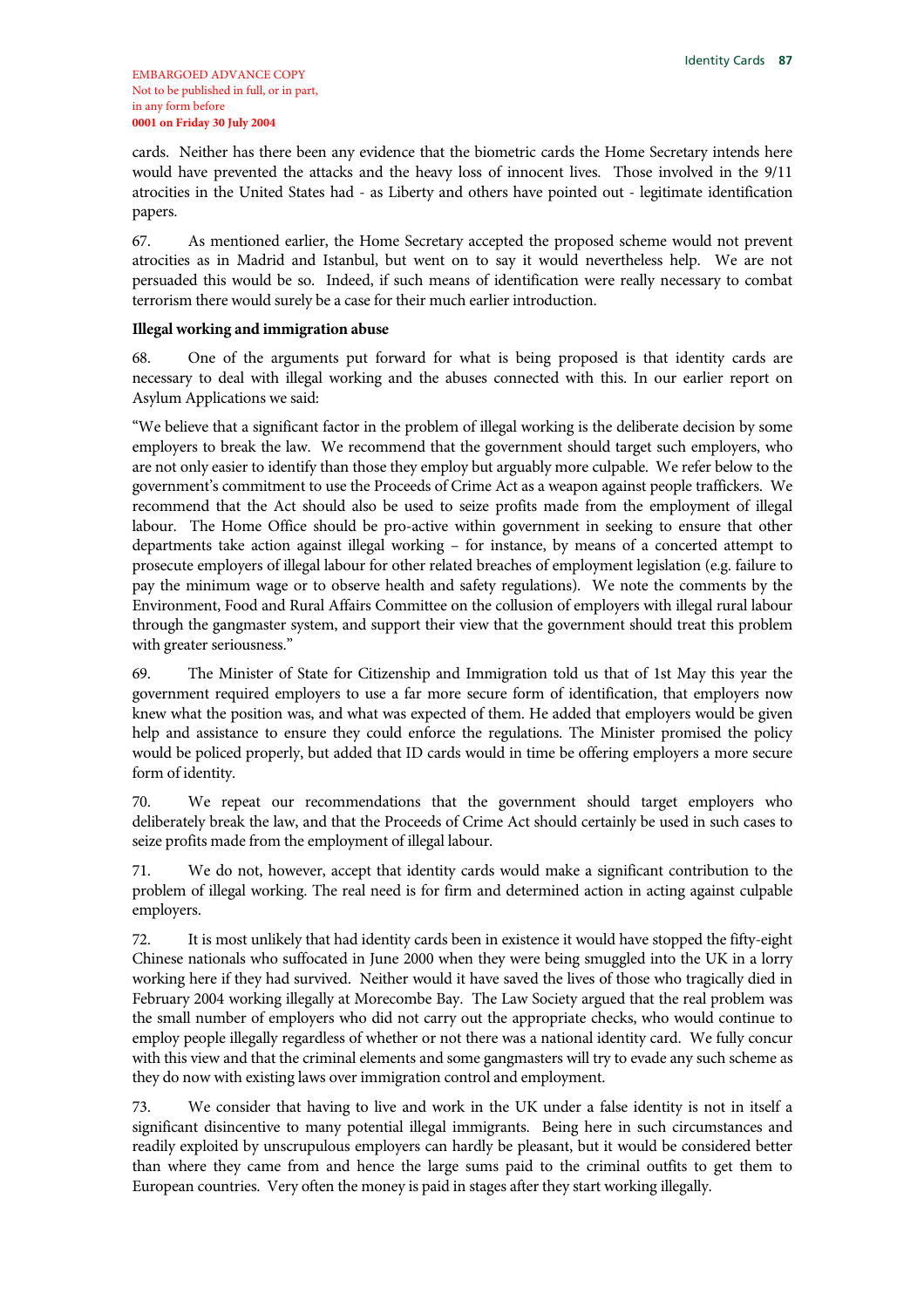cards. Neither has there been any evidence that the biometric cards the Home Secretary intends here would have prevented the attacks and the heavy loss of innocent lives. Those involved in the 9/11 atrocities in the United States had - as Liberty and others have pointed out - legitimate identification papers.

67. As mentioned earlier, the Home Secretary accepted the proposed scheme would not prevent atrocities as in Madrid and Istanbul, but went on to say it would nevertheless help. We are not persuaded this would be so. Indeed, if such means of identification were really necessary to combat terrorism there would surely be a case for their much earlier introduction.

**Illegal working and immigration abuse**

68. One of the arguments put forward for what is being proposed is that identity cards are necessary to deal with illegal working and the abuses connected with this. In our earlier report on Asylum Applications we said:

"We believe that a significant factor in the problem of illegal working is the deliberate decision by some employers to break the law. We recommend that the government should target such employers, who are not only easier to identify than those they employ but arguably more culpable. We refer below to the government's commitment to use the Proceeds of Crime Act as a weapon against people traffickers. We recommend that the Act should also be used to seize profits made from the employment of illegal labour. The Home Office should be pro-active within government in seeking to ensure that other departments take action against illegal working – for instance, by means of a concerted attempt to prosecute employers of illegal labour for other related breaches of employment legislation (e.g. failure to pay the minimum wage or to observe health and safety regulations). We note the comments by the Environment, Food and Rural Affairs Committee on the collusion of employers with illegal rural labour through the gangmaster system, and support their view that the government should treat this problem with greater seriousness."

69. The Minister of State for Citizenship and Immigration told us that of 1st May this year the government required employers to use a far more secure form of identification, that employers now knew what the position was, and what was expected of them. He added that employers would be given help and assistance to ensure they could enforce the regulations. The Minister promised the policy would be policed properly, but added that ID cards would in time be offering employers a more secure form of identity.

70. We repeat our recommendations that the government should target employers who deliberately break the law, and that the Proceeds of Crime Act should certainly be used in such cases to seize profits made from the employment of illegal labour.

71. We do not, however, accept that identity cards would make a significant contribution to the problem of illegal working. The real need is for firm and determined action in acting against culpable employers.

72. It is most unlikely that had identity cards been in existence it would have stopped the fifty-eight Chinese nationals who suffocated in June 2000 when they were being smuggled into the UK in a lorry working here if they had survived. Neither would it have saved the lives of those who tragically died in February 2004 working illegally at Morecombe Bay. The Law Society argued that the real problem was the small number of employers who did not carry out the appropriate checks, who would continue to employ people illegally regardless of whether or not there was a national identity card. We fully concur with this view and that the criminal elements and some gangmasters will try to evade any such scheme as they do now with existing laws over immigration control and employment.

73. We consider that having to live and work in the UK under a false identity is not in itself a significant disincentive to many potential illegal immigrants. Being here in such circumstances and readily exploited by unscrupulous employers can hardly be pleasant, but it would be considered better than where they came from and hence the large sums paid to the criminal outfits to get them to European countries. Very often the money is paid in stages after they start working illegally.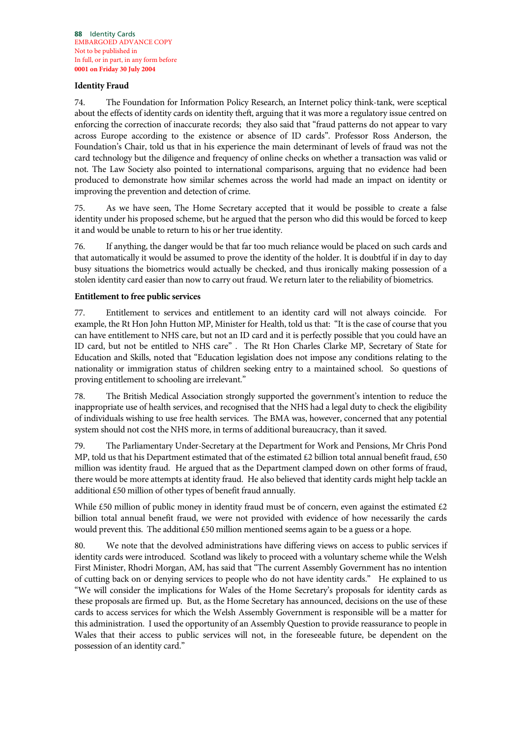**Identity Fraud**

74. The Foundation for Information Policy Research, an Internet policy think-tank, were sceptical about the effects of identity cards on identity theft, arguing that it was more a regulatory issue centred on enforcing the correction of inaccurate records; they also said that "fraud patterns do not appear to vary across Europe according to the existence or absence of ID cards". Professor Ross Anderson, the Foundation's Chair, told us that in his experience the main determinant of levels of fraud was not the card technology but the diligence and frequency of online checks on whether a transaction was valid or not. The Law Society also pointed to international comparisons, arguing that no evidence had been produced to demonstrate how similar schemes across the world had made an impact on identity or improving the prevention and detection of crime.

75. As we have seen, The Home Secretary accepted that it would be possible to create a false identity under his proposed scheme, but he argued that the person who did this would be forced to keep it and would be unable to return to his or her true identity.

76. If anything, the danger would be that far too much reliance would be placed on such cards and that automatically it would be assumed to prove the identity of the holder. It is doubtful if in day to day busy situations the biometrics would actually be checked, and thus ironically making possession of a stolen identity card easier than now to carry out fraud. We return later to the reliability of biometrics.

**Entitlement to free public services**

77. Entitlement to services and entitlement to an identity card will not always coincide. For example, the Rt Hon John Hutton MP, Minister for Health, told us that: "It is the case of course that you can have entitlement to NHS care, but not an ID card and it is perfectly possible that you could have an ID card, but not be entitled to NHS care" . The Rt Hon Charles Clarke MP, Secretary of State for Education and Skills, noted that "Education legislation does not impose any conditions relating to the nationality or immigration status of children seeking entry to a maintained school. So questions of proving entitlement to schooling are irrelevant."

78. The British Medical Association strongly supported the government's intention to reduce the inappropriate use of health services, and recognised that the NHS had a legal duty to check the eligibility of individuals wishing to use free health services. The BMA was, however, concerned that any potential system should not cost the NHS more, in terms of additional bureaucracy, than it saved.

79. The Parliamentary Under-Secretary at the Department for Work and Pensions, Mr Chris Pond MP, told us that his Department estimated that of the estimated £2 billion total annual benefit fraud, £50 million was identity fraud. He argued that as the Department clamped down on other forms of fraud, there would be more attempts at identity fraud. He also believed that identity cards might help tackle an additional £50 million of other types of benefit fraud annually.

While £50 million of public money in identity fraud must be of concern, even against the estimated £2 billion total annual benefit fraud, we were not provided with evidence of how necessarily the cards would prevent this. The additional £50 million mentioned seems again to be a guess or a hope.

80. We note that the devolved administrations have differing views on access to public services if identity cards were introduced. Scotland was likely to proceed with a voluntary scheme while the Welsh First Minister, Rhodri Morgan, AM, has said that "The current Assembly Government has no intention of cutting back on or denying services to people who do not have identity cards." He explained to us "We will consider the implications for Wales of the Home Secretary's proposals for identity cards as these proposals are firmed up. But, as the Home Secretary has announced, decisions on the use of these cards to access services for which the Welsh Assembly Government is responsible will be a matter for this administration. I used the opportunity of an Assembly Question to provide reassurance to people in Wales that their access to public services will not, in the foreseeable future, be dependent on the possession of an identity card."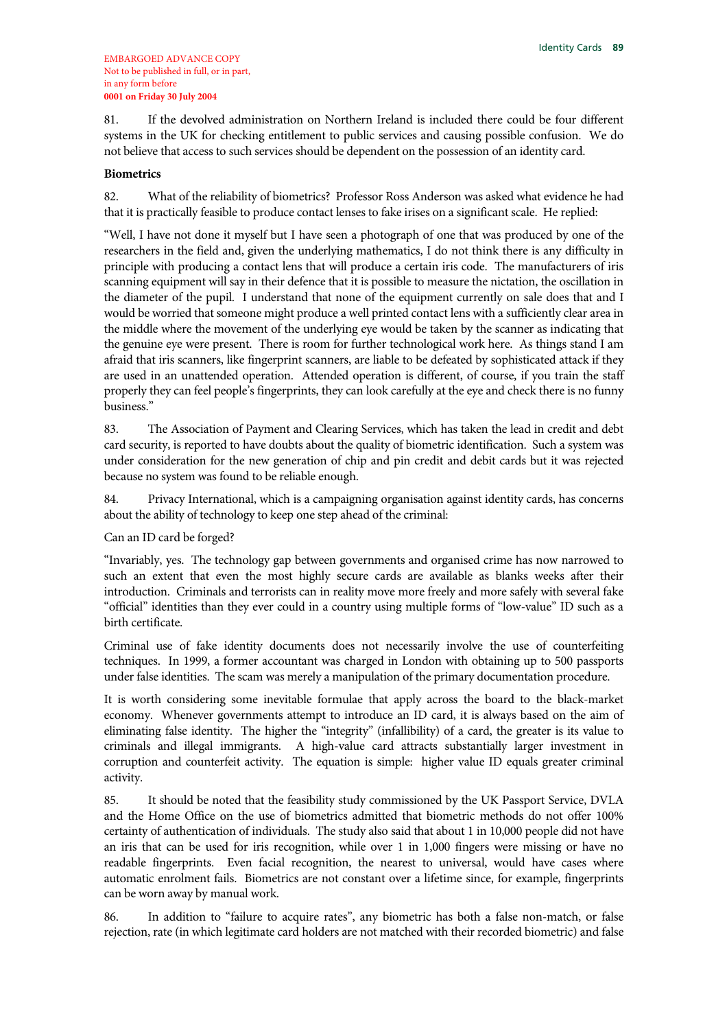81. If the devolved administration on Northern Ireland is included there could be four different systems in the UK for checking entitlement to public services and causing possible confusion. We do not believe that access to such services should be dependent on the possession of an identity card.

**Biometrics**

82. What of the reliability of biometrics? Professor Ross Anderson was asked what evidence he had that it is practically feasible to produce contact lenses to fake irises on a significant scale. He replied:

"Well, I have not done it myself but I have seen a photograph of one that was produced by one of the researchers in the field and, given the underlying mathematics, I do not think there is any difficulty in principle with producing a contact lens that will produce a certain iris code. The manufacturers of iris scanning equipment will say in their defence that it is possible to measure the nictation, the oscillation in the diameter of the pupil. I understand that none of the equipment currently on sale does that and I would be worried that someone might produce a well printed contact lens with a sufficiently clear area in the middle where the movement of the underlying eye would be taken by the scanner as indicating that the genuine eye were present. There is room for further technological work here. As things stand I am afraid that iris scanners, like fingerprint scanners, are liable to be defeated by sophisticated attack if they are used in an unattended operation. Attended operation is different, of course, if you train the staff properly they can feel people's fingerprints, they can look carefully at the eye and check there is no funny business."

83. The Association of Payment and Clearing Services, which has taken the lead in credit and debt card security, is reported to have doubts about the quality of biometric identification. Such a system was under consideration for the new generation of chip and pin credit and debit cards but it was rejected because no system was found to be reliable enough.

84. Privacy International, which is a campaigning organisation against identity cards, has concerns about the ability of technology to keep one step ahead of the criminal:

Can an ID card be forged?

"Invariably, yes. The technology gap between governments and organised crime has now narrowed to such an extent that even the most highly secure cards are available as blanks weeks after their introduction. Criminals and terrorists can in reality move more freely and more safely with several fake "official" identities than they ever could in a country using multiple forms of "low-value" ID such as a birth certificate.

Criminal use of fake identity documents does not necessarily involve the use of counterfeiting techniques. In 1999, a former accountant was charged in London with obtaining up to 500 passports under false identities. The scam was merely a manipulation of the primary documentation procedure.

It is worth considering some inevitable formulae that apply across the board to the black-market economy. Whenever governments attempt to introduce an ID card, it is always based on the aim of eliminating false identity. The higher the "integrity" (infallibility) of a card, the greater is its value to criminals and illegal immigrants. A high-value card attracts substantially larger investment in corruption and counterfeit activity. The equation is simple: higher value ID equals greater criminal activity.

85. It should be noted that the feasibility study commissioned by the UK Passport Service, DVLA and the Home Office on the use of biometrics admitted that biometric methods do not offer 100% certainty of authentication of individuals. The study also said that about 1 in 10,000 people did not have an iris that can be used for iris recognition, while over 1 in 1,000 fingers were missing or have no readable fingerprints. Even facial recognition, the nearest to universal, would have cases where automatic enrolment fails. Biometrics are not constant over a lifetime since, for example, fingerprints can be worn away by manual work.

86. In addition to "failure to acquire rates", any biometric has both a false non-match, or false rejection, rate (in which legitimate card holders are not matched with their recorded biometric) and false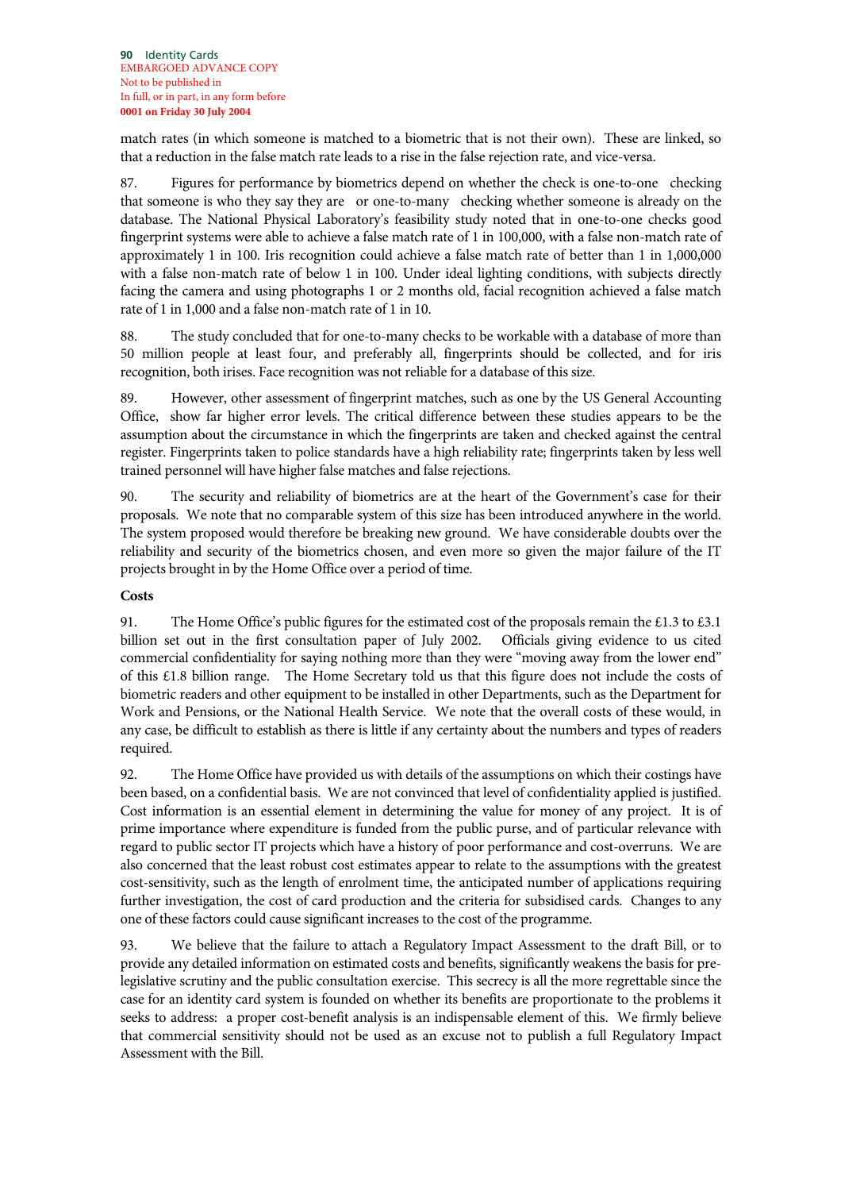match rates (in which someone is matched to a biometric that is not their own). These are linked, so that a reduction in the false match rate leads to a rise in the false rejection rate, and vice-versa.

87. Figures for performance by biometrics depend on whether the check is one-to-one checking that someone is who they say they are or one-to-many checking whether someone is already on the database. The National Physical Laboratory's feasibility study noted that in one-to-one checks good fingerprint systems were able to achieve a false match rate of 1 in 100,000, with a false non-match rate of approximately 1 in 100. Iris recognition could achieve a false match rate of better than 1 in 1,000,000 with a false non-match rate of below 1 in 100. Under ideal lighting conditions, with subjects directly facing the camera and using photographs 1 or 2 months old, facial recognition achieved a false match rate of 1 in 1,000 and a false non-match rate of 1 in 10.

88. The study concluded that for one-to-many checks to be workable with a database of more than 50 million people at least four, and preferably all, fingerprints should be collected, and for iris recognition, both irises. Face recognition was not reliable for a database of this size.

89. However, other assessment of fingerprint matches, such as one by the US General Accounting Office, show far higher error levels. The critical difference between these studies appears to be the assumption about the circumstance in which the fingerprints are taken and checked against the central register. Fingerprints taken to police standards have a high reliability rate; fingerprints taken by less well trained personnel will have higher false matches and false rejections.

90. The security and reliability of biometrics are at the heart of the Government's case for their proposals. We note that no comparable system of this size has been introduced anywhere in the world. The system proposed would therefore be breaking new ground. We have considerable doubts over the reliability and security of the biometrics chosen, and even more so given the major failure of the IT projects brought in by the Home Office over a period of time.

**Costs**

91. The Home Office's public figures for the estimated cost of the proposals remain the £1.3 to £3.1 billion set out in the first consultation paper of July 2002. Officials giving evidence to us cited commercial confidentiality for saying nothing more than they were "moving away from the lower end" of this £1.8 billion range. The Home Secretary told us that this figure does not include the costs of biometric readers and other equipment to be installed in other Departments, such as the Department for Work and Pensions, or the National Health Service. We note that the overall costs of these would, in any case, be difficult to establish as there is little if any certainty about the numbers and types of readers required.

92. The Home Office have provided us with details of the assumptions on which their costings have been based, on a confidential basis. We are not convinced that level of confidentiality applied is justified. Cost information is an essential element in determining the value for money of any project. It is of prime importance where expenditure is funded from the public purse, and of particular relevance with regard to public sector IT projects which have a history of poor performance and cost-overruns. We are also concerned that the least robust cost estimates appear to relate to the assumptions with the greatest cost-sensitivity, such as the length of enrolment time, the anticipated number of applications requiring further investigation, the cost of card production and the criteria for subsidised cards. Changes to any one of these factors could cause significant increases to the cost of the programme.

93. We believe that the failure to attach a Regulatory Impact Assessment to the draft Bill, or to provide any detailed information on estimated costs and benefits, significantly weakens the basis for pre-legislative scrutiny and the public consultation exercise. This secrecy is all the more regrettable since the case for an identity card system is founded on whether its benefits are proportionate to the problems it seeks to address: a proper cost-benefit analysis is an indispensable element of this. We firmly believe that commercial sensitivity should not be used as an excuse not to publish a full Regulatory Impact Assessment with the Bill.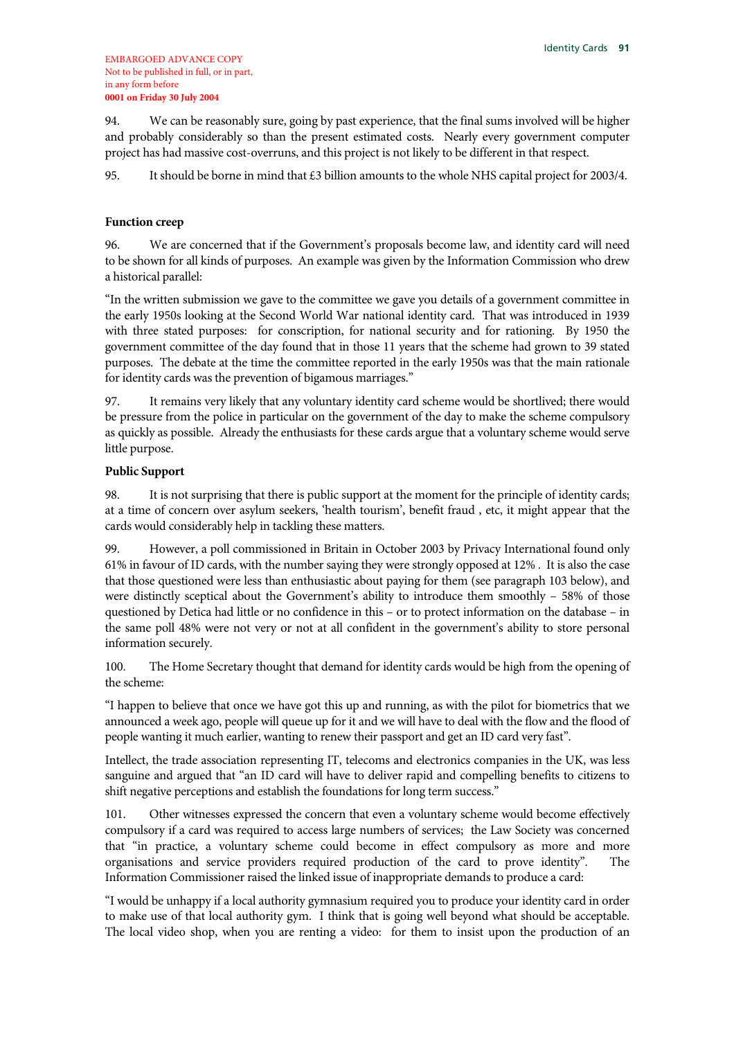EMBARGOED ADVANCE COPY
Not to be published in full, or in part,
in any form before
**0001 on Friday 30 July 2004**

94. We can be reasonably sure, going by past experience, that the final sums involved will be higher and probably considerably so than the present estimated costs. Nearly every government computer project has had massive cost-overruns, and this project is not likely to be different in that respect.

95. It should be borne in mind that £3 billion amounts to the whole NHS capital project for 2003/4.

### Function creep

96. We are concerned that if the Government's proposals become law, and identity card will need to be shown for all kinds of purposes. An example was given by the Information Commission who drew a historical parallel:

"In the written submission we gave to the committee we gave you details of a government committee in the early 1950s looking at the Second World War national identity card. That was introduced in 1939 with three stated purposes: for conscription, for national security and for rationing. By 1950 the government committee of the day found that in those 11 years that the scheme had grown to 39 stated purposes. The debate at the time the committee reported in the early 1950s was that the main rationale for identity cards was the prevention of bigamous marriages."

97. It remains very likely that any voluntary identity card scheme would be shortlived; there would be pressure from the police in particular on the government of the day to make the scheme compulsory as quickly as possible. Already the enthusiasts for these cards argue that a voluntary scheme would serve little purpose.

### Public Support

98. It is not surprising that there is public support at the moment for the principle of identity cards; at a time of concern over asylum seekers, 'health tourism', benefit fraud , etc, it might appear that the cards would considerably help in tackling these matters.

99. However, a poll commissioned in Britain in October 2003 by Privacy International found only 61% in favour of ID cards, with the number saying they were strongly opposed at 12% . It is also the case that those questioned were less than enthusiastic about paying for them (see paragraph 103 below), and were distinctly sceptical about the Government's ability to introduce them smoothly – 58% of those questioned by Detica had little or no confidence in this – or to protect information on the database – in the same poll 48% were not very or not at all confident in the government's ability to store personal information securely.

100. The Home Secretary thought that demand for identity cards would be high from the opening of the scheme:

"I happen to believe that once we have got this up and running, as with the pilot for biometrics that we announced a week ago, people will queue up for it and we will have to deal with the flow and the flood of people wanting it much earlier, wanting to renew their passport and get an ID card very fast".

Intellect, the trade association representing IT, telecoms and electronics companies in the UK, was less sanguine and argued that "an ID card will have to deliver rapid and compelling benefits to citizens to shift negative perceptions and establish the foundations for long term success."

101. Other witnesses expressed the concern that even a voluntary scheme would become effectively compulsory if a card was required to access large numbers of services; the Law Society was concerned that "in practice, a voluntary scheme could become in effect compulsory as more and more organisations and service providers required production of the card to prove identity". The Information Commissioner raised the linked issue of inappropriate demands to produce a card:

"I would be unhappy if a local authority gymnasium required you to produce your identity card in order to make use of that local authority gym. I think that is going well beyond what should be acceptable. The local video shop, when you are renting a video: for them to insist upon the production of an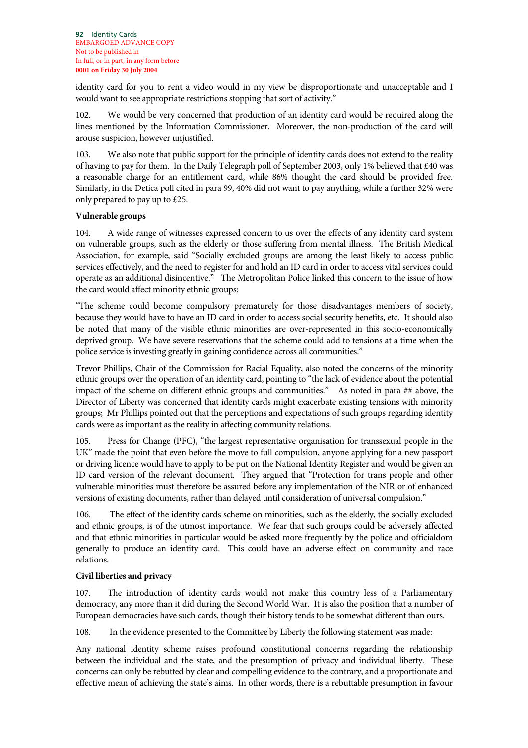identity card for you to rent a video would in my view be disproportionate and unacceptable and I would want to see appropriate restrictions stopping that sort of activity."

102. We would be very concerned that production of an identity card would be required along the lines mentioned by the Information Commissioner. Moreover, the non-production of the card will arouse suspicion, however unjustified.

103. We also note that public support for the principle of identity cards does not extend to the reality of having to pay for them. In the Daily Telegraph poll of September 2003, only 1% believed that £40 was a reasonable charge for an entitlement card, while 86% thought the card should be provided free. Similarly, in the Detica poll cited in para 99, 40% did not want to pay anything, while a further 32% were only prepared to pay up to £25.

**Vulnerable groups**

104. A wide range of witnesses expressed concern to us over the effects of any identity card system on vulnerable groups, such as the elderly or those suffering from mental illness. The British Medical Association, for example, said "Socially excluded groups are among the least likely to access public services effectively, and the need to register for and hold an ID card in order to access vital services could operate as an additional disincentive." The Metropolitan Police linked this concern to the issue of how the card would affect minority ethnic groups:

"The scheme could become compulsory prematurely for those disadvantages members of society, because they would have to have an ID card in order to access social security benefits, etc. It should also be noted that many of the visible ethnic minorities are over-represented in this socio-economically deprived group. We have severe reservations that the scheme could add to tensions at a time when the police service is investing greatly in gaining confidence across all communities."

Trevor Phillips, Chair of the Commission for Racial Equality, also noted the concerns of the minority ethnic groups over the operation of an identity card, pointing to "the lack of evidence about the potential impact of the scheme on different ethnic groups and communities." As noted in para ## above, the Director of Liberty was concerned that identity cards might exacerbate existing tensions with minority groups; Mr Phillips pointed out that the perceptions and expectations of such groups regarding identity cards were as important as the reality in affecting community relations.

105. Press for Change (PFC), "the largest representative organisation for transsexual people in the UK" made the point that even before the move to full compulsion, anyone applying for a new passport or driving licence would have to apply to be put on the National Identity Register and would be given an ID card version of the relevant document. They argued that "Protection for trans people and other vulnerable minorities must therefore be assured before any implementation of the NIR or of enhanced versions of existing documents, rather than delayed until consideration of universal compulsion."

106. The effect of the identity cards scheme on minorities, such as the elderly, the socially excluded and ethnic groups, is of the utmost importance. We fear that such groups could be adversely affected and that ethnic minorities in particular would be asked more frequently by the police and officialdom generally to produce an identity card. This could have an adverse effect on community and race relations.

**Civil liberties and privacy**

107. The introduction of identity cards would not make this country less of a Parliamentary democracy, any more than it did during the Second World War. It is also the position that a number of European democracies have such cards, though their history tends to be somewhat different than ours.

108. In the evidence presented to the Committee by Liberty the following statement was made:

Any national identity scheme raises profound constitutional concerns regarding the relationship between the individual and the state, and the presumption of privacy and individual liberty. These concerns can only be rebutted by clear and compelling evidence to the contrary, and a proportionate and effective mean of achieving the state's aims. In other words, there is a rebuttable presumption in favour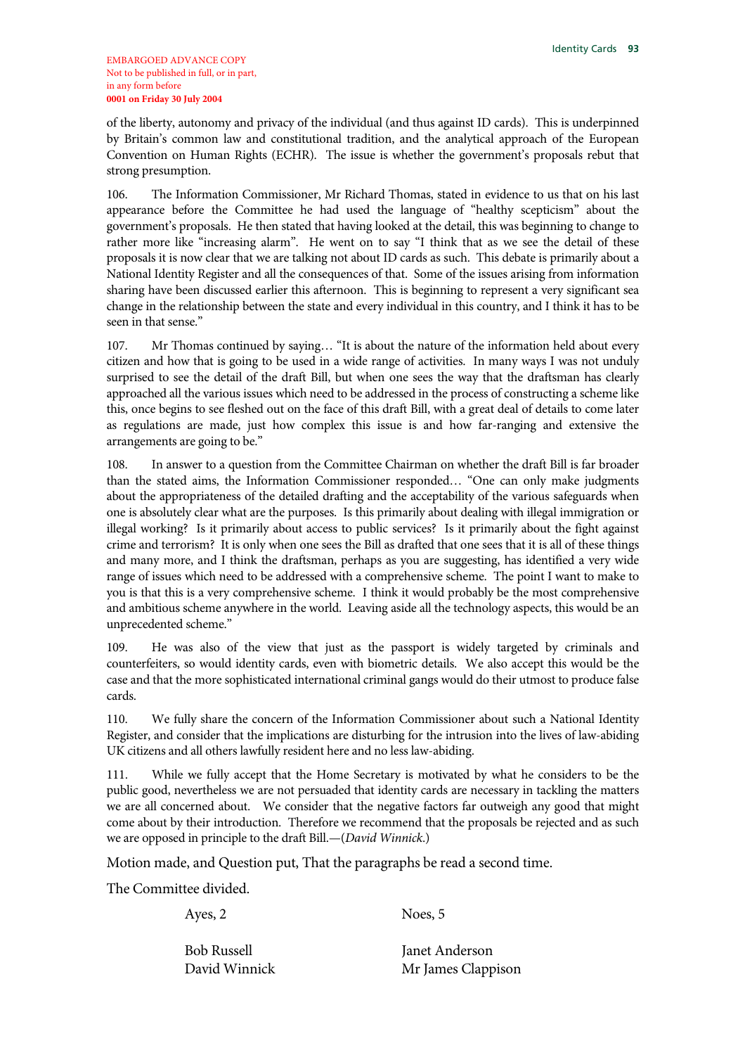EMBARGOED ADVANCE COPY
Not to be published in full, or in part,
in any form before
**0001 on Friday 30 July 2004**

of the liberty, autonomy and privacy of the individual (and thus against ID cards). This is underpinned by Britain's common law and constitutional tradition, and the analytical approach of the European Convention on Human Rights (ECHR). The issue is whether the government's proposals rebut that strong presumption.

106. The Information Commissioner, Mr Richard Thomas, stated in evidence to us that on his last appearance before the Committee he had used the language of "healthy scepticism" about the government's proposals. He then stated that having looked at the detail, this was beginning to change to rather more like "increasing alarm". He went on to say "I think that as we see the detail of these proposals it is now clear that we are talking not about ID cards as such. This debate is primarily about a National Identity Register and all the consequences of that. Some of the issues arising from information sharing have been discussed earlier this afternoon. This is beginning to represent a very significant sea change in the relationship between the state and every individual in this country, and I think it has to be seen in that sense."

107. Mr Thomas continued by saying… "It is about the nature of the information held about every citizen and how that is going to be used in a wide range of activities. In many ways I was not unduly surprised to see the detail of the draft Bill, but when one sees the way that the draftsman has clearly approached all the various issues which need to be addressed in the process of constructing a scheme like this, once begins to see fleshed out on the face of this draft Bill, with a great deal of details to come later as regulations are made, just how complex this issue is and how far-ranging and extensive the arrangements are going to be."

108. In answer to a question from the Committee Chairman on whether the draft Bill is far broader than the stated aims, the Information Commissioner responded… "One can only make judgments about the appropriateness of the detailed drafting and the acceptability of the various safeguards when one is absolutely clear what are the purposes. Is this primarily about dealing with illegal immigration or illegal working? Is it primarily about access to public services? Is it primarily about the fight against crime and terrorism? It is only when one sees the Bill as drafted that one sees that it is all of these things and many more, and I think the draftsman, perhaps as you are suggesting, has identified a very wide range of issues which need to be addressed with a comprehensive scheme. The point I want to make to you is that this is a very comprehensive scheme. I think it would probably be the most comprehensive and ambitious scheme anywhere in the world. Leaving aside all the technology aspects, this would be an unprecedented scheme."

109. He was also of the view that just as the passport is widely targeted by criminals and counterfeiters, so would identity cards, even with biometric details. We also accept this would be the case and that the more sophisticated international criminal gangs would do their utmost to produce false cards.

110. We fully share the concern of the Information Commissioner about such a National Identity Register, and consider that the implications are disturbing for the intrusion into the lives of law-abiding UK citizens and all others lawfully resident here and no less law-abiding.

111. While we fully accept that the Home Secretary is motivated by what he considers to be the public good, nevertheless we are not persuaded that identity cards are necessary in tackling the matters we are all concerned about. We consider that the negative factors far outweigh any good that might come about by their introduction. Therefore we recommend that the proposals be rejected and as such we are opposed in principle to the draft Bill.—(*David Winnick*.)

Motion made, and Question put, That the paragraphs be read a second time.

The Committee divided.

| Ayes, 2 | Noes, 5 |
|---|---|
| Bob Russell | Janet Anderson |
| David Winnick | Mr James Clappison |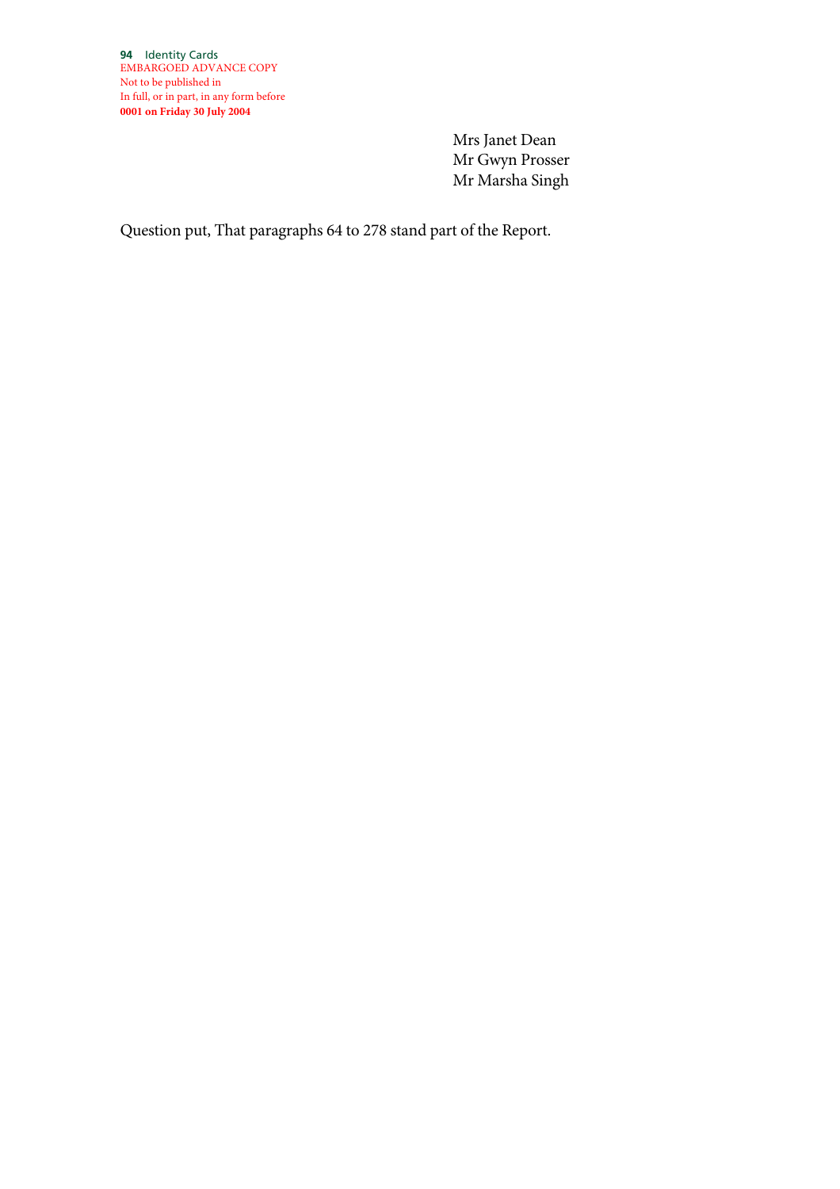Mrs Janet Dean
Mr Gwyn Prosser
Mr Marsha Singh

Question put, That paragraphs 64 to 278 stand part of the Report.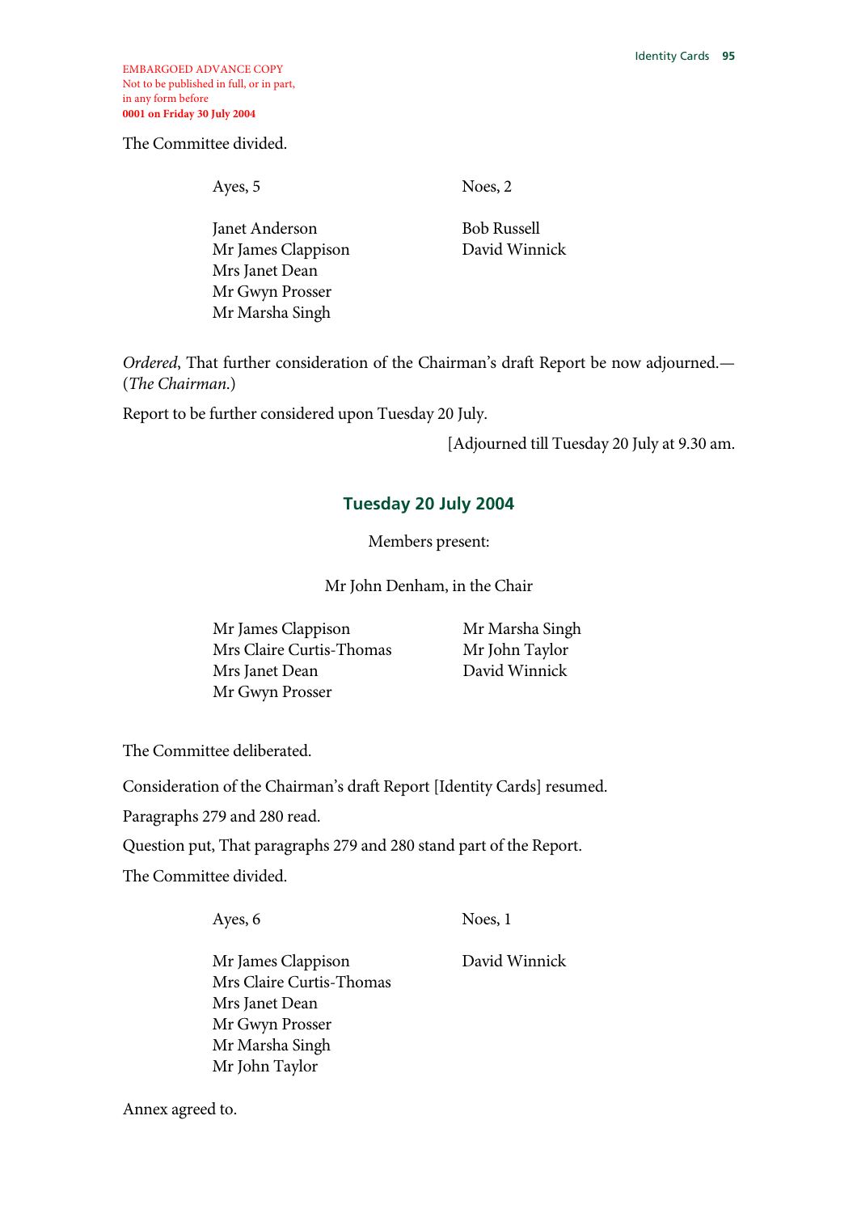EMBARGOED ADVANCE COPY
Not to be published in full, or in part,
in any form before
**0001 on Friday 30 July 2004**

The Committee divided.

| Ayes, 5 | Noes, 2 |
|---|---|
| Janet Anderson | Bob Russell |
| Mr James Clappison | David Winnick |
| Mrs Janet Dean | |
| Mr Gwyn Prosser | |
| Mr Marsha Singh | |

*Ordered*, That further consideration of the Chairman's draft Report be now adjourned.—(*The Chairman.*)

Report to be further considered upon Tuesday 20 July.

[Adjourned till Tuesday 20 July at 9.30 am.

## Tuesday 20 July 2004

Members present:

Mr John Denham, in the Chair

Mr James Clappison
Mrs Claire Curtis-Thomas
Mrs Janet Dean
Mr Gwyn Prosser
Mr Marsha Singh
Mr John Taylor
David Winnick

The Committee deliberated.

Consideration of the Chairman's draft Report [Identity Cards] resumed.

Paragraphs 279 and 280 read.

Question put, That paragraphs 279 and 280 stand part of the Report.

The Committee divided.

| Ayes, 6 | Noes, 1 |
|---|---|
| Mr James Clappison | David Winnick |
| Mrs Claire Curtis-Thomas | |
| Mrs Janet Dean | |
| Mr Gwyn Prosser | |
| Mr Marsha Singh | |
| Mr John Taylor | |

Annex agreed to.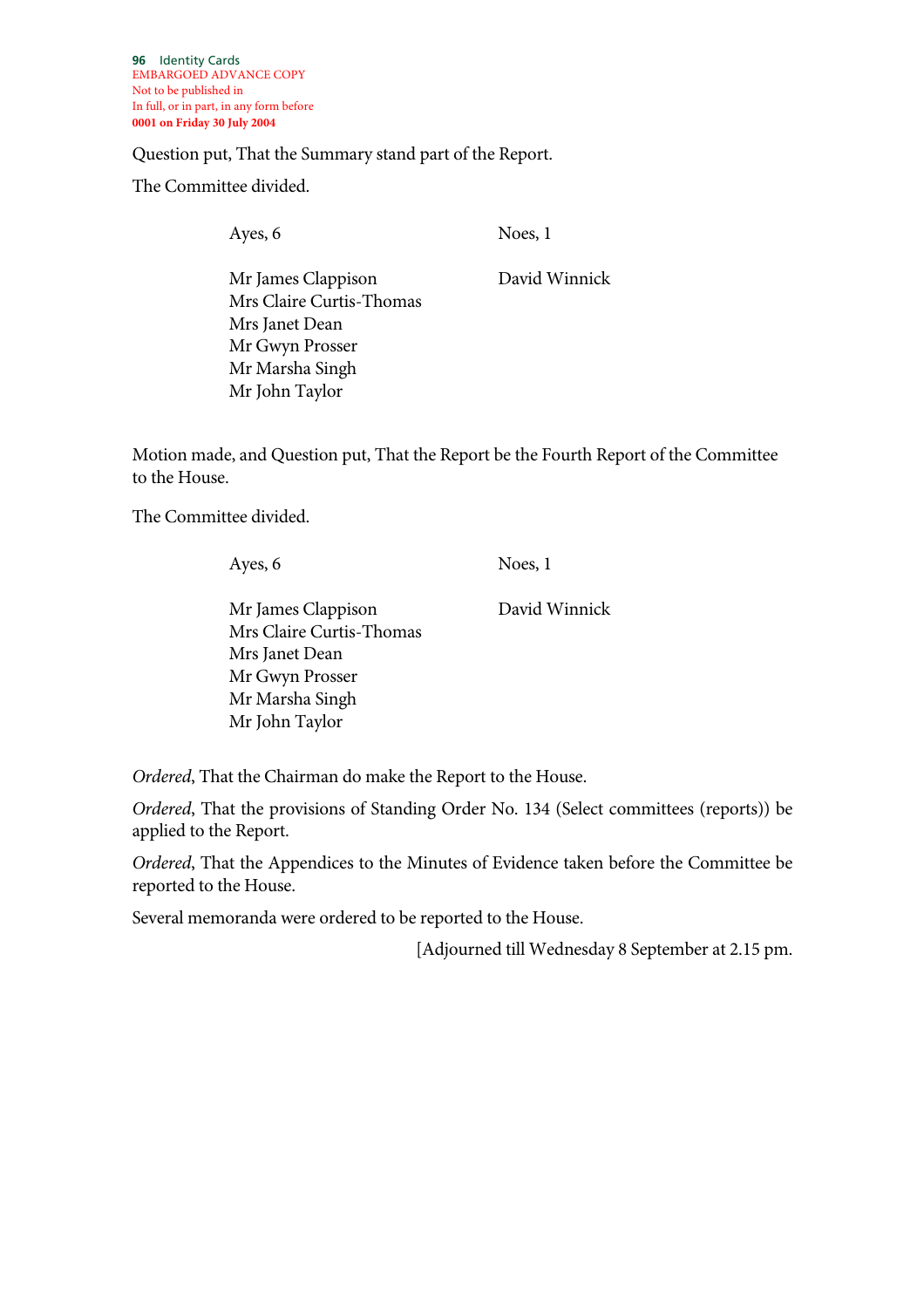Question put, That the Summary stand part of the Report.

The Committee divided.

| Ayes, 6 | Noes, 1 |
|---|---|
| Mr James Clappison | David Winnick |
| Mrs Claire Curtis-Thomas | |
| Mrs Janet Dean | |
| Mr Gwyn Prosser | |
| Mr Marsha Singh | |
| Mr John Taylor | |

Motion made, and Question put, That the Report be the Fourth Report of the Committee to the House.

The Committee divided.

| Ayes, 6 | Noes, 1 |
|---|---|
| Mr James Clappison | David Winnick |
| Mrs Claire Curtis-Thomas | |
| Mrs Janet Dean | |
| Mr Gwyn Prosser | |
| Mr Marsha Singh | |
| Mr John Taylor | |

*Ordered*, That the Chairman do make the Report to the House.

*Ordered*, That the provisions of Standing Order No. 134 (Select committees (reports)) be applied to the Report.

*Ordered*, That the Appendices to the Minutes of Evidence taken before the Committee be reported to the House.

Several memoranda were ordered to be reported to the House.

[Adjourned till Wednesday 8 September at 2.15 pm.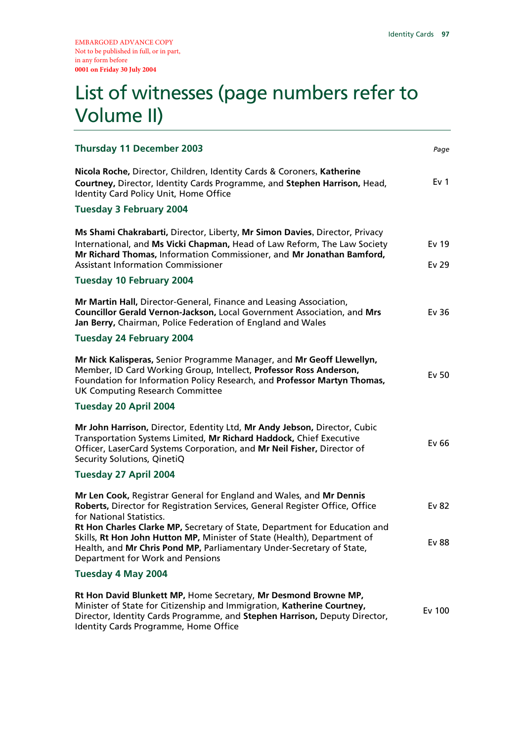EMBARGOED ADVANCE COPY
Not to be published in full, or in part,
in any form before
**0001 on Friday 30 July 2004**

# List of witnesses (page numbers refer to Volume II)

| | *Page* |
|---|---|
| **Thursday 11 December 2003** | |
| **Nicola Roche,** Director, Children, Identity Cards & Coroners, **Katherine Courtney,** Director, Identity Cards Programme, and **Stephen Harrison,** Head, Identity Card Policy Unit, Home Office | Ev 1 |
| **Tuesday 3 February 2004** | |
| **Ms Shami Chakrabarti,** Director, Liberty, **Mr Simon Davies**, Director, Privacy International, and **Ms Vicki Chapman,** Head of Law Reform, The Law Society | Ev 19 |
| **Mr Richard Thomas,** Information Commissioner, and **Mr Jonathan Bamford,** Assistant Information Commissioner | Ev 29 |
| **Tuesday 10 February 2004** | |
| **Mr Martin Hall,** Director-General, Finance and Leasing Association, **Councillor Gerald Vernon-Jackson,** Local Government Association, and **Mrs Jan Berry,** Chairman, Police Federation of England and Wales | Ev 36 |
| **Tuesday 24 February 2004** | |
| **Mr Nick Kalisperas,** Senior Programme Manager, and **Mr Geoff Llewellyn,** Member, ID Card Working Group, Intellect, **Professor Ross Anderson,** Foundation for Information Policy Research, and **Professor Martyn Thomas,** UK Computing Research Committee | Ev 50 |
| **Tuesday 20 April 2004** | |
| **Mr John Harrison,** Director, Edentity Ltd, **Mr Andy Jebson,** Director, Cubic Transportation Systems Limited, **Mr Richard Haddock,** Chief Executive Officer, LaserCard Systems Corporation, and **Mr Neil Fisher,** Director of Security Solutions, QinetiQ | Ev 66 |
| **Tuesday 27 April 2004** | |
| **Mr Len Cook,** Registrar General for England and Wales, and **Mr Dennis Roberts,** Director for Registration Services, General Register Office, Office for National Statistics. | Ev 82 |
| **Rt Hon Charles Clarke MP,** Secretary of State, Department for Education and Skills, **Rt Hon John Hutton MP,** Minister of State (Health), Department of Health, and **Mr Chris Pond MP,** Parliamentary Under-Secretary of State, Department for Work and Pensions | Ev 88 |
| **Tuesday 4 May 2004** | |
| **Rt Hon David Blunkett MP,** Home Secretary, **Mr Desmond Browne MP,** Minister of State for Citizenship and Immigration, **Katherine Courtney,** Director, Identity Cards Programme, and **Stephen Harrison,** Deputy Director, Identity Cards Programme, Home Office | Ev 100 |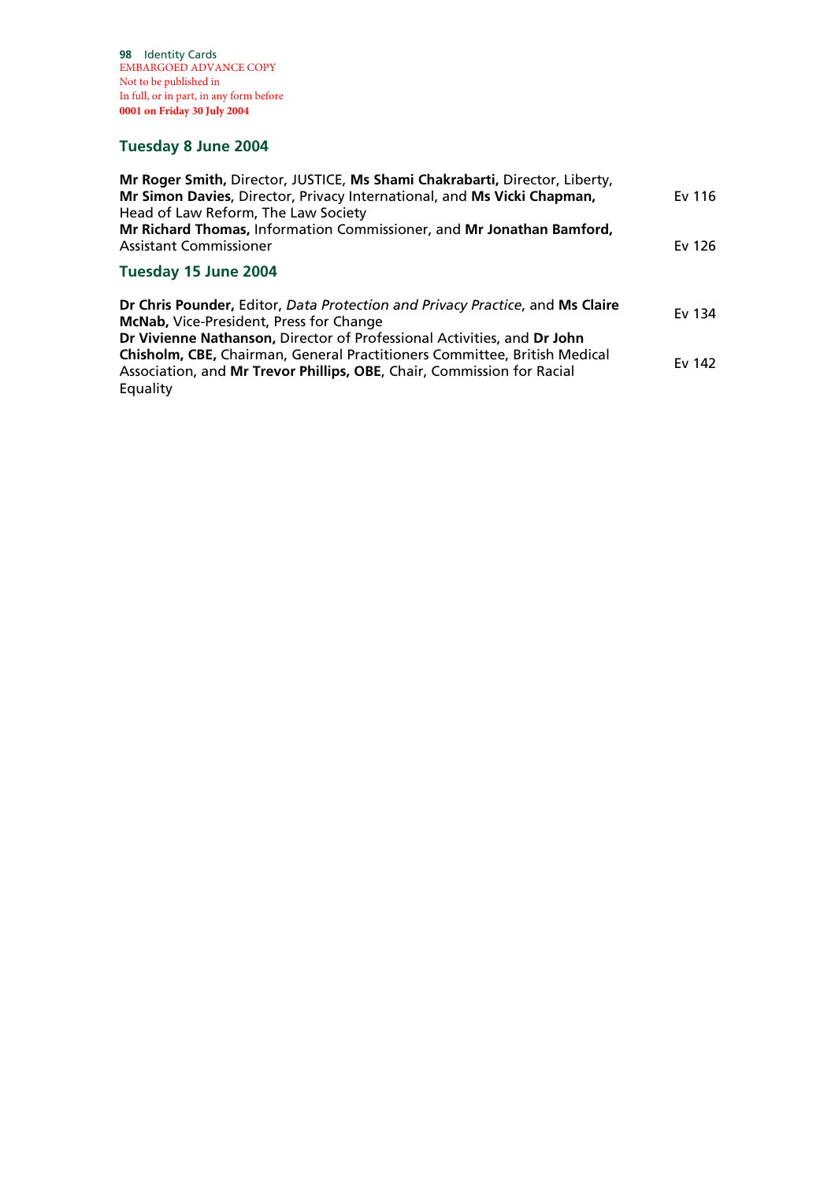## Tuesday 8 June 2004

| | |
|---|---|
| **Mr Roger Smith,** Director, JUSTICE, **Ms Shami Chakrabarti,** Director, Liberty, **Mr Simon Davies**, Director, Privacy International, and **Ms Vicki Chapman,** Head of Law Reform, The Law Society | Ev 116 |
| **Mr Richard Thomas,** Information Commissioner, and **Mr Jonathan Bamford,** Assistant Commissioner | Ev 126 |

## Tuesday 15 June 2004

| | |
|---|---|
| **Dr Chris Pounder,** Editor, *Data Protection and Privacy Practice*, and **Ms Claire McNab,** Vice-President, Press for Change | Ev 134 |
| **Dr Vivienne Nathanson,** Director of Professional Activities, and **Dr John Chisholm, CBE,** Chairman, General Practitioners Committee, British Medical Association, and **Mr Trevor Phillips, OBE**, Chair, Commission for Racial Equality | Ev 142 |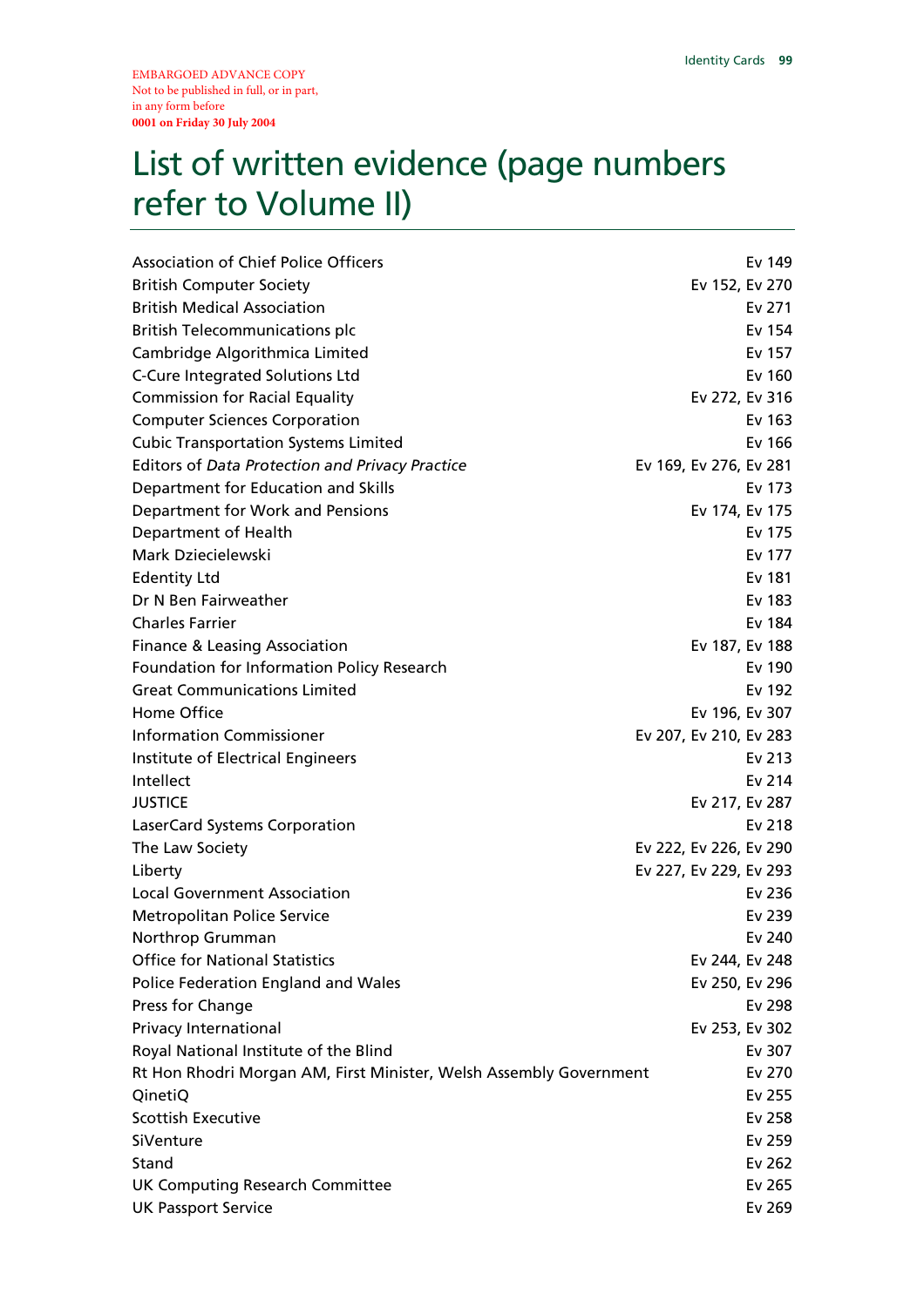EMBARGOED ADVANCE COPY
Not to be published in full, or in part,
in any form before
**0001 on Friday 30 July 2004**

# List of written evidence (page numbers refer to Volume II)

| | |
|---|---|
| Association of Chief Police Officers | Ev 149 |
| British Computer Society | Ev 152, Ev 270 |
| British Medical Association | Ev 271 |
| British Telecommunications plc | Ev 154 |
| Cambridge Algorithmica Limited | Ev 157 |
| C-Cure Integrated Solutions Ltd | Ev 160 |
| Commission for Racial Equality | Ev 272, Ev 316 |
| Computer Sciences Corporation | Ev 163 |
| Cubic Transportation Systems Limited | Ev 166 |
| Editors of *Data Protection and Privacy Practice* | Ev 169, Ev 276, Ev 281 |
| Department for Education and Skills | Ev 173 |
| Department for Work and Pensions | Ev 174, Ev 175 |
| Department of Health | Ev 175 |
| Mark Dziecielewski | Ev 177 |
| Edentity Ltd | Ev 181 |
| Dr N Ben Fairweather | Ev 183 |
| Charles Farrier | Ev 184 |
| Finance & Leasing Association | Ev 187, Ev 188 |
| Foundation for Information Policy Research | Ev 190 |
| Great Communications Limited | Ev 192 |
| Home Office | Ev 196, Ev 307 |
| Information Commissioner | Ev 207, Ev 210, Ev 283 |
| Institute of Electrical Engineers | Ev 213 |
| Intellect | Ev 214 |
| JUSTICE | Ev 217, Ev 287 |
| LaserCard Systems Corporation | Ev 218 |
| The Law Society | Ev 222, Ev 226, Ev 290 |
| Liberty | Ev 227, Ev 229, Ev 293 |
| Local Government Association | Ev 236 |
| Metropolitan Police Service | Ev 239 |
| Northrop Grumman | Ev 240 |
| Office for National Statistics | Ev 244, Ev 248 |
| Police Federation England and Wales | Ev 250, Ev 296 |
| Press for Change | Ev 298 |
| Privacy International | Ev 253, Ev 302 |
| Royal National Institute of the Blind | Ev 307 |
| Rt Hon Rhodri Morgan AM, First Minister, Welsh Assembly Government | Ev 270 |
| QinetiQ | Ev 255 |
| Scottish Executive | Ev 258 |
| SiVenture | Ev 259 |
| Stand | Ev 262 |
| UK Computing Research Committee | Ev 265 |
| UK Passport Service | Ev 269 |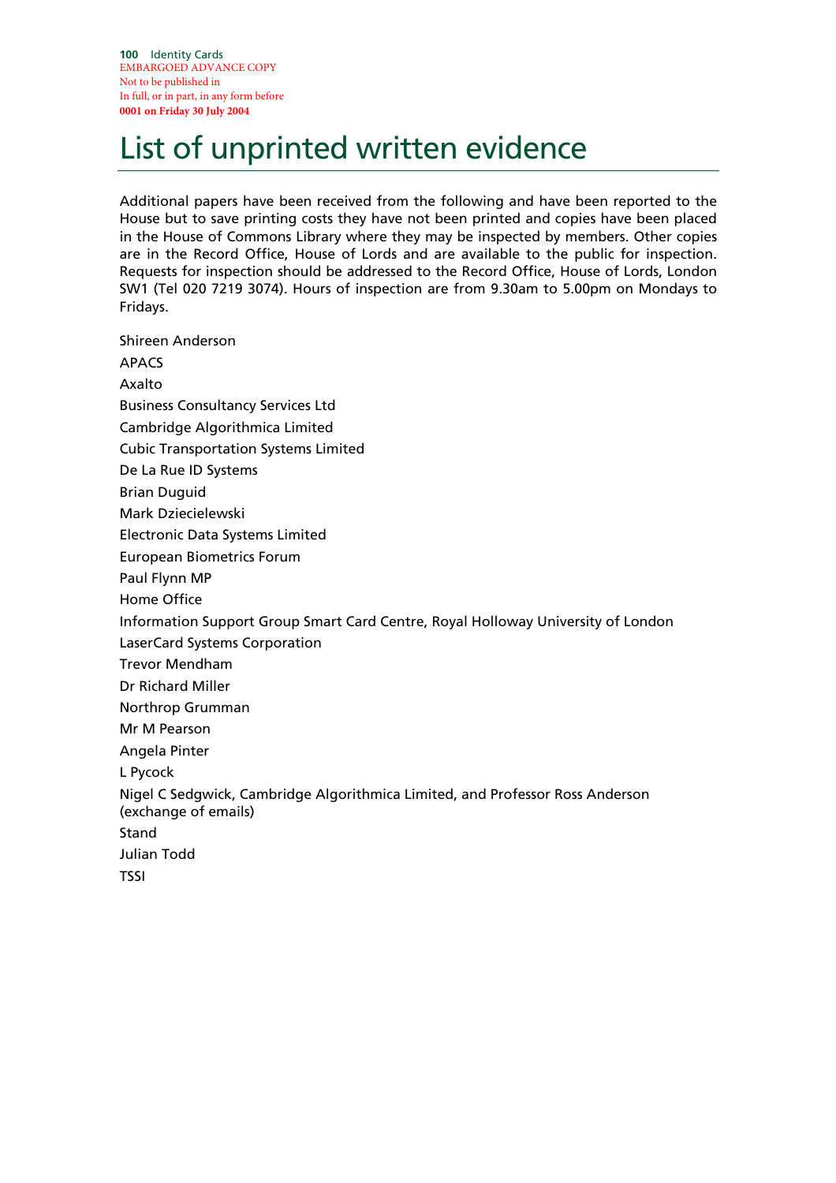# List of unprinted written evidence

Additional papers have been received from the following and have been reported to the House but to save printing costs they have not been printed and copies have been placed in the House of Commons Library where they may be inspected by members. Other copies are in the Record Office, House of Lords and are available to the public for inspection. Requests for inspection should be addressed to the Record Office, House of Lords, London SW1 (Tel 020 7219 3074). Hours of inspection are from 9.30am to 5.00pm on Mondays to Fridays.

Shireen Anderson

APACS

Axalto

Business Consultancy Services Ltd

Cambridge Algorithmica Limited

Cubic Transportation Systems Limited

De La Rue ID Systems

Brian Duguid

Mark Dziecielewski

Electronic Data Systems Limited

European Biometrics Forum

Paul Flynn MP

Home Office

Information Support Group Smart Card Centre, Royal Holloway University of London

LaserCard Systems Corporation

Trevor Mendham

Dr Richard Miller

Northrop Grumman

Mr M Pearson

Angela Pinter

L Pycock

Nigel C Sedgwick, Cambridge Algorithmica Limited, and Professor Ross Anderson (exchange of emails)

Stand

Julian Todd

TSSI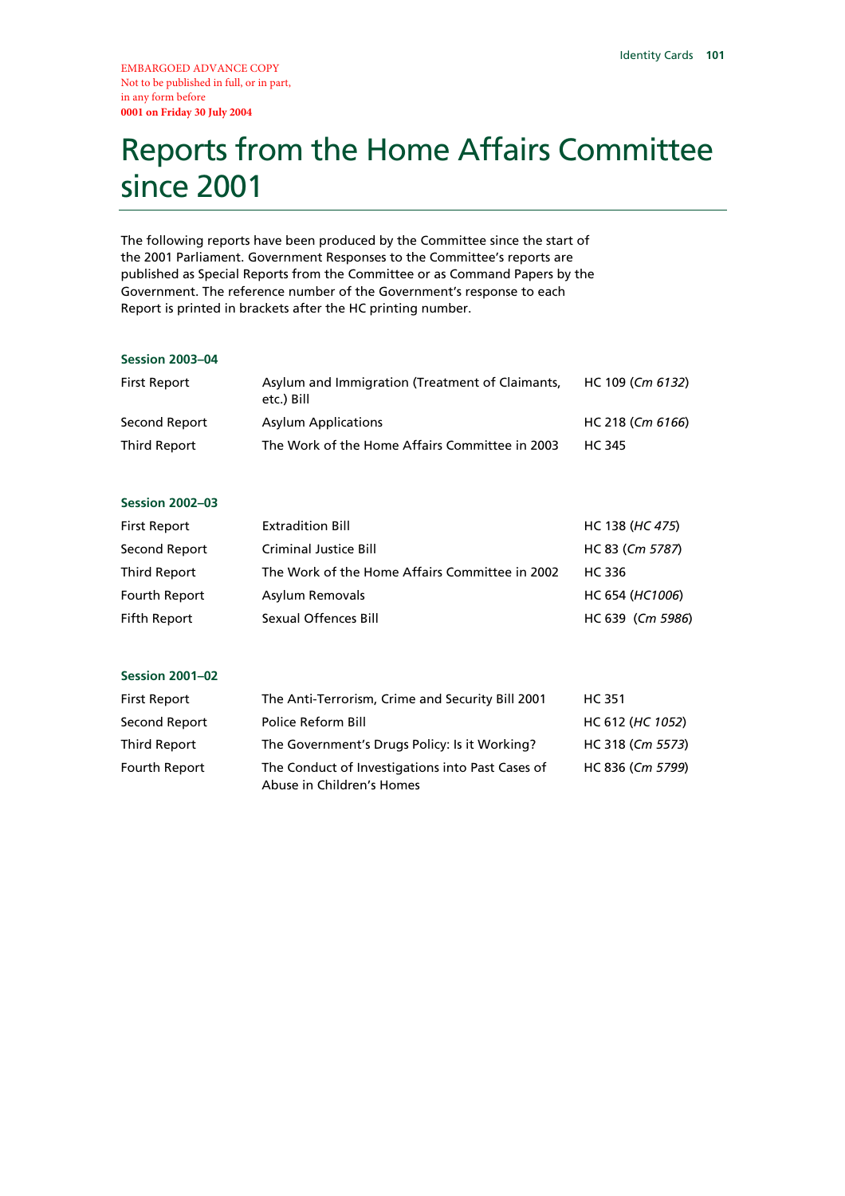EMBARGOED ADVANCE COPY
Not to be published in full, or in part,
in any form before
**0001 on Friday 30 July 2004**

# Reports from the Home Affairs Committee since 2001

The following reports have been produced by the Committee since the start of the 2001 Parliament. Government Responses to the Committee's reports are published as Special Reports from the Committee or as Command Papers by the Government. The reference number of the Government's response to each Report is printed in brackets after the HC printing number.

### Session 2003–04

| | | |
|---|---|---|
| First Report | Asylum and Immigration (Treatment of Claimants, etc.) Bill | HC 109 (*Cm 6132*) |
| Second Report | Asylum Applications | HC 218 (*Cm 6166*) |
| Third Report | The Work of the Home Affairs Committee in 2003 | HC 345 |

### Session 2002–03

| | | |
|---|---|---|
| First Report | Extradition Bill | HC 138 (*HC 475*) |
| Second Report | Criminal Justice Bill | HC 83 (*Cm 5787*) |
| Third Report | The Work of the Home Affairs Committee in 2002 | HC 336 |
| Fourth Report | Asylum Removals | HC 654 (*HC1006*) |
| Fifth Report | Sexual Offences Bill | HC 639 (*Cm 5986*) |

### Session 2001–02

| | | |
|---|---|---|
| First Report | The Anti-Terrorism, Crime and Security Bill 2001 | HC 351 |
| Second Report | Police Reform Bill | HC 612 (*HC 1052*) |
| Third Report | The Government's Drugs Policy: Is it Working? | HC 318 (*Cm 5573*) |
| Fourth Report | The Conduct of Investigations into Past Cases of Abuse in Children's Homes | HC 836 (*Cm 5799*) |